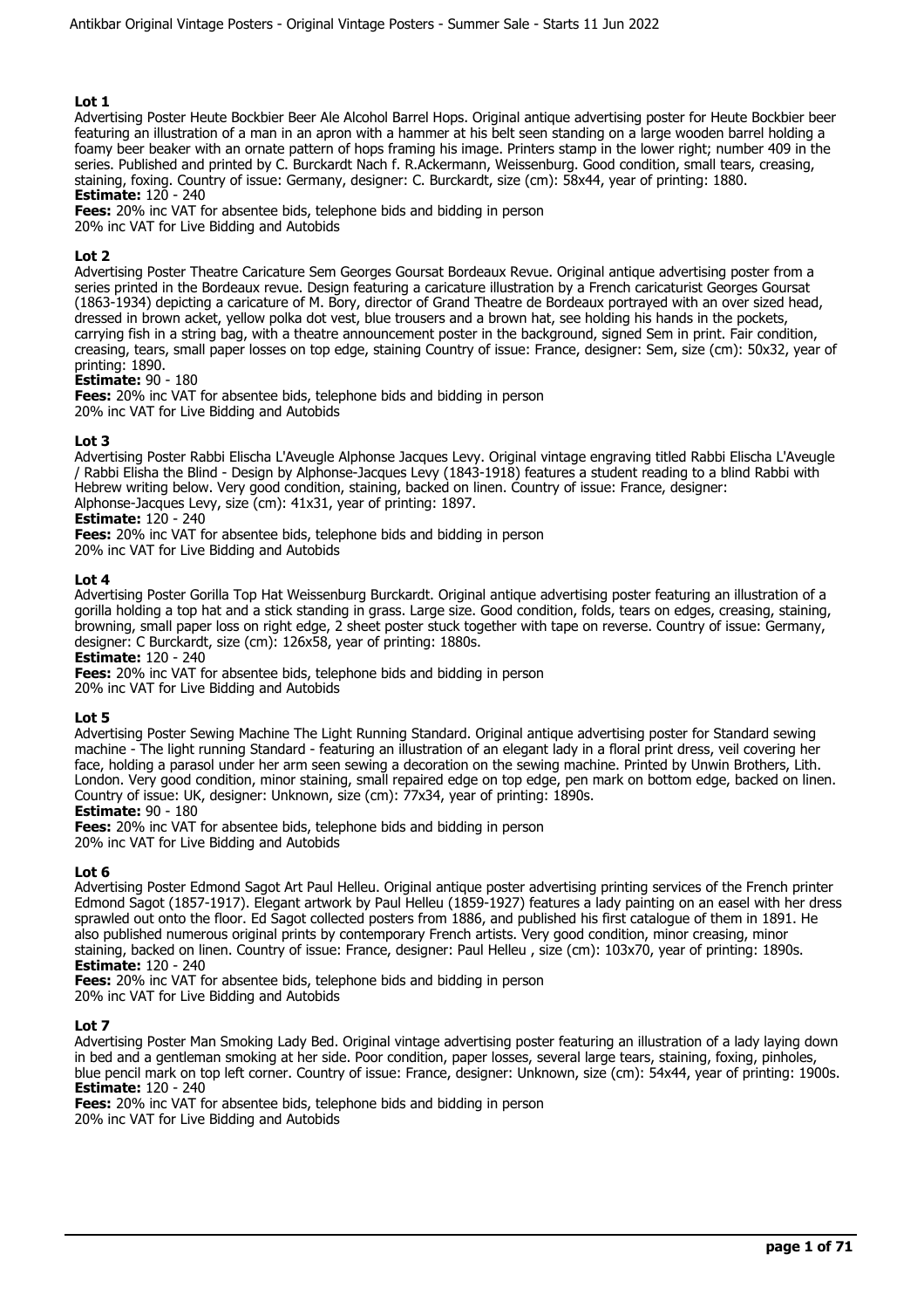## Lot 1

Advertising Poster Heute Bockbier Beer Ale Alcohol Barrel Hops. Original antique advertising poster for Heute Bockbier beer featuring an illustration of a man in an apron with a hammer at his belt seen standing on a large wooden barrel holding a foamy beer beaker with an ornate pattern of hops framing his image. Printers stamp in the lower right; number 409 in the series. Published and printed by C. Burckardt Nach f. R.Ackermann, Weissenburg. Good condition, small tears, creasing, staining, foxing. Country of issue: Germany, designer: C. Burckardt, size (cm): 58x44, year of printing: 1880.

**Estimate:** 120 - 240

**Fees:** 20% inc VAT for absentee bids, telephone bids and bidding in person
20% inc VAT for Live Bidding and Autobids

## Lot 2

Advertising Poster Theatre Caricature Sem Georges Goursat Bordeaux Revue. Original antique advertising poster from a series printed in the Bordeaux revue. Design featuring a caricature illustration by a French caricaturist Georges Goursat (1863-1934) depicting a caricature of M. Bory, director of Grand Theatre de Bordeaux portrayed with an over sized head, dressed in brown acket, yellow polka dot vest, blue trousers and a brown hat, see holding his hands in the pockets, carrying fish in a string bag, with a theatre announcement poster in the background, signed Sem in print. Fair condition, creasing, tears, small paper losses on top edge, staining Country of issue: France, designer: Sem, size (cm): 50x32, year of printing: 1890.

**Estimate:** 90 - 180

**Fees:** 20% inc VAT for absentee bids, telephone bids and bidding in person
20% inc VAT for Live Bidding and Autobids

## Lot 3

Advertising Poster Rabbi Elischa L'Aveugle Alphonse Jacques Levy. Original vintage engraving titled Rabbi Elischa L'Aveugle / Rabbi Elisha the Blind - Design by Alphonse-Jacques Levy (1843-1918) features a student reading to a blind Rabbi with Hebrew writing below. Very good condition, staining, backed on linen. Country of issue: France, designer: Alphonse-Jacques Levy, size (cm): 41x31, year of printing: 1897.

**Estimate:** 120 - 240

**Fees:** 20% inc VAT for absentee bids, telephone bids and bidding in person
20% inc VAT for Live Bidding and Autobids

## Lot 4

Advertising Poster Gorilla Top Hat Weissenburg Burckardt. Original antique advertising poster featuring an illustration of a gorilla holding a top hat and a stick standing in grass. Large size. Good condition, folds, tears on edges, creasing, staining, browning, small paper loss on right edge, 2 sheet poster stuck together with tape on reverse. Country of issue: Germany, designer: C Burckardt, size (cm): 126x58, year of printing: 1880s.

**Estimate:** 120 - 240

**Fees:** 20% inc VAT for absentee bids, telephone bids and bidding in person
20% inc VAT for Live Bidding and Autobids

## Lot 5

Advertising Poster Sewing Machine The Light Running Standard. Original antique advertising poster for Standard sewing machine - The light running Standard - featuring an illustration of an elegant lady in a floral print dress, veil covering her face, holding a parasol under her arm seen sewing a decoration on the sewing machine. Printed by Unwin Brothers, Lith. London. Very good condition, minor staining, small repaired edge on top edge, pen mark on bottom edge, backed on linen. Country of issue: UK, designer: Unknown, size (cm): 77x34, year of printing: 1890s.

**Estimate:** 90 - 180

**Fees:** 20% inc VAT for absentee bids, telephone bids and bidding in person
20% inc VAT for Live Bidding and Autobids

## Lot 6

Advertising Poster Edmond Sagot Art Paul Helleu. Original antique poster advertising printing services of the French printer Edmond Sagot (1857-1917). Elegant artwork by Paul Helleu (1859-1927) features a lady painting on an easel with her dress sprawled out onto the floor. Ed Sagot collected posters from 1886, and published his first catalogue of them in 1891. He also published numerous original prints by contemporary French artists. Very good condition, minor creasing, minor staining, backed on linen. Country of issue: France, designer: Paul Helleu , size (cm): 103x70, year of printing: 1890s.

**Estimate:** 120 - 240

**Fees:** 20% inc VAT for absentee bids, telephone bids and bidding in person
20% inc VAT for Live Bidding and Autobids

## Lot 7

Advertising Poster Man Smoking Lady Bed. Original vintage advertising poster featuring an illustration of a lady laying down in bed and a gentleman smoking at her side. Poor condition, paper losses, several large tears, staining, foxing, pinholes, blue pencil mark on top left corner. Country of issue: France, designer: Unknown, size (cm): 54x44, year of printing: 1900s.

**Estimate:** 120 - 240

**Fees:** 20% inc VAT for absentee bids, telephone bids and bidding in person
20% inc VAT for Live Bidding and Autobids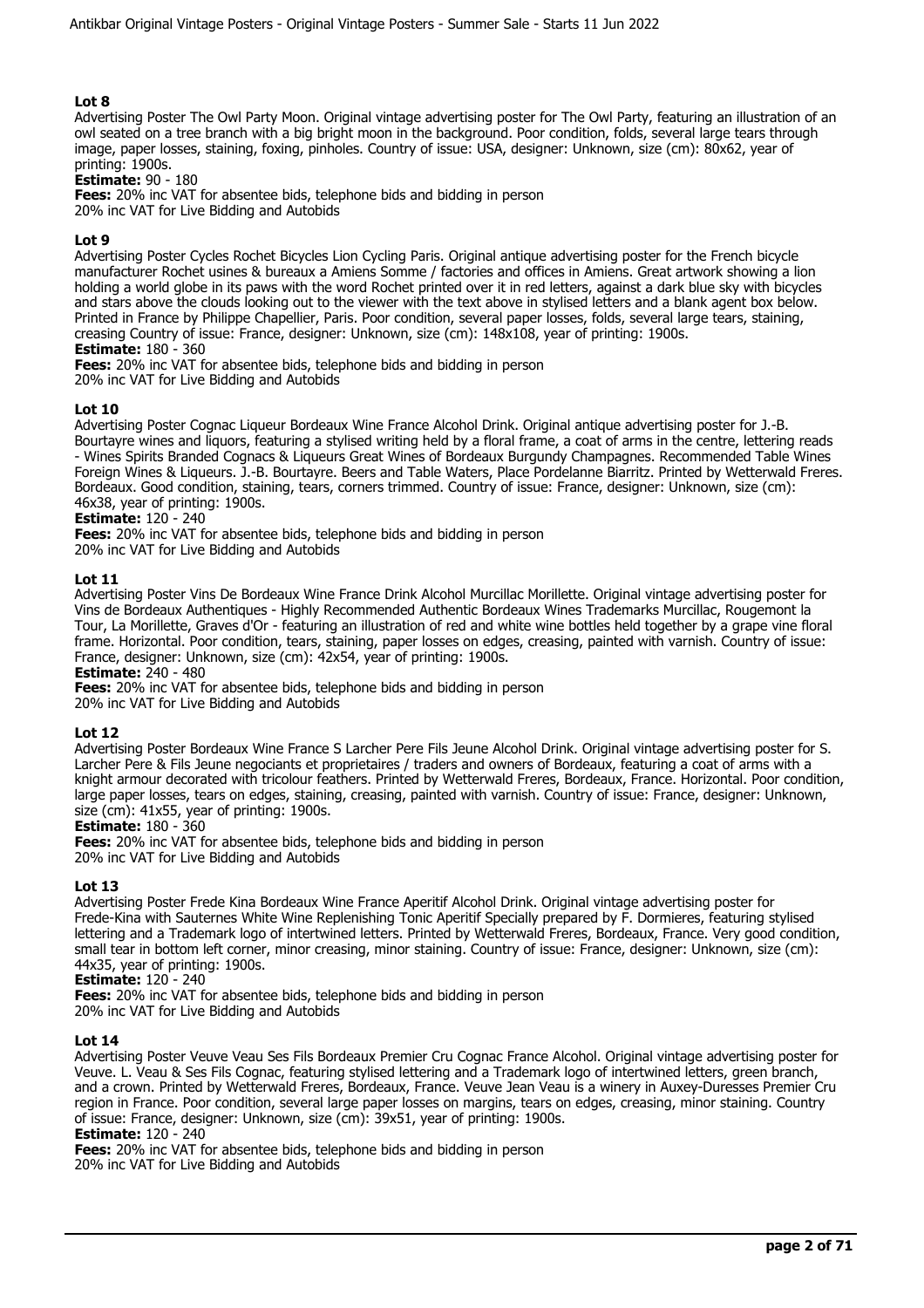### Lot 8

Advertising Poster The Owl Party Moon. Original vintage advertising poster for The Owl Party, featuring an illustration of an owl seated on a tree branch with a big bright moon in the background. Poor condition, folds, several large tears through image, paper losses, staining, foxing, pinholes. Country of issue: USA, designer: Unknown, size (cm): 80x62, year of printing: 1900s.

**Estimate:** 90 - 180

**Fees:** 20% inc VAT for absentee bids, telephone bids and bidding in person
20% inc VAT for Live Bidding and Autobids

### Lot 9

Advertising Poster Cycles Rochet Bicycles Lion Cycling Paris. Original antique advertising poster for the French bicycle manufacturer Rochet usines & bureaux a Amiens Somme / factories and offices in Amiens. Great artwork showing a lion holding a world globe in its paws with the word Rochet printed over it in red letters, against a dark blue sky with bicycles and stars above the clouds looking out to the viewer with the text above in stylised letters and a blank agent box below. Printed in France by Philippe Chapellier, Paris. Poor condition, several paper losses, folds, several large tears, staining, creasing Country of issue: France, designer: Unknown, size (cm): 148x108, year of printing: 1900s.

**Estimate:** 180 - 360

**Fees:** 20% inc VAT for absentee bids, telephone bids and bidding in person
20% inc VAT for Live Bidding and Autobids

### Lot 10

Advertising Poster Cognac Liqueur Bordeaux Wine France Alcohol Drink. Original antique advertising poster for J.-B. Bourtayre wines and liquors, featuring a stylised writing held by a floral frame, a coat of arms in the centre, lettering reads - Wines Spirits Branded Cognacs & Liqueurs Great Wines of Bordeaux Burgundy Champagnes. Recommended Table Wines Foreign Wines & Liqueurs. J.-B. Bourtayre. Beers and Table Waters, Place Pordelanne Biarritz. Printed by Wetterwald Freres. Bordeaux. Good condition, staining, tears, corners trimmed. Country of issue: France, designer: Unknown, size (cm): 46x38, year of printing: 1900s.

**Estimate:** 120 - 240

**Fees:** 20% inc VAT for absentee bids, telephone bids and bidding in person
20% inc VAT for Live Bidding and Autobids

### Lot 11

Advertising Poster Vins De Bordeaux Wine France Drink Alcohol Murcillac Morillette. Original vintage advertising poster for Vins de Bordeaux Authentiques - Highly Recommended Authentic Bordeaux Wines Trademarks Murcillac, Rougemont la Tour, La Morillette, Graves d'Or - featuring an illustration of red and white wine bottles held together by a grape vine floral frame. Horizontal. Poor condition, tears, staining, paper losses on edges, creasing, painted with varnish. Country of issue: France, designer: Unknown, size (cm): 42x54, year of printing: 1900s.

**Estimate:** 240 - 480

**Fees:** 20% inc VAT for absentee bids, telephone bids and bidding in person
20% inc VAT for Live Bidding and Autobids

### Lot 12

Advertising Poster Bordeaux Wine France S Larcher Pere Fils Jeune Alcohol Drink. Original vintage advertising poster for S. Larcher Pere & Fils Jeune negociants et proprietaires / traders and owners of Bordeaux, featuring a coat of arms with a knight armour decorated with tricolour feathers. Printed by Wetterwald Freres, Bordeaux, France. Horizontal. Poor condition, large paper losses, tears on edges, staining, creasing, painted with varnish. Country of issue: France, designer: Unknown, size (cm): 41x55, year of printing: 1900s.

**Estimate:** 180 - 360

**Fees:** 20% inc VAT for absentee bids, telephone bids and bidding in person
20% inc VAT for Live Bidding and Autobids

### Lot 13

Advertising Poster Frede Kina Bordeaux Wine France Aperitif Alcohol Drink. Original vintage advertising poster for Frede-Kina with Sauternes White Wine Replenishing Tonic Aperitif Specially prepared by F. Dormieres, featuring stylised lettering and a Trademark logo of intertwined letters. Printed by Wetterwald Freres, Bordeaux, France. Very good condition, small tear in bottom left corner, minor creasing, minor staining. Country of issue: France, designer: Unknown, size (cm): 44x35, year of printing: 1900s.

**Estimate:** 120 - 240

**Fees:** 20% inc VAT for absentee bids, telephone bids and bidding in person
20% inc VAT for Live Bidding and Autobids

### Lot 14

Advertising Poster Veuve Veau Ses Fils Bordeaux Premier Cru Cognac France Alcohol. Original vintage advertising poster for Veuve. L. Veau & Ses Fils Cognac, featuring stylised lettering and a Trademark logo of intertwined letters, green branch, and a crown. Printed by Wetterwald Freres, Bordeaux, France. Veuve Jean Veau is a winery in Auxey-Duresses Premier Cru region in France. Poor condition, several large paper losses on margins, tears on edges, creasing, minor staining. Country of issue: France, designer: Unknown, size (cm): 39x51, year of printing: 1900s.

**Estimate:** 120 - 240

**Fees:** 20% inc VAT for absentee bids, telephone bids and bidding in person
20% inc VAT for Live Bidding and Autobids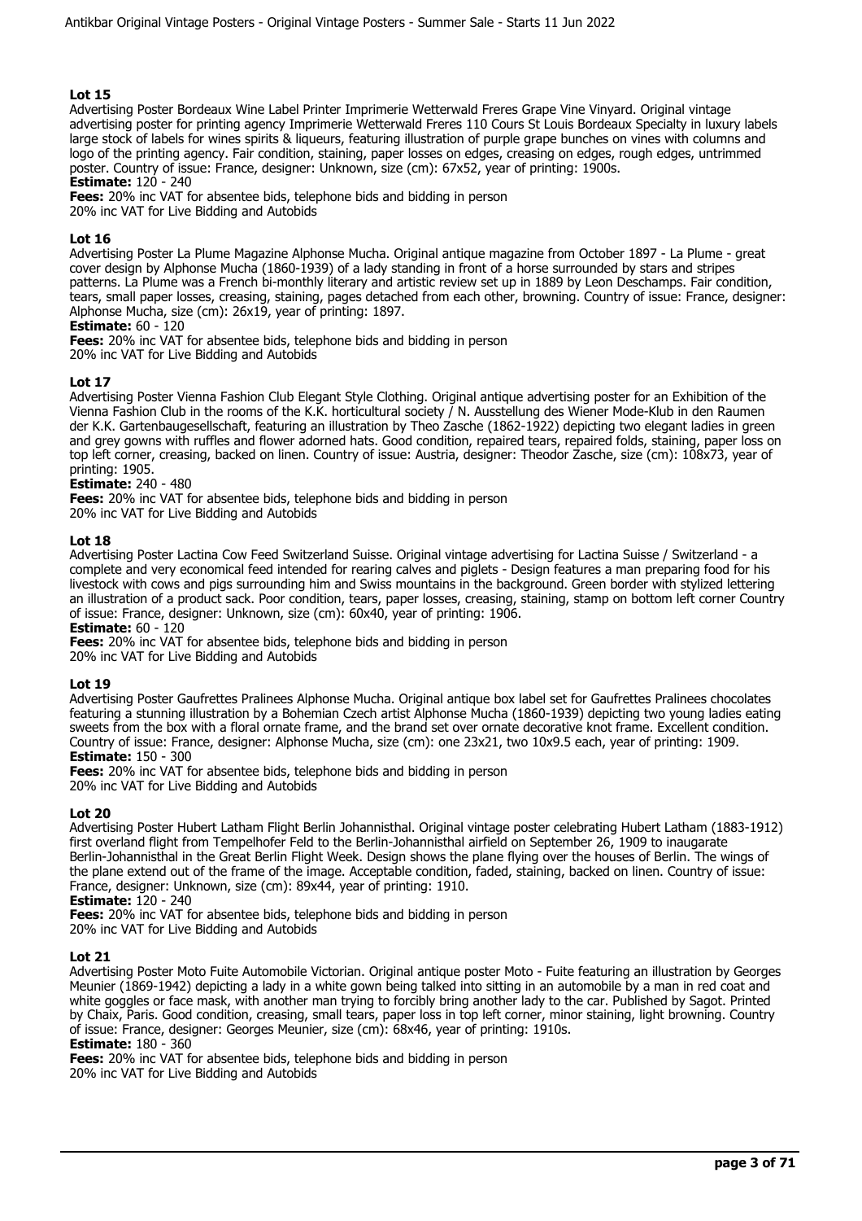## Lot 15

Advertising Poster Bordeaux Wine Label Printer Imprimerie Wetterwald Freres Grape Vine Vinyard. Original vintage advertising poster for printing agency Imprimerie Wetterwald Freres 110 Cours St Louis Bordeaux Specialty in luxury labels large stock of labels for wines spirits & liqueurs, featuring illustration of purple grape bunches on vines with columns and logo of the printing agency. Fair condition, staining, paper losses on edges, creasing on edges, rough edges, untrimmed poster. Country of issue: France, designer: Unknown, size (cm): 67x52, year of printing: 1900s.

**Estimate:** 120 - 240

**Fees:** 20% inc VAT for absentee bids, telephone bids and bidding in person
20% inc VAT for Live Bidding and Autobids

## Lot 16

Advertising Poster La Plume Magazine Alphonse Mucha. Original antique magazine from October 1897 - La Plume - great cover design by Alphonse Mucha (1860-1939) of a lady standing in front of a horse surrounded by stars and stripes patterns. La Plume was a French bi-monthly literary and artistic review set up in 1889 by Leon Deschamps. Fair condition, tears, small paper losses, creasing, staining, pages detached from each other, browning. Country of issue: France, designer: Alphonse Mucha, size (cm): 26x19, year of printing: 1897.

**Estimate:** 60 - 120

**Fees:** 20% inc VAT for absentee bids, telephone bids and bidding in person
20% inc VAT for Live Bidding and Autobids

## Lot 17

Advertising Poster Vienna Fashion Club Elegant Style Clothing. Original antique advertising poster for an Exhibition of the Vienna Fashion Club in the rooms of the K.K. horticultural society / N. Ausstellung des Wiener Mode-Klub in den Raumen der K.K. Gartenbaugesellschaft, featuring an illustration by Theo Zasche (1862-1922) depicting two elegant ladies in green and grey gowns with ruffles and flower adorned hats. Good condition, repaired tears, repaired folds, staining, paper loss on top left corner, creasing, backed on linen. Country of issue: Austria, designer: Theodor Zasche, size (cm): 108x73, year of printing: 1905.

**Estimate:** 240 - 480

**Fees:** 20% inc VAT for absentee bids, telephone bids and bidding in person
20% inc VAT for Live Bidding and Autobids

## Lot 18

Advertising Poster Lactina Cow Feed Switzerland Suisse. Original vintage advertising for Lactina Suisse / Switzerland - a complete and very economical feed intended for rearing calves and piglets - Design features a man preparing food for his livestock with cows and pigs surrounding him and Swiss mountains in the background. Green border with stylized lettering an illustration of a product sack. Poor condition, tears, paper losses, creasing, staining, stamp on bottom left corner Country of issue: France, designer: Unknown, size (cm): 60x40, year of printing: 1906.

**Estimate:** 60 - 120

**Fees:** 20% inc VAT for absentee bids, telephone bids and bidding in person
20% inc VAT for Live Bidding and Autobids

## Lot 19

Advertising Poster Gaufrettes Pralinees Alphonse Mucha. Original antique box label set for Gaufrettes Pralinees chocolates featuring a stunning illustration by a Bohemian Czech artist Alphonse Mucha (1860-1939) depicting two young ladies eating sweets from the box with a floral ornate frame, and the brand set over ornate decorative knot frame. Excellent condition. Country of issue: France, designer: Alphonse Mucha, size (cm): one 23x21, two 10x9.5 each, year of printing: 1909.

**Estimate:** 150 - 300

**Fees:** 20% inc VAT for absentee bids, telephone bids and bidding in person
20% inc VAT for Live Bidding and Autobids

## Lot 20

Advertising Poster Hubert Latham Flight Berlin Johannisthal. Original vintage poster celebrating Hubert Latham (1883-1912) first overland flight from Tempelhofer Feld to the Berlin-Johannisthal airfield on September 26, 1909 to inaugarate Berlin-Johannisthal in the Great Berlin Flight Week. Design shows the plane flying over the houses of Berlin. The wings of the plane extend out of the frame of the image. Acceptable condition, faded, staining, backed on linen. Country of issue: France, designer: Unknown, size (cm): 89x44, year of printing: 1910.

**Estimate:** 120 - 240

**Fees:** 20% inc VAT for absentee bids, telephone bids and bidding in person
20% inc VAT for Live Bidding and Autobids

## Lot 21

Advertising Poster Moto Fuite Automobile Victorian. Original antique poster Moto - Fuite featuring an illustration by Georges Meunier (1869-1942) depicting a lady in a white gown being talked into sitting in an automobile by a man in red coat and white goggles or face mask, with another man trying to forcibly bring another lady to the car. Published by Sagot. Printed by Chaix, Paris. Good condition, creasing, small tears, paper loss in top left corner, minor staining, light browning. Country of issue: France, designer: Georges Meunier, size (cm): 68x46, year of printing: 1910s.

**Estimate:** 180 - 360

**Fees:** 20% inc VAT for absentee bids, telephone bids and bidding in person
20% inc VAT for Live Bidding and Autobids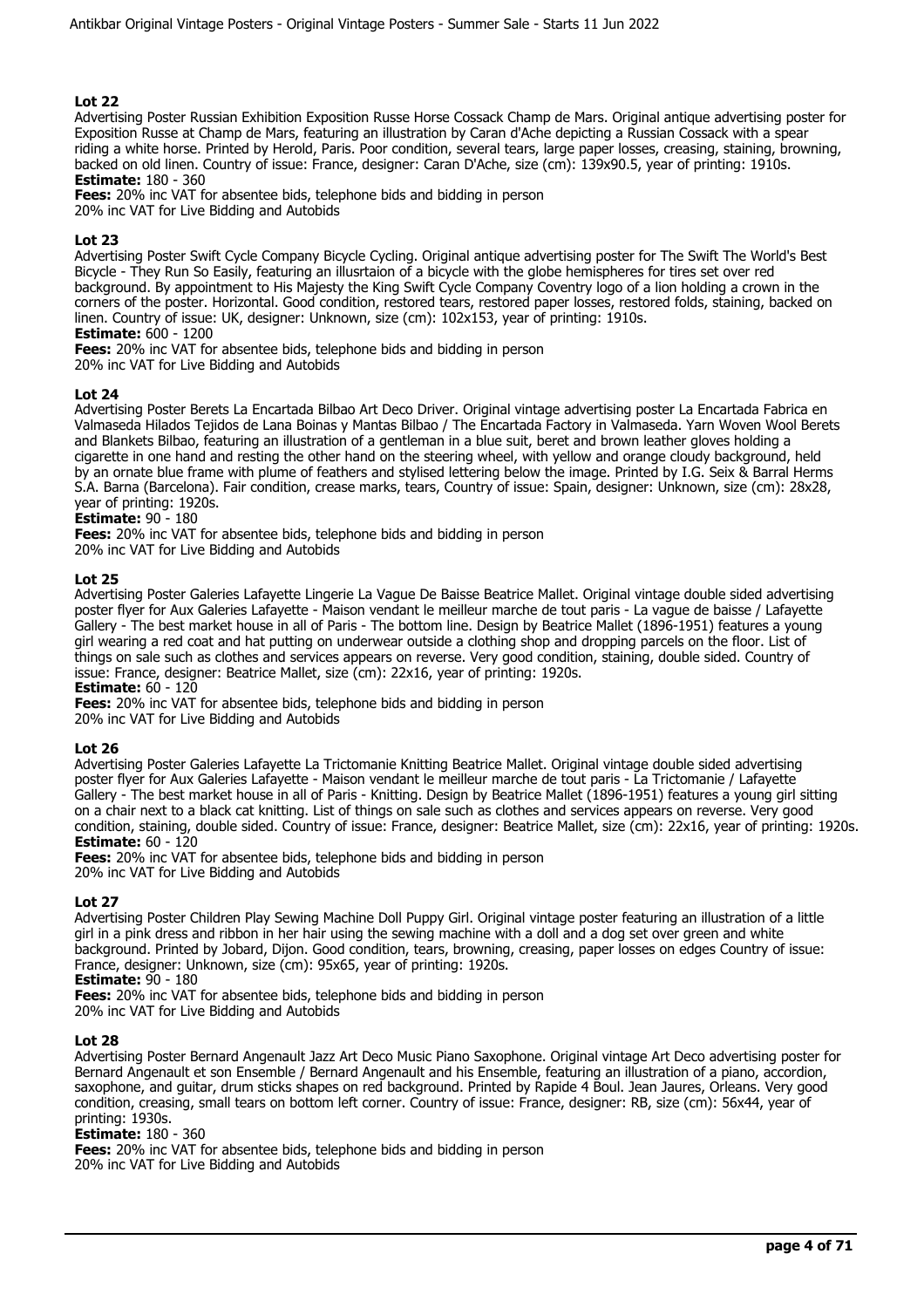## Lot 22

Advertising Poster Russian Exhibition Exposition Russe Horse Cossack Champ de Mars. Original antique advertising poster for Exposition Russe at Champ de Mars, featuring an illustration by Caran d'Ache depicting a Russian Cossack with a spear riding a white horse. Printed by Herold, Paris. Poor condition, several tears, large paper losses, creasing, staining, browning, backed on old linen. Country of issue: France, designer: Caran D'Ache, size (cm): 139x90.5, year of printing: 1910s.

**Estimate:** 180 - 360

**Fees:** 20% inc VAT for absentee bids, telephone bids and bidding in person
20% inc VAT for Live Bidding and Autobids

## Lot 23

Advertising Poster Swift Cycle Company Bicycle Cycling. Original antique advertising poster for The Swift The World's Best Bicycle - They Run So Easily, featuring an illusrtaion of a bicycle with the globe hemispheres for tires set over red background. By appointment to His Majesty the King Swift Cycle Company Coventry logo of a lion holding a crown in the corners of the poster. Horizontal. Good condition, restored tears, restored paper losses, restored folds, staining, backed on linen. Country of issue: UK, designer: Unknown, size (cm): 102x153, year of printing: 1910s.

**Estimate:** 600 - 1200

**Fees:** 20% inc VAT for absentee bids, telephone bids and bidding in person
20% inc VAT for Live Bidding and Autobids

## Lot 24

Advertising Poster Berets La Encartada Bilbao Art Deco Driver. Original vintage advertising poster La Encartada Fabrica en Valmaseda Hilados Tejidos de Lana Boinas y Mantas Bilbao / The Encartada Factory in Valmaseda. Yarn Woven Wool Berets and Blankets Bilbao, featuring an illustration of a gentleman in a blue suit, beret and brown leather gloves holding a cigarette in one hand and resting the other hand on the steering wheel, with yellow and orange cloudy background, held by an ornate blue frame with plume of feathers and stylised lettering below the image. Printed by I.G. Seix & Barral Herms S.A. Barna (Barcelona). Fair condition, crease marks, tears, Country of issue: Spain, designer: Unknown, size (cm): 28x28, year of printing: 1920s.

**Estimate:** 90 - 180

**Fees:** 20% inc VAT for absentee bids, telephone bids and bidding in person
20% inc VAT for Live Bidding and Autobids

## Lot 25

Advertising Poster Galeries Lafayette Lingerie La Vague De Baisse Beatrice Mallet. Original vintage double sided advertising poster flyer for Aux Galeries Lafayette - Maison vendant le meilleur marche de tout paris - La vague de baisse / Lafayette Gallery - The best market house in all of Paris - The bottom line. Design by Beatrice Mallet (1896-1951) features a young girl wearing a red coat and hat putting on underwear outside a clothing shop and dropping parcels on the floor. List of things on sale such as clothes and services appears on reverse. Very good condition, staining, double sided. Country of issue: France, designer: Beatrice Mallet, size (cm): 22x16, year of printing: 1920s.

**Estimate:** 60 - 120

**Fees:** 20% inc VAT for absentee bids, telephone bids and bidding in person
20% inc VAT for Live Bidding and Autobids

## Lot 26

Advertising Poster Galeries Lafayette La Trictomanie Knitting Beatrice Mallet. Original vintage double sided advertising poster flyer for Aux Galeries Lafayette - Maison vendant le meilleur marche de tout paris - La Trictomanie / Lafayette Gallery - The best market house in all of Paris - Knitting. Design by Beatrice Mallet (1896-1951) features a young girl sitting on a chair next to a black cat knitting. List of things on sale such as clothes and services appears on reverse. Very good condition, staining, double sided. Country of issue: France, designer: Beatrice Mallet, size (cm): 22x16, year of printing: 1920s.

**Estimate:** 60 - 120

**Fees:** 20% inc VAT for absentee bids, telephone bids and bidding in person
20% inc VAT for Live Bidding and Autobids

## Lot 27

Advertising Poster Children Play Sewing Machine Doll Puppy Girl. Original vintage poster featuring an illustration of a little girl in a pink dress and ribbon in her hair using the sewing machine with a doll and a dog set over green and white background. Printed by Jobard, Dijon. Good condition, tears, browning, creasing, paper losses on edges Country of issue: France, designer: Unknown, size (cm): 95x65, year of printing: 1920s.

**Estimate:** 90 - 180

**Fees:** 20% inc VAT for absentee bids, telephone bids and bidding in person
20% inc VAT for Live Bidding and Autobids

## Lot 28

Advertising Poster Bernard Angenault Jazz Art Deco Music Piano Saxophone. Original vintage Art Deco advertising poster for Bernard Angenault et son Ensemble / Bernard Angenault and his Ensemble, featuring an illustration of a piano, accordion, saxophone, and guitar, drum sticks shapes on red background. Printed by Rapide 4 Boul. Jean Jaures, Orleans. Very good condition, creasing, small tears on bottom left corner. Country of issue: France, designer: RB, size (cm): 56x44, year of printing: 1930s.

**Estimate:** 180 - 360

**Fees:** 20% inc VAT for absentee bids, telephone bids and bidding in person
20% inc VAT for Live Bidding and Autobids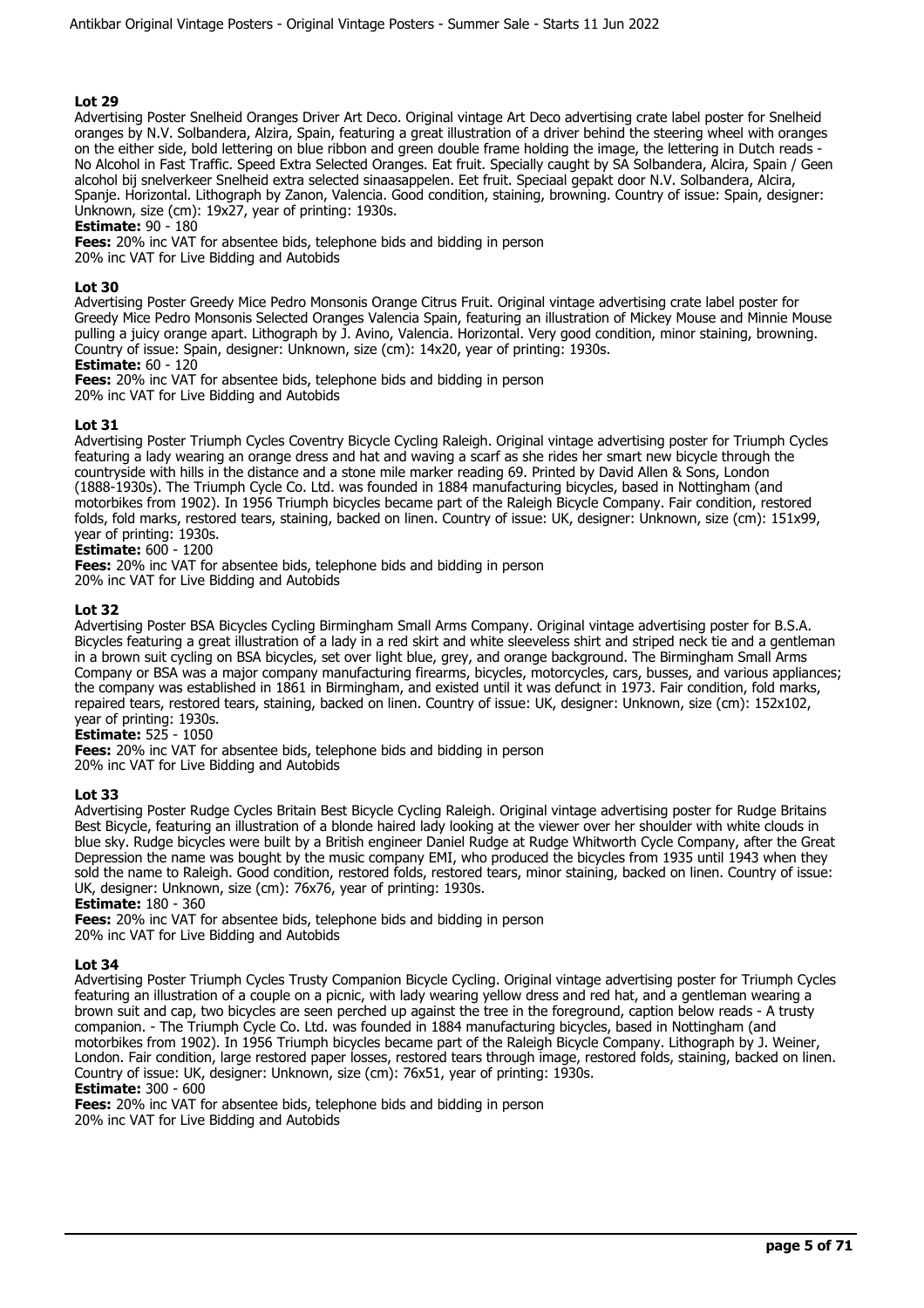## Lot 29

Advertising Poster Snelheid Oranges Driver Art Deco. Original vintage Art Deco advertising crate label poster for Snelheid oranges by N.V. Solbandera, Alzira, Spain, featuring a great illustration of a driver behind the steering wheel with oranges on the either side, bold lettering on blue ribbon and green double frame holding the image, the lettering in Dutch reads - No Alcohol in Fast Traffic. Speed Extra Selected Oranges. Eat fruit. Specially caught by SA Solbandera, Alcira, Spain / Geen alcohol bij snelverkeer Snelheid extra selected sinaasappelen. Eet fruit. Speciaal gepakt door N.V. Solbandera, Alcira, Spanje. Horizontal. Lithograph by Zanon, Valencia. Good condition, staining, browning. Country of issue: Spain, designer: Unknown, size (cm): 19x27, year of printing: 1930s.

**Estimate:** 90 - 180

**Fees:** 20% inc VAT for absentee bids, telephone bids and bidding in person
20% inc VAT for Live Bidding and Autobids

## Lot 30

Advertising Poster Greedy Mice Pedro Monsonis Orange Citrus Fruit. Original vintage advertising crate label poster for Greedy Mice Pedro Monsonis Selected Oranges Valencia Spain, featuring an illustration of Mickey Mouse and Minnie Mouse pulling a juicy orange apart. Lithograph by J. Avino, Valencia. Horizontal. Very good condition, minor staining, browning. Country of issue: Spain, designer: Unknown, size (cm): 14x20, year of printing: 1930s.

**Estimate:** 60 - 120

**Fees:** 20% inc VAT for absentee bids, telephone bids and bidding in person
20% inc VAT for Live Bidding and Autobids

## Lot 31

Advertising Poster Triumph Cycles Coventry Bicycle Cycling Raleigh. Original vintage advertising poster for Triumph Cycles featuring a lady wearing an orange dress and hat and waving a scarf as she rides her smart new bicycle through the countryside with hills in the distance and a stone mile marker reading 69. Printed by David Allen & Sons, London (1888-1930s). The Triumph Cycle Co. Ltd. was founded in 1884 manufacturing bicycles, based in Nottingham (and motorbikes from 1902). In 1956 Triumph bicycles became part of the Raleigh Bicycle Company. Fair condition, restored folds, fold marks, restored tears, staining, backed on linen. Country of issue: UK, designer: Unknown, size (cm): 151x99, year of printing: 1930s.

**Estimate:** 600 - 1200

**Fees:** 20% inc VAT for absentee bids, telephone bids and bidding in person
20% inc VAT for Live Bidding and Autobids

## Lot 32

Advertising Poster BSA Bicycles Cycling Birmingham Small Arms Company. Original vintage advertising poster for B.S.A. Bicycles featuring a great illustration of a lady in a red skirt and white sleeveless shirt and striped neck tie and a gentleman in a brown suit cycling on BSA bicycles, set over light blue, grey, and orange background. The Birmingham Small Arms Company or BSA was a major company manufacturing firearms, bicycles, motorcycles, cars, busses, and various appliances; the company was established in 1861 in Birmingham, and existed until it was defunct in 1973. Fair condition, fold marks, repaired tears, restored tears, staining, backed on linen. Country of issue: UK, designer: Unknown, size (cm): 152x102, year of printing: 1930s.

**Estimate:** 525 - 1050

**Fees:** 20% inc VAT for absentee bids, telephone bids and bidding in person
20% inc VAT for Live Bidding and Autobids

## Lot 33

Advertising Poster Rudge Cycles Britain Best Bicycle Cycling Raleigh. Original vintage advertising poster for Rudge Britains Best Bicycle, featuring an illustration of a blonde haired lady looking at the viewer over her shoulder with white clouds in blue sky. Rudge bicycles were built by a British engineer Daniel Rudge at Rudge Whitworth Cycle Company, after the Great Depression the name was bought by the music company EMI, who produced the bicycles from 1935 until 1943 when they sold the name to Raleigh. Good condition, restored folds, restored tears, minor staining, backed on linen. Country of issue: UK, designer: Unknown, size (cm): 76x76, year of printing: 1930s.

**Estimate:** 180 - 360

**Fees:** 20% inc VAT for absentee bids, telephone bids and bidding in person
20% inc VAT for Live Bidding and Autobids

## Lot 34

Advertising Poster Triumph Cycles Trusty Companion Bicycle Cycling. Original vintage advertising poster for Triumph Cycles featuring an illustration of a couple on a picnic, with lady wearing yellow dress and red hat, and a gentleman wearing a brown suit and cap, two bicycles are seen perched up against the tree in the foreground, caption below reads - A trusty companion. - The Triumph Cycle Co. Ltd. was founded in 1884 manufacturing bicycles, based in Nottingham (and motorbikes from 1902). In 1956 Triumph bicycles became part of the Raleigh Bicycle Company. Lithograph by J. Weiner, London. Fair condition, large restored paper losses, restored tears through image, restored folds, staining, backed on linen. Country of issue: UK, designer: Unknown, size (cm): 76x51, year of printing: 1930s.

**Estimate:** 300 - 600

**Fees:** 20% inc VAT for absentee bids, telephone bids and bidding in person
20% inc VAT for Live Bidding and Autobids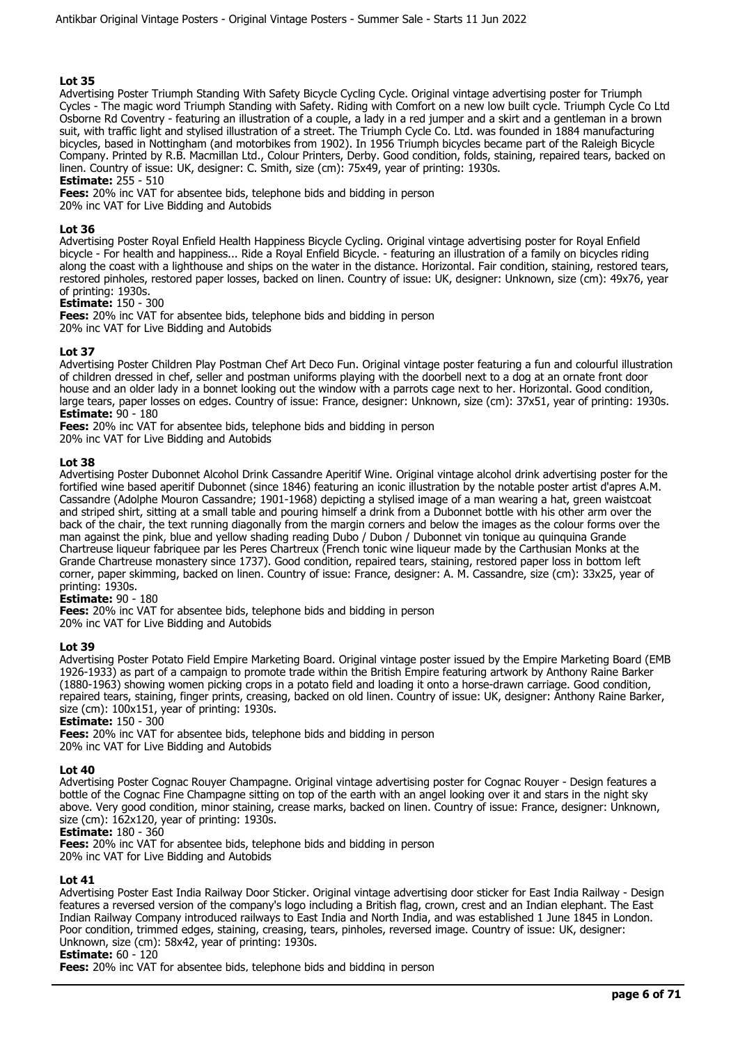## Lot 35

Advertising Poster Triumph Standing With Safety Bicycle Cycling Cycle. Original vintage advertising poster for Triumph Cycles - The magic word Triumph Standing with Safety. Riding with Comfort on a new low built cycle. Triumph Cycle Co Ltd Osborne Rd Coventry - featuring an illustration of a couple, a lady in a red jumper and a skirt and a gentleman in a brown suit, with traffic light and stylised illustration of a street. The Triumph Cycle Co. Ltd. was founded in 1884 manufacturing bicycles, based in Nottingham (and motorbikes from 1902). In 1956 Triumph bicycles became part of the Raleigh Bicycle Company. Printed by R.B. Macmillan Ltd., Colour Printers, Derby. Good condition, folds, staining, repaired tears, backed on linen. Country of issue: UK, designer: C. Smith, size (cm): 75x49, year of printing: 1930s.

**Estimate:** 255 - 510

**Fees:** 20% inc VAT for absentee bids, telephone bids and bidding in person
20% inc VAT for Live Bidding and Autobids

## Lot 36

Advertising Poster Royal Enfield Health Happiness Bicycle Cycling. Original vintage advertising poster for Royal Enfield bicycle - For health and happiness... Ride a Royal Enfield Bicycle. - featuring an illustration of a family on bicycles riding along the coast with a lighthouse and ships on the water in the distance. Horizontal. Fair condition, staining, restored tears, restored pinholes, restored paper losses, backed on linen. Country of issue: UK, designer: Unknown, size (cm): 49x76, year of printing: 1930s.

**Estimate:** 150 - 300

**Fees:** 20% inc VAT for absentee bids, telephone bids and bidding in person
20% inc VAT for Live Bidding and Autobids

## Lot 37

Advertising Poster Children Play Postman Chef Art Deco Fun. Original vintage poster featuring a fun and colourful illustration of children dressed in chef, seller and postman uniforms playing with the doorbell next to a dog at an ornate front door house and an older lady in a bonnet looking out the window with a parrots cage next to her. Horizontal. Good condition, large tears, paper losses on edges. Country of issue: France, designer: Unknown, size (cm): 37x51, year of printing: 1930s.

**Estimate:** 90 - 180

**Fees:** 20% inc VAT for absentee bids, telephone bids and bidding in person
20% inc VAT for Live Bidding and Autobids

## Lot 38

Advertising Poster Dubonnet Alcohol Drink Cassandre Aperitif Wine. Original vintage alcohol drink advertising poster for the fortified wine based aperitif Dubonnet (since 1846) featuring an iconic illustration by the notable poster artist d'apres A.M. Cassandre (Adolphe Mouron Cassandre; 1901-1968) depicting a stylised image of a man wearing a hat, green waistcoat and striped shirt, sitting at a small table and pouring himself a drink from a Dubonnet bottle with his other arm over the back of the chair, the text running diagonally from the margin corners and below the images as the colour forms over the man against the pink, blue and yellow shading reading Dubo / Dubon / Dubonnet vin tonique au quinquina Grande Chartreuse liqueur fabriquee par les Peres Chartreux (French tonic wine liqueur made by the Carthusian Monks at the Grande Chartreuse monastery since 1737). Good condition, repaired tears, staining, restored paper loss in bottom left corner, paper skimming, backed on linen. Country of issue: France, designer: A. M. Cassandre, size (cm): 33x25, year of printing: 1930s.

**Estimate:** 90 - 180

**Fees:** 20% inc VAT for absentee bids, telephone bids and bidding in person
20% inc VAT for Live Bidding and Autobids

## Lot 39

Advertising Poster Potato Field Empire Marketing Board. Original vintage poster issued by the Empire Marketing Board (EMB 1926-1933) as part of a campaign to promote trade within the British Empire featuring artwork by Anthony Raine Barker (1880-1963) showing women picking crops in a potato field and loading it onto a horse-drawn carriage. Good condition, repaired tears, staining, finger prints, creasing, backed on old linen. Country of issue: UK, designer: Anthony Raine Barker, size (cm): 100x151, year of printing: 1930s.

**Estimate:** 150 - 300

**Fees:** 20% inc VAT for absentee bids, telephone bids and bidding in person
20% inc VAT for Live Bidding and Autobids

## Lot 40

Advertising Poster Cognac Rouyer Champagne. Original vintage advertising poster for Cognac Rouyer - Design features a bottle of the Cognac Fine Champagne sitting on top of the earth with an angel looking over it and stars in the night sky above. Very good condition, minor staining, crease marks, backed on linen. Country of issue: France, designer: Unknown, size (cm): 162x120, year of printing: 1930s.

**Estimate:** 180 - 360

**Fees:** 20% inc VAT for absentee bids, telephone bids and bidding in person
20% inc VAT for Live Bidding and Autobids

## Lot 41

Advertising Poster East India Railway Door Sticker. Original vintage advertising door sticker for East India Railway - Design features a reversed version of the company's logo including a British flag, crown, crest and an Indian elephant. The East Indian Railway Company introduced railways to East India and North India, and was established 1 June 1845 in London. Poor condition, trimmed edges, staining, creasing, tears, pinholes, reversed image. Country of issue: UK, designer: Unknown, size (cm): 58x42, year of printing: 1930s.

**Estimate:** 60 - 120

**Fees:** 20% inc VAT for absentee bids, telephone bids and bidding in person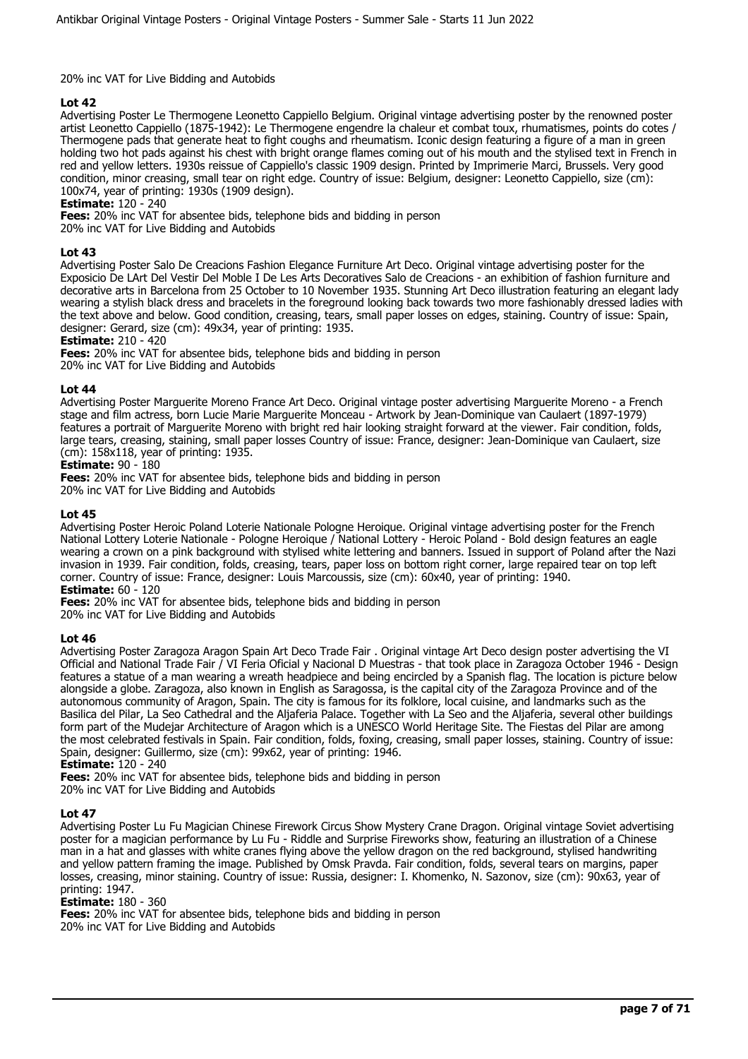20% inc VAT for Live Bidding and Autobids

**Lot 42**

Advertising Poster Le Thermogene Leonetto Cappiello Belgium. Original vintage advertising poster by the renowned poster artist Leonetto Cappiello (1875-1942): Le Thermogene engendre la chaleur et combat toux, rhumatismes, points do cotes / Thermogene pads that generate heat to fight coughs and rheumatism. Iconic design featuring a figure of a man in green holding two hot pads against his chest with bright orange flames coming out of his mouth and the stylised text in French in red and yellow letters. 1930s reissue of Cappiello's classic 1909 design. Printed by Imprimerie Marci, Brussels. Very good condition, minor creasing, small tear on right edge. Country of issue: Belgium, designer: Leonetto Cappiello, size (cm): 100x74, year of printing: 1930s (1909 design).

**Estimate:** 120 - 240

**Fees:** 20% inc VAT for absentee bids, telephone bids and bidding in person
20% inc VAT for Live Bidding and Autobids

**Lot 43**

Advertising Poster Salo De Creacions Fashion Elegance Furniture Art Deco. Original vintage advertising poster for the Exposicio De LArt Del Vestir Del Moble I De Les Arts Decoratives Salo de Creacions - an exhibition of fashion furniture and decorative arts in Barcelona from 25 October to 10 November 1935. Stunning Art Deco illustration featuring an elegant lady wearing a stylish black dress and bracelets in the foreground looking back towards two more fashionably dressed ladies with the text above and below. Good condition, creasing, tears, small paper losses on edges, staining. Country of issue: Spain, designer: Gerard, size (cm): 49x34, year of printing: 1935.

**Estimate:** 210 - 420

**Fees:** 20% inc VAT for absentee bids, telephone bids and bidding in person
20% inc VAT for Live Bidding and Autobids

**Lot 44**

Advertising Poster Marguerite Moreno France Art Deco. Original vintage poster advertising Marguerite Moreno - a French stage and film actress, born Lucie Marie Marguerite Monceau - Artwork by Jean-Dominique van Caulaert (1897-1979) features a portrait of Marguerite Moreno with bright red hair looking straight forward at the viewer. Fair condition, folds, large tears, creasing, staining, small paper losses Country of issue: France, designer: Jean-Dominique van Caulaert, size (cm): 158x118, year of printing: 1935.

**Estimate:** 90 - 180

**Fees:** 20% inc VAT for absentee bids, telephone bids and bidding in person
20% inc VAT for Live Bidding and Autobids

**Lot 45**

Advertising Poster Heroic Poland Loterie Nationale Pologne Heroique. Original vintage advertising poster for the French National Lottery Loterie Nationale - Pologne Heroique / National Lottery - Heroic Poland - Bold design features an eagle wearing a crown on a pink background with stylised white lettering and banners. Issued in support of Poland after the Nazi invasion in 1939. Fair condition, folds, creasing, tears, paper loss on bottom right corner, large repaired tear on top left corner. Country of issue: France, designer: Louis Marcoussis, size (cm): 60x40, year of printing: 1940.

**Estimate:** 60 - 120

**Fees:** 20% inc VAT for absentee bids, telephone bids and bidding in person
20% inc VAT for Live Bidding and Autobids

**Lot 46**

Advertising Poster Zaragoza Aragon Spain Art Deco Trade Fair . Original vintage Art Deco design poster advertising the VI Official and National Trade Fair / VI Feria Oficial y Nacional D Muestras - that took place in Zaragoza October 1946 - Design features a statue of a man wearing a wreath headpiece and being encircled by a Spanish flag. The location is picture below alongside a globe. Zaragoza, also known in English as Saragossa, is the capital city of the Zaragoza Province and of the autonomous community of Aragon, Spain. The city is famous for its folklore, local cuisine, and landmarks such as the Basilica del Pilar, La Seo Cathedral and the Aljaferia Palace. Together with La Seo and the Aljaferia, several other buildings form part of the Mudejar Architecture of Aragon which is a UNESCO World Heritage Site. The Fiestas del Pilar are among the most celebrated festivals in Spain. Fair condition, folds, foxing, creasing, small paper losses, staining. Country of issue: Spain, designer: Guillermo, size (cm): 99x62, year of printing: 1946.

**Estimate:** 120 - 240

**Fees:** 20% inc VAT for absentee bids, telephone bids and bidding in person
20% inc VAT for Live Bidding and Autobids

**Lot 47**

Advertising Poster Lu Fu Magician Chinese Firework Circus Show Mystery Crane Dragon. Original vintage Soviet advertising poster for a magician performance by Lu Fu - Riddle and Surprise Fireworks show, featuring an illustration of a Chinese man in a hat and glasses with white cranes flying above the yellow dragon on the red background, stylised handwriting and yellow pattern framing the image. Published by Omsk Pravda. Fair condition, folds, several tears on margins, paper losses, creasing, minor staining. Country of issue: Russia, designer: I. Khomenko, N. Sazonov, size (cm): 90x63, year of printing: 1947.

**Estimate:** 180 - 360

**Fees:** 20% inc VAT for absentee bids, telephone bids and bidding in person
20% inc VAT for Live Bidding and Autobids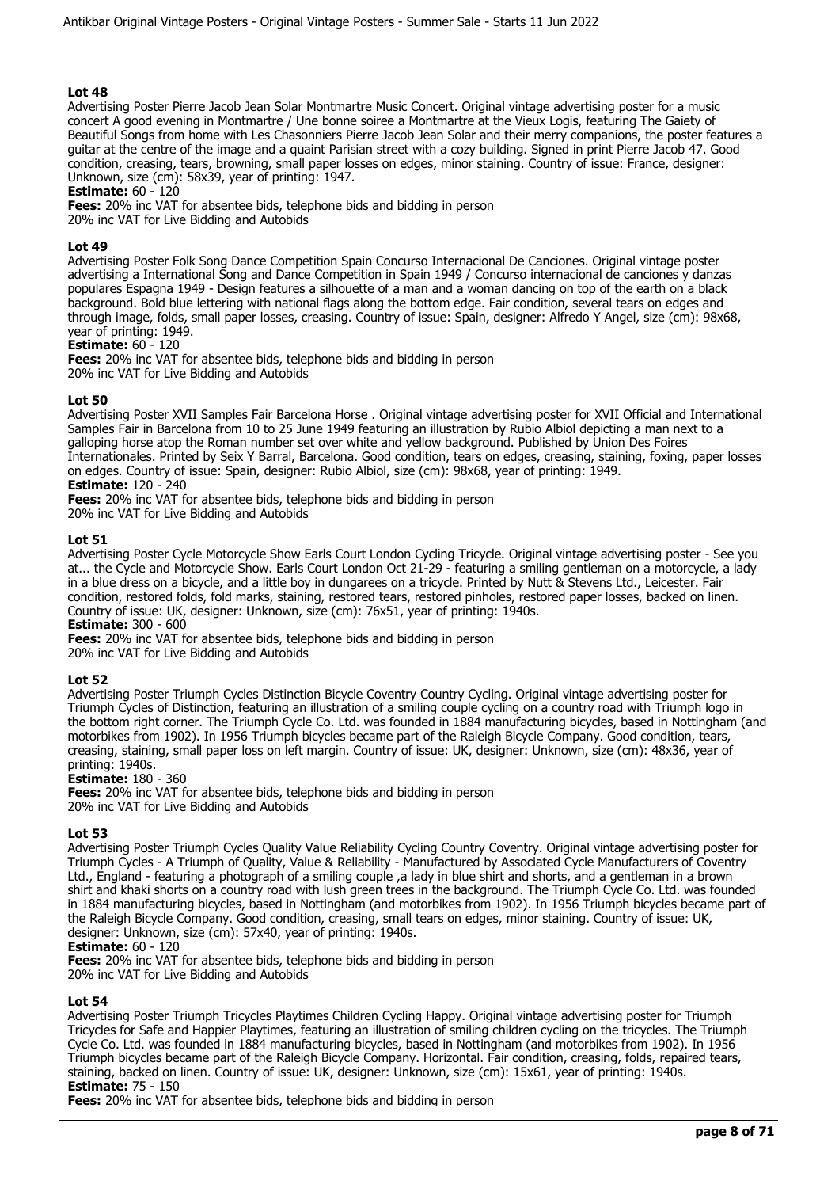### Lot 48

Advertising Poster Pierre Jacob Jean Solar Montmartre Music Concert. Original vintage advertising poster for a music concert A good evening in Montmartre / Une bonne soiree a Montmartre at the Vieux Logis, featuring The Gaiety of Beautiful Songs from home with Les Chasonniers Pierre Jacob Jean Solar and their merry companions, the poster features a guitar at the centre of the image and a quaint Parisian street with a cozy building. Signed in print Pierre Jacob 47. Good condition, creasing, tears, browning, small paper losses on edges, minor staining. Country of issue: France, designer: Unknown, size (cm): 58x39, year of printing: 1947.

**Estimate:** 60 - 120

**Fees:** 20% inc VAT for absentee bids, telephone bids and bidding in person
20% inc VAT for Live Bidding and Autobids

### Lot 49

Advertising Poster Folk Song Dance Competition Spain Concurso Internacional De Canciones. Original vintage poster advertising a International Song and Dance Competition in Spain 1949 / Concurso internacional de canciones y danzas populares Espagna 1949 - Design features a silhouette of a man and a woman dancing on top of the earth on a black background. Bold blue lettering with national flags along the bottom edge. Fair condition, several tears on edges and through image, folds, small paper losses, creasing. Country of issue: Spain, designer: Alfredo Y Angel, size (cm): 98x68, year of printing: 1949.

**Estimate:** 60 - 120

**Fees:** 20% inc VAT for absentee bids, telephone bids and bidding in person
20% inc VAT for Live Bidding and Autobids

### Lot 50

Advertising Poster XVII Samples Fair Barcelona Horse . Original vintage advertising poster for XVII Official and International Samples Fair in Barcelona from 10 to 25 June 1949 featuring an illustration by Rubio Albiol depicting a man next to a galloping horse atop the Roman number set over white and yellow background. Published by Union Des Foires Internationales. Printed by Seix Y Barral, Barcelona. Good condition, tears on edges, creasing, staining, foxing, paper losses on edges. Country of issue: Spain, designer: Rubio Albiol, size (cm): 98x68, year of printing: 1949.

**Estimate:** 120 - 240

**Fees:** 20% inc VAT for absentee bids, telephone bids and bidding in person
20% inc VAT for Live Bidding and Autobids

### Lot 51

Advertising Poster Cycle Motorcycle Show Earls Court London Cycling Tricycle. Original vintage advertising poster - See you at... the Cycle and Motorcycle Show. Earls Court London Oct 21-29 - featuring a smiling gentleman on a motorcycle, a lady in a blue dress on a bicycle, and a little boy in dungarees on a tricycle. Printed by Nutt & Stevens Ltd., Leicester. Fair condition, restored folds, fold marks, staining, restored tears, restored pinholes, restored paper losses, backed on linen. Country of issue: UK, designer: Unknown, size (cm): 76x51, year of printing: 1940s.

**Estimate:** 300 - 600

**Fees:** 20% inc VAT for absentee bids, telephone bids and bidding in person
20% inc VAT for Live Bidding and Autobids

### Lot 52

Advertising Poster Triumph Cycles Distinction Bicycle Coventry Country Cycling. Original vintage advertising poster for Triumph Cycles of Distinction, featuring an illustration of a smiling couple cycling on a country road with Triumph logo in the bottom right corner. The Triumph Cycle Co. Ltd. was founded in 1884 manufacturing bicycles, based in Nottingham (and motorbikes from 1902). In 1956 Triumph bicycles became part of the Raleigh Bicycle Company. Good condition, tears, creasing, staining, small paper loss on left margin. Country of issue: UK, designer: Unknown, size (cm): 48x36, year of printing: 1940s.

**Estimate:** 180 - 360

**Fees:** 20% inc VAT for absentee bids, telephone bids and bidding in person
20% inc VAT for Live Bidding and Autobids

### Lot 53

Advertising Poster Triumph Cycles Quality Value Reliability Cycling Country Coventry. Original vintage advertising poster for Triumph Cycles - A Triumph of Quality, Value & Reliability - Manufactured by Associated Cycle Manufacturers of Coventry Ltd., England - featuring a photograph of a smiling couple ,a lady in blue shirt and shorts, and a gentleman in a brown shirt and khaki shorts on a country road with lush green trees in the background. The Triumph Cycle Co. Ltd. was founded in 1884 manufacturing bicycles, based in Nottingham (and motorbikes from 1902). In 1956 Triumph bicycles became part of the Raleigh Bicycle Company. Good condition, creasing, small tears on edges, minor staining. Country of issue: UK, designer: Unknown, size (cm): 57x40, year of printing: 1940s.

**Estimate:** 60 - 120

**Fees:** 20% inc VAT for absentee bids, telephone bids and bidding in person
20% inc VAT for Live Bidding and Autobids

### Lot 54

Advertising Poster Triumph Tricycles Playtimes Children Cycling Happy. Original vintage advertising poster for Triumph Tricycles for Safe and Happier Playtimes, featuring an illustration of smiling children cycling on the tricycles. The Triumph Cycle Co. Ltd. was founded in 1884 manufacturing bicycles, based in Nottingham (and motorbikes from 1902). In 1956 Triumph bicycles became part of the Raleigh Bicycle Company. Horizontal. Fair condition, creasing, folds, repaired tears, staining, backed on linen. Country of issue: UK, designer: Unknown, size (cm): 15x61, year of printing: 1940s.

**Estimate:** 75 - 150

**Fees:** 20% inc VAT for absentee bids, telephone bids and bidding in person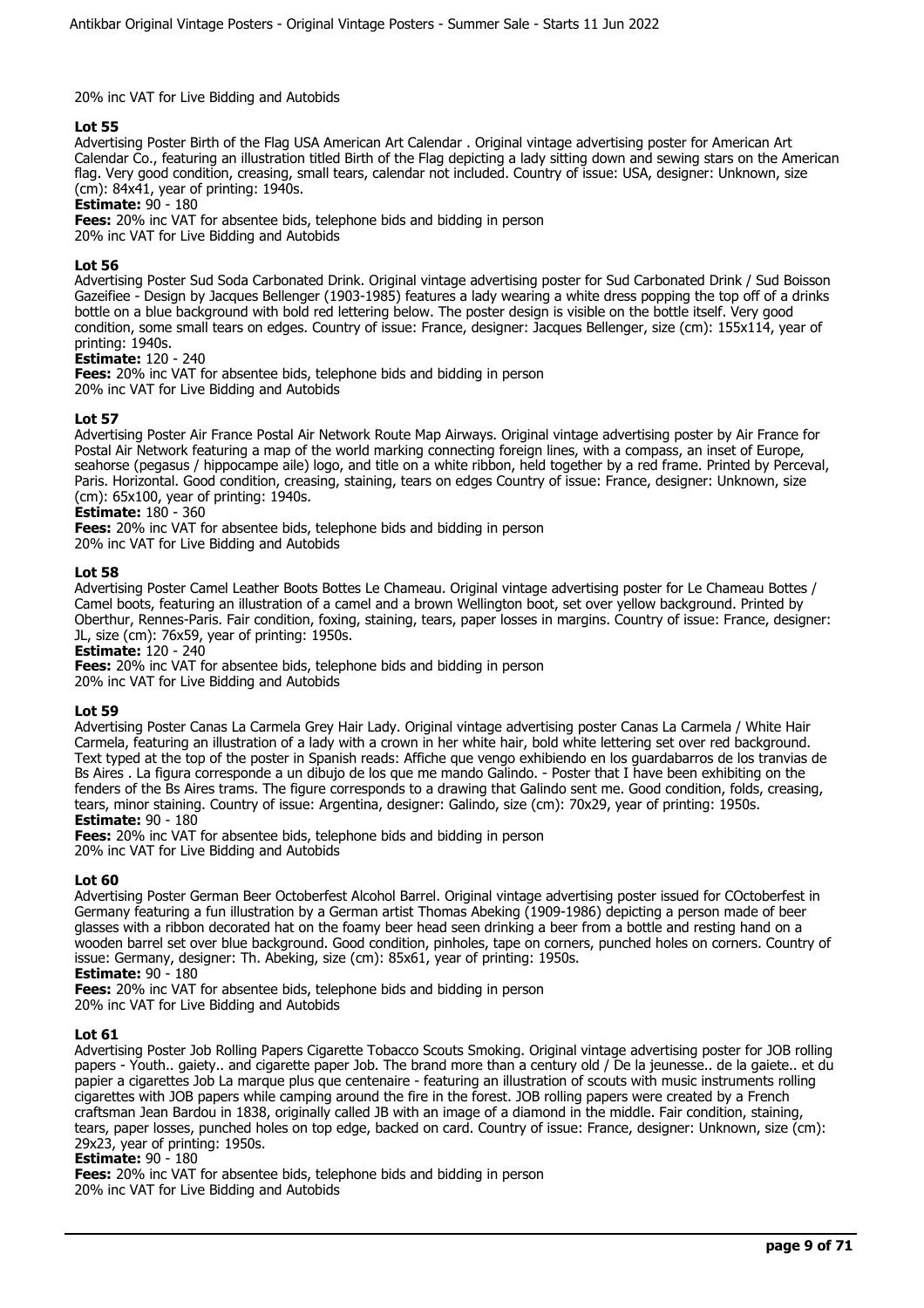20% inc VAT for Live Bidding and Autobids

### Lot 55

Advertising Poster Birth of the Flag USA American Art Calendar . Original vintage advertising poster for American Art Calendar Co., featuring an illustration titled Birth of the Flag depicting a lady sitting down and sewing stars on the American flag. Very good condition, creasing, small tears, calendar not included. Country of issue: USA, designer: Unknown, size (cm): 84x41, year of printing: 1940s.

**Estimate:** 90 - 180

**Fees:** 20% inc VAT for absentee bids, telephone bids and bidding in person
20% inc VAT for Live Bidding and Autobids

### Lot 56

Advertising Poster Sud Soda Carbonated Drink. Original vintage advertising poster for Sud Carbonated Drink / Sud Boisson Gazeifiee - Design by Jacques Bellenger (1903-1985) features a lady wearing a white dress popping the top off of a drinks bottle on a blue background with bold red lettering below. The poster design is visible on the bottle itself. Very good condition, some small tears on edges. Country of issue: France, designer: Jacques Bellenger, size (cm): 155x114, year of printing: 1940s.

**Estimate:** 120 - 240

**Fees:** 20% inc VAT for absentee bids, telephone bids and bidding in person
20% inc VAT for Live Bidding and Autobids

### Lot 57

Advertising Poster Air France Postal Air Network Route Map Airways. Original vintage advertising poster by Air France for Postal Air Network featuring a map of the world marking connecting foreign lines, with a compass, an inset of Europe, seahorse (pegasus / hippocampe aile) logo, and title on a white ribbon, held together by a red frame. Printed by Perceval, Paris. Horizontal. Good condition, creasing, staining, tears on edges Country of issue: France, designer: Unknown, size (cm): 65x100, year of printing: 1940s.

**Estimate:** 180 - 360

**Fees:** 20% inc VAT for absentee bids, telephone bids and bidding in person
20% inc VAT for Live Bidding and Autobids

### Lot 58

Advertising Poster Camel Leather Boots Bottes Le Chameau. Original vintage advertising poster for Le Chameau Bottes / Camel boots, featuring an illustration of a camel and a brown Wellington boot, set over yellow background. Printed by Oberthur, Rennes-Paris. Fair condition, foxing, staining, tears, paper losses in margins. Country of issue: France, designer: JL, size (cm): 76x59, year of printing: 1950s.

**Estimate:** 120 - 240

**Fees:** 20% inc VAT for absentee bids, telephone bids and bidding in person
20% inc VAT for Live Bidding and Autobids

### Lot 59

Advertising Poster Canas La Carmela Grey Hair Lady. Original vintage advertising poster Canas La Carmela / White Hair Carmela, featuring an illustration of a lady with a crown in her white hair, bold white lettering set over red background. Text typed at the top of the poster in Spanish reads: Affiche que vengo exhibiendo en los guardabarros de los tranvias de Bs Aires . La figura corresponde a un dibujo de los que me mando Galindo. - Poster that I have been exhibiting on the fenders of the Bs Aires trams. The figure corresponds to a drawing that Galindo sent me. Good condition, folds, creasing, tears, minor staining. Country of issue: Argentina, designer: Galindo, size (cm): 70x29, year of printing: 1950s.

**Estimate:** 90 - 180

**Fees:** 20% inc VAT for absentee bids, telephone bids and bidding in person
20% inc VAT for Live Bidding and Autobids

### Lot 60

Advertising Poster German Beer Octoberfest Alcohol Barrel. Original vintage advertising poster issued for COctoberfest in Germany featuring a fun illustration by a German artist Thomas Abeking (1909-1986) depicting a person made of beer glasses with a ribbon decorated hat on the foamy beer head seen drinking a beer from a bottle and resting hand on a wooden barrel set over blue background. Good condition, pinholes, tape on corners, punched holes on corners. Country of issue: Germany, designer: Th. Abeking, size (cm): 85x61, year of printing: 1950s.

**Estimate:** 90 - 180

**Fees:** 20% inc VAT for absentee bids, telephone bids and bidding in person
20% inc VAT for Live Bidding and Autobids

### Lot 61

Advertising Poster Job Rolling Papers Cigarette Tobacco Scouts Smoking. Original vintage advertising poster for JOB rolling papers - Youth.. gaiety.. and cigarette paper Job. The brand more than a century old / De la jeunesse.. de la gaiete.. et du papier a cigarettes Job La marque plus que centenaire - featuring an illustration of scouts with music instruments rolling cigarettes with JOB papers while camping around the fire in the forest. JOB rolling papers were created by a French craftsman Jean Bardou in 1838, originally called JB with an image of a diamond in the middle. Fair condition, staining, tears, paper losses, punched holes on top edge, backed on card. Country of issue: France, designer: Unknown, size (cm): 29x23, year of printing: 1950s.

**Estimate:** 90 - 180

**Fees:** 20% inc VAT for absentee bids, telephone bids and bidding in person
20% inc VAT for Live Bidding and Autobids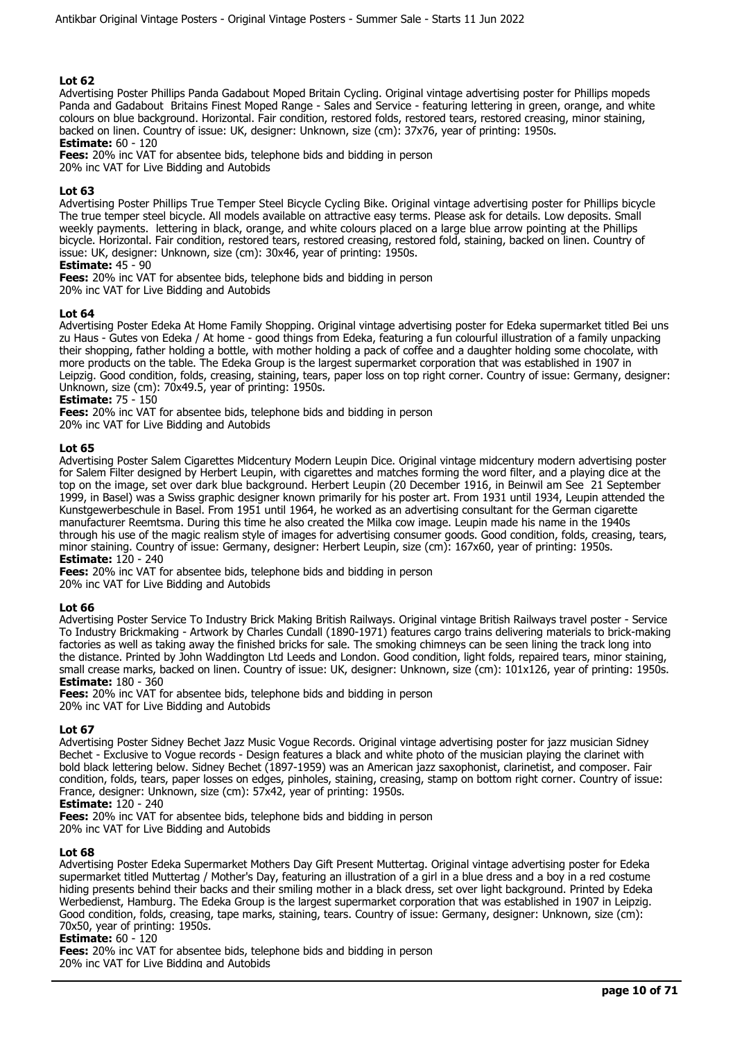### Lot 62

Advertising Poster Phillips Panda Gadabout Moped Britain Cycling. Original vintage advertising poster for Phillips mopeds Panda and Gadabout Britains Finest Moped Range - Sales and Service - featuring lettering in green, orange, and white colours on blue background. Horizontal. Fair condition, restored folds, restored tears, restored creasing, minor staining, backed on linen. Country of issue: UK, designer: Unknown, size (cm): 37x76, year of printing: 1950s.

**Estimate:** 60 - 120

**Fees:** 20% inc VAT for absentee bids, telephone bids and bidding in person
20% inc VAT for Live Bidding and Autobids

### Lot 63

Advertising Poster Phillips True Temper Steel Bicycle Cycling Bike. Original vintage advertising poster for Phillips bicycle The true temper steel bicycle. All models available on attractive easy terms. Please ask for details. Low deposits. Small weekly payments. lettering in black, orange, and white colours placed on a large blue arrow pointing at the Phillips bicycle. Horizontal. Fair condition, restored tears, restored creasing, restored fold, staining, backed on linen. Country of issue: UK, designer: Unknown, size (cm): 30x46, year of printing: 1950s.

**Estimate:** 45 - 90

**Fees:** 20% inc VAT for absentee bids, telephone bids and bidding in person
20% inc VAT for Live Bidding and Autobids

### Lot 64

Advertising Poster Edeka At Home Family Shopping. Original vintage advertising poster for Edeka supermarket titled Bei uns zu Haus - Gutes von Edeka / At home - good things from Edeka, featuring a fun colourful illustration of a family unpacking their shopping, father holding a bottle, with mother holding a pack of coffee and a daughter holding some chocolate, with more products on the table. The Edeka Group is the largest supermarket corporation that was established in 1907 in Leipzig. Good condition, folds, creasing, staining, tears, paper loss on top right corner. Country of issue: Germany, designer: Unknown, size (cm): 70x49.5, year of printing: 1950s.

**Estimate:** 75 - 150

**Fees:** 20% inc VAT for absentee bids, telephone bids and bidding in person
20% inc VAT for Live Bidding and Autobids

### Lot 65

Advertising Poster Salem Cigarettes Midcentury Modern Leupin Dice. Original vintage midcentury modern advertising poster for Salem Filter designed by Herbert Leupin, with cigarettes and matches forming the word filter, and a playing dice at the top on the image, set over dark blue background. Herbert Leupin (20 December 1916, in Beinwil am See 21 September 1999, in Basel) was a Swiss graphic designer known primarily for his poster art. From 1931 until 1934, Leupin attended the Kunstgewerbeschule in Basel. From 1951 until 1964, he worked as an advertising consultant for the German cigarette manufacturer Reemtsma. During this time he also created the Milka cow image. Leupin made his name in the 1940s through his use of the magic realism style of images for advertising consumer goods. Good condition, folds, creasing, tears, minor staining. Country of issue: Germany, designer: Herbert Leupin, size (cm): 167x60, year of printing: 1950s.

**Estimate:** 120 - 240

**Fees:** 20% inc VAT for absentee bids, telephone bids and bidding in person
20% inc VAT for Live Bidding and Autobids

### Lot 66

Advertising Poster Service To Industry Brick Making British Railways. Original vintage British Railways travel poster - Service To Industry Brickmaking - Artwork by Charles Cundall (1890-1971) features cargo trains delivering materials to brick-making factories as well as taking away the finished bricks for sale. The smoking chimneys can be seen lining the track long into the distance. Printed by John Waddington Ltd Leeds and London. Good condition, light folds, repaired tears, minor staining, small crease marks, backed on linen. Country of issue: UK, designer: Unknown, size (cm): 101x126, year of printing: 1950s.

**Estimate:** 180 - 360

**Fees:** 20% inc VAT for absentee bids, telephone bids and bidding in person
20% inc VAT for Live Bidding and Autobids

### Lot 67

Advertising Poster Sidney Bechet Jazz Music Vogue Records. Original vintage advertising poster for jazz musician Sidney Bechet - Exclusive to Vogue records - Design features a black and white photo of the musician playing the clarinet with bold black lettering below. Sidney Bechet (1897-1959) was an American jazz saxophonist, clarinetist, and composer. Fair condition, folds, tears, paper losses on edges, pinholes, staining, creasing, stamp on bottom right corner. Country of issue: France, designer: Unknown, size (cm): 57x42, year of printing: 1950s.

**Estimate:** 120 - 240

**Fees:** 20% inc VAT for absentee bids, telephone bids and bidding in person
20% inc VAT for Live Bidding and Autobids

### Lot 68

Advertising Poster Edeka Supermarket Mothers Day Gift Present Muttertag. Original vintage advertising poster for Edeka supermarket titled Muttertag / Mother's Day, featuring an illustration of a girl in a blue dress and a boy in a red costume hiding presents behind their backs and their smiling mother in a black dress, set over light background. Printed by Edeka Werbedienst, Hamburg. The Edeka Group is the largest supermarket corporation that was established in 1907 in Leipzig. Good condition, folds, creasing, tape marks, staining, tears. Country of issue: Germany, designer: Unknown, size (cm): 70x50, year of printing: 1950s.

**Estimate:** 60 - 120

**Fees:** 20% inc VAT for absentee bids, telephone bids and bidding in person
20% inc VAT for Live Bidding and Autobids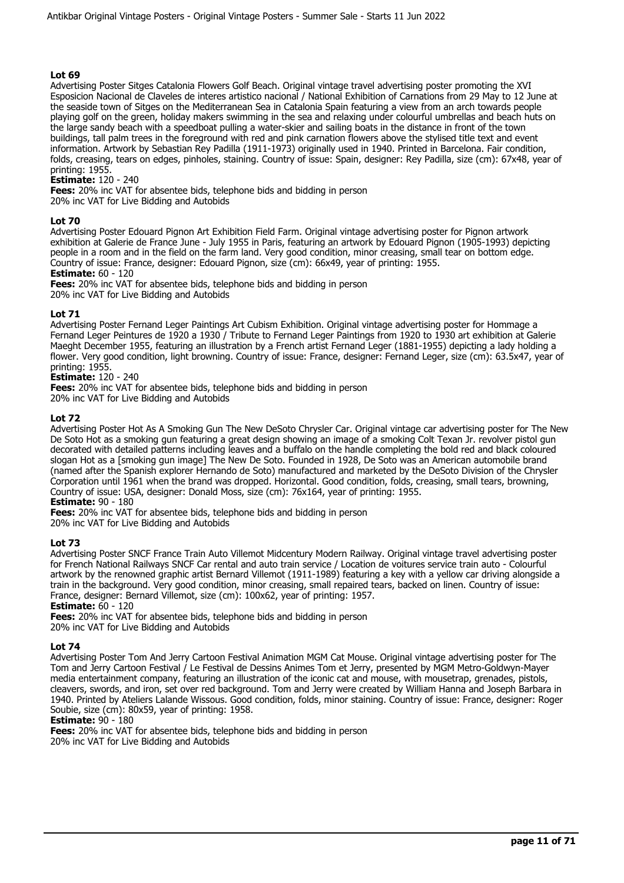## Lot 69

Advertising Poster Sitges Catalonia Flowers Golf Beach. Original vintage travel advertising poster promoting the XVI Esposicion Nacional de Claveles de interes artistico nacional / National Exhibition of Carnations from 29 May to 12 June at the seaside town of Sitges on the Mediterranean Sea in Catalonia Spain featuring a view from an arch towards people playing golf on the green, holiday makers swimming in the sea and relaxing under colourful umbrellas and beach huts on the large sandy beach with a speedboat pulling a water-skier and sailing boats in the distance in front of the town buildings, tall palm trees in the foreground with red and pink carnation flowers above the stylised title text and event information. Artwork by Sebastian Rey Padilla (1911-1973) originally used in 1940. Printed in Barcelona. Fair condition, folds, creasing, tears on edges, pinholes, staining. Country of issue: Spain, designer: Rey Padilla, size (cm): 67x48, year of printing: 1955.

**Estimate:** 120 - 240

**Fees:** 20% inc VAT for absentee bids, telephone bids and bidding in person
20% inc VAT for Live Bidding and Autobids

## Lot 70

Advertising Poster Edouard Pignon Art Exhibition Field Farm. Original vintage advertising poster for Pignon artwork exhibition at Galerie de France June - July 1955 in Paris, featuring an artwork by Edouard Pignon (1905-1993) depicting people in a room and in the field on the farm land. Very good condition, minor creasing, small tear on bottom edge. Country of issue: France, designer: Edouard Pignon, size (cm): 66x49, year of printing: 1955.

**Estimate:** 60 - 120

**Fees:** 20% inc VAT for absentee bids, telephone bids and bidding in person
20% inc VAT for Live Bidding and Autobids

## Lot 71

Advertising Poster Fernand Leger Paintings Art Cubism Exhibition. Original vintage advertising poster for Hommage a Fernand Leger Peintures de 1920 a 1930 / Tribute to Fernand Leger Paintings from 1920 to 1930 art exhibition at Galerie Maeght December 1955, featuring an illustration by a French artist Fernand Leger (1881-1955) depicting a lady holding a flower. Very good condition, light browning. Country of issue: France, designer: Fernand Leger, size (cm): 63.5x47, year of printing: 1955.

**Estimate:** 120 - 240

**Fees:** 20% inc VAT for absentee bids, telephone bids and bidding in person
20% inc VAT for Live Bidding and Autobids

## Lot 72

Advertising Poster Hot As A Smoking Gun The New DeSoto Chrysler Car. Original vintage car advertising poster for The New De Soto Hot as a smoking gun featuring a great design showing an image of a smoking Colt Texan Jr. revolver pistol gun decorated with detailed patterns including leaves and a buffalo on the handle completing the bold red and black coloured slogan Hot as a [smoking gun image] The New De Soto. Founded in 1928, De Soto was an American automobile brand (named after the Spanish explorer Hernando de Soto) manufactured and marketed by the DeSoto Division of the Chrysler Corporation until 1961 when the brand was dropped. Horizontal. Good condition, folds, creasing, small tears, browning, Country of issue: USA, designer: Donald Moss, size (cm): 76x164, year of printing: 1955.

**Estimate:** 90 - 180

**Fees:** 20% inc VAT for absentee bids, telephone bids and bidding in person
20% inc VAT for Live Bidding and Autobids

## Lot 73

Advertising Poster SNCF France Train Auto Villemot Midcentury Modern Railway. Original vintage travel advertising poster for French National Railways SNCF Car rental and auto train service / Location de voitures service train auto - Colourful artwork by the renowned graphic artist Bernard Villemot (1911-1989) featuring a key with a yellow car driving alongside a train in the background. Very good condition, minor creasing, small repaired tears, backed on linen. Country of issue: France, designer: Bernard Villemot, size (cm): 100x62, year of printing: 1957.

**Estimate:** 60 - 120

**Fees:** 20% inc VAT for absentee bids, telephone bids and bidding in person
20% inc VAT for Live Bidding and Autobids

## Lot 74

Advertising Poster Tom And Jerry Cartoon Festival Animation MGM Cat Mouse. Original vintage advertising poster for The Tom and Jerry Cartoon Festival / Le Festival de Dessins Animes Tom et Jerry, presented by MGM Metro-Goldwyn-Mayer media entertainment company, featuring an illustration of the iconic cat and mouse, with mousetrap, grenades, pistols, cleavers, swords, and iron, set over red background. Tom and Jerry were created by William Hanna and Joseph Barbara in 1940. Printed by Ateliers Lalande Wissous. Good condition, folds, minor staining. Country of issue: France, designer: Roger Soubie, size (cm): 80x59, year of printing: 1958.

**Estimate:** 90 - 180

**Fees:** 20% inc VAT for absentee bids, telephone bids and bidding in person
20% inc VAT for Live Bidding and Autobids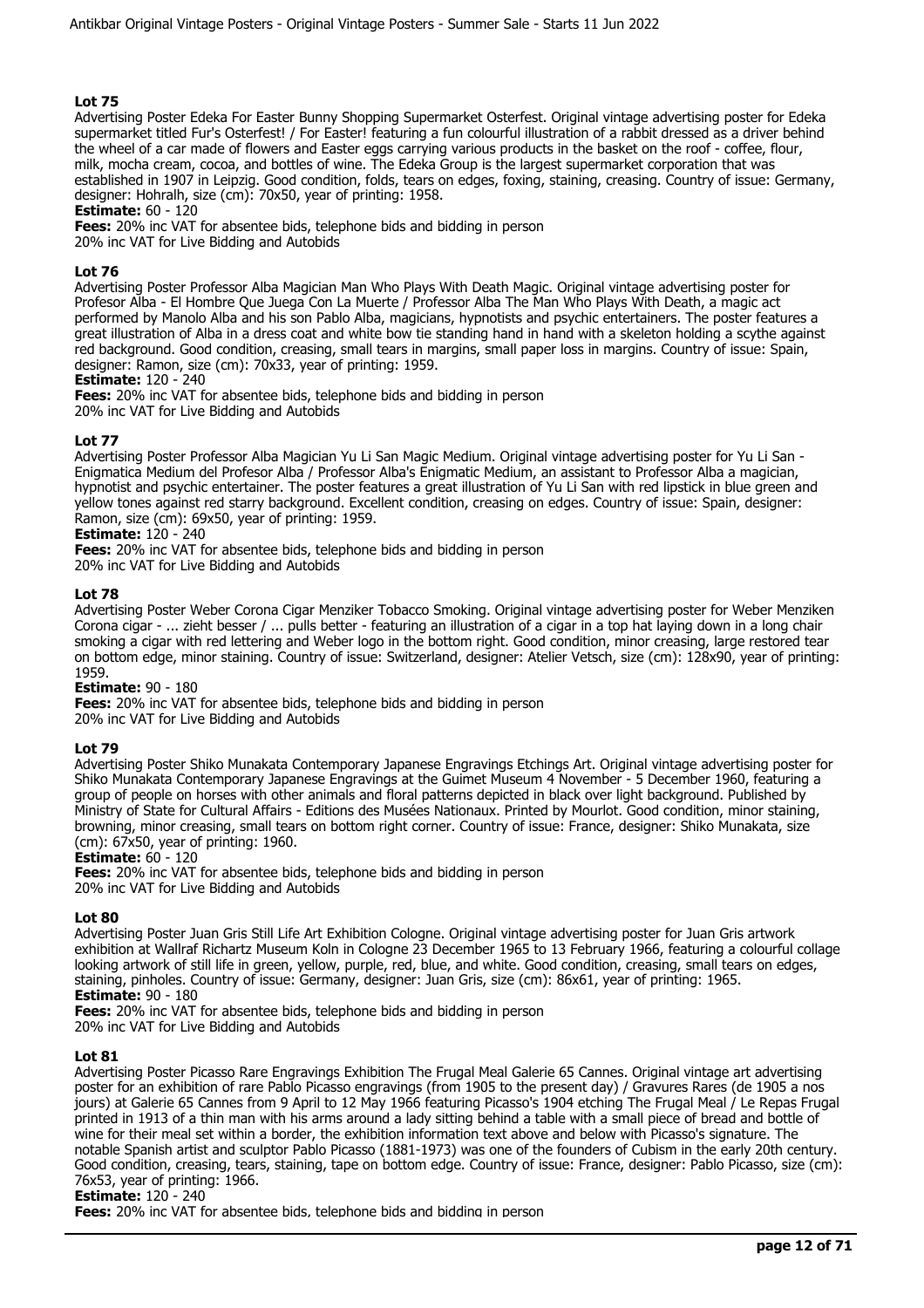### Lot 75

Advertising Poster Edeka For Easter Bunny Shopping Supermarket Osterfest. Original vintage advertising poster for Edeka supermarket titled Fur's Osterfest! / For Easter! featuring a fun colourful illustration of a rabbit dressed as a driver behind the wheel of a car made of flowers and Easter eggs carrying various products in the basket on the roof - coffee, flour, milk, mocha cream, cocoa, and bottles of wine. The Edeka Group is the largest supermarket corporation that was established in 1907 in Leipzig. Good condition, folds, tears on edges, foxing, staining, creasing. Country of issue: Germany, designer: Hohralh, size (cm): 70x50, year of printing: 1958.

**Estimate:** 60 - 120

**Fees:** 20% inc VAT for absentee bids, telephone bids and bidding in person
20% inc VAT for Live Bidding and Autobids

### Lot 76

Advertising Poster Professor Alba Magician Man Who Plays With Death Magic. Original vintage advertising poster for Profesor Alba - El Hombre Que Juega Con La Muerte / Professor Alba The Man Who Plays With Death, a magic act performed by Manolo Alba and his son Pablo Alba, magicians, hypnotists and psychic entertainers. The poster features a great illustration of Alba in a dress coat and white bow tie standing hand in hand with a skeleton holding a scythe against red background. Good condition, creasing, small tears in margins, small paper loss in margins. Country of issue: Spain, designer: Ramon, size (cm): 70x33, year of printing: 1959.

**Estimate:** 120 - 240

**Fees:** 20% inc VAT for absentee bids, telephone bids and bidding in person
20% inc VAT for Live Bidding and Autobids

### Lot 77

Advertising Poster Professor Alba Magician Yu Li San Magic Medium. Original vintage advertising poster for Yu Li San - Enigmatica Medium del Profesor Alba / Professor Alba's Enigmatic Medium, an assistant to Professor Alba a magician, hypnotist and psychic entertainer. The poster features a great illustration of Yu Li San with red lipstick in blue green and yellow tones against red starry background. Excellent condition, creasing on edges. Country of issue: Spain, designer: Ramon, size (cm): 69x50, year of printing: 1959.

**Estimate:** 120 - 240

**Fees:** 20% inc VAT for absentee bids, telephone bids and bidding in person
20% inc VAT for Live Bidding and Autobids

### Lot 78

Advertising Poster Weber Corona Cigar Menziker Tobacco Smoking. Original vintage advertising poster for Weber Menziken Corona cigar - ... zieht besser / ... pulls better - featuring an illustration of a cigar in a top hat laying down in a long chair smoking a cigar with red lettering and Weber logo in the bottom right. Good condition, minor creasing, large restored tear on bottom edge, minor staining. Country of issue: Switzerland, designer: Atelier Vetsch, size (cm): 128x90, year of printing: 1959.

**Estimate:** 90 - 180

**Fees:** 20% inc VAT for absentee bids, telephone bids and bidding in person
20% inc VAT for Live Bidding and Autobids

### Lot 79

Advertising Poster Shiko Munakata Contemporary Japanese Engravings Etchings Art. Original vintage advertising poster for Shiko Munakata Contemporary Japanese Engravings at the Guimet Museum 4 November - 5 December 1960, featuring a group of people on horses with other animals and floral patterns depicted in black over light background. Published by Ministry of State for Cultural Affairs - Editions des Musées Nationaux. Printed by Mourlot. Good condition, minor staining, browning, minor creasing, small tears on bottom right corner. Country of issue: France, designer: Shiko Munakata, size (cm): 67x50, year of printing: 1960.

**Estimate:** 60 - 120

**Fees:** 20% inc VAT for absentee bids, telephone bids and bidding in person
20% inc VAT for Live Bidding and Autobids

### Lot 80

Advertising Poster Juan Gris Still Life Art Exhibition Cologne. Original vintage advertising poster for Juan Gris artwork exhibition at Wallraf Richartz Museum Koln in Cologne 23 December 1965 to 13 February 1966, featuring a colourful collage looking artwork of still life in green, yellow, purple, red, blue, and white. Good condition, creasing, small tears on edges, staining, pinholes. Country of issue: Germany, designer: Juan Gris, size (cm): 86x61, year of printing: 1965.

**Estimate:** 90 - 180

**Fees:** 20% inc VAT for absentee bids, telephone bids and bidding in person
20% inc VAT for Live Bidding and Autobids

### Lot 81

Advertising Poster Picasso Rare Engravings Exhibition The Frugal Meal Galerie 65 Cannes. Original vintage art advertising poster for an exhibition of rare Pablo Picasso engravings (from 1905 to the present day) / Gravures Rares (de 1905 a nos jours) at Galerie 65 Cannes from 9 April to 12 May 1966 featuring Picasso's 1904 etching The Frugal Meal / Le Repas Frugal printed in 1913 of a thin man with his arms around a lady sitting behind a table with a small piece of bread and bottle of wine for their meal set within a border, the exhibition information text above and below with Picasso's signature. The notable Spanish artist and sculptor Pablo Picasso (1881-1973) was one of the founders of Cubism in the early 20th century. Good condition, creasing, tears, staining, tape on bottom edge. Country of issue: France, designer: Pablo Picasso, size (cm): 76x53, year of printing: 1966.

**Estimate:** 120 - 240

**Fees:** 20% inc VAT for absentee bids, telephone bids and bidding in person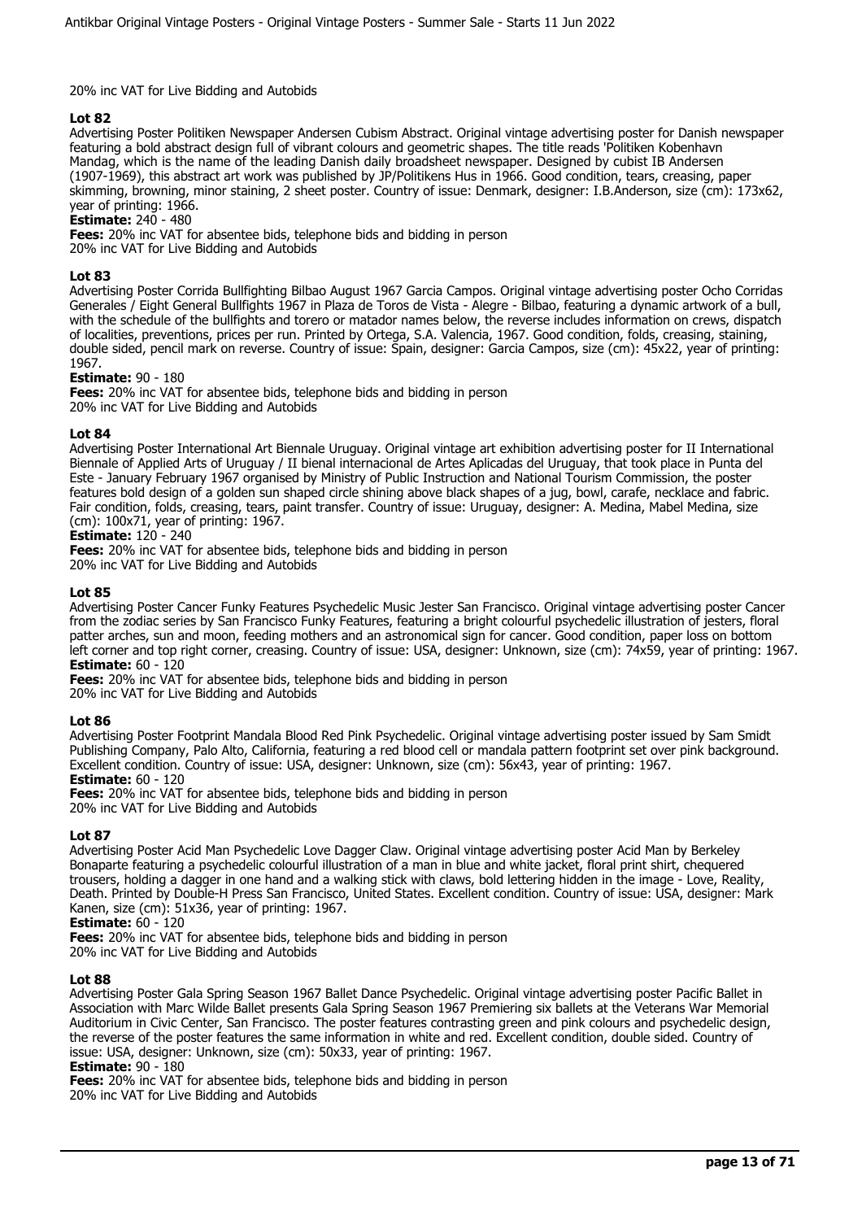20% inc VAT for Live Bidding and Autobids

**Lot 82**

Advertising Poster Politiken Newspaper Andersen Cubism Abstract. Original vintage advertising poster for Danish newspaper featuring a bold abstract design full of vibrant colours and geometric shapes. The title reads 'Politiken Kobenhavn Mandag, which is the name of the leading Danish daily broadsheet newspaper. Designed by cubist IB Andersen (1907-1969), this abstract art work was published by JP/Politikens Hus in 1966. Good condition, tears, creasing, paper skimming, browning, minor staining, 2 sheet poster. Country of issue: Denmark, designer: I.B.Anderson, size (cm): 173x62, year of printing: 1966.

**Estimate:** 240 - 480

**Fees:** 20% inc VAT for absentee bids, telephone bids and bidding in person
20% inc VAT for Live Bidding and Autobids

**Lot 83**

Advertising Poster Corrida Bullfighting Bilbao August 1967 Garcia Campos. Original vintage advertising poster Ocho Corridas Generales / Eight General Bullfights 1967 in Plaza de Toros de Vista - Alegre - Bilbao, featuring a dynamic artwork of a bull, with the schedule of the bullfights and torero or matador names below, the reverse includes information on crews, dispatch of localities, preventions, prices per run. Printed by Ortega, S.A. Valencia, 1967. Good condition, folds, creasing, staining, double sided, pencil mark on reverse. Country of issue: Spain, designer: Garcia Campos, size (cm): 45x22, year of printing: 1967.

**Estimate:** 90 - 180

**Fees:** 20% inc VAT for absentee bids, telephone bids and bidding in person
20% inc VAT for Live Bidding and Autobids

**Lot 84**

Advertising Poster International Art Biennale Uruguay. Original vintage art exhibition advertising poster for II International Biennale of Applied Arts of Uruguay / II bienal internacional de Artes Aplicadas del Uruguay, that took place in Punta del Este - January February 1967 organised by Ministry of Public Instruction and National Tourism Commission, the poster features bold design of a golden sun shaped circle shining above black shapes of a jug, bowl, carafe, necklace and fabric. Fair condition, folds, creasing, tears, paint transfer. Country of issue: Uruguay, designer: A. Medina, Mabel Medina, size (cm): 100x71, year of printing: 1967.

**Estimate:** 120 - 240

**Fees:** 20% inc VAT for absentee bids, telephone bids and bidding in person
20% inc VAT for Live Bidding and Autobids

**Lot 85**

Advertising Poster Cancer Funky Features Psychedelic Music Jester San Francisco. Original vintage advertising poster Cancer from the zodiac series by San Francisco Funky Features, featuring a bright colourful psychedelic illustration of jesters, floral patter arches, sun and moon, feeding mothers and an astronomical sign for cancer. Good condition, paper loss on bottom left corner and top right corner, creasing. Country of issue: USA, designer: Unknown, size (cm): 74x59, year of printing: 1967.

**Estimate:** 60 - 120

**Fees:** 20% inc VAT for absentee bids, telephone bids and bidding in person
20% inc VAT for Live Bidding and Autobids

**Lot 86**

Advertising Poster Footprint Mandala Blood Red Pink Psychedelic. Original vintage advertising poster issued by Sam Smidt Publishing Company, Palo Alto, California, featuring a red blood cell or mandala pattern footprint set over pink background. Excellent condition. Country of issue: USA, designer: Unknown, size (cm): 56x43, year of printing: 1967.

**Estimate:** 60 - 120

**Fees:** 20% inc VAT for absentee bids, telephone bids and bidding in person
20% inc VAT for Live Bidding and Autobids

**Lot 87**

Advertising Poster Acid Man Psychedelic Love Dagger Claw. Original vintage advertising poster Acid Man by Berkeley Bonaparte featuring a psychedelic colourful illustration of a man in blue and white jacket, floral print shirt, chequered trousers, holding a dagger in one hand and a walking stick with claws, bold lettering hidden in the image - Love, Reality, Death. Printed by Double-H Press San Francisco, United States. Excellent condition. Country of issue: USA, designer: Mark Kanen, size (cm): 51x36, year of printing: 1967.

**Estimate:** 60 - 120

**Fees:** 20% inc VAT for absentee bids, telephone bids and bidding in person
20% inc VAT for Live Bidding and Autobids

**Lot 88**

Advertising Poster Gala Spring Season 1967 Ballet Dance Psychedelic. Original vintage advertising poster Pacific Ballet in Association with Marc Wilde Ballet presents Gala Spring Season 1967 Premiering six ballets at the Veterans War Memorial Auditorium in Civic Center, San Francisco. The poster features contrasting green and pink colours and psychedelic design, the reverse of the poster features the same information in white and red. Excellent condition, double sided. Country of issue: USA, designer: Unknown, size (cm): 50x33, year of printing: 1967.

**Estimate:** 90 - 180

**Fees:** 20% inc VAT for absentee bids, telephone bids and bidding in person
20% inc VAT for Live Bidding and Autobids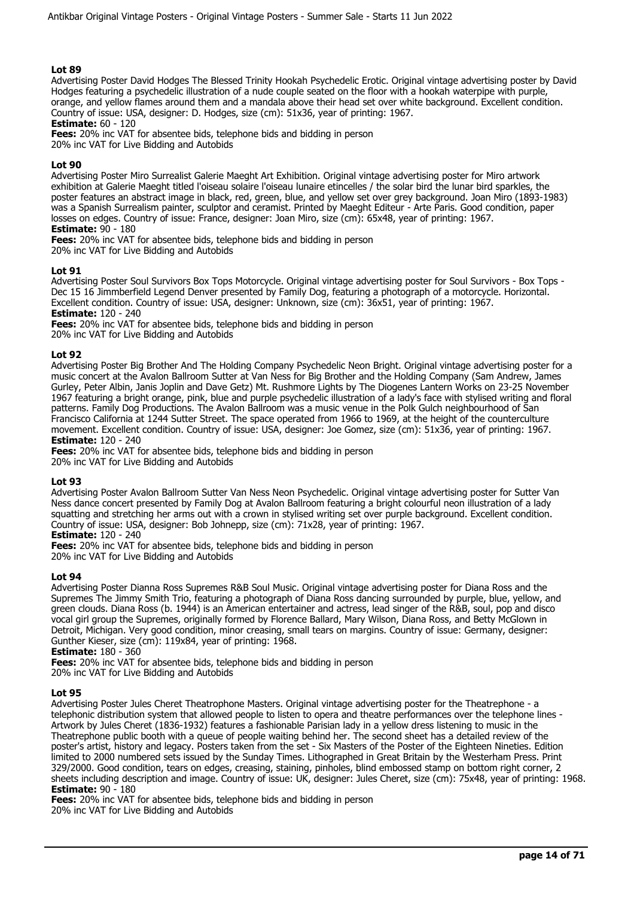## Lot 89

Advertising Poster David Hodges The Blessed Trinity Hookah Psychedelic Erotic. Original vintage advertising poster by David Hodges featuring a psychedelic illustration of a nude couple seated on the floor with a hookah waterpipe with purple, orange, and yellow flames around them and a mandala above their head set over white background. Excellent condition. Country of issue: USA, designer: D. Hodges, size (cm): 51x36, year of printing: 1967.

**Estimate:** 60 - 120

**Fees:** 20% inc VAT for absentee bids, telephone bids and bidding in person
20% inc VAT for Live Bidding and Autobids

## Lot 90

Advertising Poster Miro Surrealist Galerie Maeght Art Exhibition. Original vintage advertising poster for Miro artwork exhibition at Galerie Maeght titled l'oiseau solaire l'oiseau lunaire etincelles / the solar bird the lunar bird sparkles, the poster features an abstract image in black, red, green, blue, and yellow set over grey background. Joan Miro (1893-1983) was a Spanish Surrealism painter, sculptor and ceramist. Printed by Maeght Editeur - Arte Paris. Good condition, paper losses on edges. Country of issue: France, designer: Joan Miro, size (cm): 65x48, year of printing: 1967.

**Estimate:** 90 - 180

**Fees:** 20% inc VAT for absentee bids, telephone bids and bidding in person
20% inc VAT for Live Bidding and Autobids

## Lot 91

Advertising Poster Soul Survivors Box Tops Motorcycle. Original vintage advertising poster for Soul Survivors - Box Tops - Dec 15 16 Jimmberfield Legend Denver presented by Family Dog, featuring a photograph of a motorcycle. Horizontal. Excellent condition. Country of issue: USA, designer: Unknown, size (cm): 36x51, year of printing: 1967.

**Estimate:** 120 - 240

**Fees:** 20% inc VAT for absentee bids, telephone bids and bidding in person
20% inc VAT for Live Bidding and Autobids

## Lot 92

Advertising Poster Big Brother And The Holding Company Psychedelic Neon Bright. Original vintage advertising poster for a music concert at the Avalon Ballroom Sutter at Van Ness for Big Brother and the Holding Company (Sam Andrew, James Gurley, Peter Albin, Janis Joplin and Dave Getz) Mt. Rushmore Lights by The Diogenes Lantern Works on 23-25 November 1967 featuring a bright orange, pink, blue and purple psychedelic illustration of a lady's face with stylised writing and floral patterns. Family Dog Productions. The Avalon Ballroom was a music venue in the Polk Gulch neighbourhood of San Francisco California at 1244 Sutter Street. The space operated from 1966 to 1969, at the height of the counterculture movement. Excellent condition. Country of issue: USA, designer: Joe Gomez, size (cm): 51x36, year of printing: 1967.

**Estimate:** 120 - 240

**Fees:** 20% inc VAT for absentee bids, telephone bids and bidding in person
20% inc VAT for Live Bidding and Autobids

## Lot 93

Advertising Poster Avalon Ballroom Sutter Van Ness Neon Psychedelic. Original vintage advertising poster for Sutter Van Ness dance concert presented by Family Dog at Avalon Ballroom featuring a bright colourful neon illustration of a lady squatting and stretching her arms out with a crown in stylised writing set over purple background. Excellent condition. Country of issue: USA, designer: Bob Johnepp, size (cm): 71x28, year of printing: 1967.

**Estimate:** 120 - 240

**Fees:** 20% inc VAT for absentee bids, telephone bids and bidding in person
20% inc VAT for Live Bidding and Autobids

## Lot 94

Advertising Poster Dianna Ross Supremes R&B Soul Music. Original vintage advertising poster for Diana Ross and the Supremes The Jimmy Smith Trio, featuring a photograph of Diana Ross dancing surrounded by purple, blue, yellow, and green clouds. Diana Ross (b. 1944) is an American entertainer and actress, lead singer of the R&B, soul, pop and disco vocal girl group the Supremes, originally formed by Florence Ballard, Mary Wilson, Diana Ross, and Betty McGlown in Detroit, Michigan. Very good condition, minor creasing, small tears on margins. Country of issue: Germany, designer: Gunther Kieser, size (cm): 119x84, year of printing: 1968.

**Estimate:** 180 - 360

**Fees:** 20% inc VAT for absentee bids, telephone bids and bidding in person
20% inc VAT for Live Bidding and Autobids

## Lot 95

Advertising Poster Jules Cheret Theatrophone Masters. Original vintage advertising poster for the Theatrephone - a telephonic distribution system that allowed people to listen to opera and theatre performances over the telephone lines - Artwork by Jules Cheret (1836-1932) features a fashionable Parisian lady in a yellow dress listening to music in the Theatrephone public booth with a queue of people waiting behind her. The second sheet has a detailed review of the poster's artist, history and legacy. Posters taken from the set - Six Masters of the Poster of the Eighteen Nineties. Edition limited to 2000 numbered sets issued by the Sunday Times. Lithographed in Great Britain by the Westerham Press. Print 329/2000. Good condition, tears on edges, creasing, staining, pinholes, blind embossed stamp on bottom right corner, 2 sheets including description and image. Country of issue: UK, designer: Jules Cheret, size (cm): 75x48, year of printing: 1968.

**Estimate:** 90 - 180

**Fees:** 20% inc VAT for absentee bids, telephone bids and bidding in person
20% inc VAT for Live Bidding and Autobids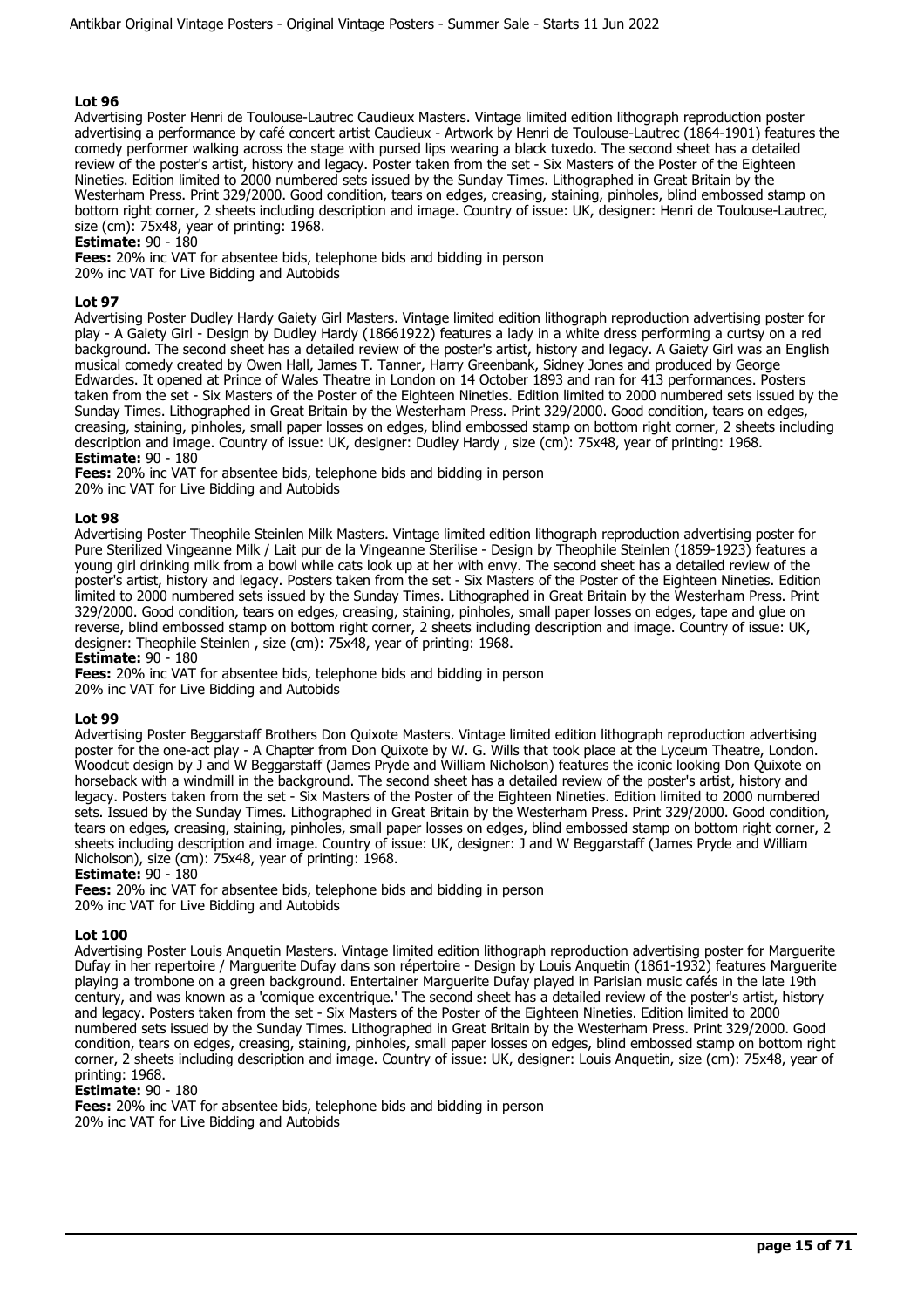### Lot 96

Advertising Poster Henri de Toulouse-Lautrec Caudieux Masters. Vintage limited edition lithograph reproduction poster advertising a performance by café concert artist Caudieux - Artwork by Henri de Toulouse-Lautrec (1864-1901) features the comedy performer walking across the stage with pursed lips wearing a black tuxedo. The second sheet has a detailed review of the poster's artist, history and legacy. Poster taken from the set - Six Masters of the Poster of the Eighteen Nineties. Edition limited to 2000 numbered sets issued by the Sunday Times. Lithographed in Great Britain by the Westerham Press. Print 329/2000. Good condition, tears on edges, creasing, staining, pinholes, blind embossed stamp on bottom right corner, 2 sheets including description and image. Country of issue: UK, designer: Henri de Toulouse-Lautrec, size (cm): 75x48, year of printing: 1968.

**Estimate:** 90 - 180

**Fees:** 20% inc VAT for absentee bids, telephone bids and bidding in person
20% inc VAT for Live Bidding and Autobids

### Lot 97

Advertising Poster Dudley Hardy Gaiety Girl Masters. Vintage limited edition lithograph reproduction advertising poster for play - A Gaiety Girl - Design by Dudley Hardy (18661922) features a lady in a white dress performing a curtsy on a red background. The second sheet has a detailed review of the poster's artist, history and legacy. A Gaiety Girl was an English musical comedy created by Owen Hall, James T. Tanner, Harry Greenbank, Sidney Jones and produced by George Edwardes. It opened at Prince of Wales Theatre in London on 14 October 1893 and ran for 413 performances. Posters taken from the set - Six Masters of the Poster of the Eighteen Nineties. Edition limited to 2000 numbered sets issued by the Sunday Times. Lithographed in Great Britain by the Westerham Press. Print 329/2000. Good condition, tears on edges, creasing, staining, pinholes, small paper losses on edges, blind embossed stamp on bottom right corner, 2 sheets including description and image. Country of issue: UK, designer: Dudley Hardy , size (cm): 75x48, year of printing: 1968.

**Estimate:** 90 - 180

**Fees:** 20% inc VAT for absentee bids, telephone bids and bidding in person
20% inc VAT for Live Bidding and Autobids

### Lot 98

Advertising Poster Theophile Steinlen Milk Masters. Vintage limited edition lithograph reproduction advertising poster for Pure Sterilized Vingeanne Milk / Lait pur de la Vingeanne Sterilise - Design by Theophile Steinlen (1859-1923) features a young girl drinking milk from a bowl while cats look up at her with envy. The second sheet has a detailed review of the poster's artist, history and legacy. Posters taken from the set - Six Masters of the Poster of the Eighteen Nineties. Edition limited to 2000 numbered sets issued by the Sunday Times. Lithographed in Great Britain by the Westerham Press. Print 329/2000. Good condition, tears on edges, creasing, staining, pinholes, small paper losses on edges, tape and glue on reverse, blind embossed stamp on bottom right corner, 2 sheets including description and image. Country of issue: UK, designer: Theophile Steinlen , size (cm): 75x48, year of printing: 1968.

**Estimate:** 90 - 180

**Fees:** 20% inc VAT for absentee bids, telephone bids and bidding in person
20% inc VAT for Live Bidding and Autobids

### Lot 99

Advertising Poster Beggarstaff Brothers Don Quixote Masters. Vintage limited edition lithograph reproduction advertising poster for the one-act play - A Chapter from Don Quixote by W. G. Wills that took place at the Lyceum Theatre, London. Woodcut design by J and W Beggarstaff (James Pryde and William Nicholson) features the iconic looking Don Quixote on horseback with a windmill in the background. The second sheet has a detailed review of the poster's artist, history and legacy. Posters taken from the set - Six Masters of the Poster of the Eighteen Nineties. Edition limited to 2000 numbered sets. Issued by the Sunday Times. Lithographed in Great Britain by the Westerham Press. Print 329/2000. Good condition, tears on edges, creasing, staining, pinholes, small paper losses on edges, blind embossed stamp on bottom right corner, 2 sheets including description and image. Country of issue: UK, designer: J and W Beggarstaff (James Pryde and William Nicholson), size (cm): 75x48, year of printing: 1968.

**Estimate:** 90 - 180

**Fees:** 20% inc VAT for absentee bids, telephone bids and bidding in person
20% inc VAT for Live Bidding and Autobids

### Lot 100

Advertising Poster Louis Anquetin Masters. Vintage limited edition lithograph reproduction advertising poster for Marguerite Dufay in her repertoire / Marguerite Dufay dans son répertoire - Design by Louis Anquetin (1861-1932) features Marguerite playing a trombone on a green background. Entertainer Marguerite Dufay played in Parisian music cafés in the late 19th century, and was known as a 'comique excentrique.' The second sheet has a detailed review of the poster's artist, history and legacy. Posters taken from the set - Six Masters of the Poster of the Eighteen Nineties. Edition limited to 2000 numbered sets issued by the Sunday Times. Lithographed in Great Britain by the Westerham Press. Print 329/2000. Good condition, tears on edges, creasing, staining, pinholes, small paper losses on edges, blind embossed stamp on bottom right corner, 2 sheets including description and image. Country of issue: UK, designer: Louis Anquetin, size (cm): 75x48, year of printing: 1968.

**Estimate:** 90 - 180

**Fees:** 20% inc VAT for absentee bids, telephone bids and bidding in person
20% inc VAT for Live Bidding and Autobids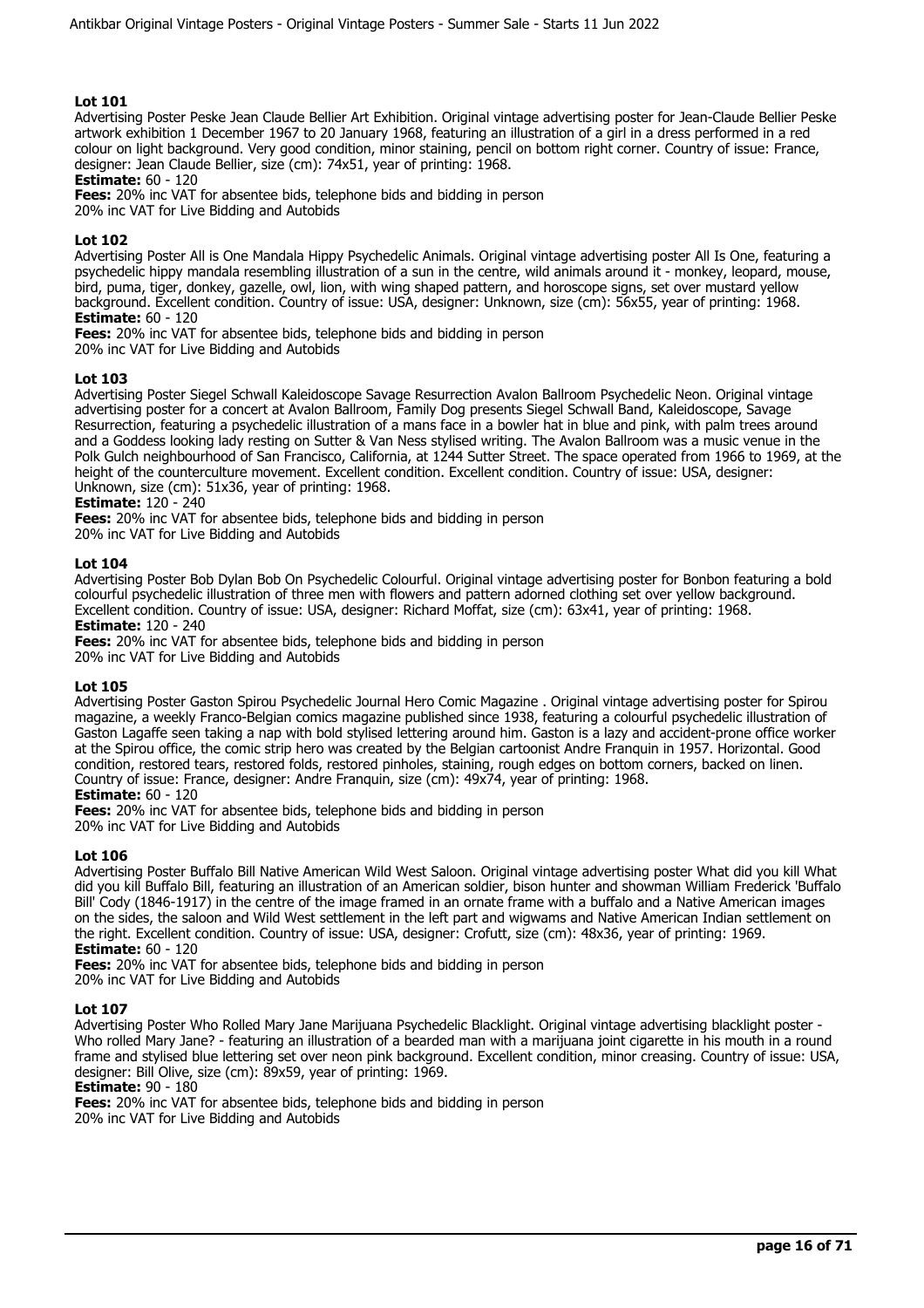### Lot 101

Advertising Poster Peske Jean Claude Bellier Art Exhibition. Original vintage advertising poster for Jean-Claude Bellier Peske artwork exhibition 1 December 1967 to 20 January 1968, featuring an illustration of a girl in a dress performed in a red colour on light background. Very good condition, minor staining, pencil on bottom right corner. Country of issue: France, designer: Jean Claude Bellier, size (cm): 74x51, year of printing: 1968.

**Estimate:** 60 - 120

**Fees:** 20% inc VAT for absentee bids, telephone bids and bidding in person
20% inc VAT for Live Bidding and Autobids

### Lot 102

Advertising Poster All is One Mandala Hippy Psychedelic Animals. Original vintage advertising poster All Is One, featuring a psychedelic hippy mandala resembling illustration of a sun in the centre, wild animals around it - monkey, leopard, mouse, bird, puma, tiger, donkey, gazelle, owl, lion, with wing shaped pattern, and horoscope signs, set over mustard yellow background. Excellent condition. Country of issue: USA, designer: Unknown, size (cm): 56x55, year of printing: 1968.

**Estimate:** 60 - 120

**Fees:** 20% inc VAT for absentee bids, telephone bids and bidding in person
20% inc VAT for Live Bidding and Autobids

### Lot 103

Advertising Poster Siegel Schwall Kaleidoscope Savage Resurrection Avalon Ballroom Psychedelic Neon. Original vintage advertising poster for a concert at Avalon Ballroom, Family Dog presents Siegel Schwall Band, Kaleidoscope, Savage Resurrection, featuring a psychedelic illustration of a mans face in a bowler hat in blue and pink, with palm trees around and a Goddess looking lady resting on Sutter & Van Ness stylised writing. The Avalon Ballroom was a music venue in the Polk Gulch neighbourhood of San Francisco, California, at 1244 Sutter Street. The space operated from 1966 to 1969, at the height of the counterculture movement. Excellent condition. Excellent condition. Country of issue: USA, designer: Unknown, size (cm): 51x36, year of printing: 1968.

**Estimate:** 120 - 240

**Fees:** 20% inc VAT for absentee bids, telephone bids and bidding in person
20% inc VAT for Live Bidding and Autobids

### Lot 104

Advertising Poster Bob Dylan Bob On Psychedelic Colourful. Original vintage advertising poster for Bonbon featuring a bold colourful psychedelic illustration of three men with flowers and pattern adorned clothing set over yellow background. Excellent condition. Country of issue: USA, designer: Richard Moffat, size (cm): 63x41, year of printing: 1968.

**Estimate:** 120 - 240

**Fees:** 20% inc VAT for absentee bids, telephone bids and bidding in person
20% inc VAT for Live Bidding and Autobids

### Lot 105

Advertising Poster Gaston Spirou Psychedelic Journal Hero Comic Magazine . Original vintage advertising poster for Spirou magazine, a weekly Franco-Belgian comics magazine published since 1938, featuring a colourful psychedelic illustration of Gaston Lagaffe seen taking a nap with bold stylised lettering around him. Gaston is a lazy and accident-prone office worker at the Spirou office, the comic strip hero was created by the Belgian cartoonist Andre Franquin in 1957. Horizontal. Good condition, restored tears, restored folds, restored pinholes, staining, rough edges on bottom corners, backed on linen. Country of issue: France, designer: Andre Franquin, size (cm): 49x74, year of printing: 1968.

**Estimate:** 60 - 120

**Fees:** 20% inc VAT for absentee bids, telephone bids and bidding in person
20% inc VAT for Live Bidding and Autobids

### Lot 106

Advertising Poster Buffalo Bill Native American Wild West Saloon. Original vintage advertising poster What did you kill What did you kill Buffalo Bill, featuring an illustration of an American soldier, bison hunter and showman William Frederick 'Buffalo Bill' Cody (1846-1917) in the centre of the image framed in an ornate frame with a buffalo and a Native American images on the sides, the saloon and Wild West settlement in the left part and wigwams and Native American Indian settlement on the right. Excellent condition. Country of issue: USA, designer: Crofutt, size (cm): 48x36, year of printing: 1969.

**Estimate:** 60 - 120

**Fees:** 20% inc VAT for absentee bids, telephone bids and bidding in person
20% inc VAT for Live Bidding and Autobids

### Lot 107

Advertising Poster Who Rolled Mary Jane Marijuana Psychedelic Blacklight. Original vintage advertising blacklight poster - Who rolled Mary Jane? - featuring an illustration of a bearded man with a marijuana joint cigarette in his mouth in a round frame and stylised blue lettering set over neon pink background. Excellent condition, minor creasing. Country of issue: USA, designer: Bill Olive, size (cm): 89x59, year of printing: 1969.

**Estimate:** 90 - 180

**Fees:** 20% inc VAT for absentee bids, telephone bids and bidding in person
20% inc VAT for Live Bidding and Autobids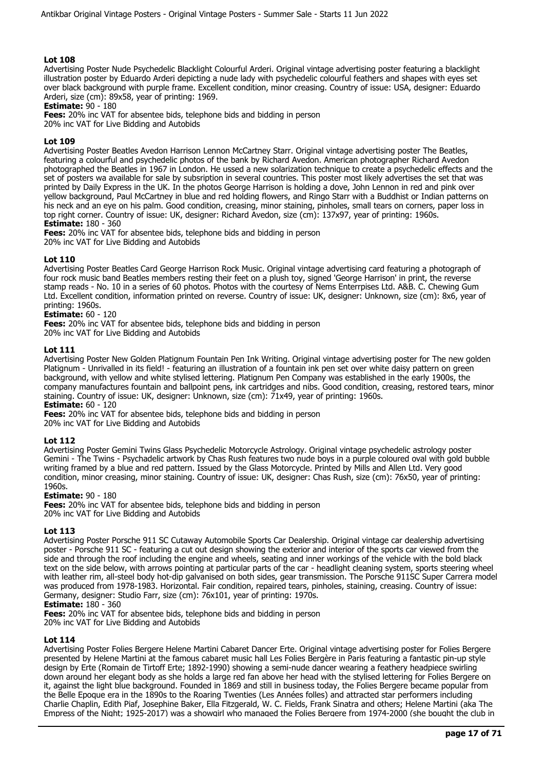### Lot 108

Advertising Poster Nude Psychedelic Blacklight Colourful Arderi. Original vintage advertising poster featuring a blacklight illustration poster by Eduardo Arderi depicting a nude lady with psychedelic colourful feathers and shapes with eyes set over black background with purple frame. Excellent condition, minor creasing. Country of issue: USA, designer: Eduardo Arderi, size (cm): 89x58, year of printing: 1969.

**Estimate:** 90 - 180

**Fees:** 20% inc VAT for absentee bids, telephone bids and bidding in person
20% inc VAT for Live Bidding and Autobids

### Lot 109

Advertising Poster Beatles Avedon Harrison Lennon McCartney Starr. Original vintage advertising poster The Beatles, featuring a colourful and psychedelic photos of the bank by Richard Avedon. American photographer Richard Avedon photographed the Beatles in 1967 in London. He used a new solarization technique to create a psychedelic effects and the set of posters wa available for sale by subsription in several countries. This poster most likely advertises the set that was printed by Daily Express in the UK. In the photos George Harrison is holding a dove, John Lennon in red and pink over yellow background, Paul McCartney in blue and red holding flowers, and Ringo Starr with a Buddhist or Indian patterns on his neck and an eye on his palm. Good condition, creasing, minor staining, pinholes, small tears on corners, paper loss in top right corner. Country of issue: UK, designer: Richard Avedon, size (cm): 137x97, year of printing: 1960s.

**Estimate:** 180 - 360

**Fees:** 20% inc VAT for absentee bids, telephone bids and bidding in person
20% inc VAT for Live Bidding and Autobids

### Lot 110

Advertising Poster Beatles Card George Harrison Rock Music. Original vintage advertising card featuring a photograph of four rock music band Beatles members resting their feet on a plush toy, signed 'George Harrison' in print, the reverse stamp reads - No. 10 in a series of 60 photos. Photos with the courtesy of Nems Enterrpises Ltd. A&B. C. Chewing Gum Ltd. Excellent condition, information printed on reverse. Country of issue: UK, designer: Unknown, size (cm): 8x6, year of printing: 1960s.

**Estimate:** 60 - 120

**Fees:** 20% inc VAT for absentee bids, telephone bids and bidding in person
20% inc VAT for Live Bidding and Autobids

### Lot 111

Advertising Poster New Golden Platignum Fountain Pen Ink Writing. Original vintage advertising poster for The new golden Platignum - Unrivalled in its field! - featuring an illustration of a fountain ink pen set over white daisy pattern on green background, with yellow and white stylised lettering. Platignum Pen Company was established in the early 1900s, the company manufactures fountain and ballpoint pens, ink cartridges and nibs. Good condition, creasing, restored tears, minor staining. Country of issue: UK, designer: Unknown, size (cm): 71x49, year of printing: 1960s.

**Estimate:** 60 - 120

**Fees:** 20% inc VAT for absentee bids, telephone bids and bidding in person
20% inc VAT for Live Bidding and Autobids

### Lot 112

Advertising Poster Gemini Twins Glass Psychedelic Motorcycle Astrology. Original vintage psychedelic astrology poster Gemini - The Twins - Psychadelic artwork by Chas Rush features two nude boys in a purple coloured oval with gold bubble writing framed by a blue and red pattern. Issued by the Glass Motorcycle. Printed by Mills and Allen Ltd. Very good condition, minor creasing, minor staining. Country of issue: UK, designer: Chas Rush, size (cm): 76x50, year of printing: 1960s.

**Estimate:** 90 - 180

**Fees:** 20% inc VAT for absentee bids, telephone bids and bidding in person
20% inc VAT for Live Bidding and Autobids

### Lot 113

Advertising Poster Porsche 911 SC Cutaway Automobile Sports Car Dealership. Original vintage car dealership advertising poster - Porsche 911 SC - featuring a cut out design showing the exterior and interior of the sports car viewed from the side and through the roof including the engine and wheels, seating and inner workings of the vehicle with the bold black text on the side below, with arrows pointing at particular parts of the car - headlight cleaning system, sports steering wheel with leather rim, all-steel body hot-dip galvanised on both sides, gear transmission. The Porsche 911SC Super Carrera model was produced from 1978-1983. Horizontal. Fair condition, repaired tears, pinholes, staining, creasing. Country of issue: Germany, designer: Studio Farr, size (cm): 76x101, year of printing: 1970s.

**Estimate:** 180 - 360

**Fees:** 20% inc VAT for absentee bids, telephone bids and bidding in person
20% inc VAT for Live Bidding and Autobids

### Lot 114

Advertising Poster Folies Bergere Helene Martini Cabaret Dancer Erte. Original vintage advertising poster for Folies Bergere presented by Helene Martini at the famous cabaret music hall Les Folies Bergère in Paris featuring a fantastic pin-up style design by Erte (Romain de Tirtoff Erte; 1892-1990) showing a semi-nude dancer wearing a feathery headpiece swirling down around her elegant body as she holds a large red fan above her head with the stylised lettering for Folies Bergere on it, against the light blue background. Founded in 1869 and still in business today, the Folies Bergere became popular from the Belle Epoque era in the 1890s to the Roaring Twenties (Les Années folles) and attracted star performers including Charlie Chaplin, Edith Piaf, Josephine Baker, Ella Fitzgerald, W. C. Fields, Frank Sinatra and others; Helene Martini (aka The Empress of the Night; 1925-2017) was a showgirl who managed the Folies Bergere from 1974-2000 (she bought the club in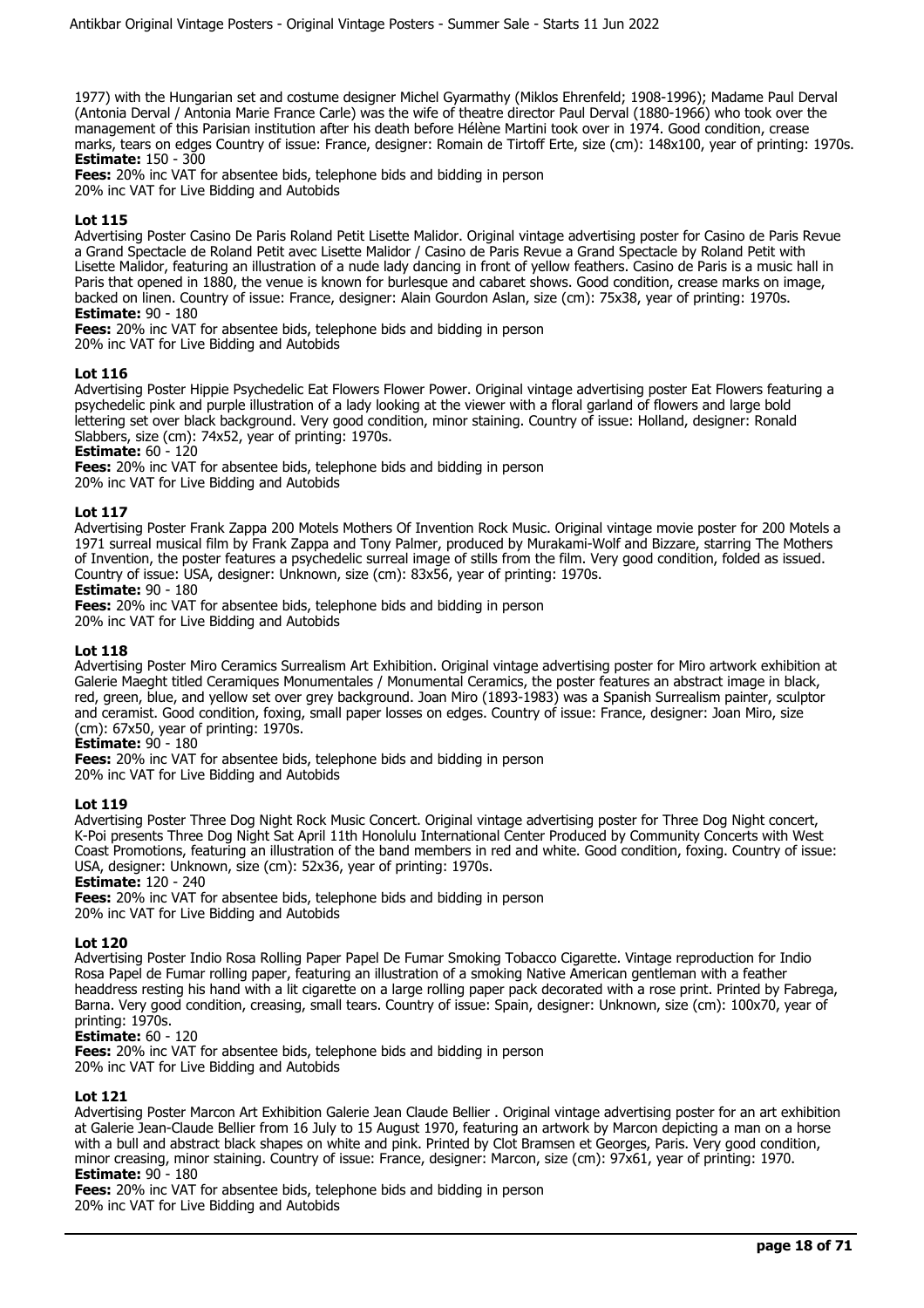1977) with the Hungarian set and costume designer Michel Gyarmathy (Miklos Ehrenfeld; 1908-1996); Madame Paul Derval (Antonia Derval / Antonia Marie France Carle) was the wife of theatre director Paul Derval (1880-1966) who took over the management of this Parisian institution after his death before Hélène Martini took over in 1974. Good condition, crease marks, tears on edges Country of issue: France, designer: Romain de Tirtoff Erte, size (cm): 148x100, year of printing: 1970s.
**Estimate:** 150 - 300
**Fees:** 20% inc VAT for absentee bids, telephone bids and bidding in person
20% inc VAT for Live Bidding and Autobids

### Lot 115

Advertising Poster Casino De Paris Roland Petit Lisette Malidor. Original vintage advertising poster for Casino de Paris Revue a Grand Spectacle de Roland Petit avec Lisette Malidor / Casino de Paris Revue a Grand Spectacle by Roland Petit with Lisette Malidor, featuring an illustration of a nude lady dancing in front of yellow feathers. Casino de Paris is a music hall in Paris that opened in 1880, the venue is known for burlesque and cabaret shows. Good condition, crease marks on image, backed on linen. Country of issue: France, designer: Alain Gourdon Aslan, size (cm): 75x38, year of printing: 1970s.
**Estimate:** 90 - 180
**Fees:** 20% inc VAT for absentee bids, telephone bids and bidding in person
20% inc VAT for Live Bidding and Autobids

### Lot 116

Advertising Poster Hippie Psychedelic Eat Flowers Flower Power. Original vintage advertising poster Eat Flowers featuring a psychedelic pink and purple illustration of a lady looking at the viewer with a floral garland of flowers and large bold lettering set over black background. Very good condition, minor staining. Country of issue: Holland, designer: Ronald Slabbers, size (cm): 74x52, year of printing: 1970s.
**Estimate:** 60 - 120
**Fees:** 20% inc VAT for absentee bids, telephone bids and bidding in person
20% inc VAT for Live Bidding and Autobids

### Lot 117

Advertising Poster Frank Zappa 200 Motels Mothers Of Invention Rock Music. Original vintage movie poster for 200 Motels a 1971 surreal musical film by Frank Zappa and Tony Palmer, produced by Murakami-Wolf and Bizzare, starring The Mothers of Invention, the poster features a psychedelic surreal image of stills from the film. Very good condition, folded as issued. Country of issue: USA, designer: Unknown, size (cm): 83x56, year of printing: 1970s.
**Estimate:** 90 - 180
**Fees:** 20% inc VAT for absentee bids, telephone bids and bidding in person
20% inc VAT for Live Bidding and Autobids

### Lot 118

Advertising Poster Miro Ceramics Surrealism Art Exhibition. Original vintage advertising poster for Miro artwork exhibition at Galerie Maeght titled Ceramiques Monumentales / Monumental Ceramics, the poster features an abstract image in black, red, green, blue, and yellow set over grey background. Joan Miro (1893-1983) was a Spanish Surrealism painter, sculptor and ceramist. Good condition, foxing, small paper losses on edges. Country of issue: France, designer: Joan Miro, size (cm): 67x50, year of printing: 1970s.
**Estimate:** 90 - 180
**Fees:** 20% inc VAT for absentee bids, telephone bids and bidding in person
20% inc VAT for Live Bidding and Autobids

### Lot 119

Advertising Poster Three Dog Night Rock Music Concert. Original vintage advertising poster for Three Dog Night concert, K-Poi presents Three Dog Night Sat April 11th Honolulu International Center Produced by Community Concerts with West Coast Promotions, featuring an illustration of the band members in red and white. Good condition, foxing. Country of issue: USA, designer: Unknown, size (cm): 52x36, year of printing: 1970s.
**Estimate:** 120 - 240
**Fees:** 20% inc VAT for absentee bids, telephone bids and bidding in person
20% inc VAT for Live Bidding and Autobids

### Lot 120

Advertising Poster Indio Rosa Rolling Paper Papel De Fumar Smoking Tobacco Cigarette. Vintage reproduction for Indio Rosa Papel de Fumar rolling paper, featuring an illustration of a smoking Native American gentleman with a feather headdress resting his hand with a lit cigarette on a large rolling paper pack decorated with a rose print. Printed by Fabrega, Barna. Very good condition, creasing, small tears. Country of issue: Spain, designer: Unknown, size (cm): 100x70, year of printing: 1970s.
**Estimate:** 60 - 120
**Fees:** 20% inc VAT for absentee bids, telephone bids and bidding in person
20% inc VAT for Live Bidding and Autobids

### Lot 121

Advertising Poster Marcon Art Exhibition Galerie Jean Claude Bellier . Original vintage advertising poster for an art exhibition at Galerie Jean-Claude Bellier from 16 July to 15 August 1970, featuring an artwork by Marcon depicting a man on a horse with a bull and abstract black shapes on white and pink. Printed by Clot Bramsen et Georges, Paris. Very good condition, minor creasing, minor staining. Country of issue: France, designer: Marcon, size (cm): 97x61, year of printing: 1970.
**Estimate:** 90 - 180
**Fees:** 20% inc VAT for absentee bids, telephone bids and bidding in person
20% inc VAT for Live Bidding and Autobids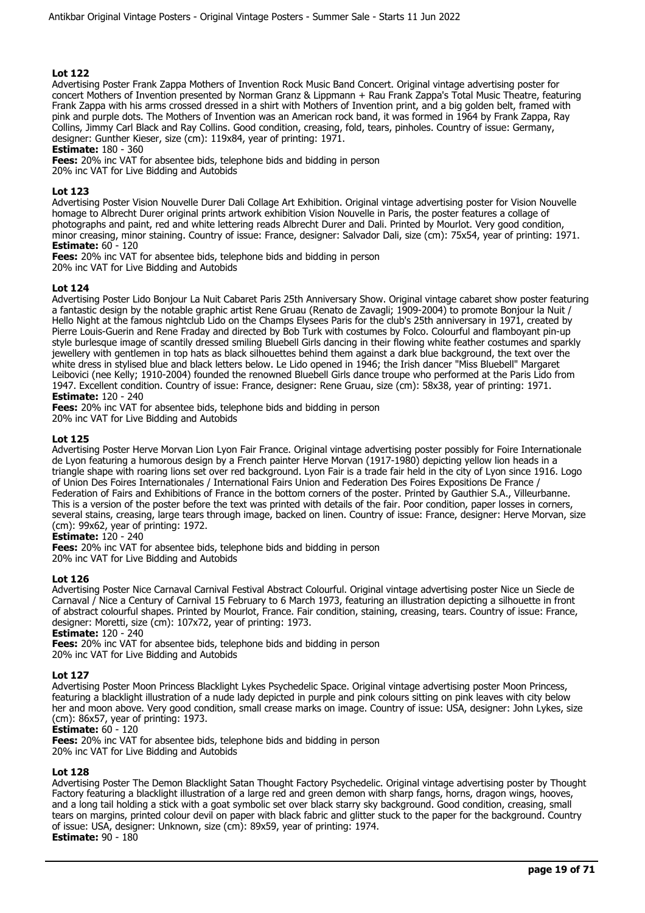### Lot 122

Advertising Poster Frank Zappa Mothers of Invention Rock Music Band Concert. Original vintage advertising poster for concert Mothers of Invention presented by Norman Granz & Lippmann + Rau Frank Zappa's Total Music Theatre, featuring Frank Zappa with his arms crossed dressed in a shirt with Mothers of Invention print, and a big golden belt, framed with pink and purple dots. The Mothers of Invention was an American rock band, it was formed in 1964 by Frank Zappa, Ray Collins, Jimmy Carl Black and Ray Collins. Good condition, creasing, fold, tears, pinholes. Country of issue: Germany, designer: Gunther Kieser, size (cm): 119x84, year of printing: 1971.

**Estimate:** 180 - 360

**Fees:** 20% inc VAT for absentee bids, telephone bids and bidding in person
20% inc VAT for Live Bidding and Autobids

### Lot 123

Advertising Poster Vision Nouvelle Durer Dali Collage Art Exhibition. Original vintage advertising poster for Vision Nouvelle homage to Albrecht Durer original prints artwork exhibition Vision Nouvelle in Paris, the poster features a collage of photographs and paint, red and white lettering reads Albrecht Durer and Dali. Printed by Mourlot. Very good condition, minor creasing, minor staining. Country of issue: France, designer: Salvador Dali, size (cm): 75x54, year of printing: 1971.

**Estimate:** 60 - 120

**Fees:** 20% inc VAT for absentee bids, telephone bids and bidding in person
20% inc VAT for Live Bidding and Autobids

### Lot 124

Advertising Poster Lido Bonjour La Nuit Cabaret Paris 25th Anniversary Show. Original vintage cabaret show poster featuring a fantastic design by the notable graphic artist Rene Gruau (Renato de Zavagli; 1909-2004) to promote Bonjour la Nuit / Hello Night at the famous nightclub Lido on the Champs Elysees Paris for the club's 25th anniversary in 1971, created by Pierre Louis-Guerin and Rene Fraday and directed by Bob Turk with costumes by Folco. Colourful and flamboyant pin-up style burlesque image of scantily dressed smiling Bluebell Girls dancing in their flowing white feather costumes and sparkly jewellery with gentlemen in top hats as black silhouettes behind them against a dark blue background, the text over the white dress in stylised blue and black letters below. Le Lido opened in 1946; the Irish dancer "Miss Bluebell" Margaret Leibovici (nee Kelly; 1910-2004) founded the renowned Bluebell Girls dance troupe who performed at the Paris Lido from 1947. Excellent condition. Country of issue: France, designer: Rene Gruau, size (cm): 58x38, year of printing: 1971.

**Estimate:** 120 - 240

**Fees:** 20% inc VAT for absentee bids, telephone bids and bidding in person
20% inc VAT for Live Bidding and Autobids

### Lot 125

Advertising Poster Herve Morvan Lion Lyon Fair France. Original vintage advertising poster possibly for Foire Internationale de Lyon featuring a humorous design by a French painter Herve Morvan (1917-1980) depicting yellow lion heads in a triangle shape with roaring lions set over red background. Lyon Fair is a trade fair held in the city of Lyon since 1916. Logo of Union Des Foires Internationales / International Fairs Union and Federation Des Foires Expositions De France / Federation of Fairs and Exhibitions of France in the bottom corners of the poster. Printed by Gauthier S.A., Villeurbanne. This is a version of the poster before the text was printed with details of the fair. Poor condition, paper losses in corners, several stains, creasing, large tears through image, backed on linen. Country of issue: France, designer: Herve Morvan, size (cm): 99x62, year of printing: 1972.

**Estimate:** 120 - 240

**Fees:** 20% inc VAT for absentee bids, telephone bids and bidding in person
20% inc VAT for Live Bidding and Autobids

### Lot 126

Advertising Poster Nice Carnaval Carnival Festival Abstract Colourful. Original vintage advertising poster Nice un Siecle de Carnaval / Nice a Century of Carnival 15 February to 6 March 1973, featuring an illustration depicting a silhouette in front of abstract colourful shapes. Printed by Mourlot, France. Fair condition, staining, creasing, tears. Country of issue: France, designer: Moretti, size (cm): 107x72, year of printing: 1973.

**Estimate:** 120 - 240

**Fees:** 20% inc VAT for absentee bids, telephone bids and bidding in person
20% inc VAT for Live Bidding and Autobids

### Lot 127

Advertising Poster Moon Princess Blacklight Lykes Psychedelic Space. Original vintage advertising poster Moon Princess, featuring a blacklight illustration of a nude lady depicted in purple and pink colours sitting on pink leaves with city below her and moon above. Very good condition, small crease marks on image. Country of issue: USA, designer: John Lykes, size (cm): 86x57, year of printing: 1973.

**Estimate:** 60 - 120

**Fees:** 20% inc VAT for absentee bids, telephone bids and bidding in person
20% inc VAT for Live Bidding and Autobids

### Lot 128

Advertising Poster The Demon Blacklight Satan Thought Factory Psychedelic. Original vintage advertising poster by Thought Factory featuring a blacklight illustration of a large red and green demon with sharp fangs, horns, dragon wings, hooves, and a long tail holding a stick with a goat symbolic set over black starry sky background. Good condition, creasing, small tears on margins, printed colour devil on paper with black fabric and glitter stuck to the paper for the background. Country of issue: USA, designer: Unknown, size (cm): 89x59, year of printing: 1974.

**Estimate:** 90 - 180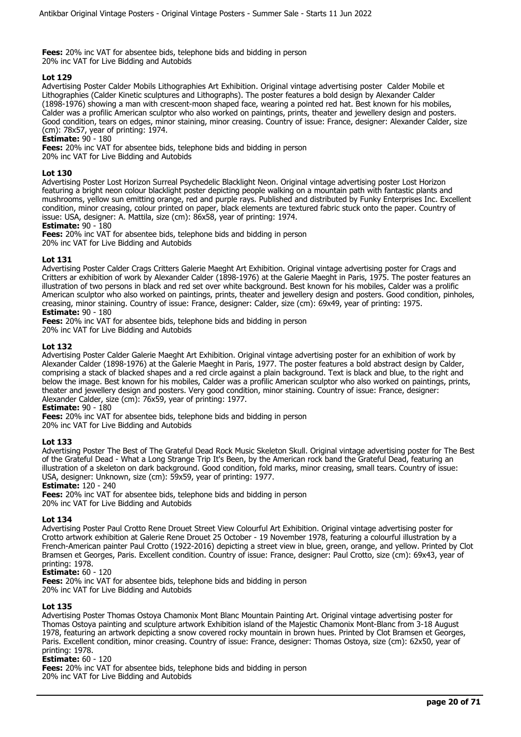**Fees:** 20% inc VAT for absentee bids, telephone bids and bidding in person
20% inc VAT for Live Bidding and Autobids

### Lot 129

Advertising Poster Calder Mobils Lithographies Art Exhibition. Original vintage advertising poster Calder Mobile et Lithographies (Calder Kinetic sculptures and Lithographs). The poster features a bold design by Alexander Calder (1898-1976) showing a man with crescent-moon shaped face, wearing a pointed red hat. Best known for his mobiles, Calder was a profilic American sculptor who also worked on paintings, prints, theater and jewellery design and posters. Good condition, tears on edges, minor staining, minor creasing. Country of issue: France, designer: Alexander Calder, size (cm): 78x57, year of printing: 1974.

**Estimate:** 90 - 180

**Fees:** 20% inc VAT for absentee bids, telephone bids and bidding in person
20% inc VAT for Live Bidding and Autobids

### Lot 130

Advertising Poster Lost Horizon Surreal Psychedelic Blacklight Neon. Original vintage advertising poster Lost Horizon featuring a bright neon colour blacklight poster depicting people walking on a mountain path with fantastic plants and mushrooms, yellow sun emitting orange, red and purple rays. Published and distributed by Funky Enterprises Inc. Excellent condition, minor creasing, colour printed on paper, black elements are textured fabric stuck onto the paper. Country of issue: USA, designer: A. Mattila, size (cm): 86x58, year of printing: 1974.

**Estimate:** 90 - 180

**Fees:** 20% inc VAT for absentee bids, telephone bids and bidding in person
20% inc VAT for Live Bidding and Autobids

### Lot 131

Advertising Poster Calder Crags Critters Galerie Maeght Art Exhibition. Original vintage advertising poster for Crags and Critters ar exhibition of work by Alexander Calder (1898-1976) at the Galerie Maeght in Paris, 1975. The poster features an illustration of two persons in black and red set over white background. Best known for his mobiles, Calder was a prolific American sculptor who also worked on paintings, prints, theater and jewellery design and posters. Good condition, pinholes, creasing, minor staining. Country of issue: France, designer: Calder, size (cm): 69x49, year of printing: 1975.

**Estimate:** 90 - 180

**Fees:** 20% inc VAT for absentee bids, telephone bids and bidding in person
20% inc VAT for Live Bidding and Autobids

### Lot 132

Advertising Poster Calder Galerie Maeght Art Exhibition. Original vintage advertising poster for an exhibition of work by Alexander Calder (1898-1976) at the Galerie Maeght in Paris, 1977. The poster features a bold abstract design by Calder, comprising a stack of blacked shapes and a red circle against a plain background. Text is black and blue, to the right and below the image. Best known for his mobiles, Calder was a profilic American sculptor who also worked on paintings, prints, theater and jewellery design and posters. Very good condition, minor staining. Country of issue: France, designer: Alexander Calder, size (cm): 76x59, year of printing: 1977.

**Estimate:** 90 - 180

**Fees:** 20% inc VAT for absentee bids, telephone bids and bidding in person
20% inc VAT for Live Bidding and Autobids

### Lot 133

Advertising Poster The Best of The Grateful Dead Rock Music Skeleton Skull. Original vintage advertising poster for The Best of the Grateful Dead - What a Long Strange Trip It's Been, by the American rock band the Grateful Dead, featuring an illustration of a skeleton on dark background. Good condition, fold marks, minor creasing, small tears. Country of issue: USA, designer: Unknown, size (cm): 59x59, year of printing: 1977.

**Estimate:** 120 - 240

**Fees:** 20% inc VAT for absentee bids, telephone bids and bidding in person
20% inc VAT for Live Bidding and Autobids

### Lot 134

Advertising Poster Paul Crotto Rene Drouet Street View Colourful Art Exhibition. Original vintage advertising poster for Crotto artwork exhibition at Galerie Rene Drouet 25 October - 19 November 1978, featuring a colourful illustration by a French-American painter Paul Crotto (1922-2016) depicting a street view in blue, green, orange, and yellow. Printed by Clot Bramsen et Georges, Paris. Excellent condition. Country of issue: France, designer: Paul Crotto, size (cm): 69x43, year of printing: 1978.

**Estimate:** 60 - 120

**Fees:** 20% inc VAT for absentee bids, telephone bids and bidding in person
20% inc VAT for Live Bidding and Autobids

### Lot 135

Advertising Poster Thomas Ostoya Chamonix Mont Blanc Mountain Painting Art. Original vintage advertising poster for Thomas Ostoya painting and sculpture artwork Exhibition island of the Majestic Chamonix Mont-Blanc from 3-18 August 1978, featuring an artwork depicting a snow covered rocky mountain in brown hues. Printed by Clot Bramsen et Georges, Paris. Excellent condition, minor creasing. Country of issue: France, designer: Thomas Ostoya, size (cm): 62x50, year of printing: 1978.

**Estimate:** 60 - 120

**Fees:** 20% inc VAT for absentee bids, telephone bids and bidding in person
20% inc VAT for Live Bidding and Autobids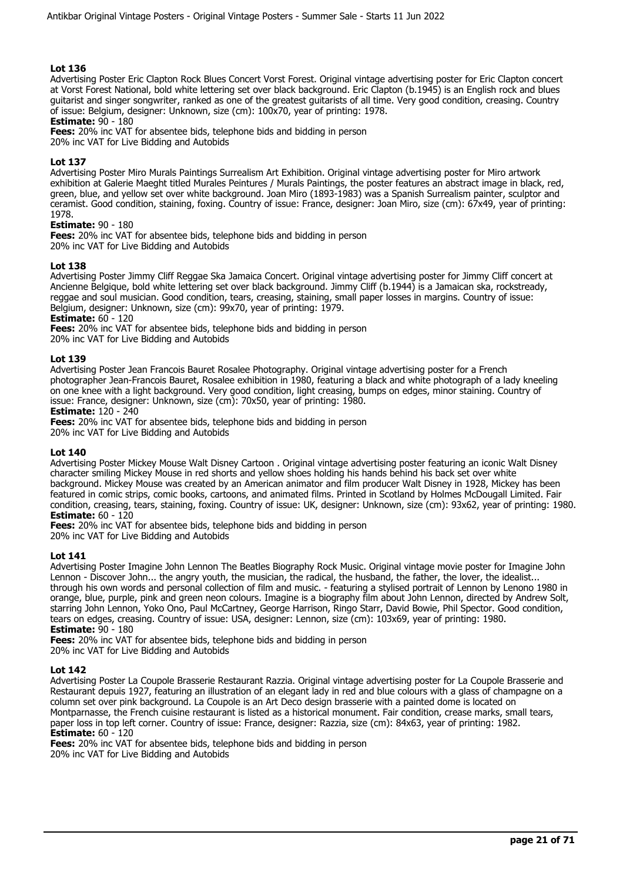### Lot 136

Advertising Poster Eric Clapton Rock Blues Concert Vorst Forest. Original vintage advertising poster for Eric Clapton concert at Vorst Forest National, bold white lettering set over black background. Eric Clapton (b.1945) is an English rock and blues guitarist and singer songwriter, ranked as one of the greatest guitarists of all time. Very good condition, creasing. Country of issue: Belgium, designer: Unknown, size (cm): 100x70, year of printing: 1978.

**Estimate:** 90 - 180

**Fees:** 20% inc VAT for absentee bids, telephone bids and bidding in person
20% inc VAT for Live Bidding and Autobids

### Lot 137

Advertising Poster Miro Murals Paintings Surrealism Art Exhibition. Original vintage advertising poster for Miro artwork exhibition at Galerie Maeght titled Murales Peintures / Murals Paintings, the poster features an abstract image in black, red, green, blue, and yellow set over white background. Joan Miro (1893-1983) was a Spanish Surrealism painter, sculptor and ceramist. Good condition, staining, foxing. Country of issue: France, designer: Joan Miro, size (cm): 67x49, year of printing: 1978.

**Estimate:** 90 - 180

**Fees:** 20% inc VAT for absentee bids, telephone bids and bidding in person
20% inc VAT for Live Bidding and Autobids

### Lot 138

Advertising Poster Jimmy Cliff Reggae Ska Jamaica Concert. Original vintage advertising poster for Jimmy Cliff concert at Ancienne Belgique, bold white lettering set over black background. Jimmy Cliff (b.1944) is a Jamaican ska, rocksteady, reggae and soul musician. Good condition, tears, creasing, staining, small paper losses in margins. Country of issue: Belgium, designer: Unknown, size (cm): 99x70, year of printing: 1979.

**Estimate:** 60 - 120

**Fees:** 20% inc VAT for absentee bids, telephone bids and bidding in person
20% inc VAT for Live Bidding and Autobids

### Lot 139

Advertising Poster Jean Francois Bauret Rosalee Photography. Original vintage advertising poster for a French photographer Jean-Francois Bauret, Rosalee exhibition in 1980, featuring a black and white photograph of a lady kneeling on one knee with a light background. Very good condition, light creasing, bumps on edges, minor staining. Country of issue: France, designer: Unknown, size (cm): 70x50, year of printing: 1980.

**Estimate:** 120 - 240

**Fees:** 20% inc VAT for absentee bids, telephone bids and bidding in person
20% inc VAT for Live Bidding and Autobids

### Lot 140

Advertising Poster Mickey Mouse Walt Disney Cartoon . Original vintage advertising poster featuring an iconic Walt Disney character smiling Mickey Mouse in red shorts and yellow shoes holding his hands behind his back set over white background. Mickey Mouse was created by an American animator and film producer Walt Disney in 1928, Mickey has been featured in comic strips, comic books, cartoons, and animated films. Printed in Scotland by Holmes McDougall Limited. Fair condition, creasing, tears, staining, foxing. Country of issue: UK, designer: Unknown, size (cm): 93x62, year of printing: 1980.

**Estimate:** 60 - 120

**Fees:** 20% inc VAT for absentee bids, telephone bids and bidding in person
20% inc VAT for Live Bidding and Autobids

### Lot 141

Advertising Poster Imagine John Lennon The Beatles Biography Rock Music. Original vintage movie poster for Imagine John Lennon - Discover John... the angry youth, the musician, the radical, the husband, the father, the lover, the idealist... through his own words and personal collection of film and music. - featuring a stylised portrait of Lennon by Lenono 1980 in orange, blue, purple, pink and green neon colours. Imagine is a biography film about John Lennon, directed by Andrew Solt, starring John Lennon, Yoko Ono, Paul McCartney, George Harrison, Ringo Starr, David Bowie, Phil Spector. Good condition, tears on edges, creasing. Country of issue: USA, designer: Lennon, size (cm): 103x69, year of printing: 1980.

**Estimate:** 90 - 180

**Fees:** 20% inc VAT for absentee bids, telephone bids and bidding in person
20% inc VAT for Live Bidding and Autobids

### Lot 142

Advertising Poster La Coupole Brasserie Restaurant Razzia. Original vintage advertising poster for La Coupole Brasserie and Restaurant depuis 1927, featuring an illustration of an elegant lady in red and blue colours with a glass of champagne on a column set over pink background. La Coupole is an Art Deco design brasserie with a painted dome is located on Montparnasse, the French cuisine restaurant is listed as a historical monument. Fair condition, crease marks, small tears, paper loss in top left corner. Country of issue: France, designer: Razzia, size (cm): 84x63, year of printing: 1982.

**Estimate:** 60 - 120

**Fees:** 20% inc VAT for absentee bids, telephone bids and bidding in person
20% inc VAT for Live Bidding and Autobids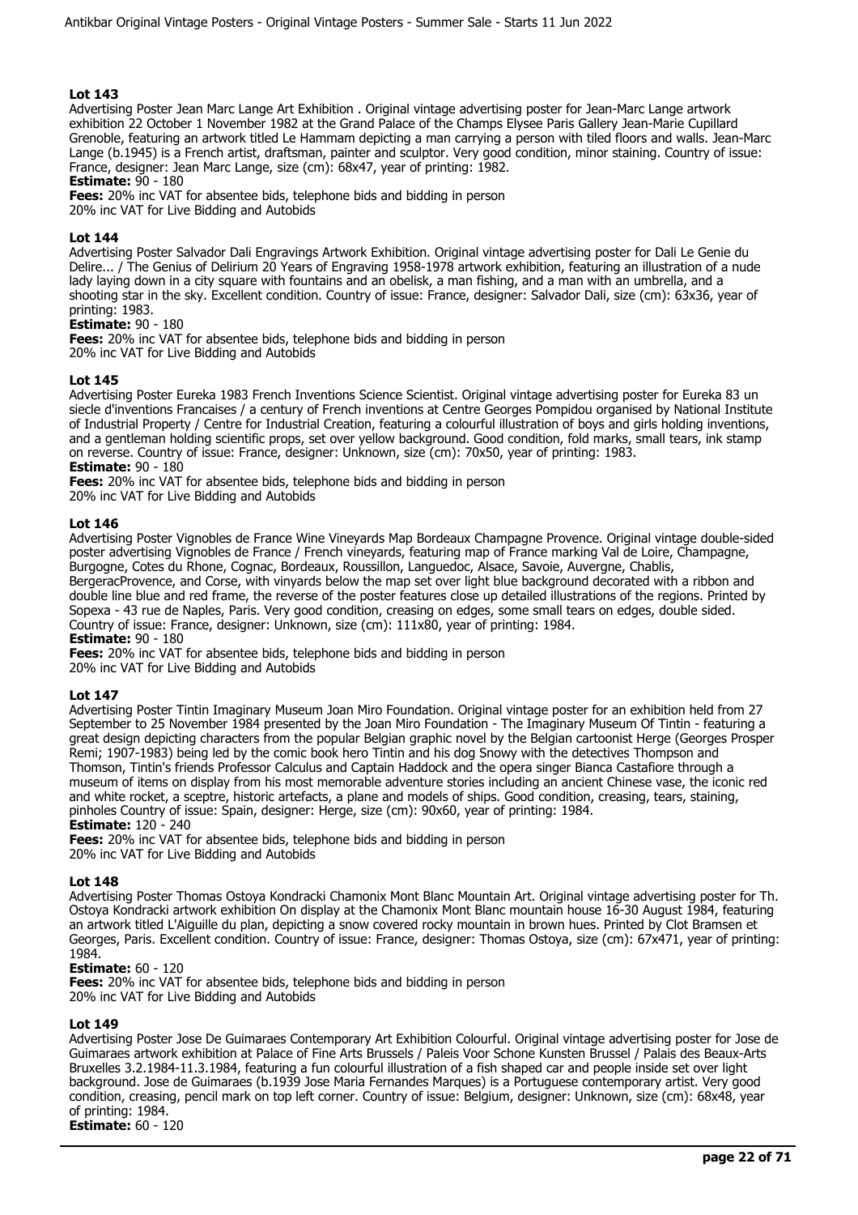### Lot 143

Advertising Poster Jean Marc Lange Art Exhibition . Original vintage advertising poster for Jean-Marc Lange artwork exhibition 22 October 1 November 1982 at the Grand Palace of the Champs Elysee Paris Gallery Jean-Marie Cupillard Grenoble, featuring an artwork titled Le Hammam depicting a man carrying a person with tiled floors and walls. Jean-Marc Lange (b.1945) is a French artist, draftsman, painter and sculptor. Very good condition, minor staining. Country of issue: France, designer: Jean Marc Lange, size (cm): 68x47, year of printing: 1982.

**Estimate:** 90 - 180

**Fees:** 20% inc VAT for absentee bids, telephone bids and bidding in person
20% inc VAT for Live Bidding and Autobids

### Lot 144

Advertising Poster Salvador Dali Engravings Artwork Exhibition. Original vintage advertising poster for Dali Le Genie du Delire... / The Genius of Delirium 20 Years of Engraving 1958-1978 artwork exhibition, featuring an illustration of a nude lady laying down in a city square with fountains and an obelisk, a man fishing, and a man with an umbrella, and a shooting star in the sky. Excellent condition. Country of issue: France, designer: Salvador Dali, size (cm): 63x36, year of printing: 1983.

**Estimate:** 90 - 180

**Fees:** 20% inc VAT for absentee bids, telephone bids and bidding in person
20% inc VAT for Live Bidding and Autobids

### Lot 145

Advertising Poster Eureka 1983 French Inventions Science Scientist. Original vintage advertising poster for Eureka 83 un siecle d'inventions Francaises / a century of French inventions at Centre Georges Pompidou organised by National Institute of Industrial Property / Centre for Industrial Creation, featuring a colourful illustration of boys and girls holding inventions, and a gentleman holding scientific props, set over yellow background. Good condition, fold marks, small tears, ink stamp on reverse. Country of issue: France, designer: Unknown, size (cm): 70x50, year of printing: 1983.

**Estimate:** 90 - 180

**Fees:** 20% inc VAT for absentee bids, telephone bids and bidding in person
20% inc VAT for Live Bidding and Autobids

### Lot 146

Advertising Poster Vignobles de France Wine Vineyards Map Bordeaux Champagne Provence. Original vintage double-sided poster advertising Vignobles de France / French vineyards, featuring map of France marking Val de Loire, Champagne, Burgogne, Cotes du Rhone, Cognac, Bordeaux, Roussillon, Languedoc, Alsace, Savoie, Auvergne, Chablis, BergeracProvence, and Corse, with vinyards below the map set over light blue background decorated with a ribbon and double line blue and red frame, the reverse of the poster features close up detailed illustrations of the regions. Printed by Sopexa - 43 rue de Naples, Paris. Very good condition, creasing on edges, some small tears on edges, double sided. Country of issue: France, designer: Unknown, size (cm): 111x80, year of printing: 1984.

**Estimate:** 90 - 180

**Fees:** 20% inc VAT for absentee bids, telephone bids and bidding in person
20% inc VAT for Live Bidding and Autobids

### Lot 147

Advertising Poster Tintin Imaginary Museum Joan Miro Foundation. Original vintage poster for an exhibition held from 27 September to 25 November 1984 presented by the Joan Miro Foundation - The Imaginary Museum Of Tintin - featuring a great design depicting characters from the popular Belgian graphic novel by the Belgian cartoonist Herge (Georges Prosper Remi; 1907-1983) being led by the comic book hero Tintin and his dog Snowy with the detectives Thompson and Thomson, Tintin's friends Professor Calculus and Captain Haddock and the opera singer Bianca Castafiore through a museum of items on display from his most memorable adventure stories including an ancient Chinese vase, the iconic red and white rocket, a sceptre, historic artefacts, a plane and models of ships. Good condition, creasing, tears, staining, pinholes Country of issue: Spain, designer: Herge, size (cm): 90x60, year of printing: 1984.

**Estimate:** 120 - 240

**Fees:** 20% inc VAT for absentee bids, telephone bids and bidding in person
20% inc VAT for Live Bidding and Autobids

### Lot 148

Advertising Poster Thomas Ostoya Kondracki Chamonix Mont Blanc Mountain Art. Original vintage advertising poster for Th. Ostoya Kondracki artwork exhibition On display at the Chamonix Mont Blanc mountain house 16-30 August 1984, featuring an artwork titled L'Aiguille du plan, depicting a snow covered rocky mountain in brown hues. Printed by Clot Bramsen et Georges, Paris. Excellent condition. Country of issue: France, designer: Thomas Ostoya, size (cm): 67x471, year of printing: 1984.

**Estimate:** 60 - 120

**Fees:** 20% inc VAT for absentee bids, telephone bids and bidding in person
20% inc VAT for Live Bidding and Autobids

### Lot 149

Advertising Poster Jose De Guimaraes Contemporary Art Exhibition Colourful. Original vintage advertising poster for Jose de Guimaraes artwork exhibition at Palace of Fine Arts Brussels / Paleis Voor Schone Kunsten Brussel / Palais des Beaux-Arts Bruxelles 3.2.1984-11.3.1984, featuring a fun colourful illustration of a fish shaped car and people inside set over light background. Jose de Guimaraes (b.1939 Jose Maria Fernandes Marques) is a Portuguese contemporary artist. Very good condition, creasing, pencil mark on top left corner. Country of issue: Belgium, designer: Unknown, size (cm): 68x48, year of printing: 1984.

**Estimate:** 60 - 120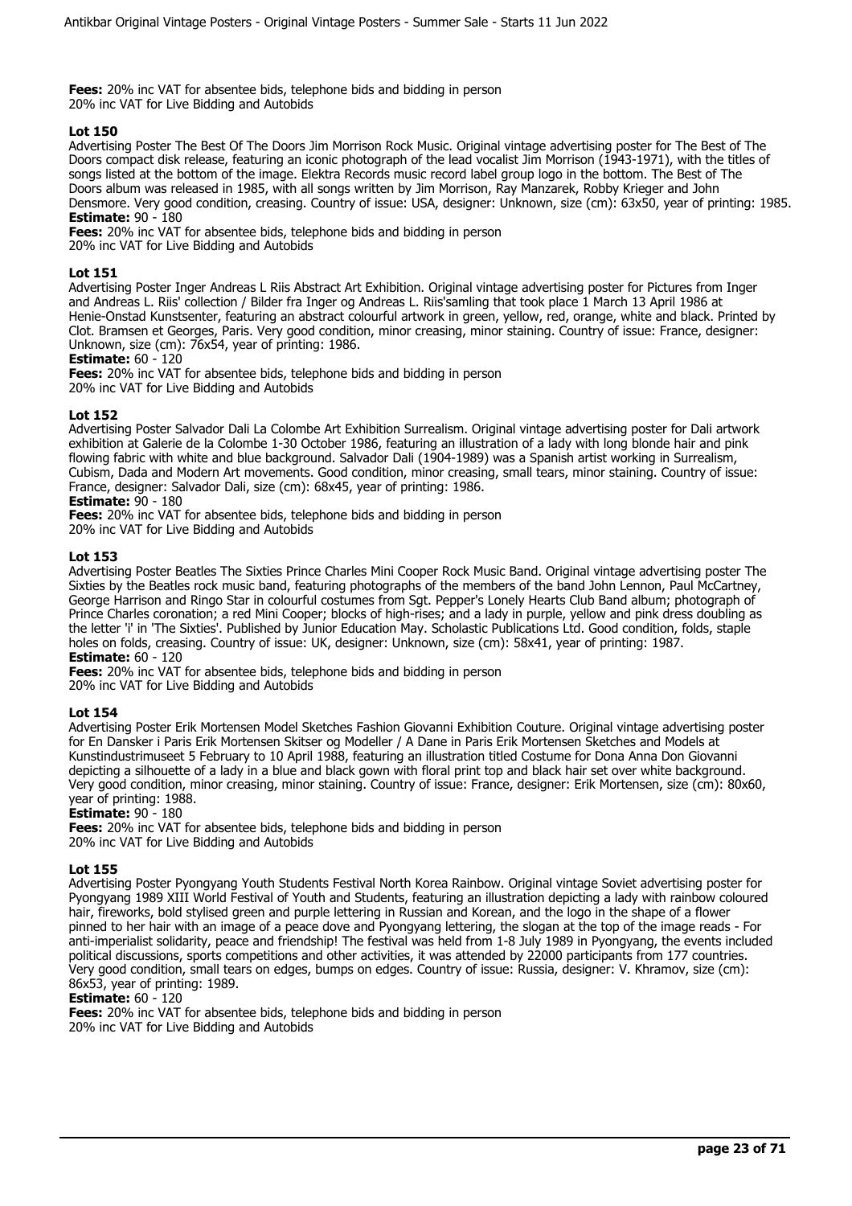**Fees:** 20% inc VAT for absentee bids, telephone bids and bidding in person
20% inc VAT for Live Bidding and Autobids

**Lot 150**
Advertising Poster The Best Of The Doors Jim Morrison Rock Music. Original vintage advertising poster for The Best of The Doors compact disk release, featuring an iconic photograph of the lead vocalist Jim Morrison (1943-1971), with the titles of songs listed at the bottom of the image. Elektra Records music record label group logo in the bottom. The Best of The Doors album was released in 1985, with all songs written by Jim Morrison, Ray Manzarek, Robby Krieger and John Densmore. Very good condition, creasing. Country of issue: USA, designer: Unknown, size (cm): 63x50, year of printing: 1985.
**Estimate:** 90 - 180
**Fees:** 20% inc VAT for absentee bids, telephone bids and bidding in person
20% inc VAT for Live Bidding and Autobids

**Lot 151**
Advertising Poster Inger Andreas L Riis Abstract Art Exhibition. Original vintage advertising poster for Pictures from Inger and Andreas L. Riis' collection / Bilder fra Inger og Andreas L. Riis'samling that took place 1 March 13 April 1986 at Henie-Onstad Kunstsenter, featuring an abstract colourful artwork in green, yellow, red, orange, white and black. Printed by Clot. Bramsen et Georges, Paris. Very good condition, minor creasing, minor staining. Country of issue: France, designer: Unknown, size (cm): 76x54, year of printing: 1986.
**Estimate:** 60 - 120
**Fees:** 20% inc VAT for absentee bids, telephone bids and bidding in person
20% inc VAT for Live Bidding and Autobids

**Lot 152**
Advertising Poster Salvador Dali La Colombe Art Exhibition Surrealism. Original vintage advertising poster for Dali artwork exhibition at Galerie de la Colombe 1-30 October 1986, featuring an illustration of a lady with long blonde hair and pink flowing fabric with white and blue background. Salvador Dali (1904-1989) was a Spanish artist working in Surrealism, Cubism, Dada and Modern Art movements. Good condition, minor creasing, small tears, minor staining. Country of issue: France, designer: Salvador Dali, size (cm): 68x45, year of printing: 1986.
**Estimate:** 90 - 180
**Fees:** 20% inc VAT for absentee bids, telephone bids and bidding in person
20% inc VAT for Live Bidding and Autobids

**Lot 153**
Advertising Poster Beatles The Sixties Prince Charles Mini Cooper Rock Music Band. Original vintage advertising poster The Sixties by the Beatles rock music band, featuring photographs of the members of the band John Lennon, Paul McCartney, George Harrison and Ringo Star in colourful costumes from Sgt. Pepper's Lonely Hearts Club Band album; photograph of Prince Charles coronation; a red Mini Cooper; blocks of high-rises; and a lady in purple, yellow and pink dress doubling as the letter 'i' in 'The Sixties'. Published by Junior Education May. Scholastic Publications Ltd. Good condition, folds, staple holes on folds, creasing. Country of issue: UK, designer: Unknown, size (cm): 58x41, year of printing: 1987.
**Estimate:** 60 - 120
**Fees:** 20% inc VAT for absentee bids, telephone bids and bidding in person
20% inc VAT for Live Bidding and Autobids

**Lot 154**
Advertising Poster Erik Mortensen Model Sketches Fashion Giovanni Exhibition Couture. Original vintage advertising poster for En Dansker i Paris Erik Mortensen Skitser og Modeller / A Dane in Paris Erik Mortensen Sketches and Models at Kunstindustrimuseet 5 February to 10 April 1988, featuring an illustration titled Costume for Dona Anna Don Giovanni depicting a silhouette of a lady in a blue and black gown with floral print top and black hair set over white background. Very good condition, minor creasing, minor staining. Country of issue: France, designer: Erik Mortensen, size (cm): 80x60, year of printing: 1988.
**Estimate:** 90 - 180
**Fees:** 20% inc VAT for absentee bids, telephone bids and bidding in person
20% inc VAT for Live Bidding and Autobids

**Lot 155**
Advertising Poster Pyongyang Youth Students Festival North Korea Rainbow. Original vintage Soviet advertising poster for Pyongyang 1989 XIII World Festival of Youth and Students, featuring an illustration depicting a lady with rainbow coloured hair, fireworks, bold stylised green and purple lettering in Russian and Korean, and the logo in the shape of a flower pinned to her hair with an image of a peace dove and Pyongyang lettering, the slogan at the top of the image reads - For anti-imperialist solidarity, peace and friendship! The festival was held from 1-8 July 1989 in Pyongyang, the events included political discussions, sports competitions and other activities, it was attended by 22000 participants from 177 countries. Very good condition, small tears on edges, bumps on edges. Country of issue: Russia, designer: V. Khramov, size (cm): 86x53, year of printing: 1989.
**Estimate:** 60 - 120
**Fees:** 20% inc VAT for absentee bids, telephone bids and bidding in person
20% inc VAT for Live Bidding and Autobids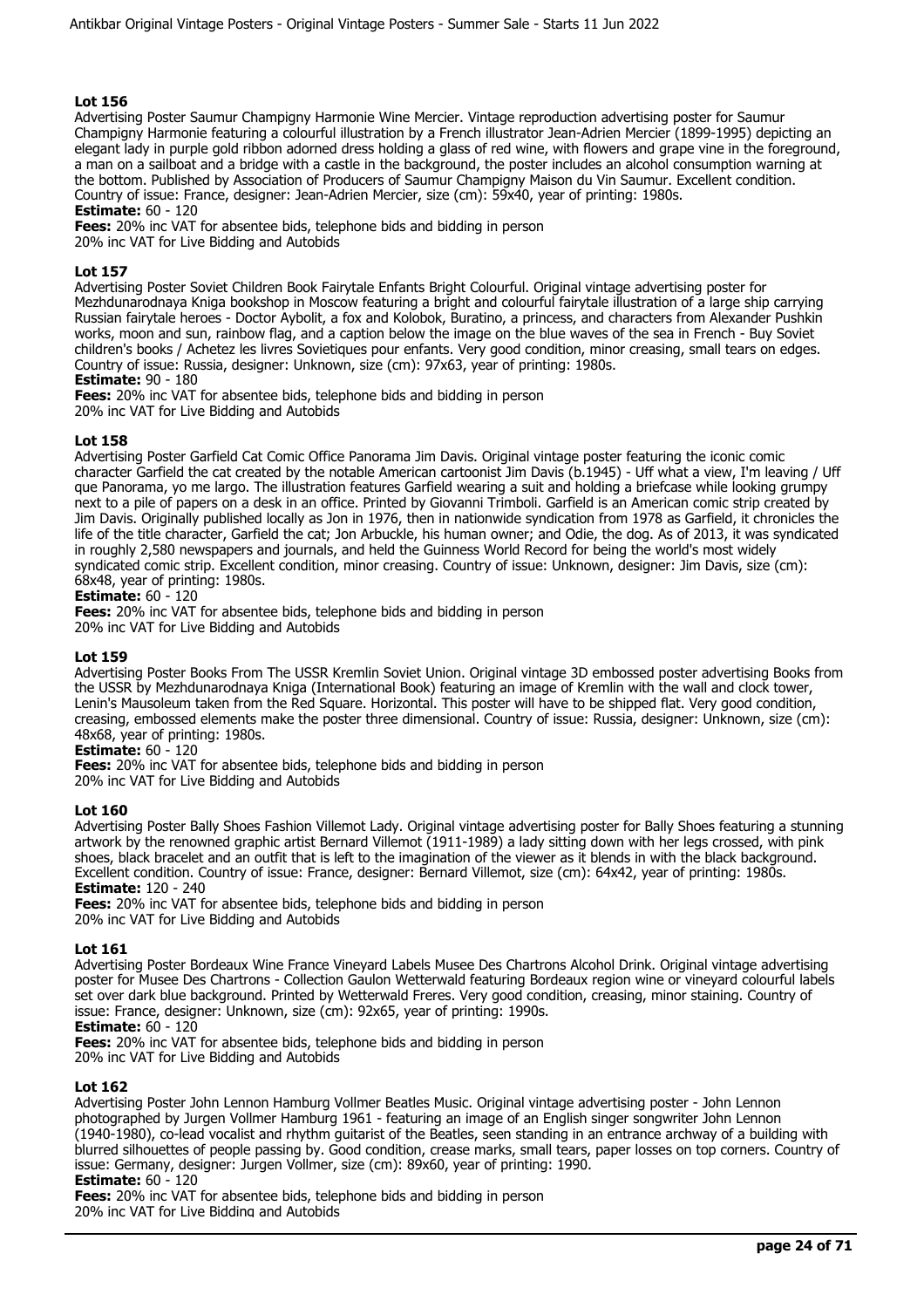## Lot 156

Advertising Poster Saumur Champigny Harmonie Wine Mercier. Vintage reproduction advertising poster for Saumur Champigny Harmonie featuring a colourful illustration by a French illustrator Jean-Adrien Mercier (1899-1995) depicting an elegant lady in purple gold ribbon adorned dress holding a glass of red wine, with flowers and grape vine in the foreground, a man on a sailboat and a bridge with a castle in the background, the poster includes an alcohol consumption warning at the bottom. Published by Association of Producers of Saumur Champigny Maison du Vin Saumur. Excellent condition. Country of issue: France, designer: Jean-Adrien Mercier, size (cm): 59x40, year of printing: 1980s.

**Estimate:** 60 - 120

**Fees:** 20% inc VAT for absentee bids, telephone bids and bidding in person
20% inc VAT for Live Bidding and Autobids

## Lot 157

Advertising Poster Soviet Children Book Fairytale Enfants Bright Colourful. Original vintage advertising poster for Mezhdunarodnaya Kniga bookshop in Moscow featuring a bright and colourful fairytale illustration of a large ship carrying Russian fairytale heroes - Doctor Aybolit, a fox and Kolobok, Buratino, a princess, and characters from Alexander Pushkin works, moon and sun, rainbow flag, and a caption below the image on the blue waves of the sea in French - Buy Soviet children's books / Achetez les livres Sovietiques pour enfants. Very good condition, minor creasing, small tears on edges. Country of issue: Russia, designer: Unknown, size (cm): 97x63, year of printing: 1980s.

**Estimate:** 90 - 180

**Fees:** 20% inc VAT for absentee bids, telephone bids and bidding in person
20% inc VAT for Live Bidding and Autobids

## Lot 158

Advertising Poster Garfield Cat Comic Office Panorama Jim Davis. Original vintage poster featuring the iconic comic character Garfield the cat created by the notable American cartoonist Jim Davis (b.1945) - Uff what a view, I'm leaving / Uff que Panorama, yo me largo. The illustration features Garfield wearing a suit and holding a briefcase while looking grumpy next to a pile of papers on a desk in an office. Printed by Giovanni Trimboli. Garfield is an American comic strip created by Jim Davis. Originally published locally as Jon in 1976, then in nationwide syndication from 1978 as Garfield, it chronicles the life of the title character, Garfield the cat; Jon Arbuckle, his human owner; and Odie, the dog. As of 2013, it was syndicated in roughly 2,580 newspapers and journals, and held the Guinness World Record for being the world's most widely syndicated comic strip. Excellent condition, minor creasing. Country of issue: Unknown, designer: Jim Davis, size (cm): 68x48, year of printing: 1980s.

**Estimate:** 60 - 120

**Fees:** 20% inc VAT for absentee bids, telephone bids and bidding in person
20% inc VAT for Live Bidding and Autobids

## Lot 159

Advertising Poster Books From The USSR Kremlin Soviet Union. Original vintage 3D embossed poster advertising Books from the USSR by Mezhdunarodnaya Kniga (International Book) featuring an image of Kremlin with the wall and clock tower, Lenin's Mausoleum taken from the Red Square. Horizontal. This poster will have to be shipped flat. Very good condition, creasing, embossed elements make the poster three dimensional. Country of issue: Russia, designer: Unknown, size (cm): 48x68, year of printing: 1980s.

**Estimate:** 60 - 120

**Fees:** 20% inc VAT for absentee bids, telephone bids and bidding in person
20% inc VAT for Live Bidding and Autobids

## Lot 160

Advertising Poster Bally Shoes Fashion Villemot Lady. Original vintage advertising poster for Bally Shoes featuring a stunning artwork by the renowned graphic artist Bernard Villemot (1911-1989) a lady sitting down with her legs crossed, with pink shoes, black bracelet and an outfit that is left to the imagination of the viewer as it blends in with the black background. Excellent condition. Country of issue: France, designer: Bernard Villemot, size (cm): 64x42, year of printing: 1980s.

**Estimate:** 120 - 240

**Fees:** 20% inc VAT for absentee bids, telephone bids and bidding in person
20% inc VAT for Live Bidding and Autobids

## Lot 161

Advertising Poster Bordeaux Wine France Vineyard Labels Musee Des Chartrons Alcohol Drink. Original vintage advertising poster for Musee Des Chartrons - Collection Gaulon Wetterwald featuring Bordeaux region wine or vineyard colourful labels set over dark blue background. Printed by Wetterwald Freres. Very good condition, creasing, minor staining. Country of issue: France, designer: Unknown, size (cm): 92x65, year of printing: 1990s.

**Estimate:** 60 - 120

**Fees:** 20% inc VAT for absentee bids, telephone bids and bidding in person
20% inc VAT for Live Bidding and Autobids

## Lot 162

Advertising Poster John Lennon Hamburg Vollmer Beatles Music. Original vintage advertising poster - John Lennon photographed by Jurgen Vollmer Hamburg 1961 - featuring an image of an English singer songwriter John Lennon (1940-1980), co-lead vocalist and rhythm guitarist of the Beatles, seen standing in an entrance archway of a building with blurred silhouettes of people passing by. Good condition, crease marks, small tears, paper losses on top corners. Country of issue: Germany, designer: Jurgen Vollmer, size (cm): 89x60, year of printing: 1990.

**Estimate:** 60 - 120

**Fees:** 20% inc VAT for absentee bids, telephone bids and bidding in person
20% inc VAT for Live Bidding and Autobids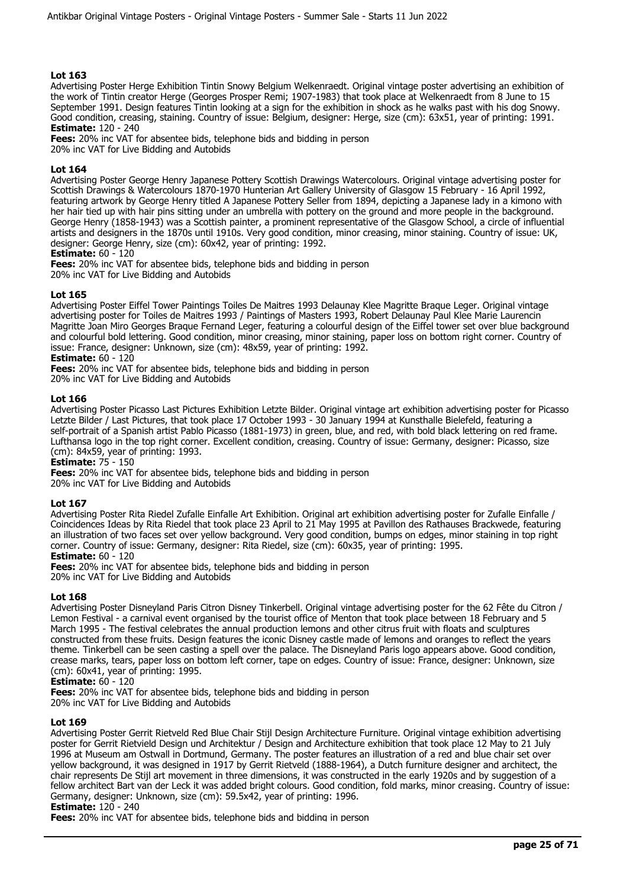**Lot 163**

Advertising Poster Herge Exhibition Tintin Snowy Belgium Welkenraedt. Original vintage poster advertising an exhibition of the work of Tintin creator Herge (Georges Prosper Remi; 1907-1983) that took place at Welkenraedt from 8 June to 15 September 1991. Design features Tintin looking at a sign for the exhibition in shock as he walks past with his dog Snowy. Good condition, creasing, staining. Country of issue: Belgium, designer: Herge, size (cm): 63x51, year of printing: 1991.

**Estimate:** 120 - 240

**Fees:** 20% inc VAT for absentee bids, telephone bids and bidding in person
20% inc VAT for Live Bidding and Autobids

**Lot 164**

Advertising Poster George Henry Japanese Pottery Scottish Drawings Watercolours. Original vintage advertising poster for Scottish Drawings & Watercolours 1870-1970 Hunterian Art Gallery University of Glasgow 15 February - 16 April 1992, featuring artwork by George Henry titled A Japanese Pottery Seller from 1894, depicting a Japanese lady in a kimono with her hair tied up with hair pins sitting under an umbrella with pottery on the ground and more people in the background. George Henry (1858-1943) was a Scottish painter, a prominent representative of the Glasgow School, a circle of influential artists and designers in the 1870s until 1910s. Very good condition, minor creasing, minor staining. Country of issue: UK, designer: George Henry, size (cm): 60x42, year of printing: 1992.

**Estimate:** 60 - 120

**Fees:** 20% inc VAT for absentee bids, telephone bids and bidding in person
20% inc VAT for Live Bidding and Autobids

**Lot 165**

Advertising Poster Eiffel Tower Paintings Toiles De Maitres 1993 Delaunay Klee Magritte Braque Leger. Original vintage advertising poster for Toiles de Maitres 1993 / Paintings of Masters 1993, Robert Delaunay Paul Klee Marie Laurencin Magritte Joan Miro Georges Braque Fernand Leger, featuring a colourful design of the Eiffel tower set over blue background and colourful bold lettering. Good condition, minor creasing, minor staining, paper loss on bottom right corner. Country of issue: France, designer: Unknown, size (cm): 48x59, year of printing: 1992.

**Estimate:** 60 - 120

**Fees:** 20% inc VAT for absentee bids, telephone bids and bidding in person
20% inc VAT for Live Bidding and Autobids

**Lot 166**

Advertising Poster Picasso Last Pictures Exhibition Letzte Bilder. Original vintage art exhibition advertising poster for Picasso Letzte Bilder / Last Pictures, that took place 17 October 1993 - 30 January 1994 at Kunsthalle Bielefeld, featuring a self-portrait of a Spanish artist Pablo Picasso (1881-1973) in green, blue, and red, with bold black lettering on red frame. Lufthansa logo in the top right corner. Excellent condition, creasing. Country of issue: Germany, designer: Picasso, size (cm): 84x59, year of printing: 1993.

**Estimate:** 75 - 150

**Fees:** 20% inc VAT for absentee bids, telephone bids and bidding in person
20% inc VAT for Live Bidding and Autobids

**Lot 167**

Advertising Poster Rita Riedel Zufalle Einfalle Art Exhibition. Original art exhibition advertising poster for Zufalle Einfalle / Coincidences Ideas by Rita Riedel that took place 23 April to 21 May 1995 at Pavillon des Rathauses Brackwede, featuring an illustration of two faces set over yellow background. Very good condition, bumps on edges, minor staining in top right corner. Country of issue: Germany, designer: Rita Riedel, size (cm): 60x35, year of printing: 1995.

**Estimate:** 60 - 120

**Fees:** 20% inc VAT for absentee bids, telephone bids and bidding in person
20% inc VAT for Live Bidding and Autobids

**Lot 168**

Advertising Poster Disneyland Paris Citron Disney Tinkerbell. Original vintage advertising poster for the 62 Fête du Citron / Lemon Festival - a carnival event organised by the tourist office of Menton that took place between 18 February and 5 March 1995 - The festival celebrates the annual production lemons and other citrus fruit with floats and sculptures constructed from these fruits. Design features the iconic Disney castle made of lemons and oranges to reflect the years theme. Tinkerbell can be seen casting a spell over the palace. The Disneyland Paris logo appears above. Good condition, crease marks, tears, paper loss on bottom left corner, tape on edges. Country of issue: France, designer: Unknown, size (cm): 60x41, year of printing: 1995.

**Estimate:** 60 - 120

**Fees:** 20% inc VAT for absentee bids, telephone bids and bidding in person
20% inc VAT for Live Bidding and Autobids

**Lot 169**

Advertising Poster Gerrit Rietveld Red Blue Chair Stijl Design Architecture Furniture. Original vintage exhibition advertising poster for Gerrit Rietvield Design und Architektur / Design and Architecture exhibition that took place 12 May to 21 July 1996 at Museum am Ostwall in Dortmund, Germany. The poster features an illustration of a red and blue chair set over yellow background, it was designed in 1917 by Gerrit Rietveld (1888-1964), a Dutch furniture designer and architect, the chair represents De Stijl art movement in three dimensions, it was constructed in the early 1920s and by suggestion of a fellow architect Bart van der Leck it was added bright colours. Good condition, fold marks, minor creasing. Country of issue: Germany, designer: Unknown, size (cm): 59.5x42, year of printing: 1996.

**Estimate:** 120 - 240

**Fees:** 20% inc VAT for absentee bids, telephone bids and bidding in person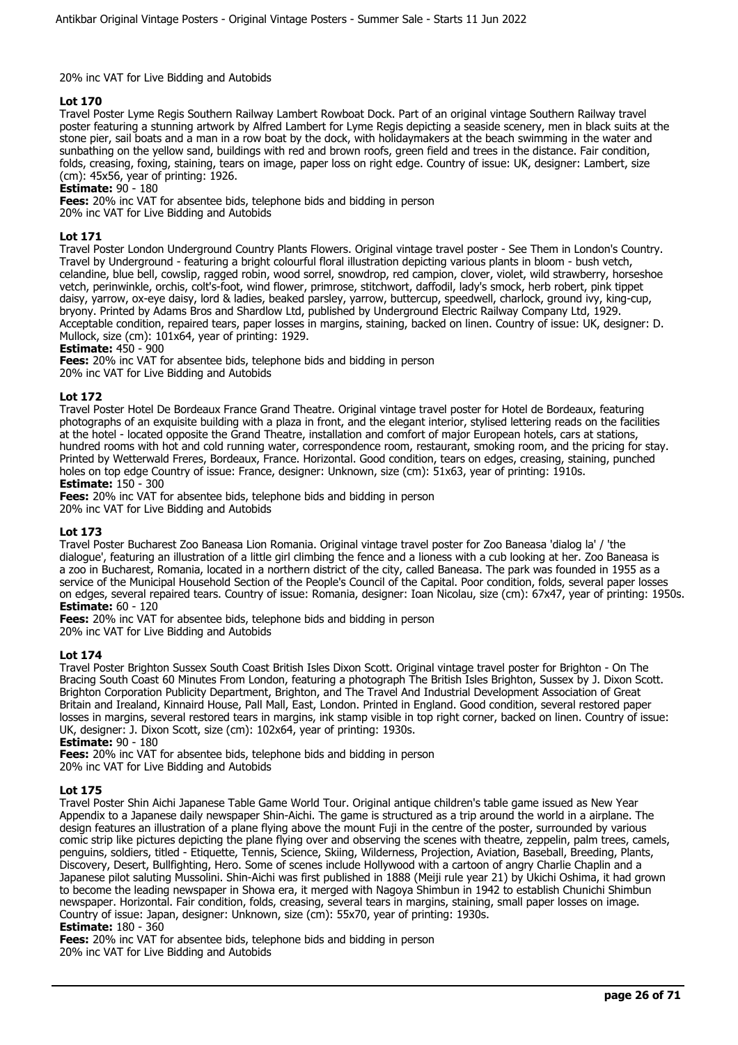20% inc VAT for Live Bidding and Autobids

### Lot 170

Travel Poster Lyme Regis Southern Railway Lambert Rowboat Dock. Part of an original vintage Southern Railway travel poster featuring a stunning artwork by Alfred Lambert for Lyme Regis depicting a seaside scenery, men in black suits at the stone pier, sail boats and a man in a row boat by the dock, with holidaymakers at the beach swimming in the water and sunbathing on the yellow sand, buildings with red and brown roofs, green field and trees in the distance. Fair condition, folds, creasing, foxing, staining, tears on image, paper loss on right edge. Country of issue: UK, designer: Lambert, size (cm): 45x56, year of printing: 1926.

**Estimate:** 90 - 180

**Fees:** 20% inc VAT for absentee bids, telephone bids and bidding in person
20% inc VAT for Live Bidding and Autobids

### Lot 171

Travel Poster London Underground Country Plants Flowers. Original vintage travel poster - See Them in London's Country. Travel by Underground - featuring a bright colourful floral illustration depicting various plants in bloom - bush vetch, celandine, blue bell, cowslip, ragged robin, wood sorrel, snowdrop, red campion, clover, violet, wild strawberry, horseshoe vetch, perinwinkle, orchis, colt's-foot, wind flower, primrose, stitchwort, daffodil, lady's smock, herb robert, pink tippet daisy, yarrow, ox-eye daisy, lord & ladies, beaked parsley, yarrow, buttercup, speedwell, charlock, ground ivy, king-cup, bryony. Printed by Adams Bros and Shardlow Ltd, published by Underground Electric Railway Company Ltd, 1929. Acceptable condition, repaired tears, paper losses in margins, staining, backed on linen. Country of issue: UK, designer: D. Mullock, size (cm): 101x64, year of printing: 1929.

**Estimate:** 450 - 900

**Fees:** 20% inc VAT for absentee bids, telephone bids and bidding in person
20% inc VAT for Live Bidding and Autobids

### Lot 172

Travel Poster Hotel De Bordeaux France Grand Theatre. Original vintage travel poster for Hotel de Bordeaux, featuring photographs of an exquisite building with a plaza in front, and the elegant interior, stylised lettering reads on the facilities at the hotel - located opposite the Grand Theatre, installation and comfort of major European hotels, cars at stations, hundred rooms with hot and cold running water, correspondence room, restaurant, smoking room, and the pricing for stay. Printed by Wetterwald Freres, Bordeaux, France. Horizontal. Good condition, tears on edges, creasing, staining, punched holes on top edge Country of issue: France, designer: Unknown, size (cm): 51x63, year of printing: 1910s.

**Estimate:** 150 - 300

**Fees:** 20% inc VAT for absentee bids, telephone bids and bidding in person
20% inc VAT for Live Bidding and Autobids

### Lot 173

Travel Poster Bucharest Zoo Baneasa Lion Romania. Original vintage travel poster for Zoo Baneasa 'dialog la' / 'the dialogue', featuring an illustration of a little girl climbing the fence and a lioness with a cub looking at her. Zoo Baneasa is a zoo in Bucharest, Romania, located in a northern district of the city, called Baneasa. The park was founded in 1955 as a service of the Municipal Household Section of the People's Council of the Capital. Poor condition, folds, several paper losses on edges, several repaired tears. Country of issue: Romania, designer: Ioan Nicolau, size (cm): 67x47, year of printing: 1950s.

**Estimate:** 60 - 120

**Fees:** 20% inc VAT for absentee bids, telephone bids and bidding in person
20% inc VAT for Live Bidding and Autobids

### Lot 174

Travel Poster Brighton Sussex South Coast British Isles Dixon Scott. Original vintage travel poster for Brighton - On The Bracing South Coast 60 Minutes From London, featuring a photograph The British Isles Brighton, Sussex by J. Dixon Scott. Brighton Corporation Publicity Department, Brighton, and The Travel And Industrial Development Association of Great Britain and Irealand, Kinnaird House, Pall Mall, East, London. Printed in England. Good condition, several restored paper losses in margins, several restored tears in margins, ink stamp visible in top right corner, backed on linen. Country of issue: UK, designer: J. Dixon Scott, size (cm): 102x64, year of printing: 1930s.

**Estimate:** 90 - 180

**Fees:** 20% inc VAT for absentee bids, telephone bids and bidding in person
20% inc VAT for Live Bidding and Autobids

### Lot 175

Travel Poster Shin Aichi Japanese Table Game World Tour. Original antique children's table game issued as New Year Appendix to a Japanese daily newspaper Shin-Aichi. The game is structured as a trip around the world in a airplane. The design features an illustration of a plane flying above the mount Fuji in the centre of the poster, surrounded by various comic strip like pictures depicting the plane flying over and observing the scenes with theatre, zeppelin, palm trees, camels, penguins, soldiers, titled - Etiquette, Tennis, Science, Skiing, Wilderness, Projection, Aviation, Baseball, Breeding, Plants, Discovery, Desert, Bullfighting, Hero. Some of scenes include Hollywood with a cartoon of angry Charlie Chaplin and a Japanese pilot saluting Mussolini. Shin-Aichi was first published in 1888 (Meiji rule year 21) by Ukichi Oshima, it had grown to become the leading newspaper in Showa era, it merged with Nagoya Shimbun in 1942 to establish Chunichi Shimbun newspaper. Horizontal. Fair condition, folds, creasing, several tears in margins, staining, small paper losses on image. Country of issue: Japan, designer: Unknown, size (cm): 55x70, year of printing: 1930s.

**Estimate:** 180 - 360

**Fees:** 20% inc VAT for absentee bids, telephone bids and bidding in person
20% inc VAT for Live Bidding and Autobids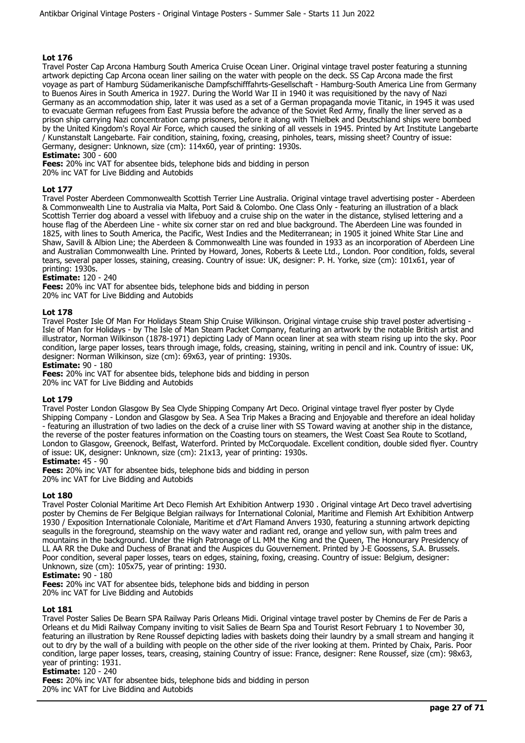## Lot 176

Travel Poster Cap Arcona Hamburg South America Cruise Ocean Liner. Original vintage travel poster featuring a stunning artwork depicting Cap Arcona ocean liner sailing on the water with people on the deck. SS Cap Arcona made the first voyage as part of Hamburg Südamerikanische Dampfschifffahrts-Gesellschaft - Hamburg-South America Line from Germany to Buenos Aires in South America in 1927. During the World War II in 1940 it was requisitioned by the navy of Nazi Germany as an accommodation ship, later it was used as a set of a German propaganda movie Titanic, in 1945 it was used to evacuate German refugees from East Prussia before the advance of the Soviet Red Army, finally the liner served as a prison ship carrying Nazi concentration camp prisoners, before it along with Thielbek and Deutschland ships were bombed by the United Kingdom's Royal Air Force, which caused the sinking of all vessels in 1945. Printed by Art Institute Langebarte / Kunstanstalt Langebarte. Fair condition, staining, foxing, creasing, pinholes, tears, missing sheet? Country of issue: Germany, designer: Unknown, size (cm): 114x60, year of printing: 1930s.

**Estimate:** 300 - 600

**Fees:** 20% inc VAT for absentee bids, telephone bids and bidding in person
20% inc VAT for Live Bidding and Autobids

## Lot 177

Travel Poster Aberdeen Commonwealth Scottish Terrier Line Australia. Original vintage travel advertising poster - Aberdeen & Commonwealth Line to Australia via Malta, Port Said & Colombo. One Class Only - featuring an illustration of a black Scottish Terrier dog aboard a vessel with lifebuoy and a cruise ship on the water in the distance, stylised lettering and a house flag of the Aberdeen Line - white six corner star on red and blue background. The Aberdeen Line was founded in 1825, with lines to South America, the Pacific, West Indies and the Mediterranean; in 1905 it joined White Star Line and Shaw, Savill & Albion Line; the Aberdeen & Commonwealth Line was founded in 1933 as an incorporation of Aberdeen Line and Australian Commonwealth Line. Printed by Howard, Jones, Roberts & Leete Ltd., London. Poor condition, folds, several tears, several paper losses, staining, creasing. Country of issue: UK, designer: P. H. Yorke, size (cm): 101x61, year of printing: 1930s.

**Estimate:** 120 - 240

**Fees:** 20% inc VAT for absentee bids, telephone bids and bidding in person
20% inc VAT for Live Bidding and Autobids

## Lot 178

Travel Poster Isle Of Man For Holidays Steam Ship Cruise Wilkinson. Original vintage cruise ship travel poster advertising - Isle of Man for Holidays - by The Isle of Man Steam Packet Company, featuring an artwork by the notable British artist and illustrator, Norman Wilkinson (1878-1971) depicting Lady of Mann ocean liner at sea with steam rising up into the sky. Poor condition, large paper losses, tears through image, folds, creasing, staining, writing in pencil and ink. Country of issue: UK, designer: Norman Wilkinson, size (cm): 69x63, year of printing: 1930s.

**Estimate:** 90 - 180

**Fees:** 20% inc VAT for absentee bids, telephone bids and bidding in person
20% inc VAT for Live Bidding and Autobids

## Lot 179

Travel Poster London Glasgow By Sea Clyde Shipping Company Art Deco. Original vintage travel flyer poster by Clyde Shipping Company - London and Glasgow by Sea. A Sea Trip Makes a Bracing and Enjoyable and therefore an ideal holiday - featuring an illustration of two ladies on the deck of a cruise liner with SS Toward waving at another ship in the distance, the reverse of the poster features information on the Coasting tours on steamers, the West Coast Sea Route to Scotland, London to Glasgow, Greenock, Belfast, Waterford. Printed by McCorquodale. Excellent condition, double sided flyer. Country of issue: UK, designer: Unknown, size (cm): 21x13, year of printing: 1930s.

**Estimate:** 45 - 90

**Fees:** 20% inc VAT for absentee bids, telephone bids and bidding in person
20% inc VAT for Live Bidding and Autobids

## Lot 180

Travel Poster Colonial Maritime Art Deco Flemish Art Exhibition Antwerp 1930 . Original vintage Art Deco travel advertising poster by Chemins de Fer Belgique Belgian railways for International Colonial, Maritime and Flemish Art Exhibition Antwerp 1930 / Exposition Internationale Coloniale, Maritime et d'Art Flamand Anvers 1930, featuring a stunning artwork depicting seagulls in the foreground, steamship on the wavy water and radiant red, orange and yellow sun, with palm trees and mountains in the background. Under the High Patronage of LL MM the King and the Queen, The Honourary Presidency of LL AA RR the Duke and Duchess of Branat and the Auspices du Gouvernement. Printed by J-E Goossens, S.A. Brussels. Poor condition, several paper losses, tears on edges, staining, foxing, creasing. Country of issue: Belgium, designer: Unknown, size (cm): 105x75, year of printing: 1930.

**Estimate:** 90 - 180

**Fees:** 20% inc VAT for absentee bids, telephone bids and bidding in person
20% inc VAT for Live Bidding and Autobids

## Lot 181

Travel Poster Salies De Bearn SPA Railway Paris Orleans Midi. Original vintage travel poster by Chemins de Fer de Paris a Orleans et du Midi Railway Company inviting to visit Salies de Bearn Spa and Tourist Resort February 1 to November 30, featuring an illustration by Rene Roussef depicting ladies with baskets doing their laundry by a small stream and hanging it out to dry by the wall of a building with people on the other side of the river looking at them. Printed by Chaix, Paris. Poor condition, large paper losses, tears, creasing, staining Country of issue: France, designer: Rene Roussef, size (cm): 98x63, year of printing: 1931.

**Estimate:** 120 - 240

**Fees:** 20% inc VAT for absentee bids, telephone bids and bidding in person
20% inc VAT for Live Bidding and Autobids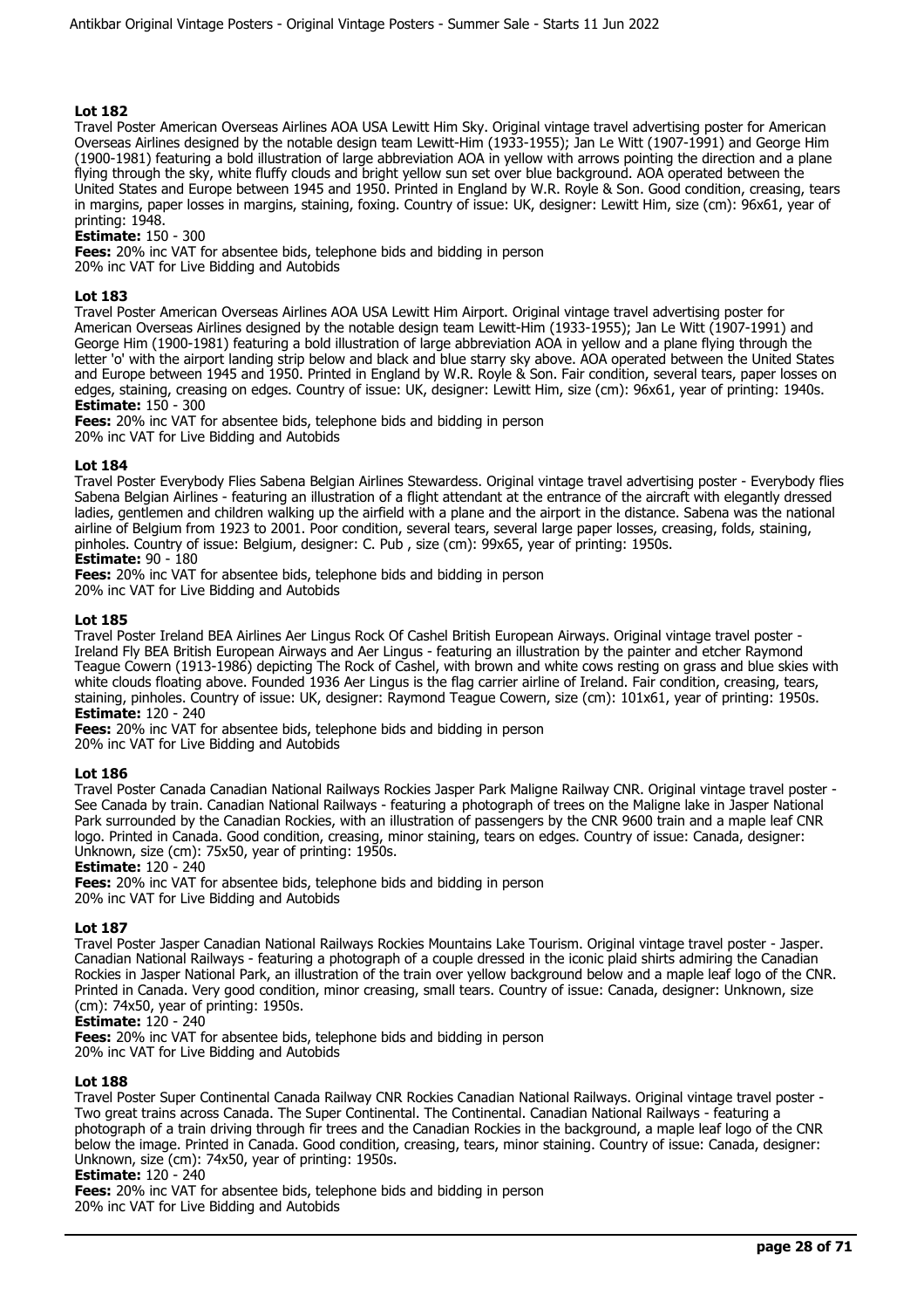## Lot 182

Travel Poster American Overseas Airlines AOA USA Lewitt Him Sky. Original vintage travel advertising poster for American Overseas Airlines designed by the notable design team Lewitt-Him (1933-1955); Jan Le Witt (1907-1991) and George Him (1900-1981) featuring a bold illustration of large abbreviation AOA in yellow with arrows pointing the direction and a plane flying through the sky, white fluffy clouds and bright yellow sun set over blue background. AOA operated between the United States and Europe between 1945 and 1950. Printed in England by W.R. Royle & Son. Good condition, creasing, tears in margins, paper losses in margins, staining, foxing. Country of issue: UK, designer: Lewitt Him, size (cm): 96x61, year of printing: 1948.

**Estimate:** 150 - 300

**Fees:** 20% inc VAT for absentee bids, telephone bids and bidding in person
20% inc VAT for Live Bidding and Autobids

## Lot 183

Travel Poster American Overseas Airlines AOA USA Lewitt Him Airport. Original vintage travel advertising poster for American Overseas Airlines designed by the notable design team Lewitt-Him (1933-1955); Jan Le Witt (1907-1991) and George Him (1900-1981) featuring a bold illustration of large abbreviation AOA in yellow and a plane flying through the letter 'o' with the airport landing strip below and black and blue starry sky above. AOA operated between the United States and Europe between 1945 and 1950. Printed in England by W.R. Royle & Son. Fair condition, several tears, paper losses on edges, staining, creasing on edges. Country of issue: UK, designer: Lewitt Him, size (cm): 96x61, year of printing: 1940s.

**Estimate:** 150 - 300

**Fees:** 20% inc VAT for absentee bids, telephone bids and bidding in person
20% inc VAT for Live Bidding and Autobids

## Lot 184

Travel Poster Everybody Flies Sabena Belgian Airlines Stewardess. Original vintage travel advertising poster - Everybody flies Sabena Belgian Airlines - featuring an illustration of a flight attendant at the entrance of the aircraft with elegantly dressed ladies, gentlemen and children walking up the airfield with a plane and the airport in the distance. Sabena was the national airline of Belgium from 1923 to 2001. Poor condition, several tears, several large paper losses, creasing, folds, staining, pinholes. Country of issue: Belgium, designer: C. Pub , size (cm): 99x65, year of printing: 1950s.

**Estimate:** 90 - 180

**Fees:** 20% inc VAT for absentee bids, telephone bids and bidding in person
20% inc VAT for Live Bidding and Autobids

## Lot 185

Travel Poster Ireland BEA Airlines Aer Lingus Rock Of Cashel British European Airways. Original vintage travel poster - Ireland Fly BEA British European Airways and Aer Lingus - featuring an illustration by the painter and etcher Raymond Teague Cowern (1913-1986) depicting The Rock of Cashel, with brown and white cows resting on grass and blue skies with white clouds floating above. Founded 1936 Aer Lingus is the flag carrier airline of Ireland. Fair condition, creasing, tears, staining, pinholes. Country of issue: UK, designer: Raymond Teague Cowern, size (cm): 101x61, year of printing: 1950s.

**Estimate:** 120 - 240

**Fees:** 20% inc VAT for absentee bids, telephone bids and bidding in person
20% inc VAT for Live Bidding and Autobids

## Lot 186

Travel Poster Canada Canadian National Railways Rockies Jasper Park Maligne Railway CNR. Original vintage travel poster - See Canada by train. Canadian National Railways - featuring a photograph of trees on the Maligne lake in Jasper National Park surrounded by the Canadian Rockies, with an illustration of passengers by the CNR 9600 train and a maple leaf CNR logo. Printed in Canada. Good condition, creasing, minor staining, tears on edges. Country of issue: Canada, designer: Unknown, size (cm): 75x50, year of printing: 1950s.

**Estimate:** 120 - 240

**Fees:** 20% inc VAT for absentee bids, telephone bids and bidding in person
20% inc VAT for Live Bidding and Autobids

## Lot 187

Travel Poster Jasper Canadian National Railways Rockies Mountains Lake Tourism. Original vintage travel poster - Jasper. Canadian National Railways - featuring a photograph of a couple dressed in the iconic plaid shirts admiring the Canadian Rockies in Jasper National Park, an illustration of the train over yellow background below and a maple leaf logo of the CNR. Printed in Canada. Very good condition, minor creasing, small tears. Country of issue: Canada, designer: Unknown, size (cm): 74x50, year of printing: 1950s.

**Estimate:** 120 - 240

**Fees:** 20% inc VAT for absentee bids, telephone bids and bidding in person
20% inc VAT for Live Bidding and Autobids

## Lot 188

Travel Poster Super Continental Canada Railway CNR Rockies Canadian National Railways. Original vintage travel poster - Two great trains across Canada. The Super Continental. The Continental. Canadian National Railways - featuring a photograph of a train driving through fir trees and the Canadian Rockies in the background, a maple leaf logo of the CNR below the image. Printed in Canada. Good condition, creasing, tears, minor staining. Country of issue: Canada, designer: Unknown, size (cm): 74x50, year of printing: 1950s.

**Estimate:** 120 - 240

**Fees:** 20% inc VAT for absentee bids, telephone bids and bidding in person
20% inc VAT for Live Bidding and Autobids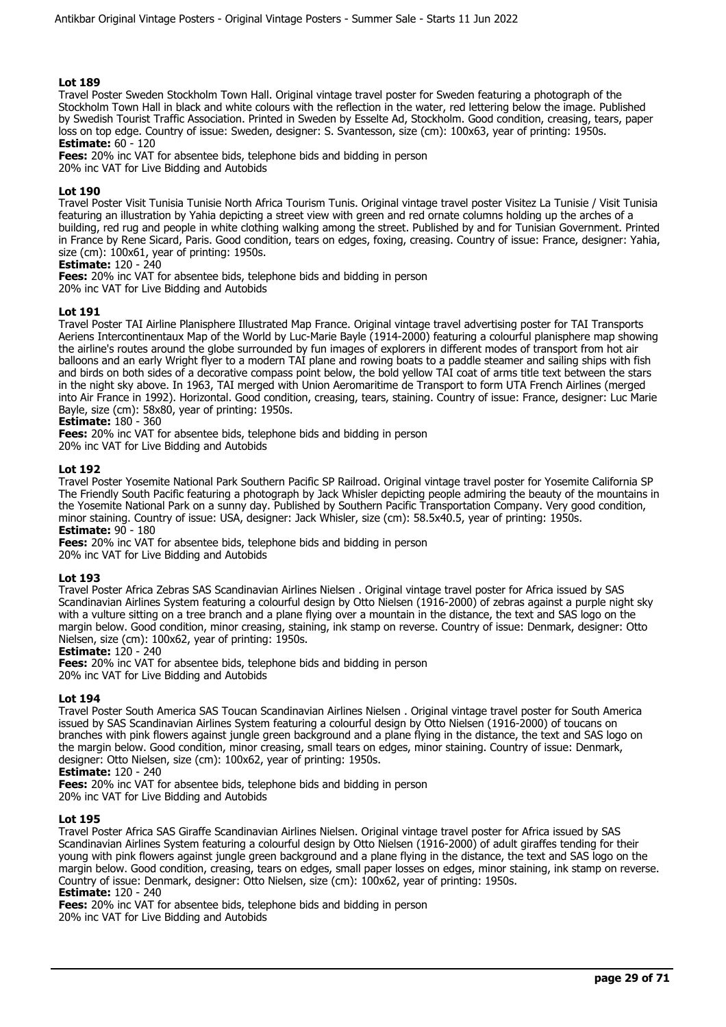### Lot 189

Travel Poster Sweden Stockholm Town Hall. Original vintage travel poster for Sweden featuring a photograph of the Stockholm Town Hall in black and white colours with the reflection in the water, red lettering below the image. Published by Swedish Tourist Traffic Association. Printed in Sweden by Esselte Ad, Stockholm. Good condition, creasing, tears, paper loss on top edge. Country of issue: Sweden, designer: S. Svantesson, size (cm): 100x63, year of printing: 1950s.
**Estimate:** 60 - 120
**Fees:** 20% inc VAT for absentee bids, telephone bids and bidding in person
20% inc VAT for Live Bidding and Autobids

### Lot 190

Travel Poster Visit Tunisia Tunisie North Africa Tourism Tunis. Original vintage travel poster Visitez La Tunisie / Visit Tunisia featuring an illustration by Yahia depicting a street view with green and red ornate columns holding up the arches of a building, red rug and people in white clothing walking among the street. Published by and for Tunisian Government. Printed in France by Rene Sicard, Paris. Good condition, tears on edges, foxing, creasing. Country of issue: France, designer: Yahia, size (cm): 100x61, year of printing: 1950s.
**Estimate:** 120 - 240
**Fees:** 20% inc VAT for absentee bids, telephone bids and bidding in person
20% inc VAT for Live Bidding and Autobids

### Lot 191

Travel Poster TAI Airline Planisphere Illustrated Map France. Original vintage travel advertising poster for TAI Transports Aeriens Intercontinentaux Map of the World by Luc-Marie Bayle (1914-2000) featuring a colourful planisphere map showing the airline's routes around the globe surrounded by fun images of explorers in different modes of transport from hot air balloons and an early Wright flyer to a modern TAI plane and rowing boats to a paddle steamer and sailing ships with fish and birds on both sides of a decorative compass point below, the bold yellow TAI coat of arms title text between the stars in the night sky above. In 1963, TAI merged with Union Aeromaritime de Transport to form UTA French Airlines (merged into Air France in 1992). Horizontal. Good condition, creasing, tears, staining. Country of issue: France, designer: Luc Marie Bayle, size (cm): 58x80, year of printing: 1950s.
**Estimate:** 180 - 360
**Fees:** 20% inc VAT for absentee bids, telephone bids and bidding in person
20% inc VAT for Live Bidding and Autobids

### Lot 192

Travel Poster Yosemite National Park Southern Pacific SP Railroad. Original vintage travel poster for Yosemite California SP The Friendly South Pacific featuring a photograph by Jack Whisler depicting people admiring the beauty of the mountains in the Yosemite National Park on a sunny day. Published by Southern Pacific Transportation Company. Very good condition, minor staining. Country of issue: USA, designer: Jack Whisler, size (cm): 58.5x40.5, year of printing: 1950s.
**Estimate:** 90 - 180
**Fees:** 20% inc VAT for absentee bids, telephone bids and bidding in person
20% inc VAT for Live Bidding and Autobids

### Lot 193

Travel Poster Africa Zebras SAS Scandinavian Airlines Nielsen . Original vintage travel poster for Africa issued by SAS Scandinavian Airlines System featuring a colourful design by Otto Nielsen (1916-2000) of zebras against a purple night sky with a vulture sitting on a tree branch and a plane flying over a mountain in the distance, the text and SAS logo on the margin below. Good condition, minor creasing, staining, ink stamp on reverse. Country of issue: Denmark, designer: Otto Nielsen, size (cm): 100x62, year of printing: 1950s.
**Estimate:** 120 - 240
**Fees:** 20% inc VAT for absentee bids, telephone bids and bidding in person
20% inc VAT for Live Bidding and Autobids

### Lot 194

Travel Poster South America SAS Toucan Scandinavian Airlines Nielsen . Original vintage travel poster for South America issued by SAS Scandinavian Airlines System featuring a colourful design by Otto Nielsen (1916-2000) of toucans on branches with pink flowers against jungle green background and a plane flying in the distance, the text and SAS logo on the margin below. Good condition, minor creasing, small tears on edges, minor staining. Country of issue: Denmark, designer: Otto Nielsen, size (cm): 100x62, year of printing: 1950s.
**Estimate:** 120 - 240
**Fees:** 20% inc VAT for absentee bids, telephone bids and bidding in person
20% inc VAT for Live Bidding and Autobids

### Lot 195

Travel Poster Africa SAS Giraffe Scandinavian Airlines Nielsen. Original vintage travel poster for Africa issued by SAS Scandinavian Airlines System featuring a colourful design by Otto Nielsen (1916-2000) of adult giraffes tending for their young with pink flowers against jungle green background and a plane flying in the distance, the text and SAS logo on the margin below. Good condition, creasing, tears on edges, small paper losses on edges, minor staining, ink stamp on reverse. Country of issue: Denmark, designer: Otto Nielsen, size (cm): 100x62, year of printing: 1950s.
**Estimate:** 120 - 240
**Fees:** 20% inc VAT for absentee bids, telephone bids and bidding in person
20% inc VAT for Live Bidding and Autobids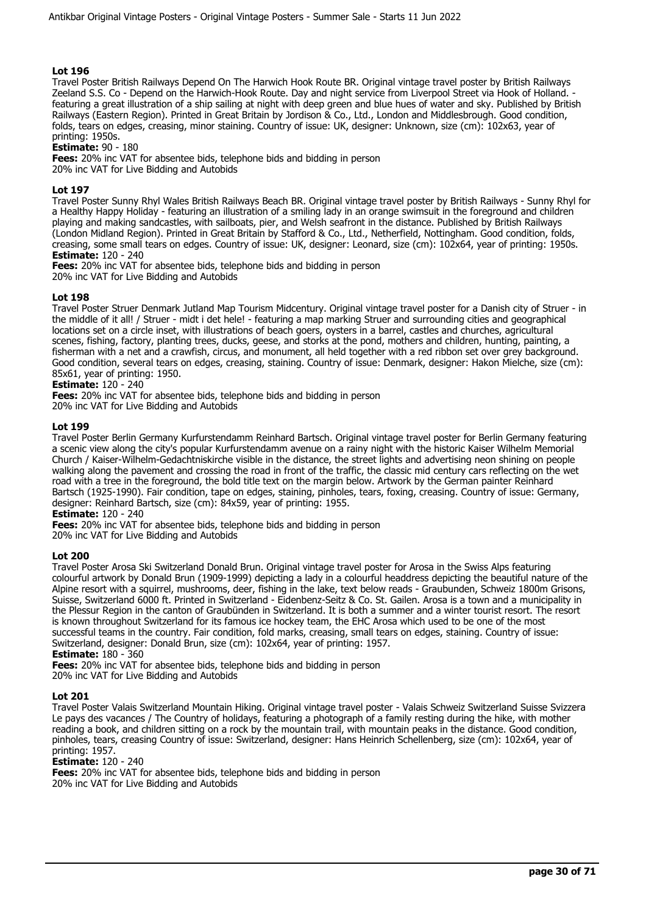### Lot 196

Travel Poster British Railways Depend On The Harwich Hook Route BR. Original vintage travel poster by British Railways Zeeland S.S. Co - Depend on the Harwich-Hook Route. Day and night service from Liverpool Street via Hook of Holland. - featuring a great illustration of a ship sailing at night with deep green and blue hues of water and sky. Published by British Railways (Eastern Region). Printed in Great Britain by Jordison & Co., Ltd., London and Middlesbrough. Good condition, folds, tears on edges, creasing, minor staining. Country of issue: UK, designer: Unknown, size (cm): 102x63, year of printing: 1950s.

**Estimate:** 90 - 180

**Fees:** 20% inc VAT for absentee bids, telephone bids and bidding in person
20% inc VAT for Live Bidding and Autobids

### Lot 197

Travel Poster Sunny Rhyl Wales British Railways Beach BR. Original vintage travel poster by British Railways - Sunny Rhyl for a Healthy Happy Holiday - featuring an illustration of a smiling lady in an orange swimsuit in the foreground and children playing and making sandcastles, with sailboats, pier, and Welsh seafront in the distance. Published by British Railways (London Midland Region). Printed in Great Britain by Stafford & Co., Ltd., Netherfield, Nottingham. Good condition, folds, creasing, some small tears on edges. Country of issue: UK, designer: Leonard, size (cm): 102x64, year of printing: 1950s.

**Estimate:** 120 - 240

**Fees:** 20% inc VAT for absentee bids, telephone bids and bidding in person
20% inc VAT for Live Bidding and Autobids

### Lot 198

Travel Poster Struer Denmark Jutland Map Tourism Midcentury. Original vintage travel poster for a Danish city of Struer - in the middle of it all! / Struer - midt i det hele! - featuring a map marking Struer and surrounding cities and geographical locations set on a circle inset, with illustrations of beach goers, oysters in a barrel, castles and churches, agricultural scenes, fishing, factory, planting trees, ducks, geese, and storks at the pond, mothers and children, hunting, painting, a fisherman with a net and a crawfish, circus, and monument, all held together with a red ribbon set over grey background. Good condition, several tears on edges, creasing, staining. Country of issue: Denmark, designer: Hakon Mielche, size (cm): 85x61, year of printing: 1950.

**Estimate:** 120 - 240

**Fees:** 20% inc VAT for absentee bids, telephone bids and bidding in person
20% inc VAT for Live Bidding and Autobids

### Lot 199

Travel Poster Berlin Germany Kurfurstendamm Reinhard Bartsch. Original vintage travel poster for Berlin Germany featuring a scenic view along the city's popular Kurfurstendamm avenue on a rainy night with the historic Kaiser Wilhelm Memorial Church / Kaiser-Wilhelm-Gedachtniskirche visible in the distance, the street lights and advertising neon shining on people walking along the pavement and crossing the road in front of the traffic, the classic mid century cars reflecting on the wet road with a tree in the foreground, the bold title text on the margin below. Artwork by the German painter Reinhard Bartsch (1925-1990). Fair condition, tape on edges, staining, pinholes, tears, foxing, creasing. Country of issue: Germany, designer: Reinhard Bartsch, size (cm): 84x59, year of printing: 1955.

**Estimate:** 120 - 240

**Fees:** 20% inc VAT for absentee bids, telephone bids and bidding in person
20% inc VAT for Live Bidding and Autobids

### Lot 200

Travel Poster Arosa Ski Switzerland Donald Brun. Original vintage travel poster for Arosa in the Swiss Alps featuring colourful artwork by Donald Brun (1909-1999) depicting a lady in a colourful headdress depicting the beautiful nature of the Alpine resort with a squirrel, mushrooms, deer, fishing in the lake, text below reads - Graubunden, Schweiz 1800m Grisons, Suisse, Switzerland 6000 ft. Printed in Switzerland - Eidenbenz-Seitz & Co. St. Gallen. Arosa is a town and a municipality in the Plessur Region in the canton of Graubünden in Switzerland. It is both a summer and a winter tourist resort. The resort is known throughout Switzerland for its famous ice hockey team, the EHC Arosa which used to be one of the most successful teams in the country. Fair condition, fold marks, creasing, small tears on edges, staining. Country of issue: Switzerland, designer: Donald Brun, size (cm): 102x64, year of printing: 1957.

**Estimate:** 180 - 360

**Fees:** 20% inc VAT for absentee bids, telephone bids and bidding in person
20% inc VAT for Live Bidding and Autobids

### Lot 201

Travel Poster Valais Switzerland Mountain Hiking. Original vintage travel poster - Valais Schweiz Switzerland Suisse Svizzera Le pays des vacances / The Country of holidays, featuring a photograph of a family resting during the hike, with mother reading a book, and children sitting on a rock by the mountain trail, with mountain peaks in the distance. Good condition, pinholes, tears, creasing Country of issue: Switzerland, designer: Hans Heinrich Schellenberg, size (cm): 102x64, year of printing: 1957.

**Estimate:** 120 - 240

**Fees:** 20% inc VAT for absentee bids, telephone bids and bidding in person
20% inc VAT for Live Bidding and Autobids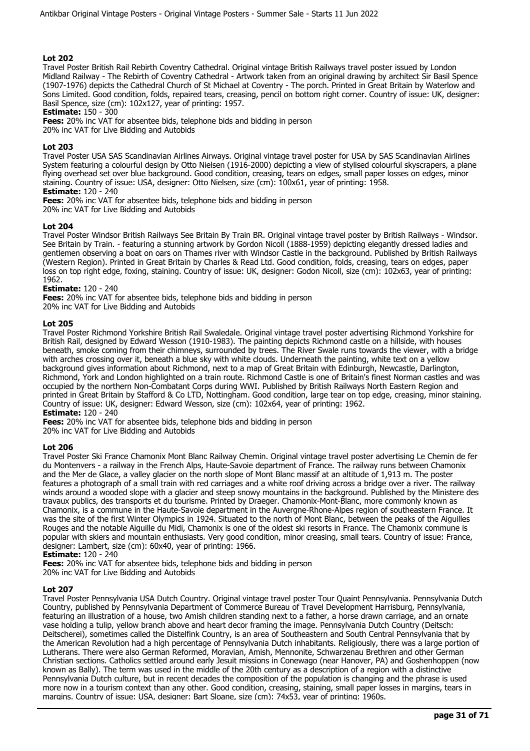### Lot 202

Travel Poster British Rail Rebirth Coventry Cathedral. Original vintage British Railways travel poster issued by London Midland Railway - The Rebirth of Coventry Cathedral - Artwork taken from an original drawing by architect Sir Basil Spence (1907-1976) depicts the Cathedral Church of St Michael at Coventry - The porch. Printed in Great Britain by Waterlow and Sons Limited. Good condition, folds, repaired tears, creasing, pencil on bottom right corner. Country of issue: UK, designer: Basil Spence, size (cm): 102x127, year of printing: 1957.

**Estimate:** 150 - 300

**Fees:** 20% inc VAT for absentee bids, telephone bids and bidding in person
20% inc VAT for Live Bidding and Autobids

### Lot 203

Travel Poster USA SAS Scandinavian Airlines Airways. Original vintage travel poster for USA by SAS Scandinavian Airlines System featuring a colourful design by Otto Nielsen (1916-2000) depicting a view of stylised colourful skyscrapers, a plane flying overhead set over blue background. Good condition, creasing, tears on edges, small paper losses on edges, minor staining. Country of issue: USA, designer: Otto Nielsen, size (cm): 100x61, year of printing: 1958.

**Estimate:** 120 - 240

**Fees:** 20% inc VAT for absentee bids, telephone bids and bidding in person
20% inc VAT for Live Bidding and Autobids

### Lot 204

Travel Poster Windsor British Railways See Britain By Train BR. Original vintage travel poster by British Railways - Windsor. See Britain by Train. - featuring a stunning artwork by Gordon Nicoll (1888-1959) depicting elegantly dressed ladies and gentlemen observing a boat on oars on Thames river with Windsor Castle in the background. Published by British Railways (Western Region). Printed in Great Britain by Charles & Read Ltd. Good condition, folds, creasing, tears on edges, paper loss on top right edge, foxing, staining. Country of issue: UK, designer: Godon Nicoll, size (cm): 102x63, year of printing: 1962.

**Estimate:** 120 - 240

**Fees:** 20% inc VAT for absentee bids, telephone bids and bidding in person
20% inc VAT for Live Bidding and Autobids

### Lot 205

Travel Poster Richmond Yorkshire British Rail Swaledale. Original vintage travel poster advertising Richmond Yorkshire for British Rail, designed by Edward Wesson (1910-1983). The painting depicts Richmond castle on a hillside, with houses beneath, smoke coming from their chimneys, surrounded by trees. The River Swale runs towards the viewer, with a bridge with arches crossing over it, beneath a blue sky with white clouds. Underneath the painting, white text on a yellow background gives information about Richmond, next to a map of Great Britain with Edinburgh, Newcastle, Darlington, Richmond, York and London highlighted on a train route. Richmond Castle is one of Britain's finest Norman castles and was occupied by the northern Non-Combatant Corps during WWI. Published by British Railways North Eastern Region and printed in Great Britain by Stafford & Co LTD, Nottingham. Good condition, large tear on top edge, creasing, minor staining. Country of issue: UK, designer: Edward Wesson, size (cm): 102x64, year of printing: 1962.

**Estimate:** 120 - 240

**Fees:** 20% inc VAT for absentee bids, telephone bids and bidding in person
20% inc VAT for Live Bidding and Autobids

### Lot 206

Travel Poster Ski France Chamonix Mont Blanc Railway Chemin. Original vintage travel poster advertising Le Chemin de fer du Montenvers - a railway in the French Alps, Haute-Savoie department of France. The railway runs between Chamonix and the Mer de Glace, a valley glacier on the north slope of Mont Blanc massif at an altitude of 1,913 m. The poster features a photograph of a small train with red carriages and a white roof driving across a bridge over a river. The railway winds around a wooded slope with a glacier and steep snowy mountains in the background. Published by the Ministere des travaux publics, des transports et du tourisme. Printed by Draeger. Chamonix-Mont-Blanc, more commonly known as Chamonix, is a commune in the Haute-Savoie department in the Auvergne-Rhone-Alpes region of southeastern France. It was the site of the first Winter Olympics in 1924. Situated to the north of Mont Blanc, between the peaks of the Aiguilles Rouges and the notable Aiguille du Midi, Chamonix is one of the oldest ski resorts in France. The Chamonix commune is popular with skiers and mountain enthusiasts. Very good condition, minor creasing, small tears. Country of issue: France, designer: Lambert, size (cm): 60x40, year of printing: 1966.

**Estimate:** 120 - 240

**Fees:** 20% inc VAT for absentee bids, telephone bids and bidding in person
20% inc VAT for Live Bidding and Autobids

### Lot 207

Travel Poster Pennsylvania USA Dutch Country. Original vintage travel poster Tour Quaint Pennsylvania. Pennsylvania Dutch Country, published by Pennsylvania Department of Commerce Bureau of Travel Development Harrisburg, Pennsylvania, featuring an illustration of a house, two Amish children standing next to a father, a horse drawn carriage, and an ornate vase holding a tulip, yellow branch above and heart decor framing the image. Pennsylvania Dutch Country (Deitsch: Deitscherei), sometimes called the Distelfink Country, is an area of Southeastern and South Central Pennsylvania that by the American Revolution had a high percentage of Pennsylvania Dutch inhabitants. Religiously, there was a large portion of Lutherans. There were also German Reformed, Moravian, Amish, Mennonite, Schwarzenau Brethren and other German Christian sections. Catholics settled around early Jesuit missions in Conewago (near Hanover, PA) and Goshenhoppen (now known as Bally). The term was used in the middle of the 20th century as a description of a region with a distinctive Pennsylvania Dutch culture, but in recent decades the composition of the population is changing and the phrase is used more now in a tourism context than any other. Good condition, creasing, staining, small paper losses in margins, tears in margins. Country of issue: USA, designer: Bart Sloane, size (cm): 74x53, year of printing: 1960s.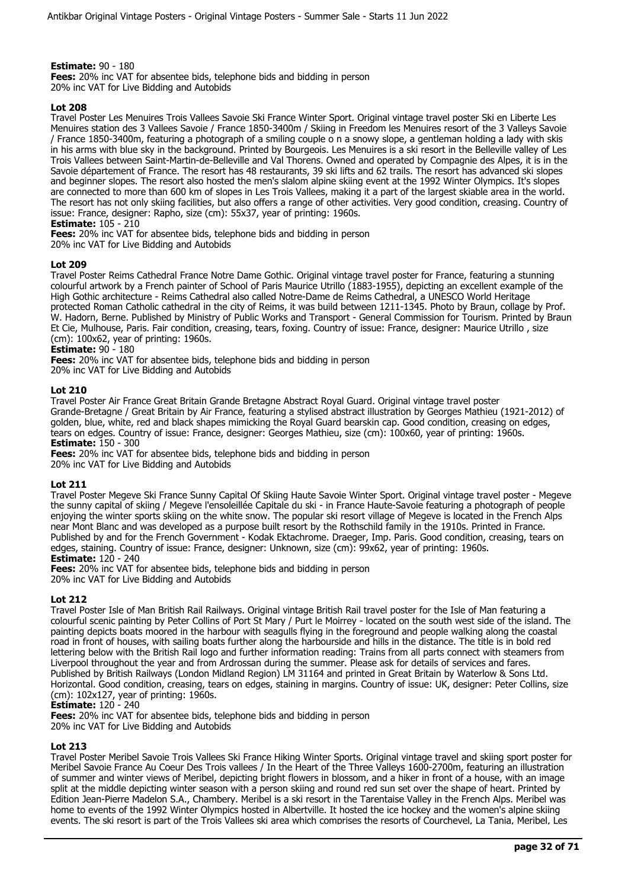**Estimate:** 90 - 180
**Fees:** 20% inc VAT for absentee bids, telephone bids and bidding in person
20% inc VAT for Live Bidding and Autobids

**Lot 208**
Travel Poster Les Menuires Trois Vallees Savoie Ski France Winter Sport. Original vintage travel poster Ski en Liberte Les Menuires station des 3 Vallees Savoie / France 1850-3400m / Skiing in Freedom les Menuires resort of the 3 Valleys Savoie / France 1850-3400m, featuring a photograph of a smiling couple o n a snowy slope, a gentleman holding a lady with skis in his arms with blue sky in the background. Printed by Bourgeois. Les Menuires is a ski resort in the Belleville valley of Les Trois Vallees between Saint-Martin-de-Belleville and Val Thorens. Owned and operated by Compagnie des Alpes, it is in the Savoie département of France. The resort has 48 restaurants, 39 ski lifts and 62 trails. The resort has advanced ski slopes and beginner slopes. The resort also hosted the men's slalom alpine skiing event at the 1992 Winter Olympics. It's slopes are connected to more than 600 km of slopes in Les Trois Vallees, making it a part of the largest skiable area in the world. The resort has not only skiing facilities, but also offers a range of other activities. Very good condition, creasing. Country of issue: France, designer: Rapho, size (cm): 55x37, year of printing: 1960s.
**Estimate:** 105 - 210
**Fees:** 20% inc VAT for absentee bids, telephone bids and bidding in person
20% inc VAT for Live Bidding and Autobids

**Lot 209**
Travel Poster Reims Cathedral France Notre Dame Gothic. Original vintage travel poster for France, featuring a stunning colourful artwork by a French painter of School of Paris Maurice Utrillo (1883-1955), depicting an excellent example of the High Gothic architecture - Reims Cathedral also called Notre-Dame de Reims Cathedral, a UNESCO World Heritage protected Roman Catholic cathedral in the city of Reims, it was build between 1211-1345. Photo by Braun, collage by Prof. W. Hadorn, Berne. Published by Ministry of Public Works and Transport - General Commission for Tourism. Printed by Braun Et Cie, Mulhouse, Paris. Fair condition, creasing, tears, foxing. Country of issue: France, designer: Maurice Utrillo , size (cm): 100x62, year of printing: 1960s.
**Estimate:** 90 - 180
**Fees:** 20% inc VAT for absentee bids, telephone bids and bidding in person
20% inc VAT for Live Bidding and Autobids

**Lot 210**
Travel Poster Air France Great Britain Grande Bretagne Abstract Royal Guard. Original vintage travel poster Grande-Bretagne / Great Britain by Air France, featuring a stylised abstract illustration by Georges Mathieu (1921-2012) of golden, blue, white, red and black shapes mimicking the Royal Guard bearskin cap. Good condition, creasing on edges, tears on edges. Country of issue: France, designer: Georges Mathieu, size (cm): 100x60, year of printing: 1960s.
**Estimate:** 150 - 300
**Fees:** 20% inc VAT for absentee bids, telephone bids and bidding in person
20% inc VAT for Live Bidding and Autobids

**Lot 211**
Travel Poster Megeve Ski France Sunny Capital Of Skiing Haute Savoie Winter Sport. Original vintage travel poster - Megeve the sunny capital of skiing / Megeve l'ensoleillée Capitale du ski - in France Haute-Savoie featuring a photograph of people enjoying the winter sports skiing on the white snow. The popular ski resort village of Megeve is located in the French Alps near Mont Blanc and was developed as a purpose built resort by the Rothschild family in the 1910s. Printed in France. Published by and for the French Government - Kodak Ektachrome. Draeger, Imp. Paris. Good condition, creasing, tears on edges, staining. Country of issue: France, designer: Unknown, size (cm): 99x62, year of printing: 1960s.
**Estimate:** 120 - 240
**Fees:** 20% inc VAT for absentee bids, telephone bids and bidding in person
20% inc VAT for Live Bidding and Autobids

**Lot 212**
Travel Poster Isle of Man British Rail Railways. Original vintage British Rail travel poster for the Isle of Man featuring a colourful scenic painting by Peter Collins of Port St Mary / Purt le Moirrey - located on the south west side of the island. The painting depicts boats moored in the harbour with seagulls flying in the foreground and people walking along the coastal road in front of houses, with sailing boats further along the harbourside and hills in the distance. The title is in bold red lettering below with the British Rail logo and further information reading: Trains from all parts connect with steamers from Liverpool throughout the year and from Ardrossan during the summer. Please ask for details of services and fares. Published by British Railways (London Midland Region) LM 31164 and printed in Great Britain by Waterlow & Sons Ltd. Horizontal. Good condition, creasing, tears on edges, staining in margins. Country of issue: UK, designer: Peter Collins, size (cm): 102x127, year of printing: 1960s.
**Estimate:** 120 - 240
**Fees:** 20% inc VAT for absentee bids, telephone bids and bidding in person
20% inc VAT for Live Bidding and Autobids

**Lot 213**
Travel Poster Meribel Savoie Trois Vallees Ski France Hiking Winter Sports. Original vintage travel and skiing sport poster for Meribel Savoie France Au Coeur Des Trois vallees / In the Heart of the Three Valleys 1600-2700m, featuring an illustration of summer and winter views of Meribel, depicting bright flowers in blossom, and a hiker in front of a house, with an image split at the middle depicting winter season with a person skiing and round red sun set over the shape of heart. Printed by Edition Jean-Pierre Madelon S.A., Chambery. Meribel is a ski resort in the Tarentaise Valley in the French Alps. Meribel was home to events of the 1992 Winter Olympics hosted in Albertville. It hosted the ice hockey and the women's alpine skiing events. The ski resort is part of the Trois Vallees ski area which comprises the resorts of Courchevel, La Tania, Meribel, Les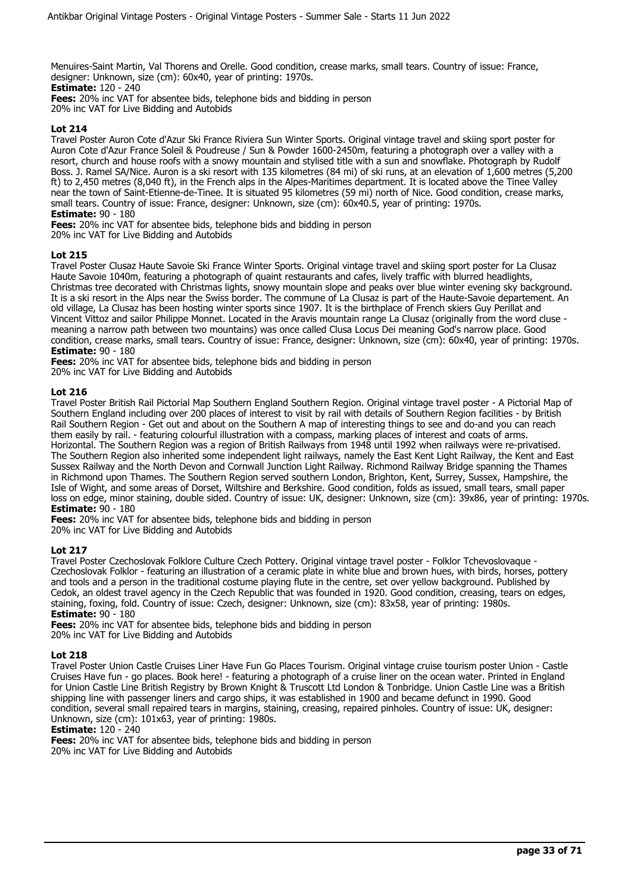Menuires-Saint Martin, Val Thorens and Orelle. Good condition, crease marks, small tears. Country of issue: France, designer: Unknown, size (cm): 60x40, year of printing: 1970s.
**Estimate:** 120 - 240
**Fees:** 20% inc VAT for absentee bids, telephone bids and bidding in person
20% inc VAT for Live Bidding and Autobids

### Lot 214

Travel Poster Auron Cote d'Azur Ski France Riviera Sun Winter Sports. Original vintage travel and skiing sport poster for Auron Cote d'Azur France Soleil & Poudreuse / Sun & Powder 1600-2450m, featuring a photograph over a valley with a resort, church and house roofs with a snowy mountain and stylised title with a sun and snowflake. Photograph by Rudolf Boss. J. Ramel SA/Nice. Auron is a ski resort with 135 kilometres (84 mi) of ski runs, at an elevation of 1,600 metres (5,200 ft) to 2,450 metres (8,040 ft), in the French alps in the Alpes-Maritimes department. It is located above the Tinee Valley near the town of Saint-Etienne-de-Tinee. It is situated 95 kilometres (59 mi) north of Nice. Good condition, crease marks, small tears. Country of issue: France, designer: Unknown, size (cm): 60x40.5, year of printing: 1970s.
**Estimate:** 90 - 180
**Fees:** 20% inc VAT for absentee bids, telephone bids and bidding in person
20% inc VAT for Live Bidding and Autobids

### Lot 215

Travel Poster Clusaz Haute Savoie Ski France Winter Sports. Original vintage travel and skiing sport poster for La Clusaz Haute Savoie 1040m, featuring a photograph of quaint restaurants and cafes, lively traffic with blurred headlights, Christmas tree decorated with Christmas lights, snowy mountain slope and peaks over blue winter evening sky background. It is a ski resort in the Alps near the Swiss border. The commune of La Clusaz is part of the Haute-Savoie departement. An old village, La Clusaz has been hosting winter sports since 1907. It is the birthplace of French skiers Guy Perillat and Vincent Vittoz and sailor Philippe Monnet. Located in the Aravis mountain range La Clusaz (originally from the word cluse - meaning a narrow path between two mountains) was once called Clusa Locus Dei meaning God's narrow place. Good condition, crease marks, small tears. Country of issue: France, designer: Unknown, size (cm): 60x40, year of printing: 1970s.
**Estimate:** 90 - 180
**Fees:** 20% inc VAT for absentee bids, telephone bids and bidding in person
20% inc VAT for Live Bidding and Autobids

### Lot 216

Travel Poster British Rail Pictorial Map Southern England Southern Region. Original vintage travel poster - A Pictorial Map of Southern England including over 200 places of interest to visit by rail with details of Southern Region facilities - by British Rail Southern Region - Get out and about on the Southern A map of interesting things to see and do-and you can reach them easily by rail. - featuring colourful illustration with a compass, marking places of interest and coats of arms. Horizontal. The Southern Region was a region of British Railways from 1948 until 1992 when railways were re-privatised. The Southern Region also inherited some independent light railways, namely the East Kent Light Railway, the Kent and East Sussex Railway and the North Devon and Cornwall Junction Light Railway. Richmond Railway Bridge spanning the Thames in Richmond upon Thames. The Southern Region served southern London, Brighton, Kent, Surrey, Sussex, Hampshire, the Isle of Wight, and some areas of Dorset, Wiltshire and Berkshire. Good condition, folds as issued, small tears, small paper loss on edge, minor staining, double sided. Country of issue: UK, designer: Unknown, size (cm): 39x86, year of printing: 1970s.
**Estimate:** 90 - 180
**Fees:** 20% inc VAT for absentee bids, telephone bids and bidding in person
20% inc VAT for Live Bidding and Autobids

### Lot 217

Travel Poster Czechoslovak Folklore Culture Czech Pottery. Original vintage travel poster - Folklor Tchevoslovaque - Czechoslovak Folklor - featuring an illustration of a ceramic plate in white blue and brown hues, with birds, horses, pottery and tools and a person in the traditional costume playing flute in the centre, set over yellow background. Published by Cedok, an oldest travel agency in the Czech Republic that was founded in 1920. Good condition, creasing, tears on edges, staining, foxing, fold. Country of issue: Czech, designer: Unknown, size (cm): 83x58, year of printing: 1980s.
**Estimate:** 90 - 180
**Fees:** 20% inc VAT for absentee bids, telephone bids and bidding in person
20% inc VAT for Live Bidding and Autobids

### Lot 218

Travel Poster Union Castle Cruises Liner Have Fun Go Places Tourism. Original vintage cruise tourism poster Union - Castle Cruises Have fun - go places. Book here! - featuring a photograph of a cruise liner on the ocean water. Printed in England for Union Castle Line British Registry by Brown Knight & Truscott Ltd London & Tonbridge. Union Castle Line was a British shipping line with passenger liners and cargo ships, it was established in 1900 and became defunct in 1990. Good condition, several small repaired tears in margins, staining, creasing, repaired pinholes. Country of issue: UK, designer: Unknown, size (cm): 101x63, year of printing: 1980s.
**Estimate:** 120 - 240
**Fees:** 20% inc VAT for absentee bids, telephone bids and bidding in person
20% inc VAT for Live Bidding and Autobids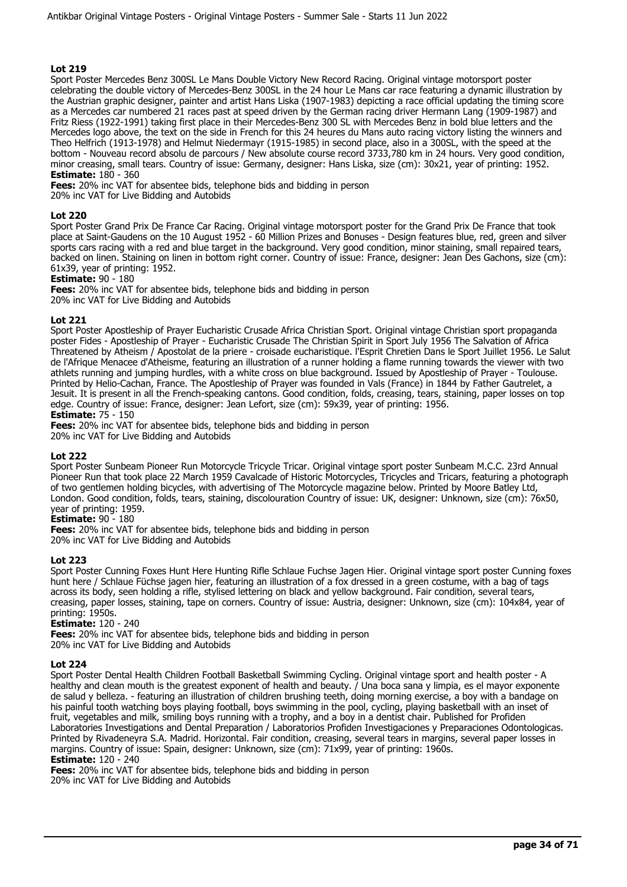## Lot 219

Sport Poster Mercedes Benz 300SL Le Mans Double Victory New Record Racing. Original vintage motorsport poster celebrating the double victory of Mercedes-Benz 300SL in the 24 hour Le Mans car race featuring a dynamic illustration by the Austrian graphic designer, painter and artist Hans Liska (1907-1983) depicting a race official updating the timing score as a Mercedes car numbered 21 races past at speed driven by the German racing driver Hermann Lang (1909-1987) and Fritz Riess (1922-1991) taking first place in their Mercedes-Benz 300 SL with Mercedes Benz in bold blue letters and the Mercedes logo above, the text on the side in French for this 24 heures du Mans auto racing victory listing the winners and Theo Helfrich (1913-1978) and Helmut Niedermayr (1915-1985) in second place, also in a 300SL, with the speed at the bottom - Nouveau record absolu de parcours / New absolute course record 3733,780 km in 24 hours. Very good condition, minor creasing, small tears. Country of issue: Germany, designer: Hans Liska, size (cm): 30x21, year of printing: 1952.

**Estimate:** 180 - 360

**Fees:** 20% inc VAT for absentee bids, telephone bids and bidding in person
20% inc VAT for Live Bidding and Autobids

## Lot 220

Sport Poster Grand Prix De France Car Racing. Original vintage motorsport poster for the Grand Prix De France that took place at Saint-Gaudens on the 10 August 1952 - 60 Million Prizes and Bonuses - Design features blue, red, green and silver sports cars racing with a red and blue target in the background. Very good condition, minor staining, small repaired tears, backed on linen. Staining on linen in bottom right corner. Country of issue: France, designer: Jean Des Gachons, size (cm): 61x39, year of printing: 1952.

**Estimate:** 90 - 180

**Fees:** 20% inc VAT for absentee bids, telephone bids and bidding in person
20% inc VAT for Live Bidding and Autobids

## Lot 221

Sport Poster Apostleship of Prayer Eucharistic Crusade Africa Christian Sport. Original vintage Christian sport propaganda poster Fides - Apostleship of Prayer - Eucharistic Crusade The Christian Spirit in Sport July 1956 The Salvation of Africa Threatened by Atheism / Apostolat de la priere - croisade eucharistique. l'Esprit Chretien Dans le Sport Juillet 1956. Le Salut de l'Afrique Menacee d'Atheisme, featuring an illustration of a runner holding a flame running towards the viewer with two athletes running and jumping hurdles, with a white cross on blue background. Issued by Apostleship of Prayer - Toulouse. Printed by Helio-Cachan, France. The Apostleship of Prayer was founded in Vals (France) in 1844 by Father Gautrelet, a Jesuit. It is present in all the French-speaking cantons. Good condition, folds, creasing, tears, staining, paper losses on top edge. Country of issue: France, designer: Jean Lefort, size (cm): 59x39, year of printing: 1956.

**Estimate:** 75 - 150

**Fees:** 20% inc VAT for absentee bids, telephone bids and bidding in person
20% inc VAT for Live Bidding and Autobids

## Lot 222

Sport Poster Sunbeam Pioneer Run Motorcycle Tricycle Tricar. Original vintage sport poster Sunbeam M.C.C. 23rd Annual Pioneer Run that took place 22 March 1959 Cavalcade of Historic Motorcycles, Tricycles and Tricars, featuring a photograph of two gentlemen holding bicycles, with advertising of The Motorcycle magazine below. Printed by Moore Batley Ltd, London. Good condition, folds, tears, staining, discolouration Country of issue: UK, designer: Unknown, size (cm): 76x50, year of printing: 1959.

**Estimate:** 90 - 180

**Fees:** 20% inc VAT for absentee bids, telephone bids and bidding in person
20% inc VAT for Live Bidding and Autobids

## Lot 223

Sport Poster Cunning Foxes Hunt Here Hunting Rifle Schlaue Fuchse Jagen Hier. Original vintage sport poster Cunning foxes hunt here / Schlaue Füchse jagen hier, featuring an illustration of a fox dressed in a green costume, with a bag of tags across its body, seen holding a rifle, stylised lettering on black and yellow background. Fair condition, several tears, creasing, paper losses, staining, tape on corners. Country of issue: Austria, designer: Unknown, size (cm): 104x84, year of printing: 1950s.

**Estimate:** 120 - 240

**Fees:** 20% inc VAT for absentee bids, telephone bids and bidding in person
20% inc VAT for Live Bidding and Autobids

## Lot 224

Sport Poster Dental Health Children Football Basketball Swimming Cycling. Original vintage sport and health poster - A healthy and clean mouth is the greatest exponent of health and beauty. / Una boca sana y limpia, es el mayor exponente de salud y belleza. - featuring an illustration of children brushing teeth, doing morning exercise, a boy with a bandage on his painful tooth watching boys playing football, boys swimming in the pool, cycling, playing basketball with an inset of fruit, vegetables and milk, smiling boys running with a trophy, and a boy in a dentist chair. Published for Profiden Laboratories Investigations and Dental Preparation / Laboratorios Profiden Investigaciones y Preparaciones Odontologicas. Printed by Rivadeneyra S.A. Madrid. Horizontal. Fair condition, creasing, several tears in margins, several paper losses in margins. Country of issue: Spain, designer: Unknown, size (cm): 71x99, year of printing: 1960s.

**Estimate:** 120 - 240

**Fees:** 20% inc VAT for absentee bids, telephone bids and bidding in person
20% inc VAT for Live Bidding and Autobids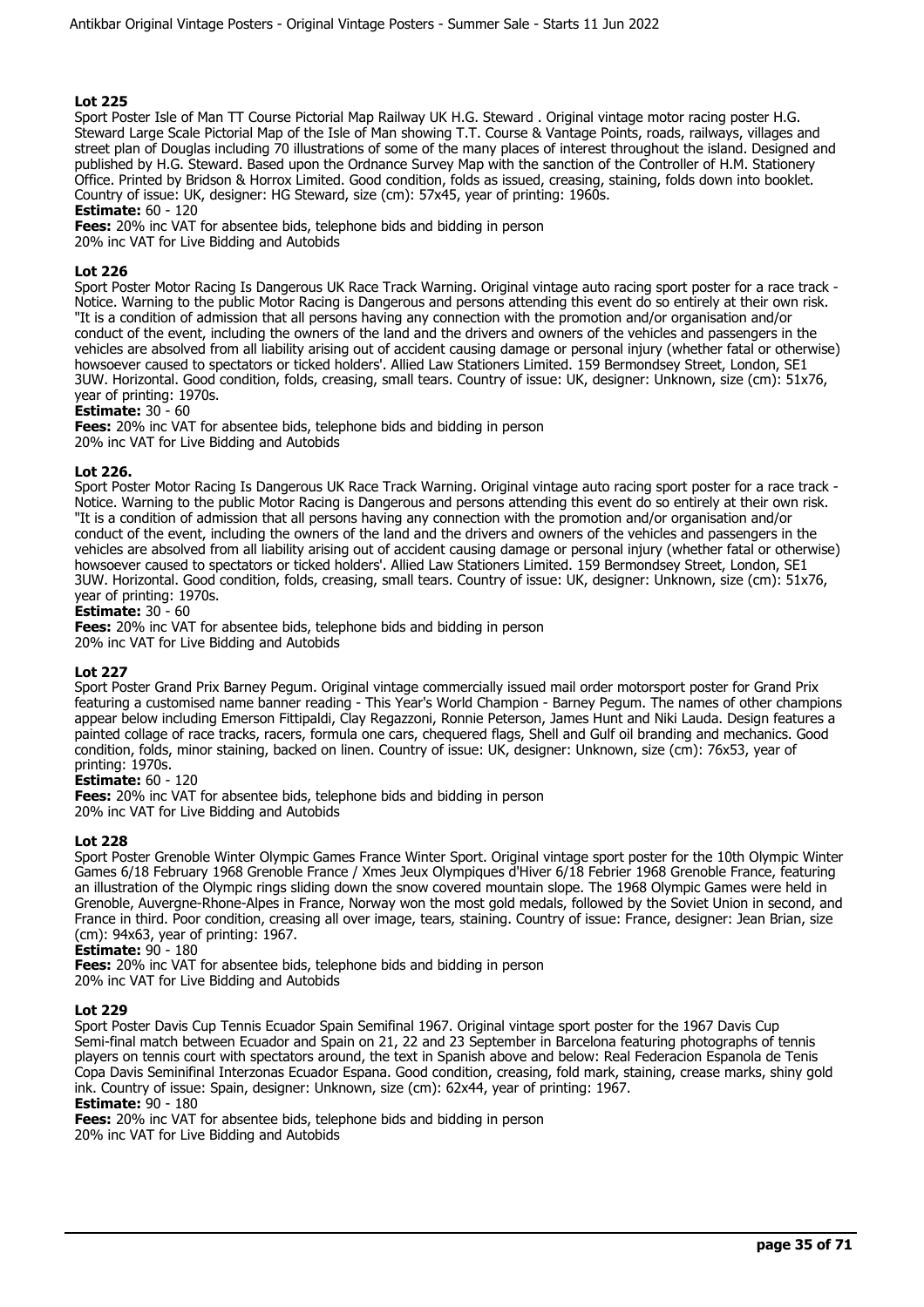## Lot 225

Sport Poster Isle of Man TT Course Pictorial Map Railway UK H.G. Steward . Original vintage motor racing poster H.G. Steward Large Scale Pictorial Map of the Isle of Man showing T.T. Course & Vantage Points, roads, railways, villages and street plan of Douglas including 70 illustrations of some of the many places of interest throughout the island. Designed and published by H.G. Steward. Based upon the Ordnance Survey Map with the sanction of the Controller of H.M. Stationery Office. Printed by Bridson & Horrox Limited. Good condition, folds as issued, creasing, staining, folds down into booklet. Country of issue: UK, designer: HG Steward, size (cm): 57x45, year of printing: 1960s.

**Estimate:** 60 - 120

**Fees:** 20% inc VAT for absentee bids, telephone bids and bidding in person
20% inc VAT for Live Bidding and Autobids

## Lot 226

Sport Poster Motor Racing Is Dangerous UK Race Track Warning. Original vintage auto racing sport poster for a race track - Notice. Warning to the public Motor Racing is Dangerous and persons attending this event do so entirely at their own risk. "It is a condition of admission that all persons having any connection with the promotion and/or organisation and/or conduct of the event, including the owners of the land and the drivers and owners of the vehicles and passengers in the vehicles are absolved from all liability arising out of accident causing damage or personal injury (whether fatal or otherwise) howsoever caused to spectators or ticked holders'. Allied Law Stationers Limited. 159 Bermondsey Street, London, SE1 3UW. Horizontal. Good condition, folds, creasing, small tears. Country of issue: UK, designer: Unknown, size (cm): 51x76, year of printing: 1970s.

**Estimate:** 30 - 60

**Fees:** 20% inc VAT for absentee bids, telephone bids and bidding in person
20% inc VAT for Live Bidding and Autobids

## Lot 226.

Sport Poster Motor Racing Is Dangerous UK Race Track Warning. Original vintage auto racing sport poster for a race track - Notice. Warning to the public Motor Racing is Dangerous and persons attending this event do so entirely at their own risk. "It is a condition of admission that all persons having any connection with the promotion and/or organisation and/or conduct of the event, including the owners of the land and the drivers and owners of the vehicles and passengers in the vehicles are absolved from all liability arising out of accident causing damage or personal injury (whether fatal or otherwise) howsoever caused to spectators or ticked holders'. Allied Law Stationers Limited. 159 Bermondsey Street, London, SE1 3UW. Horizontal. Good condition, folds, creasing, small tears. Country of issue: UK, designer: Unknown, size (cm): 51x76, year of printing: 1970s.

**Estimate:** 30 - 60

**Fees:** 20% inc VAT for absentee bids, telephone bids and bidding in person
20% inc VAT for Live Bidding and Autobids

## Lot 227

Sport Poster Grand Prix Barney Pegum. Original vintage commercially issued mail order motorsport poster for Grand Prix featuring a customised name banner reading - This Year's World Champion - Barney Pegum. The names of other champions appear below including Emerson Fittipaldi, Clay Regazzoni, Ronnie Peterson, James Hunt and Niki Lauda. Design features a painted collage of race tracks, racers, formula one cars, chequered flags, Shell and Gulf oil branding and mechanics. Good condition, folds, minor staining, backed on linen. Country of issue: UK, designer: Unknown, size (cm): 76x53, year of printing: 1970s.

**Estimate:** 60 - 120

**Fees:** 20% inc VAT for absentee bids, telephone bids and bidding in person
20% inc VAT for Live Bidding and Autobids

## Lot 228

Sport Poster Grenoble Winter Olympic Games France Winter Sport. Original vintage sport poster for the 10th Olympic Winter Games 6/18 February 1968 Grenoble France / Xmes Jeux Olympiques d'Hiver 6/18 Febrier 1968 Grenoble France, featuring an illustration of the Olympic rings sliding down the snow covered mountain slope. The 1968 Olympic Games were held in Grenoble, Auvergne-Rhone-Alpes in France, Norway won the most gold medals, followed by the Soviet Union in second, and France in third. Poor condition, creasing all over image, tears, staining. Country of issue: France, designer: Jean Brian, size (cm): 94x63, year of printing: 1967.

**Estimate:** 90 - 180

**Fees:** 20% inc VAT for absentee bids, telephone bids and bidding in person
20% inc VAT for Live Bidding and Autobids

## Lot 229

Sport Poster Davis Cup Tennis Ecuador Spain Semifinal 1967. Original vintage sport poster for the 1967 Davis Cup Semi-final match between Ecuador and Spain on 21, 22 and 23 September in Barcelona featuring photographs of tennis players on tennis court with spectators around, the text in Spanish above and below: Real Federacion Espanola de Tenis Copa Davis Seminifinal Interzonas Ecuador Espana. Good condition, creasing, fold mark, staining, crease marks, shiny gold ink. Country of issue: Spain, designer: Unknown, size (cm): 62x44, year of printing: 1967.

**Estimate:** 90 - 180

**Fees:** 20% inc VAT for absentee bids, telephone bids and bidding in person
20% inc VAT for Live Bidding and Autobids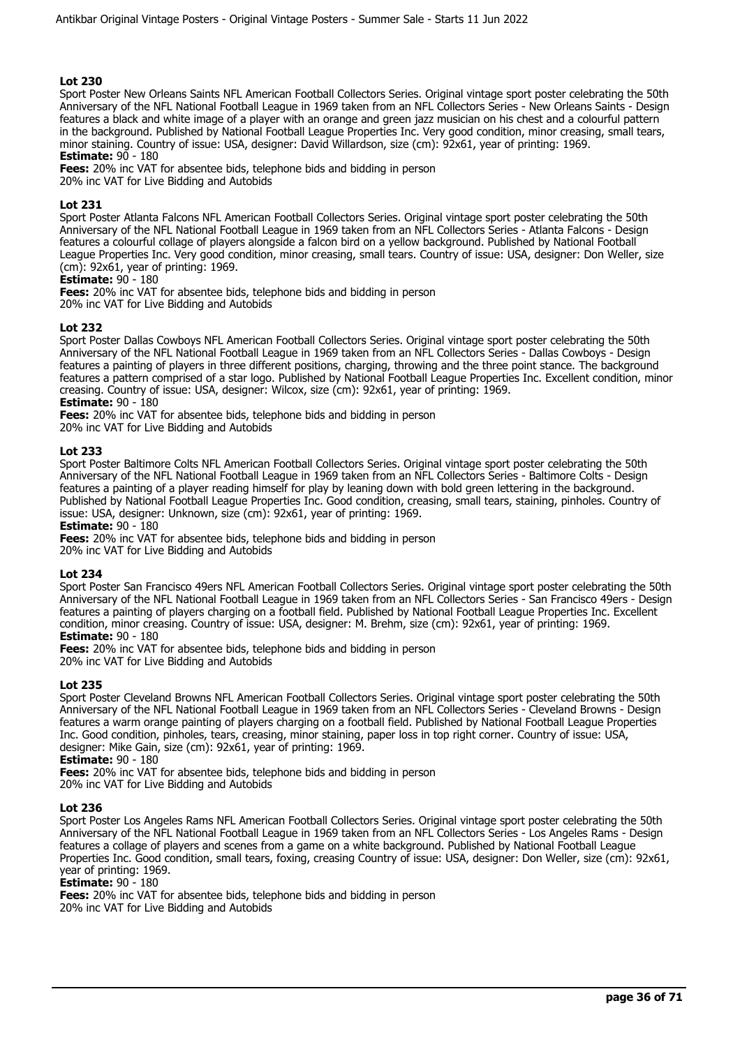**Lot 230**

Sport Poster New Orleans Saints NFL American Football Collectors Series. Original vintage sport poster celebrating the 50th Anniversary of the NFL National Football League in 1969 taken from an NFL Collectors Series - New Orleans Saints - Design features a black and white image of a player with an orange and green jazz musician on his chest and a colourful pattern in the background. Published by National Football League Properties Inc. Very good condition, minor creasing, small tears, minor staining. Country of issue: USA, designer: David Willardson, size (cm): 92x61, year of printing: 1969.

**Estimate:** 90 - 180

**Fees:** 20% inc VAT for absentee bids, telephone bids and bidding in person
20% inc VAT for Live Bidding and Autobids

**Lot 231**

Sport Poster Atlanta Falcons NFL American Football Collectors Series. Original vintage sport poster celebrating the 50th Anniversary of the NFL National Football League in 1969 taken from an NFL Collectors Series - Atlanta Falcons - Design features a colourful collage of players alongside a falcon bird on a yellow background. Published by National Football League Properties Inc. Very good condition, minor creasing, small tears. Country of issue: USA, designer: Don Weller, size (cm): 92x61, year of printing: 1969.

**Estimate:** 90 - 180

**Fees:** 20% inc VAT for absentee bids, telephone bids and bidding in person
20% inc VAT for Live Bidding and Autobids

**Lot 232**

Sport Poster Dallas Cowboys NFL American Football Collectors Series. Original vintage sport poster celebrating the 50th Anniversary of the NFL National Football League in 1969 taken from an NFL Collectors Series - Dallas Cowboys - Design features a painting of players in three different positions, charging, throwing and the three point stance. The background features a pattern comprised of a star logo. Published by National Football League Properties Inc. Excellent condition, minor creasing. Country of issue: USA, designer: Wilcox, size (cm): 92x61, year of printing: 1969.

**Estimate:** 90 - 180

**Fees:** 20% inc VAT for absentee bids, telephone bids and bidding in person
20% inc VAT for Live Bidding and Autobids

**Lot 233**

Sport Poster Baltimore Colts NFL American Football Collectors Series. Original vintage sport poster celebrating the 50th Anniversary of the NFL National Football League in 1969 taken from an NFL Collectors Series - Baltimore Colts - Design features a painting of a player reading himself for play by leaning down with bold green lettering in the background. Published by National Football League Properties Inc. Good condition, creasing, small tears, staining, pinholes. Country of issue: USA, designer: Unknown, size (cm): 92x61, year of printing: 1969.

**Estimate:** 90 - 180

**Fees:** 20% inc VAT for absentee bids, telephone bids and bidding in person
20% inc VAT for Live Bidding and Autobids

**Lot 234**

Sport Poster San Francisco 49ers NFL American Football Collectors Series. Original vintage sport poster celebrating the 50th Anniversary of the NFL National Football League in 1969 taken from an NFL Collectors Series - San Francisco 49ers - Design features a painting of players charging on a football field. Published by National Football League Properties Inc. Excellent condition, minor creasing. Country of issue: USA, designer: M. Brehm, size (cm): 92x61, year of printing: 1969.

**Estimate:** 90 - 180

**Fees:** 20% inc VAT for absentee bids, telephone bids and bidding in person
20% inc VAT for Live Bidding and Autobids

**Lot 235**

Sport Poster Cleveland Browns NFL American Football Collectors Series. Original vintage sport poster celebrating the 50th Anniversary of the NFL National Football League in 1969 taken from an NFL Collectors Series - Cleveland Browns - Design features a warm orange painting of players charging on a football field. Published by National Football League Properties Inc. Good condition, pinholes, tears, creasing, minor staining, paper loss in top right corner. Country of issue: USA, designer: Mike Gain, size (cm): 92x61, year of printing: 1969.

**Estimate:** 90 - 180

**Fees:** 20% inc VAT for absentee bids, telephone bids and bidding in person
20% inc VAT for Live Bidding and Autobids

**Lot 236**

Sport Poster Los Angeles Rams NFL American Football Collectors Series. Original vintage sport poster celebrating the 50th Anniversary of the NFL National Football League in 1969 taken from an NFL Collectors Series - Los Angeles Rams - Design features a collage of players and scenes from a game on a white background. Published by National Football League Properties Inc. Good condition, small tears, foxing, creasing Country of issue: USA, designer: Don Weller, size (cm): 92x61, year of printing: 1969.

**Estimate:** 90 - 180

**Fees:** 20% inc VAT for absentee bids, telephone bids and bidding in person
20% inc VAT for Live Bidding and Autobids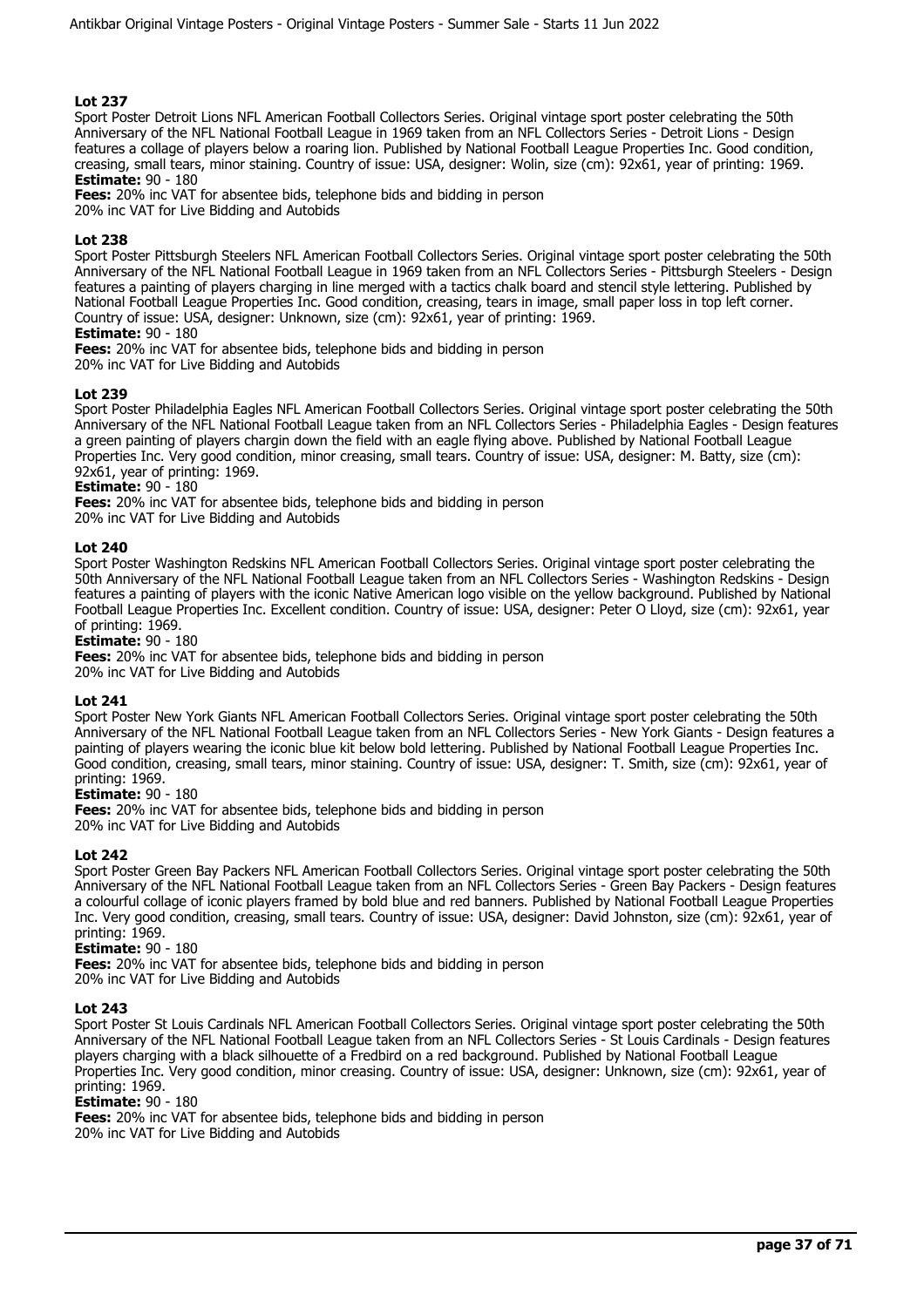**Lot 237**

Sport Poster Detroit Lions NFL American Football Collectors Series. Original vintage sport poster celebrating the 50th Anniversary of the NFL National Football League in 1969 taken from an NFL Collectors Series - Detroit Lions - Design features a collage of players below a roaring lion. Published by National Football League Properties Inc. Good condition, creasing, small tears, minor staining. Country of issue: USA, designer: Wolin, size (cm): 92x61, year of printing: 1969.

**Estimate:** 90 - 180

**Fees:** 20% inc VAT for absentee bids, telephone bids and bidding in person
20% inc VAT for Live Bidding and Autobids

**Lot 238**

Sport Poster Pittsburgh Steelers NFL American Football Collectors Series. Original vintage sport poster celebrating the 50th Anniversary of the NFL National Football League in 1969 taken from an NFL Collectors Series - Pittsburgh Steelers - Design features a painting of players charging in line merged with a tactics chalk board and stencil style lettering. Published by National Football League Properties Inc. Good condition, creasing, tears in image, small paper loss in top left corner. Country of issue: USA, designer: Unknown, size (cm): 92x61, year of printing: 1969.

**Estimate:** 90 - 180

**Fees:** 20% inc VAT for absentee bids, telephone bids and bidding in person
20% inc VAT for Live Bidding and Autobids

**Lot 239**

Sport Poster Philadelphia Eagles NFL American Football Collectors Series. Original vintage sport poster celebrating the 50th Anniversary of the NFL National Football League taken from an NFL Collectors Series - Philadelphia Eagles - Design features a green painting of players chargin down the field with an eagle flying above. Published by National Football League Properties Inc. Very good condition, minor creasing, small tears. Country of issue: USA, designer: M. Batty, size (cm): 92x61, year of printing: 1969.

**Estimate:** 90 - 180

**Fees:** 20% inc VAT for absentee bids, telephone bids and bidding in person
20% inc VAT for Live Bidding and Autobids

**Lot 240**

Sport Poster Washington Redskins NFL American Football Collectors Series. Original vintage sport poster celebrating the 50th Anniversary of the NFL National Football League taken from an NFL Collectors Series - Washington Redskins - Design features a painting of players with the iconic Native American logo visible on the yellow background. Published by National Football League Properties Inc. Excellent condition. Country of issue: USA, designer: Peter O Lloyd, size (cm): 92x61, year of printing: 1969.

**Estimate:** 90 - 180

**Fees:** 20% inc VAT for absentee bids, telephone bids and bidding in person
20% inc VAT for Live Bidding and Autobids

**Lot 241**

Sport Poster New York Giants NFL American Football Collectors Series. Original vintage sport poster celebrating the 50th Anniversary of the NFL National Football League taken from an NFL Collectors Series - New York Giants - Design features a painting of players wearing the iconic blue kit below bold lettering. Published by National Football League Properties Inc. Good condition, creasing, small tears, minor staining. Country of issue: USA, designer: T. Smith, size (cm): 92x61, year of printing: 1969.

**Estimate:** 90 - 180

**Fees:** 20% inc VAT for absentee bids, telephone bids and bidding in person
20% inc VAT for Live Bidding and Autobids

**Lot 242**

Sport Poster Green Bay Packers NFL American Football Collectors Series. Original vintage sport poster celebrating the 50th Anniversary of the NFL National Football League taken from an NFL Collectors Series - Green Bay Packers - Design features a colourful collage of iconic players framed by bold blue and red banners. Published by National Football League Properties Inc. Very good condition, creasing, small tears. Country of issue: USA, designer: David Johnston, size (cm): 92x61, year of printing: 1969.

**Estimate:** 90 - 180

**Fees:** 20% inc VAT for absentee bids, telephone bids and bidding in person
20% inc VAT for Live Bidding and Autobids

**Lot 243**

Sport Poster St Louis Cardinals NFL American Football Collectors Series. Original vintage sport poster celebrating the 50th Anniversary of the NFL National Football League taken from an NFL Collectors Series - St Louis Cardinals - Design features players charging with a black silhouette of a Fredbird on a red background. Published by National Football League Properties Inc. Very good condition, minor creasing. Country of issue: USA, designer: Unknown, size (cm): 92x61, year of printing: 1969.

**Estimate:** 90 - 180

**Fees:** 20% inc VAT for absentee bids, telephone bids and bidding in person
20% inc VAT for Live Bidding and Autobids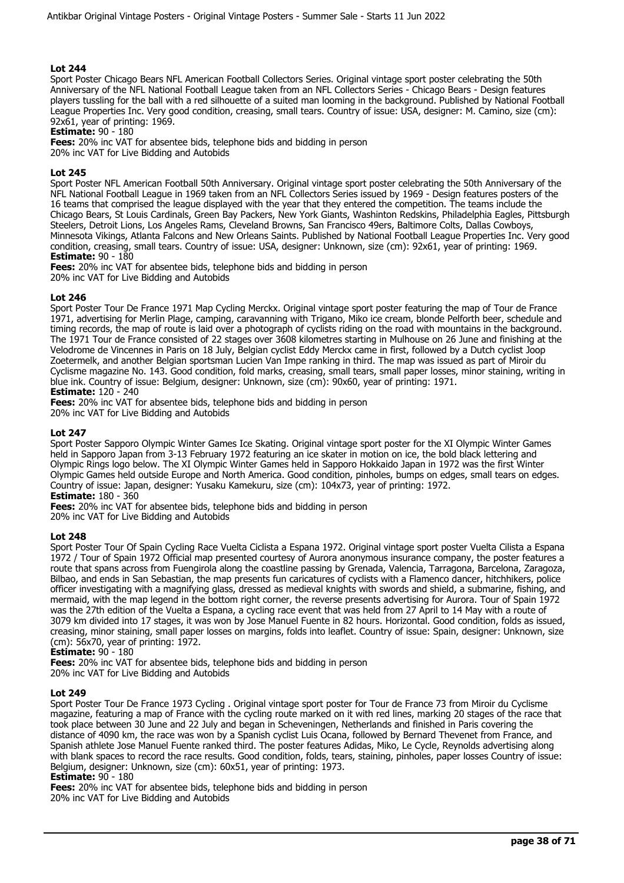### Lot 244

Sport Poster Chicago Bears NFL American Football Collectors Series. Original vintage sport poster celebrating the 50th Anniversary of the NFL National Football League taken from an NFL Collectors Series - Chicago Bears - Design features players tussling for the ball with a red silhouette of a suited man looming in the background. Published by National Football League Properties Inc. Very good condition, creasing, small tears. Country of issue: USA, designer: M. Camino, size (cm): 92x61, year of printing: 1969.

**Estimate:** 90 - 180

**Fees:** 20% inc VAT for absentee bids, telephone bids and bidding in person
20% inc VAT for Live Bidding and Autobids

### Lot 245

Sport Poster NFL American Football 50th Anniversary. Original vintage sport poster celebrating the 50th Anniversary of the NFL National Football League in 1969 taken from an NFL Collectors Series issued by 1969 - Design features posters of the 16 teams that comprised the league displayed with the year that they entered the competition. The teams include the Chicago Bears, St Louis Cardinals, Green Bay Packers, New York Giants, Washinton Redskins, Philadelphia Eagles, Pittsburgh Steelers, Detroit Lions, Los Angeles Rams, Cleveland Browns, San Francisco 49ers, Baltimore Colts, Dallas Cowboys, Minnesota Vikings, Atlanta Falcons and New Orleans Saints. Published by National Football League Properties Inc. Very good condition, creasing, small tears. Country of issue: USA, designer: Unknown, size (cm): 92x61, year of printing: 1969.

**Estimate:** 90 - 180

**Fees:** 20% inc VAT for absentee bids, telephone bids and bidding in person
20% inc VAT for Live Bidding and Autobids

### Lot 246

Sport Poster Tour De France 1971 Map Cycling Merckx. Original vintage sport poster featuring the map of Tour de France 1971, advertising for Merlin Plage, camping, caravanning with Trigano, Miko ice cream, blonde Pelforth beer, schedule and timing records, the map of route is laid over a photograph of cyclists riding on the road with mountains in the background. The 1971 Tour de France consisted of 22 stages over 3608 kilometres starting in Mulhouse on 26 June and finishing at the Velodrome de Vincennes in Paris on 18 July, Belgian cyclist Eddy Merckx came in first, followed by a Dutch cyclist Joop Zoetermelk, and another Belgian sportsman Lucien Van Impe ranking in third. The map was issued as part of Miroir du Cyclisme magazine No. 143. Good condition, fold marks, creasing, small tears, small paper losses, minor staining, writing in blue ink. Country of issue: Belgium, designer: Unknown, size (cm): 90x60, year of printing: 1971.

**Estimate:** 120 - 240

**Fees:** 20% inc VAT for absentee bids, telephone bids and bidding in person
20% inc VAT for Live Bidding and Autobids

### Lot 247

Sport Poster Sapporo Olympic Winter Games Ice Skating. Original vintage sport poster for the XI Olympic Winter Games held in Sapporo Japan from 3-13 February 1972 featuring an ice skater in motion on ice, the bold black lettering and Olympic Rings logo below. The XI Olympic Winter Games held in Sapporo Hokkaido Japan in 1972 was the first Winter Olympic Games held outside Europe and North America. Good condition, pinholes, bumps on edges, small tears on edges. Country of issue: Japan, designer: Yusaku Kamekuru, size (cm): 104x73, year of printing: 1972.

**Estimate:** 180 - 360

**Fees:** 20% inc VAT for absentee bids, telephone bids and bidding in person
20% inc VAT for Live Bidding and Autobids

### Lot 248

Sport Poster Tour Of Spain Cycling Race Vuelta Ciclista a Espana 1972. Original vintage sport poster Vuelta Cilista a Espana 1972 / Tour of Spain 1972 Official map presented courtesy of Aurora anonymous insurance company, the poster features a route that spans across from Fuengirola along the coastline passing by Grenada, Valencia, Tarragona, Barcelona, Zaragoza, Bilbao, and ends in San Sebastian, the map presents fun caricatures of cyclists with a Flamenco dancer, hitchhikers, police officer investigating with a magnifying glass, dressed as medieval knights with swords and shield, a submarine, fishing, and mermaid, with the map legend in the bottom right corner, the reverse presents advertising for Aurora. Tour of Spain 1972 was the 27th edition of the Vuelta a Espana, a cycling race event that was held from 27 April to 14 May with a route of 3079 km divided into 17 stages, it was won by Jose Manuel Fuente in 82 hours. Horizontal. Good condition, folds as issued, creasing, minor staining, small paper losses on margins, folds into leaflet. Country of issue: Spain, designer: Unknown, size (cm): 56x70, year of printing: 1972.

**Estimate:** 90 - 180

**Fees:** 20% inc VAT for absentee bids, telephone bids and bidding in person
20% inc VAT for Live Bidding and Autobids

### Lot 249

Sport Poster Tour De France 1973 Cycling . Original vintage sport poster for Tour de France 73 from Miroir du Cyclisme magazine, featuring a map of France with the cycling route marked on it with red lines, marking 20 stages of the race that took place between 30 June and 22 July and began in Scheveningen, Netherlands and finished in Paris covering the distance of 4090 km, the race was won by a Spanish cyclist Luis Ocana, followed by Bernard Thevenet from France, and Spanish athlete Jose Manuel Fuente ranked third. The poster features Adidas, Miko, Le Cycle, Reynolds advertising along with blank spaces to record the race results. Good condition, folds, tears, staining, pinholes, paper losses Country of issue: Belgium, designer: Unknown, size (cm): 60x51, year of printing: 1973.

**Estimate:** 90 - 180

**Fees:** 20% inc VAT for absentee bids, telephone bids and bidding in person
20% inc VAT for Live Bidding and Autobids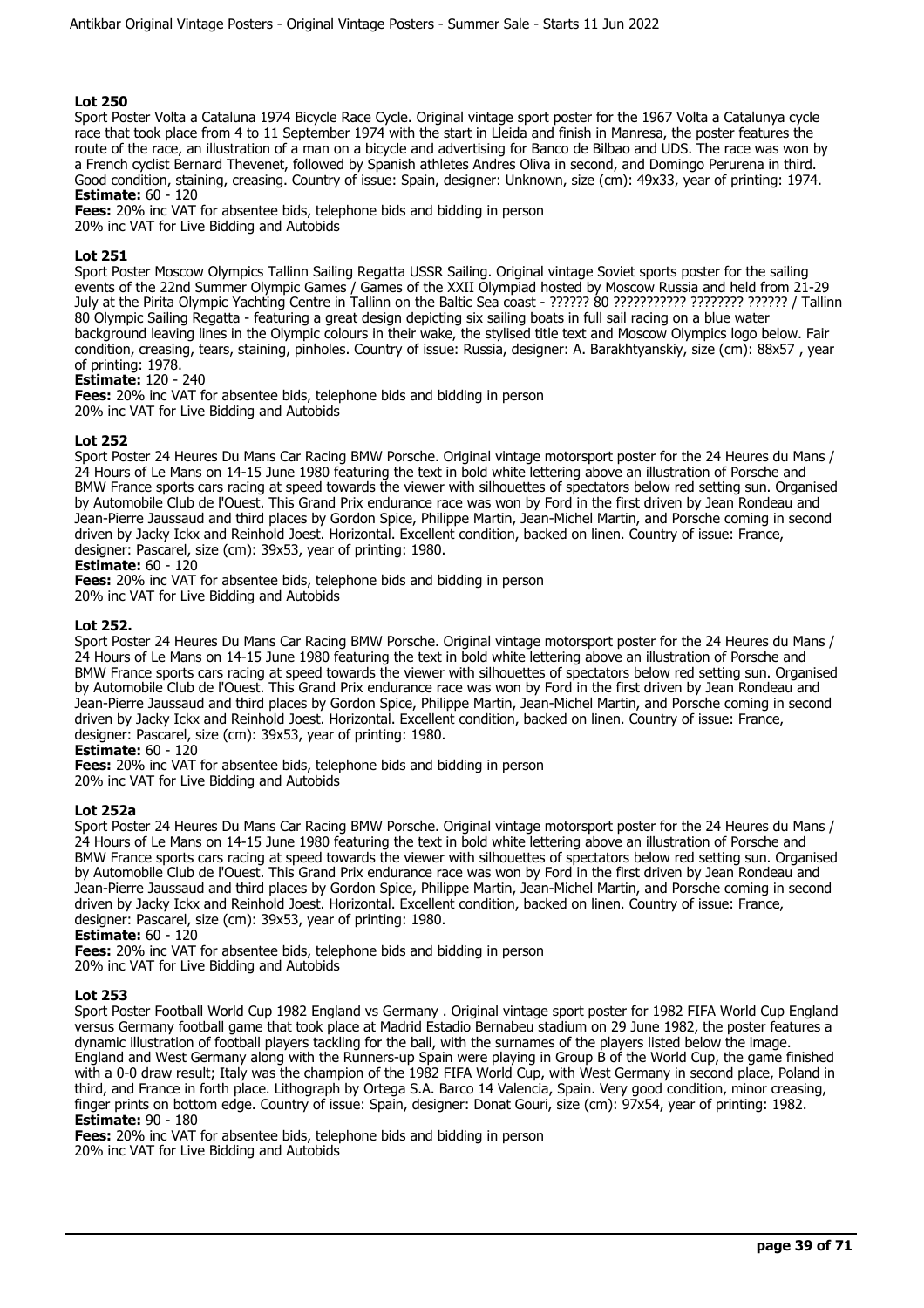### Lot 250

Sport Poster Volta a Cataluna 1974 Bicycle Race Cycle. Original vintage sport poster for the 1967 Volta a Catalunya cycle race that took place from 4 to 11 September 1974 with the start in Lleida and finish in Manresa, the poster features the route of the race, an illustration of a man on a bicycle and advertising for Banco de Bilbao and UDS. The race was won by a French cyclist Bernard Thevenet, followed by Spanish athletes Andres Oliva in second, and Domingo Perurena in third. Good condition, staining, creasing. Country of issue: Spain, designer: Unknown, size (cm): 49x33, year of printing: 1974.

**Estimate:** 60 - 120

**Fees:** 20% inc VAT for absentee bids, telephone bids and bidding in person
20% inc VAT for Live Bidding and Autobids

### Lot 251

Sport Poster Moscow Olympics Tallinn Sailing Regatta USSR Sailing. Original vintage Soviet sports poster for the sailing events of the 22nd Summer Olympic Games / Games of the XXII Olympiad hosted by Moscow Russia and held from 21-29 July at the Pirita Olympic Yachting Centre in Tallinn on the Baltic Sea coast - ?????? 80 ??????????? ???????? ?????? / Tallinn 80 Olympic Sailing Regatta - featuring a great design depicting six sailing boats in full sail racing on a blue water background leaving lines in the Olympic colours in their wake, the stylised title text and Moscow Olympics logo below. Fair condition, creasing, tears, staining, pinholes. Country of issue: Russia, designer: A. Barakhtyanskiy, size (cm): 88x57 , year of printing: 1978.

**Estimate:** 120 - 240

**Fees:** 20% inc VAT for absentee bids, telephone bids and bidding in person
20% inc VAT for Live Bidding and Autobids

### Lot 252

Sport Poster 24 Heures Du Mans Car Racing BMW Porsche. Original vintage motorsport poster for the 24 Heures du Mans / 24 Hours of Le Mans on 14-15 June 1980 featuring the text in bold white lettering above an illustration of Porsche and BMW France sports cars racing at speed towards the viewer with silhouettes of spectators below red setting sun. Organised by Automobile Club de l'Ouest. This Grand Prix endurance race was won by Ford in the first driven by Jean Rondeau and Jean-Pierre Jaussaud and third places by Gordon Spice, Philippe Martin, Jean-Michel Martin, and Porsche coming in second driven by Jacky Ickx and Reinhold Joest. Horizontal. Excellent condition, backed on linen. Country of issue: France, designer: Pascarel, size (cm): 39x53, year of printing: 1980.

**Estimate:** 60 - 120

**Fees:** 20% inc VAT for absentee bids, telephone bids and bidding in person
20% inc VAT for Live Bidding and Autobids

### Lot 252.

Sport Poster 24 Heures Du Mans Car Racing BMW Porsche. Original vintage motorsport poster for the 24 Heures du Mans / 24 Hours of Le Mans on 14-15 June 1980 featuring the text in bold white lettering above an illustration of Porsche and BMW France sports cars racing at speed towards the viewer with silhouettes of spectators below red setting sun. Organised by Automobile Club de l'Ouest. This Grand Prix endurance race was won by Ford in the first driven by Jean Rondeau and Jean-Pierre Jaussaud and third places by Gordon Spice, Philippe Martin, Jean-Michel Martin, and Porsche coming in second driven by Jacky Ickx and Reinhold Joest. Horizontal. Excellent condition, backed on linen. Country of issue: France, designer: Pascarel, size (cm): 39x53, year of printing: 1980.

**Estimate:** 60 - 120

**Fees:** 20% inc VAT for absentee bids, telephone bids and bidding in person
20% inc VAT for Live Bidding and Autobids

### Lot 252a

Sport Poster 24 Heures Du Mans Car Racing BMW Porsche. Original vintage motorsport poster for the 24 Heures du Mans / 24 Hours of Le Mans on 14-15 June 1980 featuring the text in bold white lettering above an illustration of Porsche and BMW France sports cars racing at speed towards the viewer with silhouettes of spectators below red setting sun. Organised by Automobile Club de l'Ouest. This Grand Prix endurance race was won by Ford in the first driven by Jean Rondeau and Jean-Pierre Jaussaud and third places by Gordon Spice, Philippe Martin, Jean-Michel Martin, and Porsche coming in second driven by Jacky Ickx and Reinhold Joest. Horizontal. Excellent condition, backed on linen. Country of issue: France, designer: Pascarel, size (cm): 39x53, year of printing: 1980.

**Estimate:** 60 - 120

**Fees:** 20% inc VAT for absentee bids, telephone bids and bidding in person
20% inc VAT for Live Bidding and Autobids

### Lot 253

Sport Poster Football World Cup 1982 England vs Germany . Original vintage sport poster for 1982 FIFA World Cup England versus Germany football game that took place at Madrid Estadio Bernabeu stadium on 29 June 1982, the poster features a dynamic illustration of football players tackling for the ball, with the surnames of the players listed below the image. England and West Germany along with the Runners-up Spain were playing in Group B of the World Cup, the game finished with a 0-0 draw result; Italy was the champion of the 1982 FIFA World Cup, with West Germany in second place, Poland in third, and France in forth place. Lithograph by Ortega S.A. Barco 14 Valencia, Spain. Very good condition, minor creasing, finger prints on bottom edge. Country of issue: Spain, designer: Donat Gouri, size (cm): 97x54, year of printing: 1982.

**Estimate:** 90 - 180

**Fees:** 20% inc VAT for absentee bids, telephone bids and bidding in person
20% inc VAT for Live Bidding and Autobids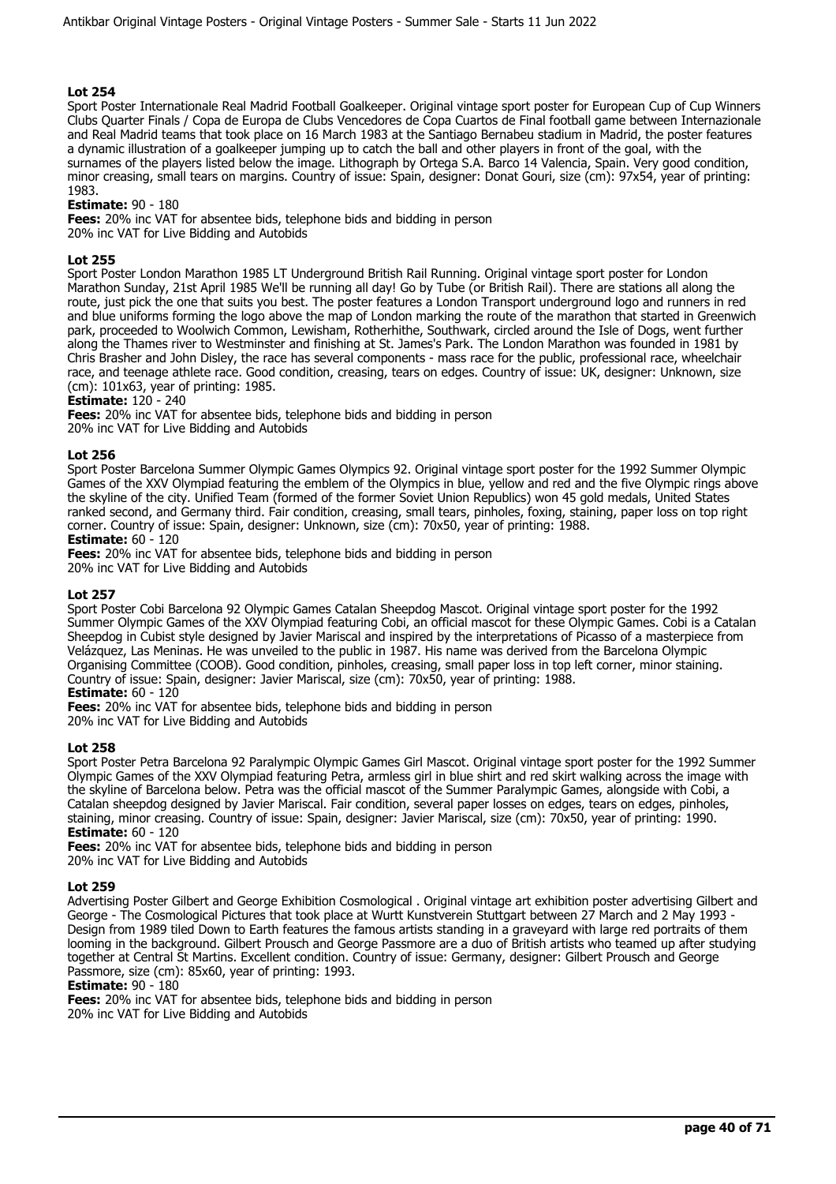## Lot 254

Sport Poster Internationale Real Madrid Football Goalkeeper. Original vintage sport poster for European Cup of Cup Winners Clubs Quarter Finals / Copa de Europa de Clubs Vencedores de Copa Cuartos de Final football game between Internazionale and Real Madrid teams that took place on 16 March 1983 at the Santiago Bernabeu stadium in Madrid, the poster features a dynamic illustration of a goalkeeper jumping up to catch the ball and other players in front of the goal, with the surnames of the players listed below the image. Lithograph by Ortega S.A. Barco 14 Valencia, Spain. Very good condition, minor creasing, small tears on margins. Country of issue: Spain, designer: Donat Gouri, size (cm): 97x54, year of printing: 1983.

**Estimate:** 90 - 180

**Fees:** 20% inc VAT for absentee bids, telephone bids and bidding in person
20% inc VAT for Live Bidding and Autobids

## Lot 255

Sport Poster London Marathon 1985 LT Underground British Rail Running. Original vintage sport poster for London Marathon Sunday, 21st April 1985 We'll be running all day! Go by Tube (or British Rail). There are stations all along the route, just pick the one that suits you best. The poster features a London Transport underground logo and runners in red and blue uniforms forming the logo above the map of London marking the route of the marathon that started in Greenwich park, proceeded to Woolwich Common, Lewisham, Rotherhithe, Southwark, circled around the Isle of Dogs, went further along the Thames river to Westminster and finishing at St. James's Park. The London Marathon was founded in 1981 by Chris Brasher and John Disley, the race has several components - mass race for the public, professional race, wheelchair race, and teenage athlete race. Good condition, creasing, tears on edges. Country of issue: UK, designer: Unknown, size (cm): 101x63, year of printing: 1985.

**Estimate:** 120 - 240

**Fees:** 20% inc VAT for absentee bids, telephone bids and bidding in person
20% inc VAT for Live Bidding and Autobids

## Lot 256

Sport Poster Barcelona Summer Olympic Games Olympics 92. Original vintage sport poster for the 1992 Summer Olympic Games of the XXV Olympiad featuring the emblem of the Olympics in blue, yellow and red and the five Olympic rings above the skyline of the city. Unified Team (formed of the former Soviet Union Republics) won 45 gold medals, United States ranked second, and Germany third. Fair condition, creasing, small tears, pinholes, foxing, staining, paper loss on top right corner. Country of issue: Spain, designer: Unknown, size (cm): 70x50, year of printing: 1988.

**Estimate:** 60 - 120

**Fees:** 20% inc VAT for absentee bids, telephone bids and bidding in person
20% inc VAT for Live Bidding and Autobids

## Lot 257

Sport Poster Cobi Barcelona 92 Olympic Games Catalan Sheepdog Mascot. Original vintage sport poster for the 1992 Summer Olympic Games of the XXV Olympiad featuring Cobi, an official mascot for these Olympic Games. Cobi is a Catalan Sheepdog in Cubist style designed by Javier Mariscal and inspired by the interpretations of Picasso of a masterpiece from Velázquez, Las Meninas. He was unveiled to the public in 1987. His name was derived from the Barcelona Olympic Organising Committee (COOB). Good condition, pinholes, creasing, small paper loss in top left corner, minor staining. Country of issue: Spain, designer: Javier Mariscal, size (cm): 70x50, year of printing: 1988.

**Estimate:** 60 - 120

**Fees:** 20% inc VAT for absentee bids, telephone bids and bidding in person
20% inc VAT for Live Bidding and Autobids

## Lot 258

Sport Poster Petra Barcelona 92 Paralympic Olympic Games Girl Mascot. Original vintage sport poster for the 1992 Summer Olympic Games of the XXV Olympiad featuring Petra, armless girl in blue shirt and red skirt walking across the image with the skyline of Barcelona below. Petra was the official mascot of the Summer Paralympic Games, alongside with Cobi, a Catalan sheepdog designed by Javier Mariscal. Fair condition, several paper losses on edges, tears on edges, pinholes, staining, minor creasing. Country of issue: Spain, designer: Javier Mariscal, size (cm): 70x50, year of printing: 1990.

**Estimate:** 60 - 120

**Fees:** 20% inc VAT for absentee bids, telephone bids and bidding in person
20% inc VAT for Live Bidding and Autobids

## Lot 259

Advertising Poster Gilbert and George Exhibition Cosmological . Original vintage art exhibition poster advertising Gilbert and George - The Cosmological Pictures that took place at Wurtt Kunstverein Stuttgart between 27 March and 2 May 1993 - Design from 1989 tiled Down to Earth features the famous artists standing in a graveyard with large red portraits of them looming in the background. Gilbert Prousch and George Passmore are a duo of British artists who teamed up after studying together at Central St Martins. Excellent condition. Country of issue: Germany, designer: Gilbert Prousch and George Passmore, size (cm): 85x60, year of printing: 1993.

**Estimate:** 90 - 180

**Fees:** 20% inc VAT for absentee bids, telephone bids and bidding in person
20% inc VAT for Live Bidding and Autobids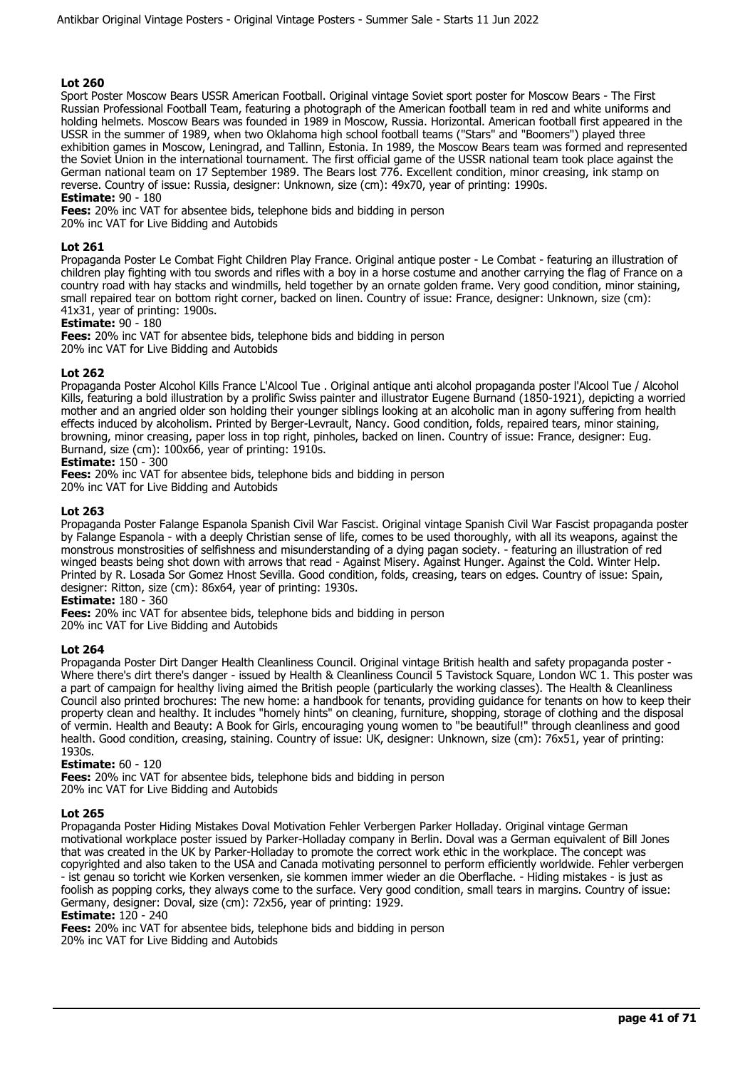## Lot 260

Sport Poster Moscow Bears USSR American Football. Original vintage Soviet sport poster for Moscow Bears - The First Russian Professional Football Team, featuring a photograph of the American football team in red and white uniforms and holding helmets. Moscow Bears was founded in 1989 in Moscow, Russia. Horizontal. American football first appeared in the USSR in the summer of 1989, when two Oklahoma high school football teams ("Stars" and "Boomers") played three exhibition games in Moscow, Leningrad, and Tallinn, Estonia. In 1989, the Moscow Bears team was formed and represented the Soviet Union in the international tournament. The first official game of the USSR national team took place against the German national team on 17 September 1989. The Bears lost 776. Excellent condition, minor creasing, ink stamp on reverse. Country of issue: Russia, designer: Unknown, size (cm): 49x70, year of printing: 1990s.

**Estimate:** 90 - 180

**Fees:** 20% inc VAT for absentee bids, telephone bids and bidding in person
20% inc VAT for Live Bidding and Autobids

## Lot 261

Propaganda Poster Le Combat Fight Children Play France. Original antique poster - Le Combat - featuring an illustration of children play fighting with tou swords and rifles with a boy in a horse costume and another carrying the flag of France on a country road with hay stacks and windmills, held together by an ornate golden frame. Very good condition, minor staining, small repaired tear on bottom right corner, backed on linen. Country of issue: France, designer: Unknown, size (cm): 41x31, year of printing: 1900s.

**Estimate:** 90 - 180

**Fees:** 20% inc VAT for absentee bids, telephone bids and bidding in person
20% inc VAT for Live Bidding and Autobids

## Lot 262

Propaganda Poster Alcohol Kills France L'Alcool Tue . Original antique anti alcohol propaganda poster l'Alcool Tue / Alcohol Kills, featuring a bold illustration by a prolific Swiss painter and illustrator Eugene Burnand (1850-1921), depicting a worried mother and an angried older son holding their younger siblings looking at an alcoholic man in agony suffering from health effects induced by alcoholism. Printed by Berger-Levrault, Nancy. Good condition, folds, repaired tears, minor staining, browning, minor creasing, paper loss in top right, pinholes, backed on linen. Country of issue: France, designer: Eug. Burnand, size (cm): 100x66, year of printing: 1910s.

**Estimate:** 150 - 300

**Fees:** 20% inc VAT for absentee bids, telephone bids and bidding in person
20% inc VAT for Live Bidding and Autobids

## Lot 263

Propaganda Poster Falange Espanola Spanish Civil War Fascist. Original vintage Spanish Civil War Fascist propaganda poster by Falange Espanola - with a deeply Christian sense of life, comes to be used thoroughly, with all its weapons, against the monstrous monstrosities of selfishness and misunderstanding of a dying pagan society. - featuring an illustration of red winged beasts being shot down with arrows that read - Against Misery. Against Hunger. Against the Cold. Winter Help. Printed by R. Losada Sor Gomez Hnost Sevilla. Good condition, folds, creasing, tears on edges. Country of issue: Spain, designer: Ritton, size (cm): 86x64, year of printing: 1930s.

**Estimate:** 180 - 360

**Fees:** 20% inc VAT for absentee bids, telephone bids and bidding in person
20% inc VAT for Live Bidding and Autobids

## Lot 264

Propaganda Poster Dirt Danger Health Cleanliness Council. Original vintage British health and safety propaganda poster - Where there's dirt there's danger - issued by Health & Cleanliness Council 5 Tavistock Square, London WC 1. This poster was a part of campaign for healthy living aimed the British people (particularly the working classes). The Health & Cleanliness Council also printed brochures: The new home: a handbook for tenants, providing guidance for tenants on how to keep their property clean and healthy. It includes "homely hints" on cleaning, furniture, shopping, storage of clothing and the disposal of vermin. Health and Beauty: A Book for Girls, encouraging young women to "be beautiful!" through cleanliness and good health. Good condition, creasing, staining. Country of issue: UK, designer: Unknown, size (cm): 76x51, year of printing: 1930s.

**Estimate:** 60 - 120

**Fees:** 20% inc VAT for absentee bids, telephone bids and bidding in person
20% inc VAT for Live Bidding and Autobids

## Lot 265

Propaganda Poster Hiding Mistakes Doval Motivation Fehler Verbergen Parker Holladay. Original vintage German motivational workplace poster issued by Parker-Holladay company in Berlin. Doval was a German equivalent of Bill Jones that was created in the UK by Parker-Holladay to promote the correct work ethic in the workplace. The concept was copyrighted and also taken to the USA and Canada motivating personnel to perform efficiently worldwide. Fehler verbergen - ist genau so toricht wie Korken versenken, sie kommen immer wieder an die Oberflache. - Hiding mistakes - is just as foolish as popping corks, they always come to the surface. Very good condition, small tears in margins. Country of issue: Germany, designer: Doval, size (cm): 72x56, year of printing: 1929.

**Estimate:** 120 - 240

**Fees:** 20% inc VAT for absentee bids, telephone bids and bidding in person
20% inc VAT for Live Bidding and Autobids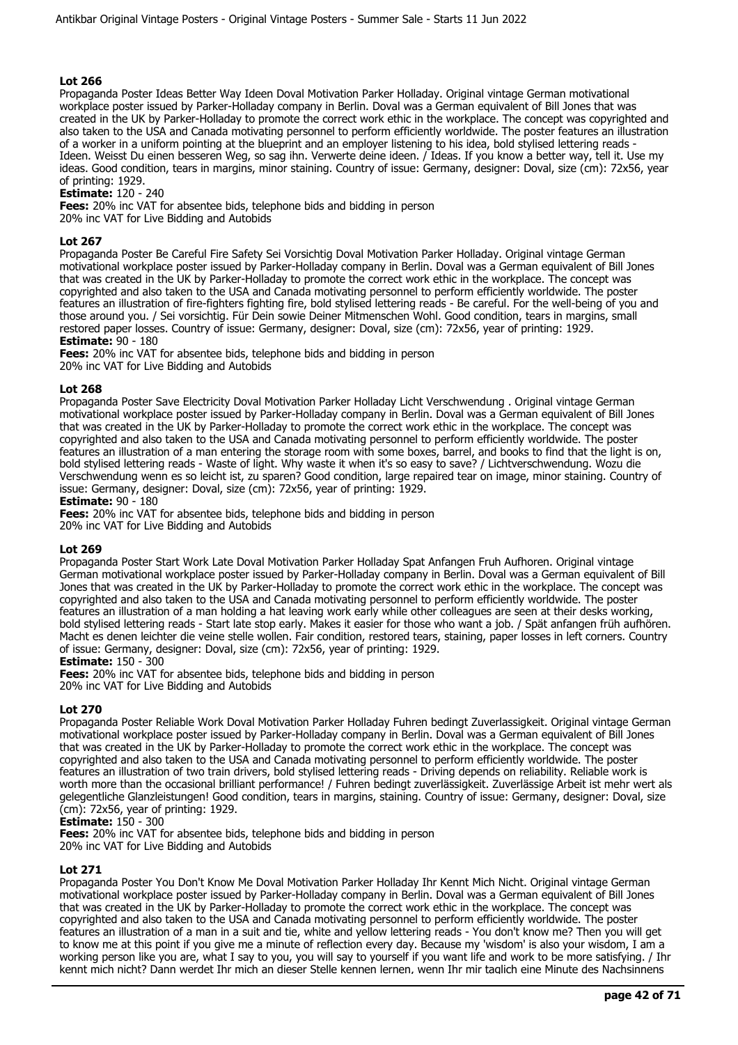## Lot 266

Propaganda Poster Ideas Better Way Ideen Doval Motivation Parker Holladay. Original vintage German motivational workplace poster issued by Parker-Holladay company in Berlin. Doval was a German equivalent of Bill Jones that was created in the UK by Parker-Holladay to promote the correct work ethic in the workplace. The concept was copyrighted and also taken to the USA and Canada motivating personnel to perform efficiently worldwide. The poster features an illustration of a worker in a uniform pointing at the blueprint and an employer listening to his idea, bold stylised lettering reads - Ideen. Weisst Du einen besseren Weg, so sag ihn. Verwerte deine ideen. / Ideas. If you know a better way, tell it. Use my ideas. Good condition, tears in margins, minor staining. Country of issue: Germany, designer: Doval, size (cm): 72x56, year of printing: 1929.

**Estimate:** 120 - 240

**Fees:** 20% inc VAT for absentee bids, telephone bids and bidding in person
20% inc VAT for Live Bidding and Autobids

## Lot 267

Propaganda Poster Be Careful Fire Safety Sei Vorsichtig Doval Motivation Parker Holladay. Original vintage German motivational workplace poster issued by Parker-Holladay company in Berlin. Doval was a German equivalent of Bill Jones that was created in the UK by Parker-Holladay to promote the correct work ethic in the workplace. The concept was copyrighted and also taken to the USA and Canada motivating personnel to perform efficiently worldwide. The poster features an illustration of fire-fighters fighting fire, bold stylised lettering reads - Be careful. For the well-being of you and those around you. / Sei vorsichtig. Für Dein sowie Deiner Mitmenschen Wohl. Good condition, tears in margins, small restored paper losses. Country of issue: Germany, designer: Doval, size (cm): 72x56, year of printing: 1929.

**Estimate:** 90 - 180

**Fees:** 20% inc VAT for absentee bids, telephone bids and bidding in person
20% inc VAT for Live Bidding and Autobids

## Lot 268

Propaganda Poster Save Electricity Doval Motivation Parker Holladay Licht Verschwendung . Original vintage German motivational workplace poster issued by Parker-Holladay company in Berlin. Doval was a German equivalent of Bill Jones that was created in the UK by Parker-Holladay to promote the correct work ethic in the workplace. The concept was copyrighted and also taken to the USA and Canada motivating personnel to perform efficiently worldwide. The poster features an illustration of a man entering the storage room with some boxes, barrel, and books to find that the light is on, bold stylised lettering reads - Waste of light. Why waste it when it's so easy to save? / Lichtverschwendung. Wozu die Verschwendung wenn es so leicht ist, zu sparen? Good condition, large repaired tear on image, minor staining. Country of issue: Germany, designer: Doval, size (cm): 72x56, year of printing: 1929.

**Estimate:** 90 - 180

**Fees:** 20% inc VAT for absentee bids, telephone bids and bidding in person
20% inc VAT for Live Bidding and Autobids

## Lot 269

Propaganda Poster Start Work Late Doval Motivation Parker Holladay Spat Anfangen Fruh Aufhoren. Original vintage German motivational workplace poster issued by Parker-Holladay company in Berlin. Doval was a German equivalent of Bill Jones that was created in the UK by Parker-Holladay to promote the correct work ethic in the workplace. The concept was copyrighted and also taken to the USA and Canada motivating personnel to perform efficiently worldwide. The poster features an illustration of a man holding a hat leaving work early while other colleagues are seen at their desks working, bold stylised lettering reads - Start late stop early. Makes it easier for those who want a job. / Spät anfangen früh aufhören. Macht es denen leichter die veine stelle wollen. Fair condition, restored tears, staining, paper losses in left corners. Country of issue: Germany, designer: Doval, size (cm): 72x56, year of printing: 1929.

**Estimate:** 150 - 300

**Fees:** 20% inc VAT for absentee bids, telephone bids and bidding in person
20% inc VAT for Live Bidding and Autobids

## Lot 270

Propaganda Poster Reliable Work Doval Motivation Parker Holladay Fuhren bedingt Zuverlassigkeit. Original vintage German motivational workplace poster issued by Parker-Holladay company in Berlin. Doval was a German equivalent of Bill Jones that was created in the UK by Parker-Holladay to promote the correct work ethic in the workplace. The concept was copyrighted and also taken to the USA and Canada motivating personnel to perform efficiently worldwide. The poster features an illustration of two train drivers, bold stylised lettering reads - Driving depends on reliability. Reliable work is worth more than the occasional brilliant performance! / Fuhren bedingt zuverlässigkeit. Zuverlässige Arbeit ist mehr wert als gelegentliche Glanzleistungen! Good condition, tears in margins, staining. Country of issue: Germany, designer: Doval, size (cm): 72x56, year of printing: 1929.

**Estimate:** 150 - 300

**Fees:** 20% inc VAT for absentee bids, telephone bids and bidding in person
20% inc VAT for Live Bidding and Autobids

## Lot 271

Propaganda Poster You Don't Know Me Doval Motivation Parker Holladay Ihr Kennt Mich Nicht. Original vintage German motivational workplace poster issued by Parker-Holladay company in Berlin. Doval was a German equivalent of Bill Jones that was created in the UK by Parker-Holladay to promote the correct work ethic in the workplace. The concept was copyrighted and also taken to the USA and Canada motivating personnel to perform efficiently worldwide. The poster features an illustration of a man in a suit and tie, white and yellow lettering reads - You don't know me? Then you will get to know me at this point if you give me a minute of reflection every day. Because my 'wisdom' is also your wisdom, I am a working person like you are, what I say to you, you will say to yourself if you want life and work to be more satisfying. / Ihr kennt mich nicht? Dann werdet Ihr mich an dieser Stelle kennen lernen, wenn Ihr mir taglich eine Minute des Nachsinnens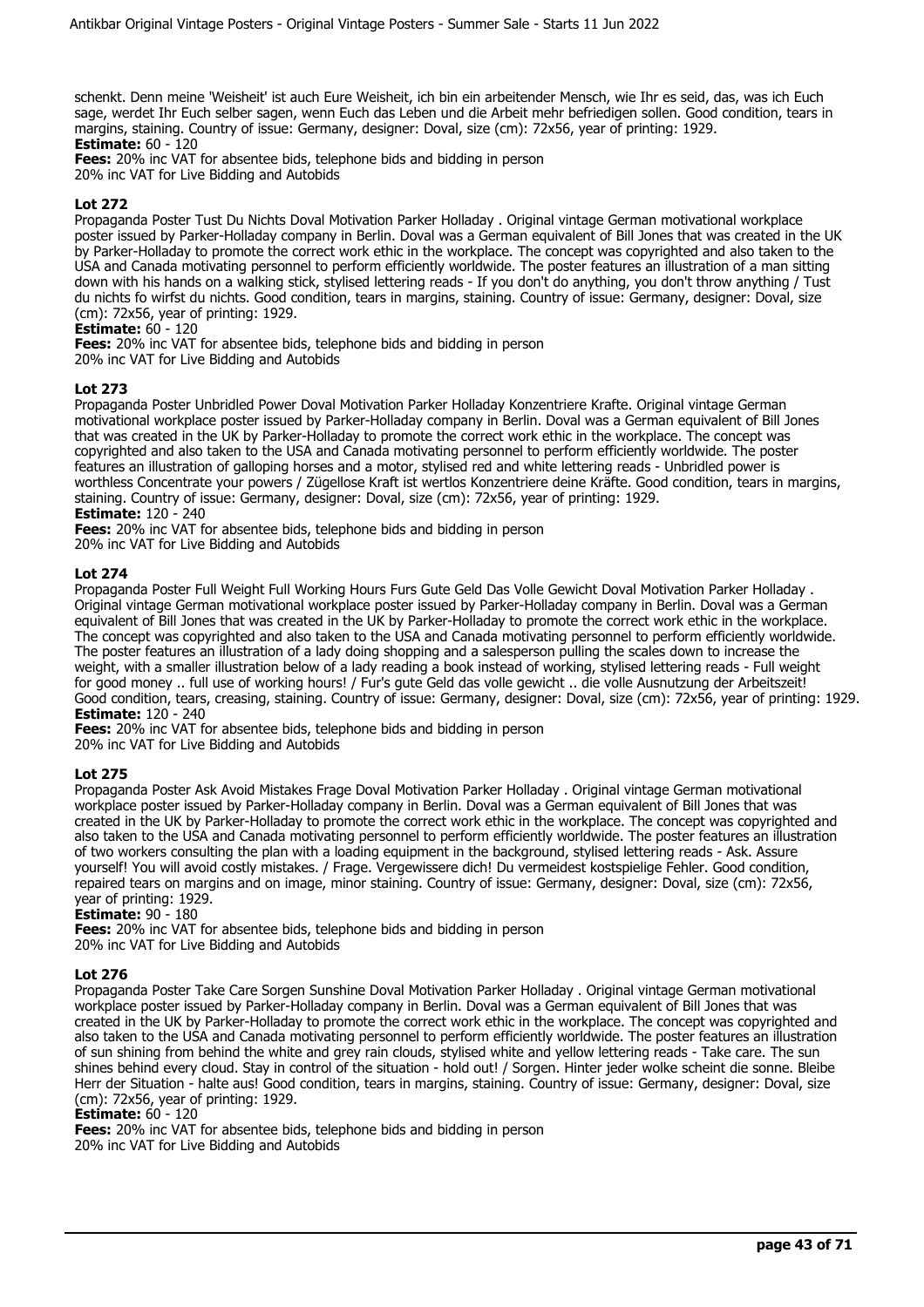schenkt. Denn meine 'Weisheit' ist auch Eure Weisheit, ich bin ein arbeitender Mensch, wie Ihr es seid, das, was ich Euch sage, werdet Ihr Euch selber sagen, wenn Euch das Leben und die Arbeit mehr befriedigen sollen. Good condition, tears in margins, staining. Country of issue: Germany, designer: Doval, size (cm): 72x56, year of printing: 1929.
**Estimate:** 60 - 120
**Fees:** 20% inc VAT for absentee bids, telephone bids and bidding in person
20% inc VAT for Live Bidding and Autobids

### Lot 272

Propaganda Poster Tust Du Nichts Doval Motivation Parker Holladay . Original vintage German motivational workplace poster issued by Parker-Holladay company in Berlin. Doval was a German equivalent of Bill Jones that was created in the UK by Parker-Holladay to promote the correct work ethic in the workplace. The concept was copyrighted and also taken to the USA and Canada motivating personnel to perform efficiently worldwide. The poster features an illustration of a man sitting down with his hands on a walking stick, stylised lettering reads - If you don't do anything, you don't throw anything / Tust du nichts fo wirfst du nichts. Good condition, tears in margins, staining. Country of issue: Germany, designer: Doval, size (cm): 72x56, year of printing: 1929.
**Estimate:** 60 - 120
**Fees:** 20% inc VAT for absentee bids, telephone bids and bidding in person
20% inc VAT for Live Bidding and Autobids

### Lot 273

Propaganda Poster Unbridled Power Doval Motivation Parker Holladay Konzentriere Krafte. Original vintage German motivational workplace poster issued by Parker-Holladay company in Berlin. Doval was a German equivalent of Bill Jones that was created in the UK by Parker-Holladay to promote the correct work ethic in the workplace. The concept was copyrighted and also taken to the USA and Canada motivating personnel to perform efficiently worldwide. The poster features an illustration of galloping horses and a motor, stylised red and white lettering reads - Unbridled power is worthless Concentrate your powers / Zügellose Kraft ist wertlos Konzentriere deine Kräfte. Good condition, tears in margins, staining. Country of issue: Germany, designer: Doval, size (cm): 72x56, year of printing: 1929.
**Estimate:** 120 - 240
**Fees:** 20% inc VAT for absentee bids, telephone bids and bidding in person
20% inc VAT for Live Bidding and Autobids

### Lot 274

Propaganda Poster Full Weight Full Working Hours Furs Gute Geld Das Volle Gewicht Doval Motivation Parker Holladay . Original vintage German motivational workplace poster issued by Parker-Holladay company in Berlin. Doval was a German equivalent of Bill Jones that was created in the UK by Parker-Holladay to promote the correct work ethic in the workplace. The concept was copyrighted and also taken to the USA and Canada motivating personnel to perform efficiently worldwide. The poster features an illustration of a lady doing shopping and a salesperson pulling the scales down to increase the weight, with a smaller illustration below of a lady reading a book instead of working, stylised lettering reads - Full weight for good money .. full use of working hours! / Fur's gute Geld das volle gewicht .. die volle Ausnutzung der Arbeitszeit! Good condition, tears, creasing, staining. Country of issue: Germany, designer: Doval, size (cm): 72x56, year of printing: 1929.
**Estimate:** 120 - 240
**Fees:** 20% inc VAT for absentee bids, telephone bids and bidding in person
20% inc VAT for Live Bidding and Autobids

### Lot 275

Propaganda Poster Ask Avoid Mistakes Frage Doval Motivation Parker Holladay . Original vintage German motivational workplace poster issued by Parker-Holladay company in Berlin. Doval was a German equivalent of Bill Jones that was created in the UK by Parker-Holladay to promote the correct work ethic in the workplace. The concept was copyrighted and also taken to the USA and Canada motivating personnel to perform efficiently worldwide. The poster features an illustration of two workers consulting the plan with a loading equipment in the background, stylised lettering reads - Ask. Assure yourself! You will avoid costly mistakes. / Frage. Vergewissere dich! Du vermeidest kostspielige Fehler. Good condition, repaired tears on margins and on image, minor staining. Country of issue: Germany, designer: Doval, size (cm): 72x56, year of printing: 1929.
**Estimate:** 90 - 180
**Fees:** 20% inc VAT for absentee bids, telephone bids and bidding in person
20% inc VAT for Live Bidding and Autobids

### Lot 276

Propaganda Poster Take Care Sorgen Sunshine Doval Motivation Parker Holladay . Original vintage German motivational workplace poster issued by Parker-Holladay company in Berlin. Doval was a German equivalent of Bill Jones that was created in the UK by Parker-Holladay to promote the correct work ethic in the workplace. The concept was copyrighted and also taken to the USA and Canada motivating personnel to perform efficiently worldwide. The poster features an illustration of sun shining from behind the white and grey rain clouds, stylised white and yellow lettering reads - Take care. The sun shines behind every cloud. Stay in control of the situation - hold out! / Sorgen. Hinter jeder wolke scheint die sonne. Bleibe Herr der Situation - halte aus! Good condition, tears in margins, staining. Country of issue: Germany, designer: Doval, size (cm): 72x56, year of printing: 1929.
**Estimate:** 60 - 120
**Fees:** 20% inc VAT for absentee bids, telephone bids and bidding in person
20% inc VAT for Live Bidding and Autobids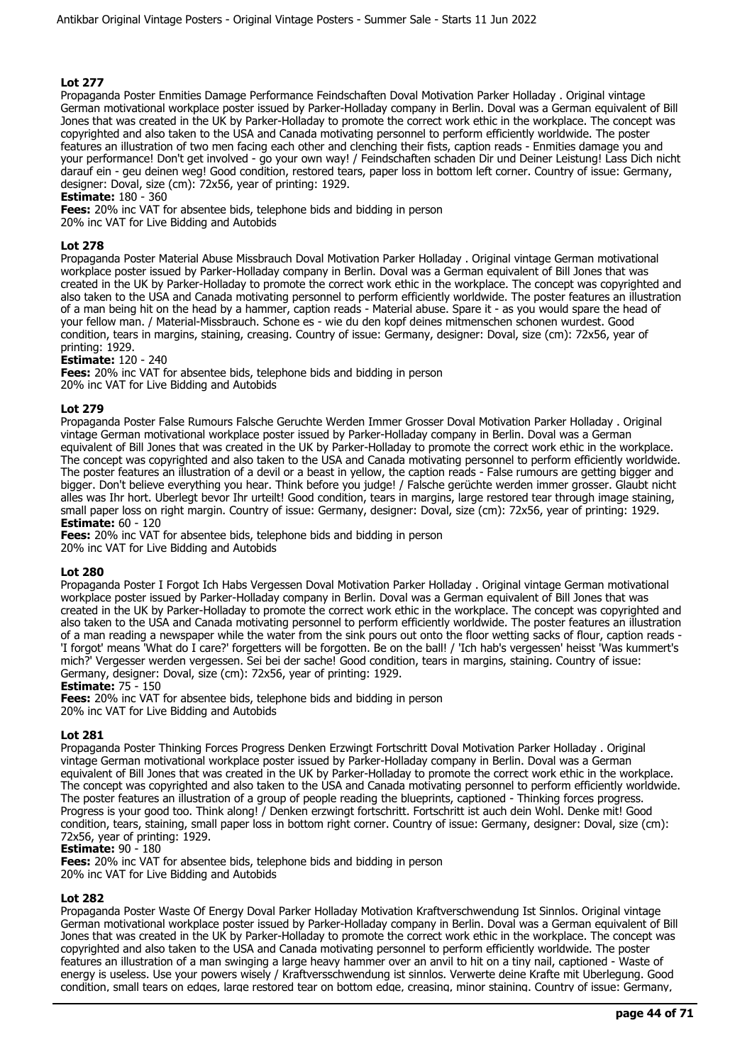### Lot 277

Propaganda Poster Enmities Damage Performance Feindschaften Doval Motivation Parker Holladay . Original vintage German motivational workplace poster issued by Parker-Holladay company in Berlin. Doval was a German equivalent of Bill Jones that was created in the UK by Parker-Holladay to promote the correct work ethic in the workplace. The concept was copyrighted and also taken to the USA and Canada motivating personnel to perform efficiently worldwide. The poster features an illustration of two men facing each other and clenching their fists, caption reads - Enmities damage you and your performance! Don't get involved - go your own way! / Feindschaften schaden Dir und Deiner Leistung! Lass Dich nicht darauf ein - geu deinen weg! Good condition, restored tears, paper loss in bottom left corner. Country of issue: Germany, designer: Doval, size (cm): 72x56, year of printing: 1929.

**Estimate:** 180 - 360

**Fees:** 20% inc VAT for absentee bids, telephone bids and bidding in person
20% inc VAT for Live Bidding and Autobids

### Lot 278

Propaganda Poster Material Abuse Missbrauch Doval Motivation Parker Holladay . Original vintage German motivational workplace poster issued by Parker-Holladay company in Berlin. Doval was a German equivalent of Bill Jones that was created in the UK by Parker-Holladay to promote the correct work ethic in the workplace. The concept was copyrighted and also taken to the USA and Canada motivating personnel to perform efficiently worldwide. The poster features an illustration of a man being hit on the head by a hammer, caption reads - Material abuse. Spare it - as you would spare the head of your fellow man. / Material-Missbrauch. Schone es - wie du den kopf deines mitmenschen schonen wurdest. Good condition, tears in margins, staining, creasing. Country of issue: Germany, designer: Doval, size (cm): 72x56, year of printing: 1929.

**Estimate:** 120 - 240

**Fees:** 20% inc VAT for absentee bids, telephone bids and bidding in person
20% inc VAT for Live Bidding and Autobids

### Lot 279

Propaganda Poster False Rumours Falsche Geruchte Werden Immer Grosser Doval Motivation Parker Holladay . Original vintage German motivational workplace poster issued by Parker-Holladay company in Berlin. Doval was a German equivalent of Bill Jones that was created in the UK by Parker-Holladay to promote the correct work ethic in the workplace. The concept was copyrighted and also taken to the USA and Canada motivating personnel to perform efficiently worldwide. The poster features an illustration of a devil or a beast in yellow, the caption reads - False rumours are getting bigger and bigger. Don't believe everything you hear. Think before you judge! / Falsche gerüchte werden immer grosser. Glaubt nicht alles was Ihr hort. Uberlegt bevor Ihr urteilt! Good condition, tears in margins, large restored tear through image staining, small paper loss on right margin. Country of issue: Germany, designer: Doval, size (cm): 72x56, year of printing: 1929.

**Estimate:** 60 - 120

**Fees:** 20% inc VAT for absentee bids, telephone bids and bidding in person
20% inc VAT for Live Bidding and Autobids

### Lot 280

Propaganda Poster I Forgot Ich Habs Vergessen Doval Motivation Parker Holladay . Original vintage German motivational workplace poster issued by Parker-Holladay company in Berlin. Doval was a German equivalent of Bill Jones that was created in the UK by Parker-Holladay to promote the correct work ethic in the workplace. The concept was copyrighted and also taken to the USA and Canada motivating personnel to perform efficiently worldwide. The poster features an illustration of a man reading a newspaper while the water from the sink pours out onto the floor wetting sacks of flour, caption reads - 'I forgot' means 'What do I care?' forgetters will be forgotten. Be on the ball! / 'Ich hab's vergessen' heisst 'Was kummert's mich?' Vergesser werden vergessen. Sei bei der sache! Good condition, tears in margins, staining. Country of issue: Germany, designer: Doval, size (cm): 72x56, year of printing: 1929.

**Estimate:** 75 - 150

**Fees:** 20% inc VAT for absentee bids, telephone bids and bidding in person
20% inc VAT for Live Bidding and Autobids

### Lot 281

Propaganda Poster Thinking Forces Progress Denken Erzwingt Fortschritt Doval Motivation Parker Holladay . Original vintage German motivational workplace poster issued by Parker-Holladay company in Berlin. Doval was a German equivalent of Bill Jones that was created in the UK by Parker-Holladay to promote the correct work ethic in the workplace. The concept was copyrighted and also taken to the USA and Canada motivating personnel to perform efficiently worldwide. The poster features an illustration of a group of people reading the blueprints, captioned - Thinking forces progress. Progress is your good too. Think along! / Denken erzwingt fortschritt. Fortschritt ist auch dein Wohl. Denke mit! Good condition, tears, staining, small paper loss in bottom right corner. Country of issue: Germany, designer: Doval, size (cm): 72x56, year of printing: 1929.

**Estimate:** 90 - 180

**Fees:** 20% inc VAT for absentee bids, telephone bids and bidding in person
20% inc VAT for Live Bidding and Autobids

### Lot 282

Propaganda Poster Waste Of Energy Doval Parker Holladay Motivation Kraftverschwendung Ist Sinnlos. Original vintage German motivational workplace poster issued by Parker-Holladay company in Berlin. Doval was a German equivalent of Bill Jones that was created in the UK by Parker-Holladay to promote the correct work ethic in the workplace. The concept was copyrighted and also taken to the USA and Canada motivating personnel to perform efficiently worldwide. The poster features an illustration of a man swinging a large heavy hammer over an anvil to hit on a tiny nail, captioned - Waste of energy is useless. Use your powers wisely / Kraftversschwendung ist sinnlos. Verwerte deine Krafte mit Uberlegung. Good condition, small tears on edges, large restored tear on bottom edge, creasing, minor staining. Country of issue: Germany,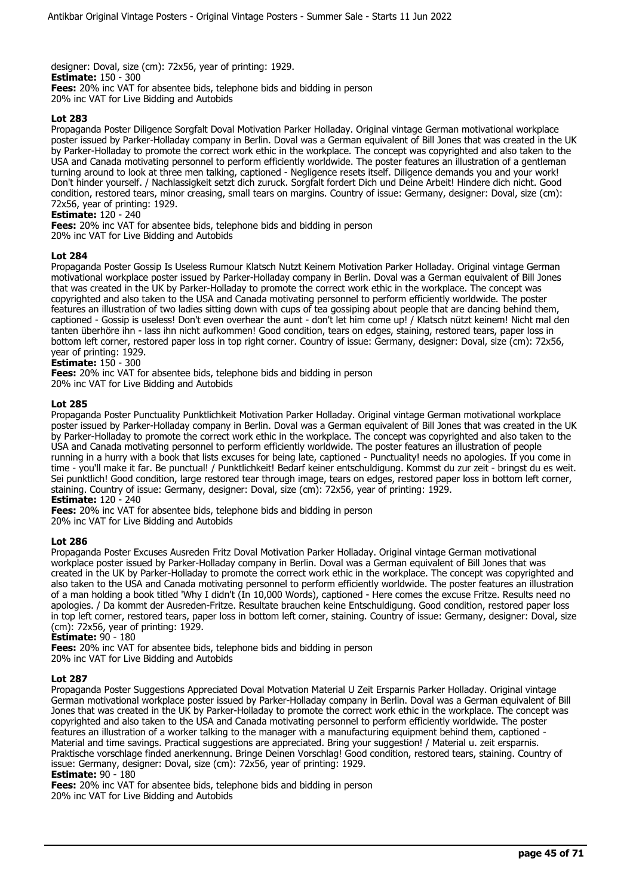designer: Doval, size (cm): 72x56, year of printing: 1929.
**Estimate:** 150 - 300
**Fees:** 20% inc VAT for absentee bids, telephone bids and bidding in person
20% inc VAT for Live Bidding and Autobids

**Lot 283**
Propaganda Poster Diligence Sorgfalt Doval Motivation Parker Holladay. Original vintage German motivational workplace poster issued by Parker-Holladay company in Berlin. Doval was a German equivalent of Bill Jones that was created in the UK by Parker-Holladay to promote the correct work ethic in the workplace. The concept was copyrighted and also taken to the USA and Canada motivating personnel to perform efficiently worldwide. The poster features an illustration of a gentleman turning around to look at three men talking, captioned - Negligence resets itself. Diligence demands you and your work! Don't hinder yourself. / Nachlassigkeit setzt dich zuruck. Sorgfalt fordert Dich und Deine Arbeit! Hindere dich nicht. Good condition, restored tears, minor creasing, small tears on margins. Country of issue: Germany, designer: Doval, size (cm): 72x56, year of printing: 1929.
**Estimate:** 120 - 240
**Fees:** 20% inc VAT for absentee bids, telephone bids and bidding in person
20% inc VAT for Live Bidding and Autobids

**Lot 284**
Propaganda Poster Gossip Is Useless Rumour Klatsch Nutzt Keinem Motivation Parker Holladay. Original vintage German motivational workplace poster issued by Parker-Holladay company in Berlin. Doval was a German equivalent of Bill Jones that was created in the UK by Parker-Holladay to promote the correct work ethic in the workplace. The concept was copyrighted and also taken to the USA and Canada motivating personnel to perform efficiently worldwide. The poster features an illustration of two ladies sitting down with cups of tea gossiping about people that are dancing behind them, captioned - Gossip is useless! Don't even overhear the aunt - don't let him come up! / Klatsch nützt keinem! Nicht mal den tanten überhöre ihn - lass ihn nicht aufkommen! Good condition, tears on edges, staining, restored tears, paper loss in bottom left corner, restored paper loss in top right corner. Country of issue: Germany, designer: Doval, size (cm): 72x56, year of printing: 1929.
**Estimate:** 150 - 300
**Fees:** 20% inc VAT for absentee bids, telephone bids and bidding in person
20% inc VAT for Live Bidding and Autobids

**Lot 285**
Propaganda Poster Punctuality Punktlichkeit Motivation Parker Holladay. Original vintage German motivational workplace poster issued by Parker-Holladay company in Berlin. Doval was a German equivalent of Bill Jones that was created in the UK by Parker-Holladay to promote the correct work ethic in the workplace. The concept was copyrighted and also taken to the USA and Canada motivating personnel to perform efficiently worldwide. The poster features an illustration of people running in a hurry with a book that lists excuses for being late, captioned - Punctuality! needs no apologies. If you come in time - you'll make it far. Be punctual! / Punktlichkeit! Bedarf keiner entschuldigung. Kommst du zur zeit - bringst du es weit. Sei punktlich! Good condition, large restored tear through image, tears on edges, restored paper loss in bottom left corner, staining. Country of issue: Germany, designer: Doval, size (cm): 72x56, year of printing: 1929.
**Estimate:** 120 - 240
**Fees:** 20% inc VAT for absentee bids, telephone bids and bidding in person
20% inc VAT for Live Bidding and Autobids

**Lot 286**
Propaganda Poster Excuses Ausreden Fritz Doval Motivation Parker Holladay. Original vintage German motivational workplace poster issued by Parker-Holladay company in Berlin. Doval was a German equivalent of Bill Jones that was created in the UK by Parker-Holladay to promote the correct work ethic in the workplace. The concept was copyrighted and also taken to the USA and Canada motivating personnel to perform efficiently worldwide. The poster features an illustration of a man holding a book titled 'Why I didn't (In 10,000 Words), captioned - Here comes the excuse Fritze. Results need no apologies. / Da kommt der Ausreden-Fritze. Resultate brauchen keine Entschuldigung. Good condition, restored paper loss in top left corner, restored tears, paper loss in bottom left corner, staining. Country of issue: Germany, designer: Doval, size (cm): 72x56, year of printing: 1929.
**Estimate:** 90 - 180
**Fees:** 20% inc VAT for absentee bids, telephone bids and bidding in person
20% inc VAT for Live Bidding and Autobids

**Lot 287**
Propaganda Poster Suggestions Appreciated Doval Motvation Material U Zeit Ersparnis Parker Holladay. Original vintage German motivational workplace poster issued by Parker-Holladay company in Berlin. Doval was a German equivalent of Bill Jones that was created in the UK by Parker-Holladay to promote the correct work ethic in the workplace. The concept was copyrighted and also taken to the USA and Canada motivating personnel to perform efficiently worldwide. The poster features an illustration of a worker talking to the manager with a manufacturing equipment behind them, captioned - Material and time savings. Practical suggestions are appreciated. Bring your suggestion! / Material u. zeit ersparnis. Praktische vorschlage finded anerkennung. Bringe Deinen Vorschlag! Good condition, restored tears, staining. Country of issue: Germany, designer: Doval, size (cm): 72x56, year of printing: 1929.
**Estimate:** 90 - 180
**Fees:** 20% inc VAT for absentee bids, telephone bids and bidding in person
20% inc VAT for Live Bidding and Autobids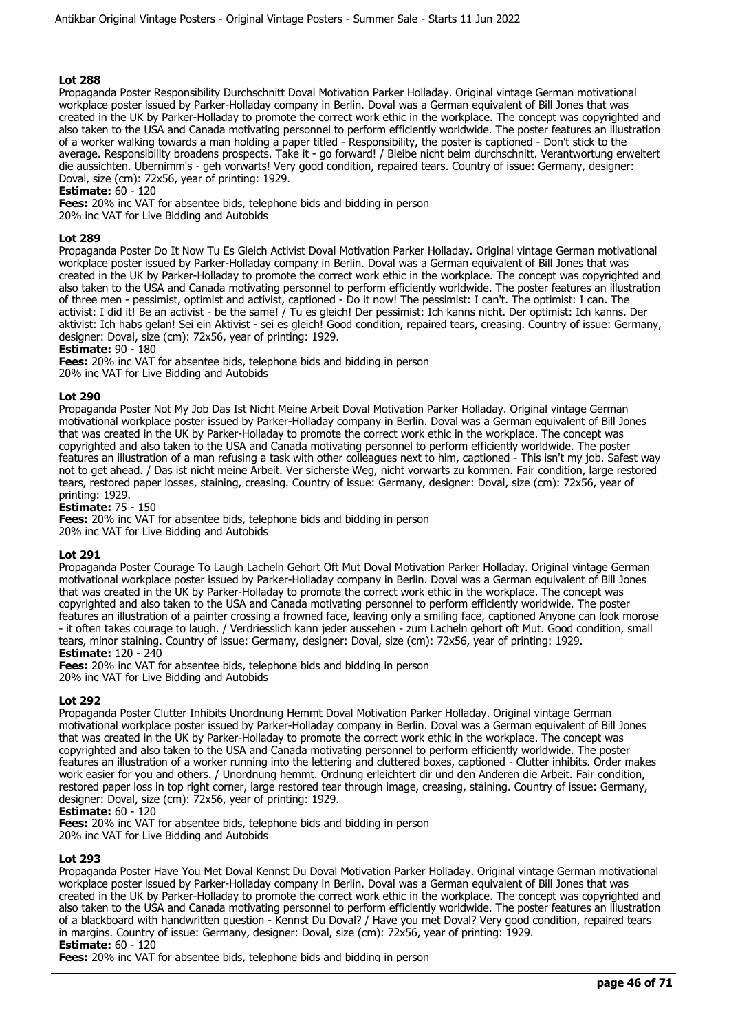### Lot 288

Propaganda Poster Responsibility Durchschnitt Doval Motivation Parker Holladay. Original vintage German motivational workplace poster issued by Parker-Holladay company in Berlin. Doval was a German equivalent of Bill Jones that was created in the UK by Parker-Holladay to promote the correct work ethic in the workplace. The concept was copyrighted and also taken to the USA and Canada motivating personnel to perform efficiently worldwide. The poster features an illustration of a worker walking towards a man holding a paper titled - Responsibility, the poster is captioned - Don't stick to the average. Responsibility broadens prospects. Take it - go forward! / Bleibe nicht beim durchschnitt. Verantwortung erweitert die aussichten. Ubernimm's - geh vorwarts! Very good condition, repaired tears. Country of issue: Germany, designer: Doval, size (cm): 72x56, year of printing: 1929.

**Estimate:** 60 - 120

**Fees:** 20% inc VAT for absentee bids, telephone bids and bidding in person
20% inc VAT for Live Bidding and Autobids

### Lot 289

Propaganda Poster Do It Now Tu Es Gleich Activist Doval Motivation Parker Holladay. Original vintage German motivational workplace poster issued by Parker-Holladay company in Berlin. Doval was a German equivalent of Bill Jones that was created in the UK by Parker-Holladay to promote the correct work ethic in the workplace. The concept was copyrighted and also taken to the USA and Canada motivating personnel to perform efficiently worldwide. The poster features an illustration of three men - pessimist, optimist and activist, captioned - Do it now! The pessimist: I can't. The optimist: I can. The activist: I did it! Be an activist - be the same! / Tu es gleich! Der pessimist: Ich kanns nicht. Der optimist: Ich kanns. Der aktivist: Ich habs gelan! Sei ein Aktivist - sei es gleich! Good condition, repaired tears, creasing. Country of issue: Germany, designer: Doval, size (cm): 72x56, year of printing: 1929.

**Estimate:** 90 - 180

**Fees:** 20% inc VAT for absentee bids, telephone bids and bidding in person
20% inc VAT for Live Bidding and Autobids

### Lot 290

Propaganda Poster Not My Job Das Ist Nicht Meine Arbeit Doval Motivation Parker Holladay. Original vintage German motivational workplace poster issued by Parker-Holladay company in Berlin. Doval was a German equivalent of Bill Jones that was created in the UK by Parker-Holladay to promote the correct work ethic in the workplace. The concept was copyrighted and also taken to the USA and Canada motivating personnel to perform efficiently worldwide. The poster features an illustration of a man refusing a task with other colleagues next to him, captioned - This isn't my job. Safest way not to get ahead. / Das ist nicht meine Arbeit. Ver sicherste Weg, nicht vorwarts zu kommen. Fair condition, large restored tears, restored paper losses, staining, creasing. Country of issue: Germany, designer: Doval, size (cm): 72x56, year of printing: 1929.

**Estimate:** 75 - 150

**Fees:** 20% inc VAT for absentee bids, telephone bids and bidding in person
20% inc VAT for Live Bidding and Autobids

### Lot 291

Propaganda Poster Courage To Laugh Lacheln Gehort Oft Mut Doval Motivation Parker Holladay. Original vintage German motivational workplace poster issued by Parker-Holladay company in Berlin. Doval was a German equivalent of Bill Jones that was created in the UK by Parker-Holladay to promote the correct work ethic in the workplace. The concept was copyrighted and also taken to the USA and Canada motivating personnel to perform efficiently worldwide. The poster features an illustration of a painter crossing a frowned face, leaving only a smiling face, captioned Anyone can look morose - it often takes courage to laugh. / Verdriesslich kann jeder aussehen - zum Lacheln gehort oft Mut. Good condition, small tears, minor staining. Country of issue: Germany, designer: Doval, size (cm): 72x56, year of printing: 1929.

**Estimate:** 120 - 240

**Fees:** 20% inc VAT for absentee bids, telephone bids and bidding in person
20% inc VAT for Live Bidding and Autobids

### Lot 292

Propaganda Poster Clutter Inhibits Unordnung Hemmt Doval Motivation Parker Holladay. Original vintage German motivational workplace poster issued by Parker-Holladay company in Berlin. Doval was a German equivalent of Bill Jones that was created in the UK by Parker-Holladay to promote the correct work ethic in the workplace. The concept was copyrighted and also taken to the USA and Canada motivating personnel to perform efficiently worldwide. The poster features an illustration of a worker running into the lettering and cluttered boxes, captioned - Clutter inhibits. Order makes work easier for you and others. / Unordnung hemmt. Ordnung erleichtert dir und den Anderen die Arbeit. Fair condition, restored paper loss in top right corner, large restored tear through image, creasing, staining. Country of issue: Germany, designer: Doval, size (cm): 72x56, year of printing: 1929.

**Estimate:** 60 - 120

**Fees:** 20% inc VAT for absentee bids, telephone bids and bidding in person
20% inc VAT for Live Bidding and Autobids

### Lot 293

Propaganda Poster Have You Met Doval Kennst Du Doval Motivation Parker Holladay. Original vintage German motivational workplace poster issued by Parker-Holladay company in Berlin. Doval was a German equivalent of Bill Jones that was created in the UK by Parker-Holladay to promote the correct work ethic in the workplace. The concept was copyrighted and also taken to the USA and Canada motivating personnel to perform efficiently worldwide. The poster features an illustration of a blackboard with handwritten question - Kennst Du Doval? / Have you met Doval? Very good condition, repaired tears in margins. Country of issue: Germany, designer: Doval, size (cm): 72x56, year of printing: 1929.

**Estimate:** 60 - 120

**Fees:** 20% inc VAT for absentee bids, telephone bids and bidding in person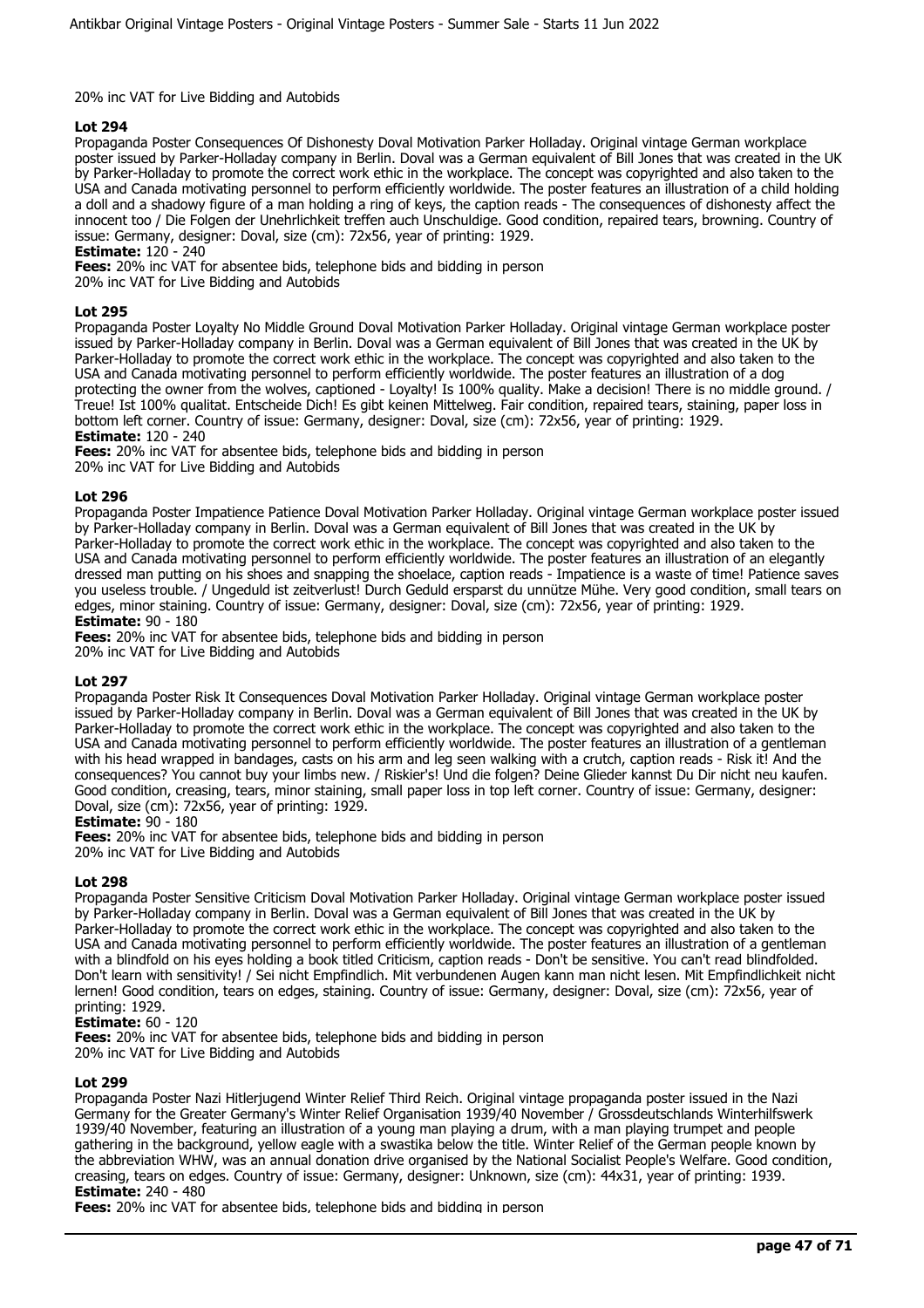20% inc VAT for Live Bidding and Autobids

**Lot 294**

Propaganda Poster Consequences Of Dishonesty Doval Motivation Parker Holladay. Original vintage German workplace poster issued by Parker-Holladay company in Berlin. Doval was a German equivalent of Bill Jones that was created in the UK by Parker-Holladay to promote the correct work ethic in the workplace. The concept was copyrighted and also taken to the USA and Canada motivating personnel to perform efficiently worldwide. The poster features an illustration of a child holding a doll and a shadowy figure of a man holding a ring of keys, the caption reads - The consequences of dishonesty affect the innocent too / Die Folgen der Unehrlichkeit treffen auch Unschuldige. Good condition, repaired tears, browning. Country of issue: Germany, designer: Doval, size (cm): 72x56, year of printing: 1929.

**Estimate:** 120 - 240

**Fees:** 20% inc VAT for absentee bids, telephone bids and bidding in person

20% inc VAT for Live Bidding and Autobids

**Lot 295**

Propaganda Poster Loyalty No Middle Ground Doval Motivation Parker Holladay. Original vintage German workplace poster issued by Parker-Holladay company in Berlin. Doval was a German equivalent of Bill Jones that was created in the UK by Parker-Holladay to promote the correct work ethic in the workplace. The concept was copyrighted and also taken to the USA and Canada motivating personnel to perform efficiently worldwide. The poster features an illustration of a dog protecting the owner from the wolves, captioned - Loyalty! Is 100% quality. Make a decision! There is no middle ground. / Treue! Ist 100% qualitat. Entscheide Dich! Es gibt keinen Mittelweg. Fair condition, repaired tears, staining, paper loss in bottom left corner. Country of issue: Germany, designer: Doval, size (cm): 72x56, year of printing: 1929.

**Estimate:** 120 - 240

**Fees:** 20% inc VAT for absentee bids, telephone bids and bidding in person

20% inc VAT for Live Bidding and Autobids

**Lot 296**

Propaganda Poster Impatience Patience Doval Motivation Parker Holladay. Original vintage German workplace poster issued by Parker-Holladay company in Berlin. Doval was a German equivalent of Bill Jones that was created in the UK by Parker-Holladay to promote the correct work ethic in the workplace. The concept was copyrighted and also taken to the USA and Canada motivating personnel to perform efficiently worldwide. The poster features an illustration of an elegantly dressed man putting on his shoes and snapping the shoelace, caption reads - Impatience is a waste of time! Patience saves you useless trouble. / Ungeduld ist zeitverlust! Durch Geduld ersparst du unnütze Mühe. Very good condition, small tears on edges, minor staining. Country of issue: Germany, designer: Doval, size (cm): 72x56, year of printing: 1929.

**Estimate:** 90 - 180

**Fees:** 20% inc VAT for absentee bids, telephone bids and bidding in person

20% inc VAT for Live Bidding and Autobids

**Lot 297**

Propaganda Poster Risk It Consequences Doval Motivation Parker Holladay. Original vintage German workplace poster issued by Parker-Holladay company in Berlin. Doval was a German equivalent of Bill Jones that was created in the UK by Parker-Holladay to promote the correct work ethic in the workplace. The concept was copyrighted and also taken to the USA and Canada motivating personnel to perform efficiently worldwide. The poster features an illustration of a gentleman with his head wrapped in bandages, casts on his arm and leg seen walking with a crutch, caption reads - Risk it! And the consequences? You cannot buy your limbs new. / Riskier's! Und die folgen? Deine Glieder kannst Du Dir nicht neu kaufen. Good condition, creasing, tears, minor staining, small paper loss in top left corner. Country of issue: Germany, designer: Doval, size (cm): 72x56, year of printing: 1929.

**Estimate:** 90 - 180

**Fees:** 20% inc VAT for absentee bids, telephone bids and bidding in person

20% inc VAT for Live Bidding and Autobids

**Lot 298**

Propaganda Poster Sensitive Criticism Doval Motivation Parker Holladay. Original vintage German workplace poster issued by Parker-Holladay company in Berlin. Doval was a German equivalent of Bill Jones that was created in the UK by Parker-Holladay to promote the correct work ethic in the workplace. The concept was copyrighted and also taken to the USA and Canada motivating personnel to perform efficiently worldwide. The poster features an illustration of a gentleman with a blindfold on his eyes holding a book titled Criticism, caption reads - Don't be sensitive. You can't read blindfolded. Don't learn with sensitivity! / Sei nicht Empfindlich. Mit verbundenen Augen kann man nicht lesen. Mit Empfindlichkeit nicht lernen! Good condition, tears on edges, staining. Country of issue: Germany, designer: Doval, size (cm): 72x56, year of printing: 1929.

**Estimate:** 60 - 120

**Fees:** 20% inc VAT for absentee bids, telephone bids and bidding in person

20% inc VAT for Live Bidding and Autobids

**Lot 299**

Propaganda Poster Nazi Hitlerjugend Winter Relief Third Reich. Original vintage propaganda poster issued in the Nazi Germany for the Greater Germany's Winter Relief Organisation 1939/40 November / Grossdeutschlands Winterhilfswerk 1939/40 November, featuring an illustration of a young man playing a drum, with a man playing trumpet and people gathering in the background, yellow eagle with a swastika below the title. Winter Relief of the German people known by the abbreviation WHW, was an annual donation drive organised by the National Socialist People's Welfare. Good condition, creasing, tears on edges. Country of issue: Germany, designer: Unknown, size (cm): 44x31, year of printing: 1939.

**Estimate:** 240 - 480

**Fees:** 20% inc VAT for absentee bids, telephone bids and bidding in person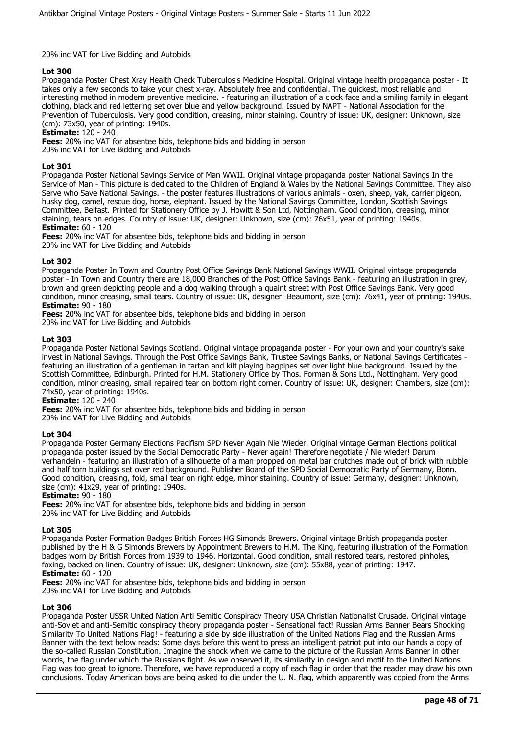20% inc VAT for Live Bidding and Autobids

**Lot 300**
Propaganda Poster Chest Xray Health Check Tuberculosis Medicine Hospital. Original vintage health propaganda poster - It takes only a few seconds to take your chest x-ray. Absolutely free and confidential. The quickest, most reliable and interesting method in modern preventive medicine. - featuring an illustration of a clock face and a smiling family in elegant clothing, black and red lettering set over blue and yellow background. Issued by NAPT - National Association for the Prevention of Tuberculosis. Very good condition, creasing, minor staining. Country of issue: UK, designer: Unknown, size (cm): 73x50, year of printing: 1940s.
**Estimate:** 120 - 240
**Fees:** 20% inc VAT for absentee bids, telephone bids and bidding in person
20% inc VAT for Live Bidding and Autobids

**Lot 301**
Propaganda Poster National Savings Service of Man WWII. Original vintage propaganda poster National Savings In the Service of Man - This picture is dedicated to the Children of England & Wales by the National Savings Committee. They also Serve who Save National Savings. - the poster features illustrations of various animals - oxen, sheep, yak, carrier pigeon, husky dog, camel, rescue dog, horse, elephant. Issued by the National Savings Committee, London, Scottish Savings Committee, Belfast. Printed for Stationery Office by J. Howitt & Son Ltd, Nottingham. Good condition, creasing, minor staining, tears on edges. Country of issue: UK, designer: Unknown, size (cm): 76x51, year of printing: 1940s.
**Estimate:** 60 - 120
**Fees:** 20% inc VAT for absentee bids, telephone bids and bidding in person
20% inc VAT for Live Bidding and Autobids

**Lot 302**
Propaganda Poster In Town and Country Post Office Savings Bank National Savings WWII. Original vintage propaganda poster - In Town and Country there are 18,000 Branches of the Post Office Savings Bank - featuring an illustration in grey, brown and green depicting people and a dog walking through a quaint street with Post Office Savings Bank. Very good condition, minor creasing, small tears. Country of issue: UK, designer: Beaumont, size (cm): 76x41, year of printing: 1940s.
**Estimate:** 90 - 180
**Fees:** 20% inc VAT for absentee bids, telephone bids and bidding in person
20% inc VAT for Live Bidding and Autobids

**Lot 303**
Propaganda Poster National Savings Scotland. Original vintage propaganda poster - For your own and your country's sake invest in National Savings. Through the Post Office Savings Bank, Trustee Savings Banks, or National Savings Certificates - featuring an illustration of a gentleman in tartan and kilt playing bagpipes set over light blue background. Issued by the Scottish Committee, Edinburgh. Printed for H.M. Stationery Office by Thos. Forman & Sons Ltd., Nottingham. Very good condition, minor creasing, small repaired tear on bottom right corner. Country of issue: UK, designer: Chambers, size (cm): 74x50, year of printing: 1940s.
**Estimate:** 120 - 240
**Fees:** 20% inc VAT for absentee bids, telephone bids and bidding in person
20% inc VAT for Live Bidding and Autobids

**Lot 304**
Propaganda Poster Germany Elections Pacifism SPD Never Again Nie Wieder. Original vintage German Elections political propaganda poster issued by the Social Democratic Party - Never again! Therefore negotiate / Nie wieder! Darum verhandeln - featuring an illustration of a silhouette of a man propped on metal bar crutches made out of brick with rubble and half torn buildings set over red background. Publisher Board of the SPD Social Democratic Party of Germany, Bonn. Good condition, creasing, fold, small tear on right edge, minor staining. Country of issue: Germany, designer: Unknown, size (cm): 41x29, year of printing: 1940s.
**Estimate:** 90 - 180
**Fees:** 20% inc VAT for absentee bids, telephone bids and bidding in person
20% inc VAT for Live Bidding and Autobids

**Lot 305**
Propaganda Poster Formation Badges British Forces HG Simonds Brewers. Original vintage British propaganda poster published by the H & G Simonds Brewers by Appointment Brewers to H.M. The King, featuring illustration of the Formation badges worn by British Forces from 1939 to 1946. Horizontal. Good condition, small restored tears, restored pinholes, foxing, backed on linen. Country of issue: UK, designer: Unknown, size (cm): 55x88, year of printing: 1947.
**Estimate:** 60 - 120
**Fees:** 20% inc VAT for absentee bids, telephone bids and bidding in person
20% inc VAT for Live Bidding and Autobids

**Lot 306**
Propaganda Poster USSR United Nation Anti Semitic Conspiracy Theory USA Christian Nationalist Crusade. Original vintage anti-Soviet and anti-Semitic conspiracy theory propaganda poster - Sensational fact! Russian Arms Banner Bears Shocking Similarity To United Nations Flag! - featuring a side by side illustration of the United Nations Flag and the Russian Arms Banner with the text below reads: Some days before this went to press an intelligent patriot put into our hands a copy of the so-called Russian Constitution. Imagine the shock when we came to the picture of the Russian Arms Banner in other words, the flag under which the Russians fight. As we observed it, its similarity in design and motif to the United Nations Flag was too great to ignore. Therefore, we have reproduced a copy of each flag in order that the reader may draw his own conclusions. Today American boys are being asked to die under the U. N. flag, which apparently was copied from the Arms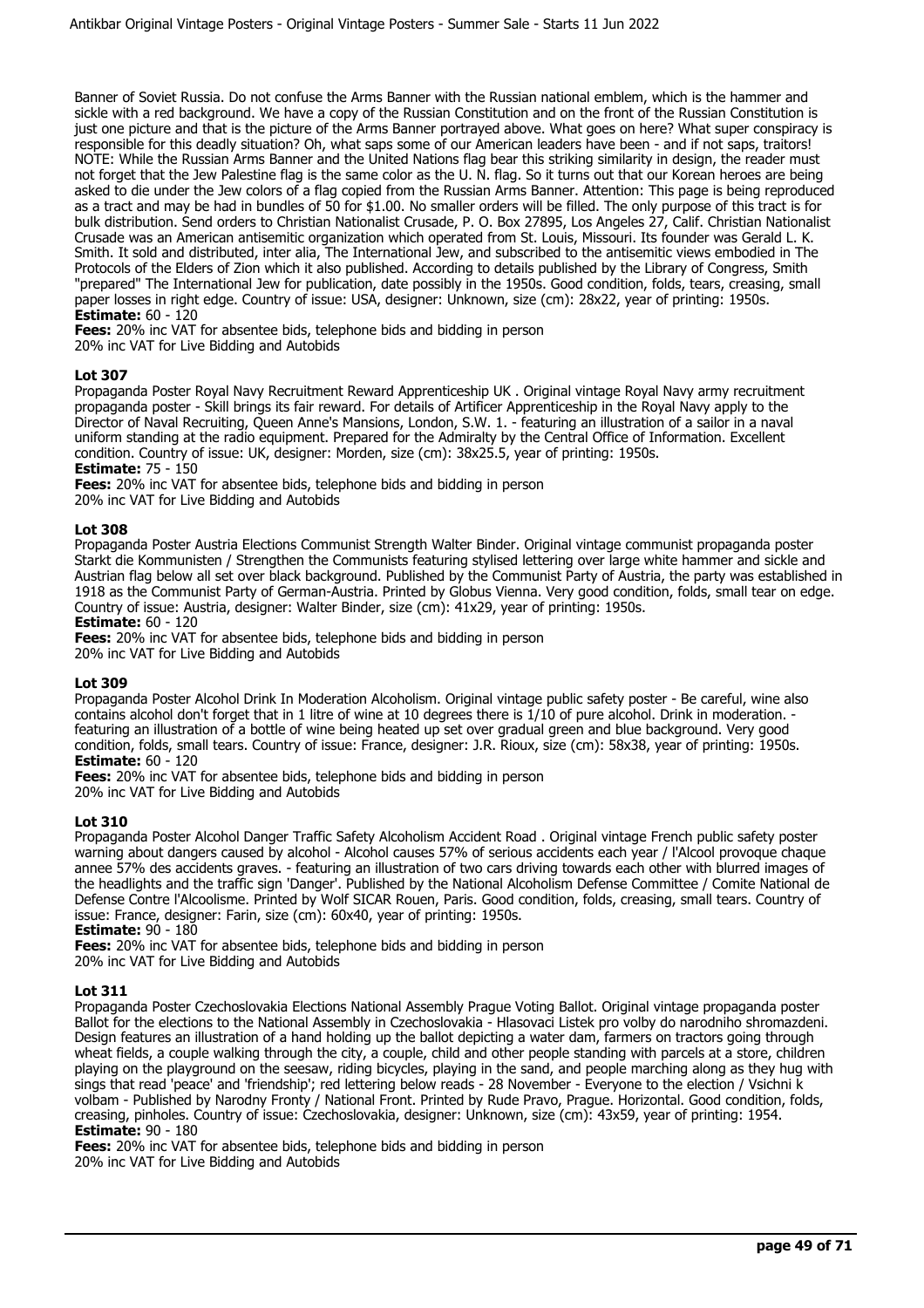Banner of Soviet Russia. Do not confuse the Arms Banner with the Russian national emblem, which is the hammer and sickle with a red background. We have a copy of the Russian Constitution and on the front of the Russian Constitution is just one picture and that is the picture of the Arms Banner portrayed above. What goes on here? What super conspiracy is responsible for this deadly situation? Oh, what saps some of our American leaders have been - and if not saps, traitors! NOTE: While the Russian Arms Banner and the United Nations flag bear this striking similarity in design, the reader must not forget that the Jew Palestine flag is the same color as the U. N. flag. So it turns out that our Korean heroes are being asked to die under the Jew colors of a flag copied from the Russian Arms Banner. Attention: This page is being reproduced as a tract and may be had in bundles of 50 for $1.00. No smaller orders will be filled. The only purpose of this tract is for bulk distribution. Send orders to Christian Nationalist Crusade, P. O. Box 27895, Los Angeles 27, Calif. Christian Nationalist Crusade was an American antisemitic organization which operated from St. Louis, Missouri. Its founder was Gerald L. K. Smith. It sold and distributed, inter alia, The International Jew, and subscribed to the antisemitic views embodied in The Protocols of the Elders of Zion which it also published. According to details published by the Library of Congress, Smith "prepared" The International Jew for publication, date possibly in the 1950s. Good condition, folds, tears, creasing, small paper losses in right edge. Country of issue: USA, designer: Unknown, size (cm): 28x22, year of printing: 1950s.
**Estimate:** 60 - 120
**Fees:** 20% inc VAT for absentee bids, telephone bids and bidding in person
20% inc VAT for Live Bidding and Autobids

### Lot 307

Propaganda Poster Royal Navy Recruitment Reward Apprenticeship UK . Original vintage Royal Navy army recruitment propaganda poster - Skill brings its fair reward. For details of Artificer Apprenticeship in the Royal Navy apply to the Director of Naval Recruiting, Queen Anne's Mansions, London, S.W. 1. - featuring an illustration of a sailor in a naval uniform standing at the radio equipment. Prepared for the Admiralty by the Central Office of Information. Excellent condition. Country of issue: UK, designer: Morden, size (cm): 38x25.5, year of printing: 1950s.
**Estimate:** 75 - 150
**Fees:** 20% inc VAT for absentee bids, telephone bids and bidding in person
20% inc VAT for Live Bidding and Autobids

### Lot 308

Propaganda Poster Austria Elections Communist Strength Walter Binder. Original vintage communist propaganda poster Starkt die Kommunisten / Strengthen the Communists featuring stylised lettering over large white hammer and sickle and Austrian flag below all set over black background. Published by the Communist Party of Austria, the party was established in 1918 as the Communist Party of German-Austria. Printed by Globus Vienna. Very good condition, folds, small tear on edge. Country of issue: Austria, designer: Walter Binder, size (cm): 41x29, year of printing: 1950s.
**Estimate:** 60 - 120
**Fees:** 20% inc VAT for absentee bids, telephone bids and bidding in person
20% inc VAT for Live Bidding and Autobids

### Lot 309

Propaganda Poster Alcohol Drink In Moderation Alcoholism. Original vintage public safety poster - Be careful, wine also contains alcohol don't forget that in 1 litre of wine at 10 degrees there is 1/10 of pure alcohol. Drink in moderation. - featuring an illustration of a bottle of wine being heated up set over gradual green and blue background. Very good condition, folds, small tears. Country of issue: France, designer: J.R. Rioux, size (cm): 58x38, year of printing: 1950s.
**Estimate:** 60 - 120
**Fees:** 20% inc VAT for absentee bids, telephone bids and bidding in person
20% inc VAT for Live Bidding and Autobids

### Lot 310

Propaganda Poster Alcohol Danger Traffic Safety Alcoholism Accident Road . Original vintage French public safety poster warning about dangers caused by alcohol - Alcohol causes 57% of serious accidents each year / l'Alcool provoque chaque annee 57% des accidents graves. - featuring an illustration of two cars driving towards each other with blurred images of the headlights and the traffic sign 'Danger'. Published by the National Alcoholism Defense Committee / Comite National de Defense Contre l'Alcoolisme. Printed by Wolf SICAR Rouen, Paris. Good condition, folds, creasing, small tears. Country of issue: France, designer: Farin, size (cm): 60x40, year of printing: 1950s.
**Estimate:** 90 - 180
**Fees:** 20% inc VAT for absentee bids, telephone bids and bidding in person
20% inc VAT for Live Bidding and Autobids

### Lot 311

Propaganda Poster Czechoslovakia Elections National Assembly Prague Voting Ballot. Original vintage propaganda poster Ballot for the elections to the National Assembly in Czechoslovakia - Hlasovaci Listek pro volby do narodniho shromazdeni. Design features an illustration of a hand holding up the ballot depicting a water dam, farmers on tractors going through wheat fields, a couple walking through the city, a couple, child and other people standing with parcels at a store, children playing on the playground on the seesaw, riding bicycles, playing in the sand, and people marching along as they hug with sings that read 'peace' and 'friendship'; red lettering below reads - 28 November - Everyone to the election / Vsichni k volbam - Published by Narodny Fronty / National Front. Printed by Rude Pravo, Prague. Horizontal. Good condition, folds, creasing, pinholes. Country of issue: Czechoslovakia, designer: Unknown, size (cm): 43x59, year of printing: 1954.
**Estimate:** 90 - 180
**Fees:** 20% inc VAT for absentee bids, telephone bids and bidding in person
20% inc VAT for Live Bidding and Autobids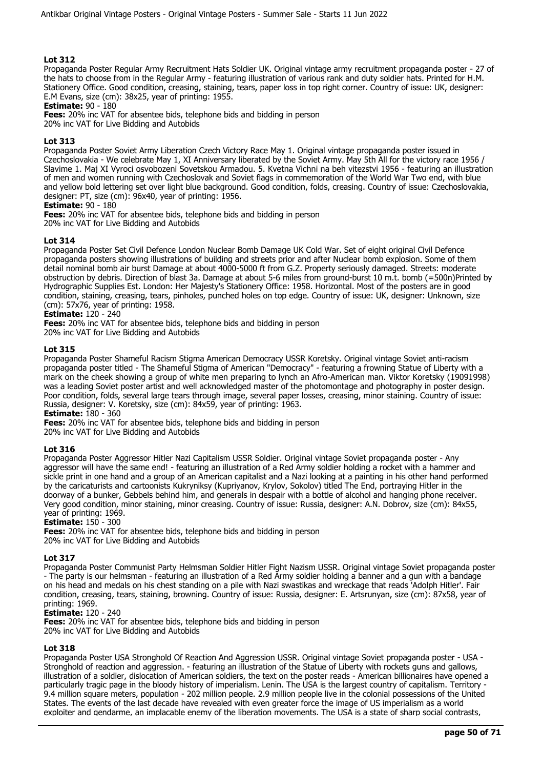## Lot 312

Propaganda Poster Regular Army Recruitment Hats Soldier UK. Original vintage army recruitment propaganda poster - 27 of the hats to choose from in the Regular Army - featuring illustration of various rank and duty soldier hats. Printed for H.M. Stationery Office. Good condition, creasing, staining, tears, paper loss in top right corner. Country of issue: UK, designer: E.M Evans, size (cm): 38x25, year of printing: 1955.

**Estimate:** 90 - 180

**Fees:** 20% inc VAT for absentee bids, telephone bids and bidding in person
20% inc VAT for Live Bidding and Autobids

## Lot 313

Propaganda Poster Soviet Army Liberation Czech Victory Race May 1. Original vintage propaganda poster issued in Czechoslovakia - We celebrate May 1, XI Anniversary liberated by the Soviet Army. May 5th All for the victory race 1956 / Slavime 1. Maj XI Vyroci osvobozeni Sovetskou Armadou. 5. Kvetna Vichni na beh vitezstvi 1956 - featuring an illustration of men and women running with Czechoslovak and Soviet flags in commemoration of the World War Two end, with blue and yellow bold lettering set over light blue background. Good condition, folds, creasing. Country of issue: Czechoslovakia, designer: PT, size (cm): 96x40, year of printing: 1956.

**Estimate:** 90 - 180

**Fees:** 20% inc VAT for absentee bids, telephone bids and bidding in person
20% inc VAT for Live Bidding and Autobids

## Lot 314

Propaganda Poster Set Civil Defence London Nuclear Bomb Damage UK Cold War. Set of eight original Civil Defence propaganda posters showing illustrations of building and streets prior and after Nuclear bomb explosion. Some of them detail nominal bomb air burst Damage at about 4000-5000 ft from G.Z. Property seriously damaged. Streets: moderate obstruction by debris. Direction of blast 3a. Damage at about 5-6 miles from ground-burst 10 m.t. bomb (=500n)Printed by Hydrographic Supplies Est. London: Her Majesty's Stationery Office: 1958. Horizontal. Most of the posters are in good condition, staining, creasing, tears, pinholes, punched holes on top edge. Country of issue: UK, designer: Unknown, size (cm): 57x76, year of printing: 1958.

**Estimate:** 120 - 240

**Fees:** 20% inc VAT for absentee bids, telephone bids and bidding in person
20% inc VAT for Live Bidding and Autobids

## Lot 315

Propaganda Poster Shameful Racism Stigma American Democracy USSR Koretsky. Original vintage Soviet anti-racism propaganda poster titled - The Shameful Stigma of American "Democracy" - featuring a frowning Statue of Liberty with a mark on the cheek showing a group of white men preparing to lynch an Afro-American man. Viktor Koretsky (19091998) was a leading Soviet poster artist and well acknowledged master of the photomontage and photography in poster design. Poor condition, folds, several large tears through image, several paper losses, creasing, minor staining. Country of issue: Russia, designer: V. Koretsky, size (cm): 84x59, year of printing: 1963.

**Estimate:** 180 - 360

**Fees:** 20% inc VAT for absentee bids, telephone bids and bidding in person
20% inc VAT for Live Bidding and Autobids

## Lot 316

Propaganda Poster Aggressor Hitler Nazi Capitalism USSR Soldier. Original vintage Soviet propaganda poster - Any aggressor will have the same end! - featuring an illustration of a Red Army soldier holding a rocket with a hammer and sickle print in one hand and a group of an American capitalist and a Nazi looking at a painting in his other hand performed by the caricaturists and cartoonists Kukryniksy (Kupriyanov, Krylov, Sokolov) titled The End, portraying Hitler in the doorway of a bunker, Gebbels behind him, and generals in despair with a bottle of alcohol and hanging phone receiver. Very good condition, minor staining, minor creasing. Country of issue: Russia, designer: A.N. Dobrov, size (cm): 84x55, year of printing: 1969.

**Estimate:** 150 - 300

**Fees:** 20% inc VAT for absentee bids, telephone bids and bidding in person
20% inc VAT for Live Bidding and Autobids

## Lot 317

Propaganda Poster Communist Party Helmsman Soldier Hitler Fight Nazism USSR. Original vintage Soviet propaganda poster - The party is our helmsman - featuring an illustration of a Red Army soldier holding a banner and a gun with a bandage on his head and medals on his chest standing on a pile with Nazi swastikas and wreckage that reads 'Adolph Hitler'. Fair condition, creasing, tears, staining, browning. Country of issue: Russia, designer: E. Artsrunyan, size (cm): 87x58, year of printing: 1969.

**Estimate:** 120 - 240

**Fees:** 20% inc VAT for absentee bids, telephone bids and bidding in person
20% inc VAT for Live Bidding and Autobids

## Lot 318

Propaganda Poster USA Stronghold Of Reaction And Aggression USSR. Original vintage Soviet propaganda poster - USA - Stronghold of reaction and aggression. - featuring an illustration of the Statue of Liberty with rockets guns and gallows, illustration of a soldier, dislocation of American soldiers, the text on the poster reads - American billionaires have opened a particularly tragic page in the bloody history of imperialism. Lenin. The USA is the largest country of capitalism. Territory - 9.4 million square meters, population - 202 million people. 2.9 million people live in the colonial possessions of the United States. The events of the last decade have revealed with even greater force the image of US imperialism as a world exploiter and gendarme, an implacable enemy of the liberation movements. The USA is a state of sharp social contrasts,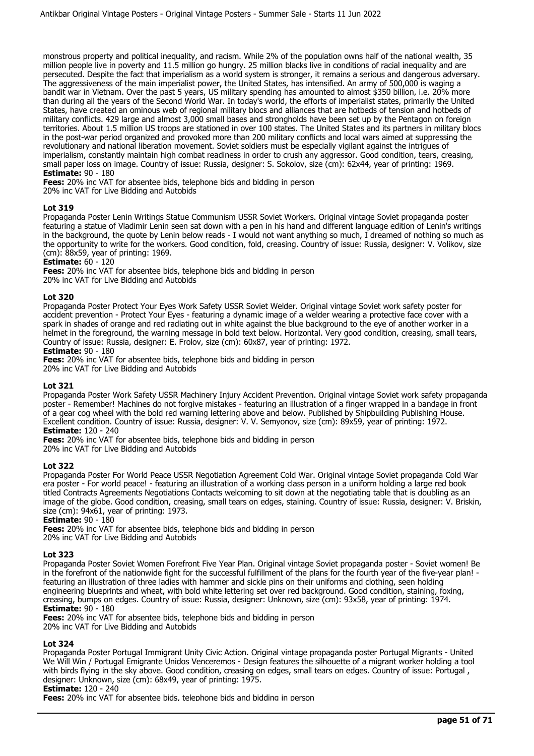monstrous property and political inequality, and racism. While 2% of the population owns half of the national wealth, 35 million people live in poverty and 11.5 million go hungry. 25 million blacks live in conditions of racial inequality and are persecuted. Despite the fact that imperialism as a world system is stronger, it remains a serious and dangerous adversary. The aggressiveness of the main imperialist power, the United States, has intensified. An army of 500,000 is waging a bandit war in Vietnam. Over the past 5 years, US military spending has amounted to almost $350 billion, i.e. 20% more than during all the years of the Second World War. In today's world, the efforts of imperialist states, primarily the United States, have created an ominous web of regional military blocs and alliances that are hotbeds of tension and hotbeds of military conflicts. 429 large and almost 3,000 small bases and strongholds have been set up by the Pentagon on foreign territories. About 1.5 million US troops are stationed in over 100 states. The United States and its partners in military blocs in the post-war period organized and provoked more than 200 military conflicts and local wars aimed at suppressing the revolutionary and national liberation movement. Soviet soldiers must be especially vigilant against the intrigues of imperialism, constantly maintain high combat readiness in order to crush any aggressor. Good condition, tears, creasing, small paper loss on image. Country of issue: Russia, designer: S. Sokolov, size (cm): 62x44, year of printing: 1969.
**Estimate:** 90 - 180
**Fees:** 20% inc VAT for absentee bids, telephone bids and bidding in person
20% inc VAT for Live Bidding and Autobids

### Lot 319

Propaganda Poster Lenin Writings Statue Communism USSR Soviet Workers. Original vintage Soviet propaganda poster featuring a statue of Vladimir Lenin seen sat down with a pen in his hand and different language edition of Lenin's writings in the background, the quote by Lenin below reads - I would not want anything so much, I dreamed of nothing so much as the opportunity to write for the workers. Good condition, fold, creasing. Country of issue: Russia, designer: V. Volikov, size (cm): 88x59, year of printing: 1969.
**Estimate:** 60 - 120
**Fees:** 20% inc VAT for absentee bids, telephone bids and bidding in person
20% inc VAT for Live Bidding and Autobids

### Lot 320

Propaganda Poster Protect Your Eyes Work Safety USSR Soviet Welder. Original vintage Soviet work safety poster for accident prevention - Protect Your Eyes - featuring a dynamic image of a welder wearing a protective face cover with a spark in shades of orange and red radiating out in white against the blue background to the eye of another worker in a helmet in the foreground, the warning message in bold text below. Horizontal. Very good condition, creasing, small tears, Country of issue: Russia, designer: E. Frolov, size (cm): 60x87, year of printing: 1972.
**Estimate:** 90 - 180
**Fees:** 20% inc VAT for absentee bids, telephone bids and bidding in person
20% inc VAT for Live Bidding and Autobids

### Lot 321

Propaganda Poster Work Safety USSR Machinery Injury Accident Prevention. Original vintage Soviet work safety propaganda poster - Remember! Machines do not forgive mistakes - featuring an illustration of a finger wrapped in a bandage in front of a gear cog wheel with the bold red warning lettering above and below. Published by Shipbuilding Publishing House. Excellent condition. Country of issue: Russia, designer: V. V. Semyonov, size (cm): 89x59, year of printing: 1972.
**Estimate:** 120 - 240
**Fees:** 20% inc VAT for absentee bids, telephone bids and bidding in person
20% inc VAT for Live Bidding and Autobids

### Lot 322

Propaganda Poster For World Peace USSR Negotiation Agreement Cold War. Original vintage Soviet propaganda Cold War era poster - For world peace! - featuring an illustration of a working class person in a uniform holding a large red book titled Contracts Agreements Negotiations Contacts welcoming to sit down at the negotiating table that is doubling as an image of the globe. Good condition, creasing, small tears on edges, staining. Country of issue: Russia, designer: V. Briskin, size (cm): 94x61, year of printing: 1973.
**Estimate:** 90 - 180
**Fees:** 20% inc VAT for absentee bids, telephone bids and bidding in person
20% inc VAT for Live Bidding and Autobids

### Lot 323

Propaganda Poster Soviet Women Forefront Five Year Plan. Original vintage Soviet propaganda poster - Soviet women! Be in the forefront of the nationwide fight for the successful fulfillment of the plans for the fourth year of the five-year plan! - featuring an illustration of three ladies with hammer and sickle pins on their uniforms and clothing, seen holding engineering blueprints and wheat, with bold white lettering set over red background. Good condition, staining, foxing, creasing, bumps on edges. Country of issue: Russia, designer: Unknown, size (cm): 93x58, year of printing: 1974.
**Estimate:** 90 - 180
**Fees:** 20% inc VAT for absentee bids, telephone bids and bidding in person
20% inc VAT for Live Bidding and Autobids

### Lot 324

Propaganda Poster Portugal Immigrant Unity Civic Action. Original vintage propaganda poster Portugal Migrants - United We Will Win / Portugal Emigrante Unidos Venceremos - Design features the silhouette of a migrant worker holding a tool with birds flying in the sky above. Good condition, creasing on edges, small tears on edges. Country of issue: Portugal , designer: Unknown, size (cm): 68x49, year of printing: 1975.
**Estimate:** 120 - 240
**Fees:** 20% inc VAT for absentee bids, telephone bids and bidding in person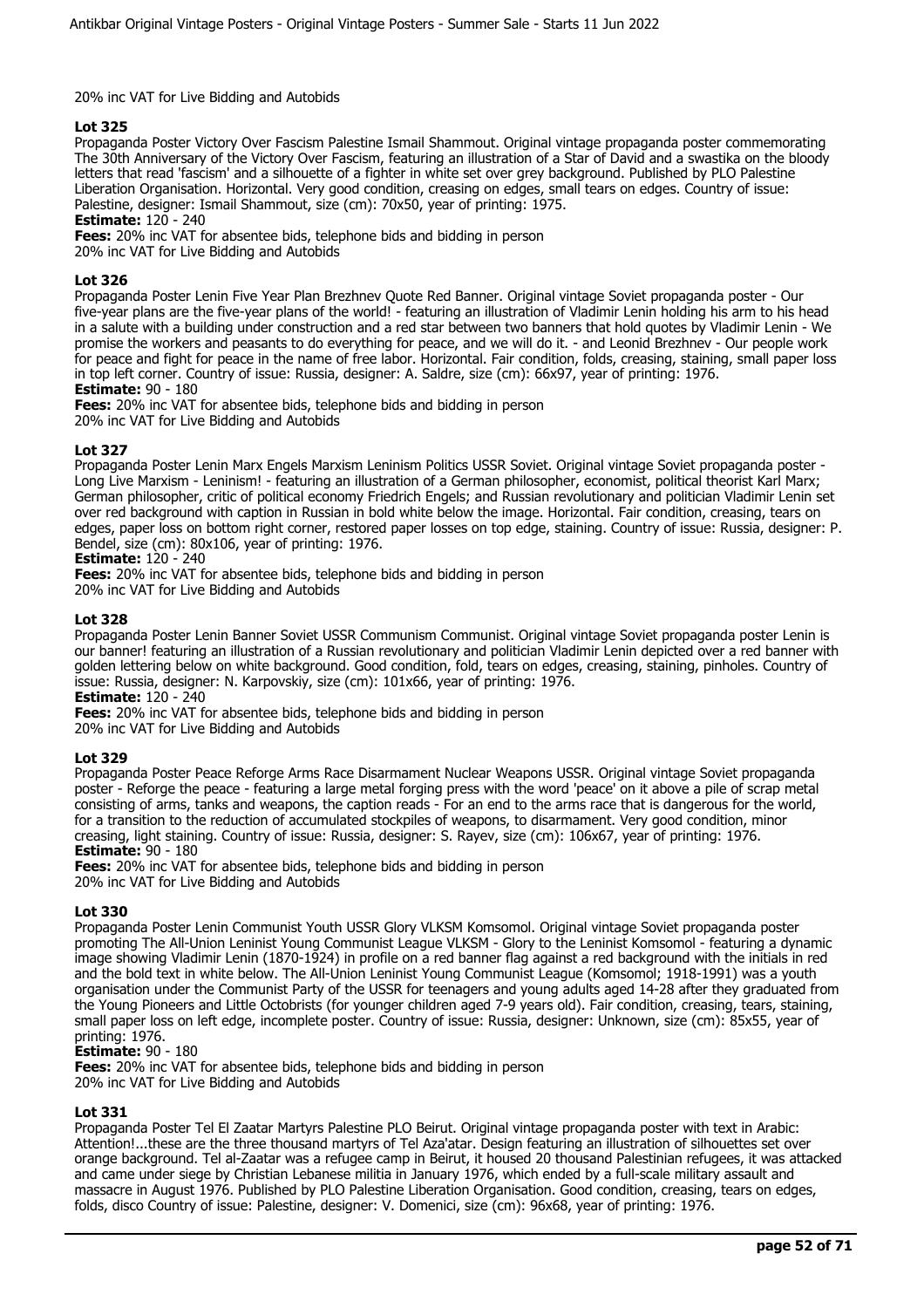20% inc VAT for Live Bidding and Autobids

**Lot 325**

Propaganda Poster Victory Over Fascism Palestine Ismail Shammout. Original vintage propaganda poster commemorating The 30th Anniversary of the Victory Over Fascism, featuring an illustration of a Star of David and a swastika on the bloody letters that read 'fascism' and a silhouette of a fighter in white set over grey background. Published by PLO Palestine Liberation Organisation. Horizontal. Very good condition, creasing on edges, small tears on edges. Country of issue: Palestine, designer: Ismail Shammout, size (cm): 70x50, year of printing: 1975.

**Estimate:** 120 - 240

**Fees:** 20% inc VAT for absentee bids, telephone bids and bidding in person
20% inc VAT for Live Bidding and Autobids

**Lot 326**

Propaganda Poster Lenin Five Year Plan Brezhnev Quote Red Banner. Original vintage Soviet propaganda poster - Our five-year plans are the five-year plans of the world! - featuring an illustration of Vladimir Lenin holding his arm to his head in a salute with a building under construction and a red star between two banners that hold quotes by Vladimir Lenin - We promise the workers and peasants to do everything for peace, and we will do it. - and Leonid Brezhnev - Our people work for peace and fight for peace in the name of free labor. Horizontal. Fair condition, folds, creasing, staining, small paper loss in top left corner. Country of issue: Russia, designer: A. Saldre, size (cm): 66x97, year of printing: 1976.

**Estimate:** 90 - 180

**Fees:** 20% inc VAT for absentee bids, telephone bids and bidding in person
20% inc VAT for Live Bidding and Autobids

**Lot 327**

Propaganda Poster Lenin Marx Engels Marxism Leninism Politics USSR Soviet. Original vintage Soviet propaganda poster - Long Live Marxism - Leninism! - featuring an illustration of a German philosopher, economist, political theorist Karl Marx; German philosopher, critic of political economy Friedrich Engels; and Russian revolutionary and politician Vladimir Lenin set over red background with caption in Russian in bold white below the image. Horizontal. Fair condition, creasing, tears on edges, paper loss on bottom right corner, restored paper losses on top edge, staining. Country of issue: Russia, designer: P. Bendel, size (cm): 80x106, year of printing: 1976.

**Estimate:** 120 - 240

**Fees:** 20% inc VAT for absentee bids, telephone bids and bidding in person
20% inc VAT for Live Bidding and Autobids

**Lot 328**

Propaganda Poster Lenin Banner Soviet USSR Communism Communist. Original vintage Soviet propaganda poster Lenin is our banner! featuring an illustration of a Russian revolutionary and politician Vladimir Lenin depicted over a red banner with golden lettering below on white background. Good condition, fold, tears on edges, creasing, staining, pinholes. Country of issue: Russia, designer: N. Karpovskiy, size (cm): 101x66, year of printing: 1976.

**Estimate:** 120 - 240

**Fees:** 20% inc VAT for absentee bids, telephone bids and bidding in person
20% inc VAT for Live Bidding and Autobids

**Lot 329**

Propaganda Poster Peace Reforge Arms Race Disarmament Nuclear Weapons USSR. Original vintage Soviet propaganda poster - Reforge the peace - featuring a large metal forging press with the word 'peace' on it above a pile of scrap metal consisting of arms, tanks and weapons, the caption reads - For an end to the arms race that is dangerous for the world, for a transition to the reduction of accumulated stockpiles of weapons, to disarmament. Very good condition, minor creasing, light staining. Country of issue: Russia, designer: S. Rayev, size (cm): 106x67, year of printing: 1976.

**Estimate:** 90 - 180

**Fees:** 20% inc VAT for absentee bids, telephone bids and bidding in person
20% inc VAT for Live Bidding and Autobids

**Lot 330**

Propaganda Poster Lenin Communist Youth USSR Glory VLKSM Komsomol. Original vintage Soviet propaganda poster promoting The All-Union Leninist Young Communist League VLKSM - Glory to the Leninist Komsomol - featuring a dynamic image showing Vladimir Lenin (1870-1924) in profile on a red banner flag against a red background with the initials in red and the bold text in white below. The All-Union Leninist Young Communist League (Komsomol; 1918-1991) was a youth organisation under the Communist Party of the USSR for teenagers and young adults aged 14-28 after they graduated from the Young Pioneers and Little Octobrists (for younger children aged 7-9 years old). Fair condition, creasing, tears, staining, small paper loss on left edge, incomplete poster. Country of issue: Russia, designer: Unknown, size (cm): 85x55, year of printing: 1976.

**Estimate:** 90 - 180

**Fees:** 20% inc VAT for absentee bids, telephone bids and bidding in person
20% inc VAT for Live Bidding and Autobids

**Lot 331**

Propaganda Poster Tel El Zaatar Martyrs Palestine PLO Beirut. Original vintage propaganda poster with text in Arabic: Attention!...these are the three thousand martyrs of Tel Aza'atar. Design featuring an illustration of silhouettes set over orange background. Tel al-Zaatar was a refugee camp in Beirut, it housed 20 thousand Palestinian refugees, it was attacked and came under siege by Christian Lebanese militia in January 1976, which ended by a full-scale military assault and massacre in August 1976. Published by PLO Palestine Liberation Organisation. Good condition, creasing, tears on edges, folds, disco Country of issue: Palestine, designer: V. Domenici, size (cm): 96x68, year of printing: 1976.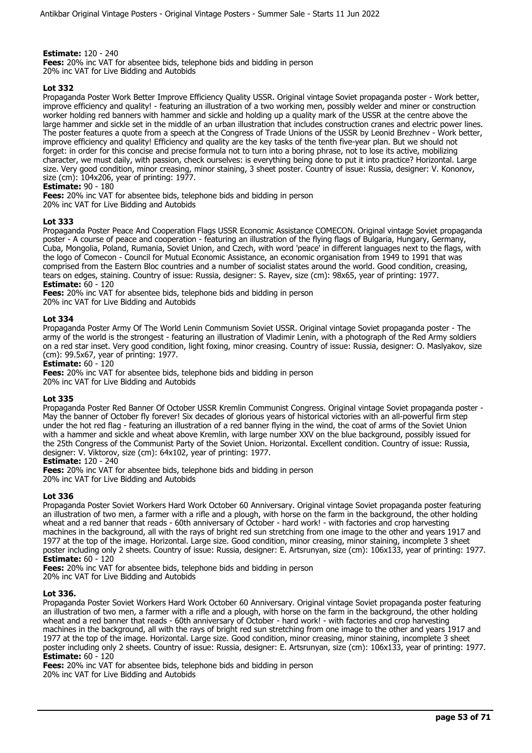**Estimate:** 120 - 240
**Fees:** 20% inc VAT for absentee bids, telephone bids and bidding in person
20% inc VAT for Live Bidding and Autobids

### Lot 332

Propaganda Poster Work Better Improve Efficiency Quality USSR. Original vintage Soviet propaganda poster - Work better, improve efficiency and quality! - featuring an illustration of a two working men, possibly welder and miner or construction worker holding red banners with hammer and sickle and holding up a quality mark of the USSR at the centre above the large hammer and sickle set in the middle of an urban illustration that includes construction cranes and electric power lines. The poster features a quote from a speech at the Congress of Trade Unions of the USSR by Leonid Brezhnev - Work better, improve efficiency and quality! Efficiency and quality are the key tasks of the tenth five-year plan. But we should not forget: in order for this concise and precise formula not to turn into a boring phrase, not to lose its active, mobilizing character, we must daily, with passion, check ourselves: is everything being done to put it into practice? Horizontal. Large size. Very good condition, minor creasing, minor staining, 3 sheet poster. Country of issue: Russia, designer: V. Kononov, size (cm): 104x206, year of printing: 1977.

**Estimate:** 90 - 180
**Fees:** 20% inc VAT for absentee bids, telephone bids and bidding in person
20% inc VAT for Live Bidding and Autobids

### Lot 333

Propaganda Poster Peace And Cooperation Flags USSR Economic Assistance COMECON. Original vintage Soviet propaganda poster - A course of peace and cooperation - featuring an illustration of the flying flags of Bulgaria, Hungary, Germany, Cuba, Mongolia, Poland, Rumania, Soviet Union, and Czech, with word 'peace' in different languages next to the flags, with the logo of Comecon - Council for Mutual Economic Assistance, an economic organisation from 1949 to 1991 that was comprised from the Eastern Bloc countries and a number of socialist states around the world. Good condition, creasing, tears on edges, staining. Country of issue: Russia, designer: S. Rayev, size (cm): 98x65, year of printing: 1977.

**Estimate:** 60 - 120
**Fees:** 20% inc VAT for absentee bids, telephone bids and bidding in person
20% inc VAT for Live Bidding and Autobids

### Lot 334

Propaganda Poster Army Of The World Lenin Communism Soviet USSR. Original vintage Soviet propaganda poster - The army of the world is the strongest - featuring an illustration of Vladimir Lenin, with a photograph of the Red Army soldiers on a red star inset. Very good condition, light foxing, minor creasing. Country of issue: Russia, designer: O. Maslyakov, size (cm): 99.5x67, year of printing: 1977.

**Estimate:** 60 - 120
**Fees:** 20% inc VAT for absentee bids, telephone bids and bidding in person
20% inc VAT for Live Bidding and Autobids

### Lot 335

Propaganda Poster Red Banner Of October USSR Kremlin Communist Congress. Original vintage Soviet propaganda poster - May the banner of October fly forever! Six decades of glorious years of historical victories with an all-powerful firm step under the hot red flag - featuring an illustration of a red banner flying in the wind, the coat of arms of the Soviet Union with a hammer and sickle and wheat above Kremlin, with large number XXV on the blue background, possibly issued for the 25th Congress of the Communist Party of the Soviet Union. Horizontal. Excellent condition. Country of issue: Russia, designer: V. Viktorov, size (cm): 64x102, year of printing: 1977.

**Estimate:** 120 - 240
**Fees:** 20% inc VAT for absentee bids, telephone bids and bidding in person
20% inc VAT for Live Bidding and Autobids

### Lot 336

Propaganda Poster Soviet Workers Hard Work October 60 Anniversary. Original vintage Soviet propaganda poster featuring an illustration of two men, a farmer with a rifle and a plough, with horse on the farm in the background, the other holding wheat and a red banner that reads - 60th anniversary of October - hard work! - with factories and crop harvesting machines in the background, all with the rays of bright red sun stretching from one image to the other and years 1917 and 1977 at the top of the image. Horizontal. Large size. Good condition, minor creasing, minor staining, incomplete 3 sheet poster including only 2 sheets. Country of issue: Russia, designer: E. Artsrunyan, size (cm): 106x133, year of printing: 1977.

**Estimate:** 60 - 120
**Fees:** 20% inc VAT for absentee bids, telephone bids and bidding in person
20% inc VAT for Live Bidding and Autobids

### Lot 336.

Propaganda Poster Soviet Workers Hard Work October 60 Anniversary. Original vintage Soviet propaganda poster featuring an illustration of two men, a farmer with a rifle and a plough, with horse on the farm in the background, the other holding wheat and a red banner that reads - 60th anniversary of October - hard work! - with factories and crop harvesting machines in the background, all with the rays of bright red sun stretching from one image to the other and years 1917 and 1977 at the top of the image. Horizontal. Large size. Good condition, minor creasing, minor staining, incomplete 3 sheet poster including only 2 sheets. Country of issue: Russia, designer: E. Artsrunyan, size (cm): 106x133, year of printing: 1977.

**Estimate:** 60 - 120
**Fees:** 20% inc VAT for absentee bids, telephone bids and bidding in person
20% inc VAT for Live Bidding and Autobids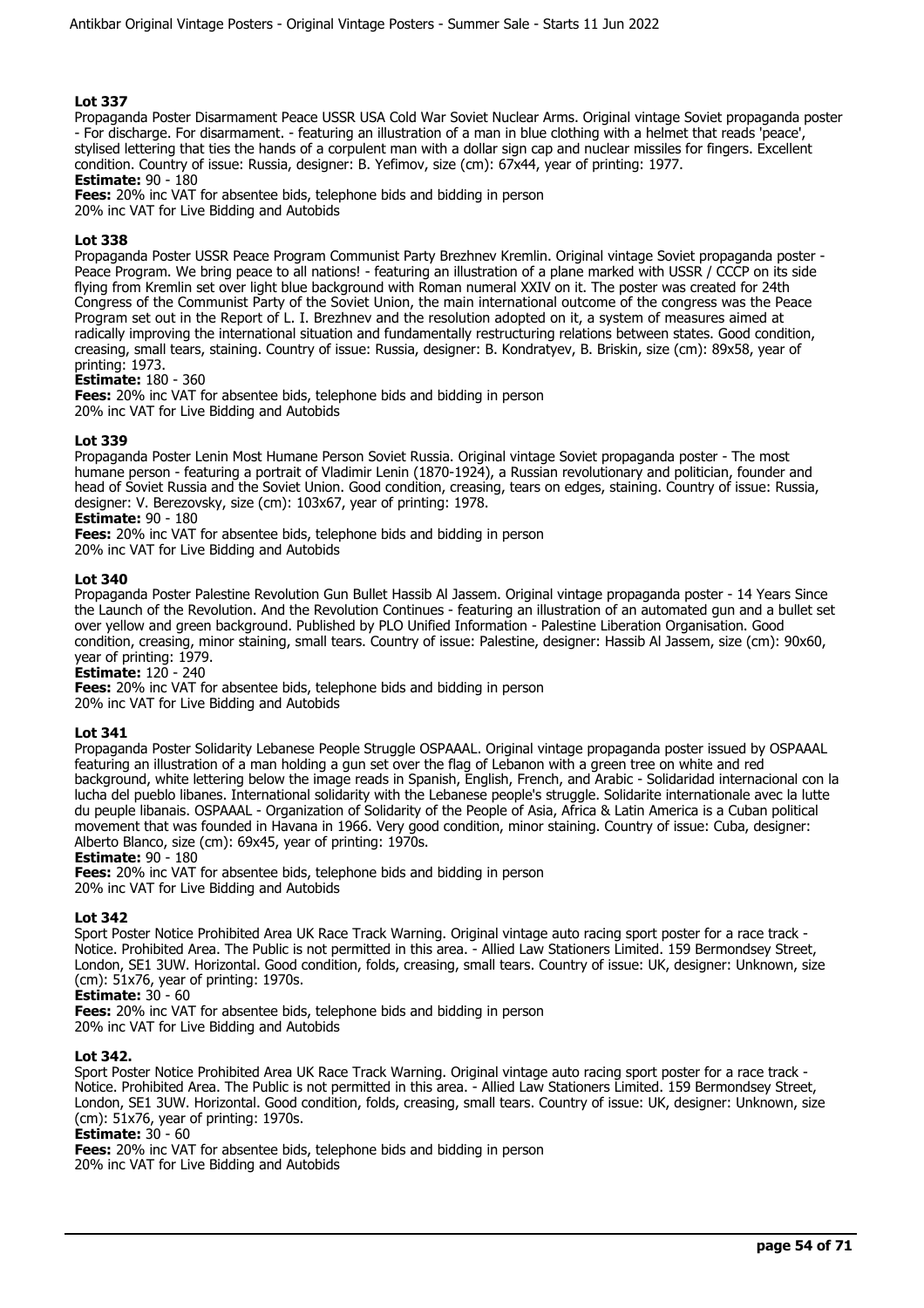## Lot 337

Propaganda Poster Disarmament Peace USSR USA Cold War Soviet Nuclear Arms. Original vintage Soviet propaganda poster - For discharge. For disarmament. - featuring an illustration of a man in blue clothing with a helmet that reads 'peace', stylised lettering that ties the hands of a corpulent man with a dollar sign cap and nuclear missiles for fingers. Excellent condition. Country of issue: Russia, designer: B. Yefimov, size (cm): 67x44, year of printing: 1977.

**Estimate:** 90 - 180

**Fees:** 20% inc VAT for absentee bids, telephone bids and bidding in person
20% inc VAT for Live Bidding and Autobids

## Lot 338

Propaganda Poster USSR Peace Program Communist Party Brezhnev Kremlin. Original vintage Soviet propaganda poster - Peace Program. We bring peace to all nations! - featuring an illustration of a plane marked with USSR / CCCP on its side flying from Kremlin set over light blue background with Roman numeral XXIV on it. The poster was created for 24th Congress of the Communist Party of the Soviet Union, the main international outcome of the congress was the Peace Program set out in the Report of L. I. Brezhnev and the resolution adopted on it, a system of measures aimed at radically improving the international situation and fundamentally restructuring relations between states. Good condition, creasing, small tears, staining. Country of issue: Russia, designer: B. Kondratyev, B. Briskin, size (cm): 89x58, year of printing: 1973.

**Estimate:** 180 - 360

**Fees:** 20% inc VAT for absentee bids, telephone bids and bidding in person
20% inc VAT for Live Bidding and Autobids

## Lot 339

Propaganda Poster Lenin Most Humane Person Soviet Russia. Original vintage Soviet propaganda poster - The most humane person - featuring a portrait of Vladimir Lenin (1870-1924), a Russian revolutionary and politician, founder and head of Soviet Russia and the Soviet Union. Good condition, creasing, tears on edges, staining. Country of issue: Russia, designer: V. Berezovsky, size (cm): 103x67, year of printing: 1978.

**Estimate:** 90 - 180

**Fees:** 20% inc VAT for absentee bids, telephone bids and bidding in person
20% inc VAT for Live Bidding and Autobids

## Lot 340

Propaganda Poster Palestine Revolution Gun Bullet Hassib Al Jassem. Original vintage propaganda poster - 14 Years Since the Launch of the Revolution. And the Revolution Continues - featuring an illustration of an automated gun and a bullet set over yellow and green background. Published by PLO Unified Information - Palestine Liberation Organisation. Good condition, creasing, minor staining, small tears. Country of issue: Palestine, designer: Hassib Al Jassem, size (cm): 90x60, year of printing: 1979.

**Estimate:** 120 - 240

**Fees:** 20% inc VAT for absentee bids, telephone bids and bidding in person
20% inc VAT for Live Bidding and Autobids

## Lot 341

Propaganda Poster Solidarity Lebanese People Struggle OSPAAAL. Original vintage propaganda poster issued by OSPAAAL featuring an illustration of a man holding a gun set over the flag of Lebanon with a green tree on white and red background, white lettering below the image reads in Spanish, English, French, and Arabic - Solidaridad internacional con la lucha del pueblo libanes. International solidarity with the Lebanese people's struggle. Solidarite internationale avec la lutte du peuple libanais. OSPAAAL - Organization of Solidarity of the People of Asia, Africa & Latin America is a Cuban political movement that was founded in Havana in 1966. Very good condition, minor staining. Country of issue: Cuba, designer: Alberto Blanco, size (cm): 69x45, year of printing: 1970s.

**Estimate:** 90 - 180

**Fees:** 20% inc VAT for absentee bids, telephone bids and bidding in person
20% inc VAT for Live Bidding and Autobids

## Lot 342

Sport Poster Notice Prohibited Area UK Race Track Warning. Original vintage auto racing sport poster for a race track - Notice. Prohibited Area. The Public is not permitted in this area. - Allied Law Stationers Limited. 159 Bermondsey Street, London, SE1 3UW. Horizontal. Good condition, folds, creasing, small tears. Country of issue: UK, designer: Unknown, size (cm): 51x76, year of printing: 1970s.

**Estimate:** 30 - 60

**Fees:** 20% inc VAT for absentee bids, telephone bids and bidding in person
20% inc VAT for Live Bidding and Autobids

## Lot 342.

Sport Poster Notice Prohibited Area UK Race Track Warning. Original vintage auto racing sport poster for a race track - Notice. Prohibited Area. The Public is not permitted in this area. - Allied Law Stationers Limited. 159 Bermondsey Street, London, SE1 3UW. Horizontal. Good condition, folds, creasing, small tears. Country of issue: UK, designer: Unknown, size (cm): 51x76, year of printing: 1970s.

**Estimate:** 30 - 60

**Fees:** 20% inc VAT for absentee bids, telephone bids and bidding in person
20% inc VAT for Live Bidding and Autobids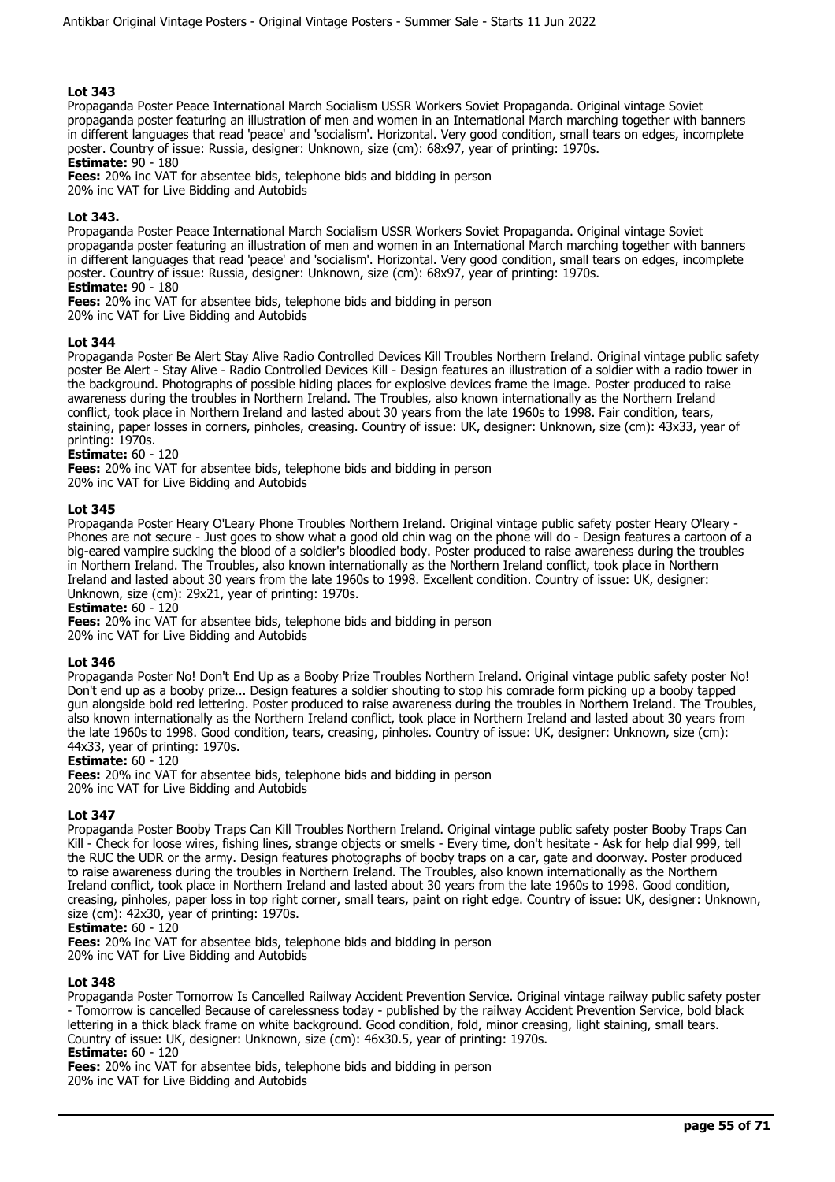### Lot 343

Propaganda Poster Peace International March Socialism USSR Workers Soviet Propaganda. Original vintage Soviet propaganda poster featuring an illustration of men and women in an International March marching together with banners in different languages that read 'peace' and 'socialism'. Horizontal. Very good condition, small tears on edges, incomplete poster. Country of issue: Russia, designer: Unknown, size (cm): 68x97, year of printing: 1970s.

**Estimate:** 90 - 180

**Fees:** 20% inc VAT for absentee bids, telephone bids and bidding in person
20% inc VAT for Live Bidding and Autobids

### Lot 343.

Propaganda Poster Peace International March Socialism USSR Workers Soviet Propaganda. Original vintage Soviet propaganda poster featuring an illustration of men and women in an International March marching together with banners in different languages that read 'peace' and 'socialism'. Horizontal. Very good condition, small tears on edges, incomplete poster. Country of issue: Russia, designer: Unknown, size (cm): 68x97, year of printing: 1970s.

**Estimate:** 90 - 180

**Fees:** 20% inc VAT for absentee bids, telephone bids and bidding in person
20% inc VAT for Live Bidding and Autobids

### Lot 344

Propaganda Poster Be Alert Stay Alive Radio Controlled Devices Kill Troubles Northern Ireland. Original vintage public safety poster Be Alert - Stay Alive - Radio Controlled Devices Kill - Design features an illustration of a soldier with a radio tower in the background. Photographs of possible hiding places for explosive devices frame the image. Poster produced to raise awareness during the troubles in Northern Ireland. The Troubles, also known internationally as the Northern Ireland conflict, took place in Northern Ireland and lasted about 30 years from the late 1960s to 1998. Fair condition, tears, staining, paper losses in corners, pinholes, creasing. Country of issue: UK, designer: Unknown, size (cm): 43x33, year of printing: 1970s.

**Estimate:** 60 - 120

**Fees:** 20% inc VAT for absentee bids, telephone bids and bidding in person
20% inc VAT for Live Bidding and Autobids

### Lot 345

Propaganda Poster Heary O'Leary Phone Troubles Northern Ireland. Original vintage public safety poster Heary O'leary - Phones are not secure - Just goes to show what a good old chin wag on the phone will do - Design features a cartoon of a big-eared vampire sucking the blood of a soldier's bloodied body. Poster produced to raise awareness during the troubles in Northern Ireland. The Troubles, also known internationally as the Northern Ireland conflict, took place in Northern Ireland and lasted about 30 years from the late 1960s to 1998. Excellent condition. Country of issue: UK, designer: Unknown, size (cm): 29x21, year of printing: 1970s.

**Estimate:** 60 - 120

**Fees:** 20% inc VAT for absentee bids, telephone bids and bidding in person
20% inc VAT for Live Bidding and Autobids

### Lot 346

Propaganda Poster No! Don't End Up as a Booby Prize Troubles Northern Ireland. Original vintage public safety poster No! Don't end up as a booby prize... Design features a soldier shouting to stop his comrade form picking up a booby tapped gun alongside bold red lettering. Poster produced to raise awareness during the troubles in Northern Ireland. The Troubles, also known internationally as the Northern Ireland conflict, took place in Northern Ireland and lasted about 30 years from the late 1960s to 1998. Good condition, tears, creasing, pinholes. Country of issue: UK, designer: Unknown, size (cm): 44x33, year of printing: 1970s.

**Estimate:** 60 - 120

**Fees:** 20% inc VAT for absentee bids, telephone bids and bidding in person
20% inc VAT for Live Bidding and Autobids

### Lot 347

Propaganda Poster Booby Traps Can Kill Troubles Northern Ireland. Original vintage public safety poster Booby Traps Can Kill - Check for loose wires, fishing lines, strange objects or smells - Every time, don't hesitate - Ask for help dial 999, tell the RUC the UDR or the army. Design features photographs of booby traps on a car, gate and doorway. Poster produced to raise awareness during the troubles in Northern Ireland. The Troubles, also known internationally as the Northern Ireland conflict, took place in Northern Ireland and lasted about 30 years from the late 1960s to 1998. Good condition, creasing, pinholes, paper loss in top right corner, small tears, paint on right edge. Country of issue: UK, designer: Unknown, size (cm): 42x30, year of printing: 1970s.

**Estimate:** 60 - 120

**Fees:** 20% inc VAT for absentee bids, telephone bids and bidding in person
20% inc VAT for Live Bidding and Autobids

### Lot 348

Propaganda Poster Tomorrow Is Cancelled Railway Accident Prevention Service. Original vintage railway public safety poster - Tomorrow is cancelled Because of carelessness today - published by the railway Accident Prevention Service, bold black lettering in a thick black frame on white background. Good condition, fold, minor creasing, light staining, small tears. Country of issue: UK, designer: Unknown, size (cm): 46x30.5, year of printing: 1970s.

**Estimate:** 60 - 120

**Fees:** 20% inc VAT for absentee bids, telephone bids and bidding in person
20% inc VAT for Live Bidding and Autobids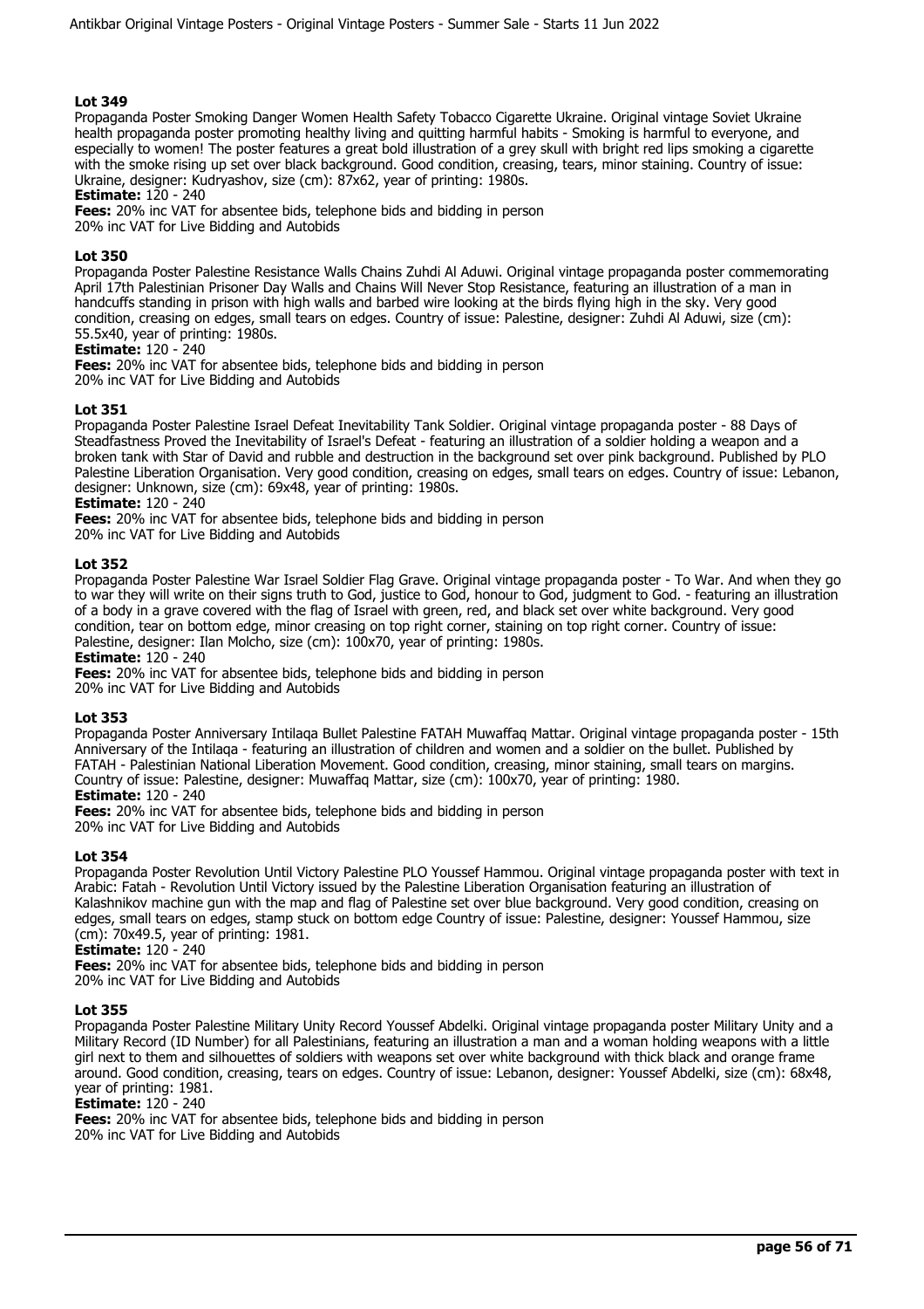### Lot 349

Propaganda Poster Smoking Danger Women Health Safety Tobacco Cigarette Ukraine. Original vintage Soviet Ukraine health propaganda poster promoting healthy living and quitting harmful habits - Smoking is harmful to everyone, and especially to women! The poster features a great bold illustration of a grey skull with bright red lips smoking a cigarette with the smoke rising up set over black background. Good condition, creasing, tears, minor staining. Country of issue: Ukraine, designer: Kudryashov, size (cm): 87x62, year of printing: 1980s.

**Estimate:** 120 - 240

**Fees:** 20% inc VAT for absentee bids, telephone bids and bidding in person
20% inc VAT for Live Bidding and Autobids

### Lot 350

Propaganda Poster Palestine Resistance Walls Chains Zuhdi Al Aduwi. Original vintage propaganda poster commemorating April 17th Palestinian Prisoner Day Walls and Chains Will Never Stop Resistance, featuring an illustration of a man in handcuffs standing in prison with high walls and barbed wire looking at the birds flying high in the sky. Very good condition, creasing on edges, small tears on edges. Country of issue: Palestine, designer: Zuhdi Al Aduwi, size (cm): 55.5x40, year of printing: 1980s.

**Estimate:** 120 - 240

**Fees:** 20% inc VAT for absentee bids, telephone bids and bidding in person
20% inc VAT for Live Bidding and Autobids

### Lot 351

Propaganda Poster Palestine Israel Defeat Inevitability Tank Soldier. Original vintage propaganda poster - 88 Days of Steadfastness Proved the Inevitability of Israel's Defeat - featuring an illustration of a soldier holding a weapon and a broken tank with Star of David and rubble and destruction in the background set over pink background. Published by PLO Palestine Liberation Organisation. Very good condition, creasing on edges, small tears on edges. Country of issue: Lebanon, designer: Unknown, size (cm): 69x48, year of printing: 1980s.

**Estimate:** 120 - 240

**Fees:** 20% inc VAT for absentee bids, telephone bids and bidding in person
20% inc VAT for Live Bidding and Autobids

### Lot 352

Propaganda Poster Palestine War Israel Soldier Flag Grave. Original vintage propaganda poster - To War. And when they go to war they will write on their signs truth to God, justice to God, honour to God, judgment to God. - featuring an illustration of a body in a grave covered with the flag of Israel with green, red, and black set over white background. Very good condition, tear on bottom edge, minor creasing on top right corner, staining on top right corner. Country of issue: Palestine, designer: Ilan Molcho, size (cm): 100x70, year of printing: 1980s.

**Estimate:** 120 - 240

**Fees:** 20% inc VAT for absentee bids, telephone bids and bidding in person
20% inc VAT for Live Bidding and Autobids

### Lot 353

Propaganda Poster Anniversary Intilaqa Bullet Palestine FATAH Muwaffaq Mattar. Original vintage propaganda poster - 15th Anniversary of the Intilaqa - featuring an illustration of children and women and a soldier on the bullet. Published by FATAH - Palestinian National Liberation Movement. Good condition, creasing, minor staining, small tears on margins. Country of issue: Palestine, designer: Muwaffaq Mattar, size (cm): 100x70, year of printing: 1980.

**Estimate:** 120 - 240

**Fees:** 20% inc VAT for absentee bids, telephone bids and bidding in person
20% inc VAT for Live Bidding and Autobids

### Lot 354

Propaganda Poster Revolution Until Victory Palestine PLO Youssef Hammou. Original vintage propaganda poster with text in Arabic: Fatah - Revolution Until Victory issued by the Palestine Liberation Organisation featuring an illustration of Kalashnikov machine gun with the map and flag of Palestine set over blue background. Very good condition, creasing on edges, small tears on edges, stamp stuck on bottom edge Country of issue: Palestine, designer: Youssef Hammou, size (cm): 70x49.5, year of printing: 1981.

**Estimate:** 120 - 240

**Fees:** 20% inc VAT for absentee bids, telephone bids and bidding in person
20% inc VAT for Live Bidding and Autobids

### Lot 355

Propaganda Poster Palestine Military Unity Record Youssef Abdelki. Original vintage propaganda poster Military Unity and a Military Record (ID Number) for all Palestinians, featuring an illustration a man and a woman holding weapons with a little girl next to them and silhouettes of soldiers with weapons set over white background with thick black and orange frame around. Good condition, creasing, tears on edges. Country of issue: Lebanon, designer: Youssef Abdelki, size (cm): 68x48, year of printing: 1981.

**Estimate:** 120 - 240

**Fees:** 20% inc VAT for absentee bids, telephone bids and bidding in person
20% inc VAT for Live Bidding and Autobids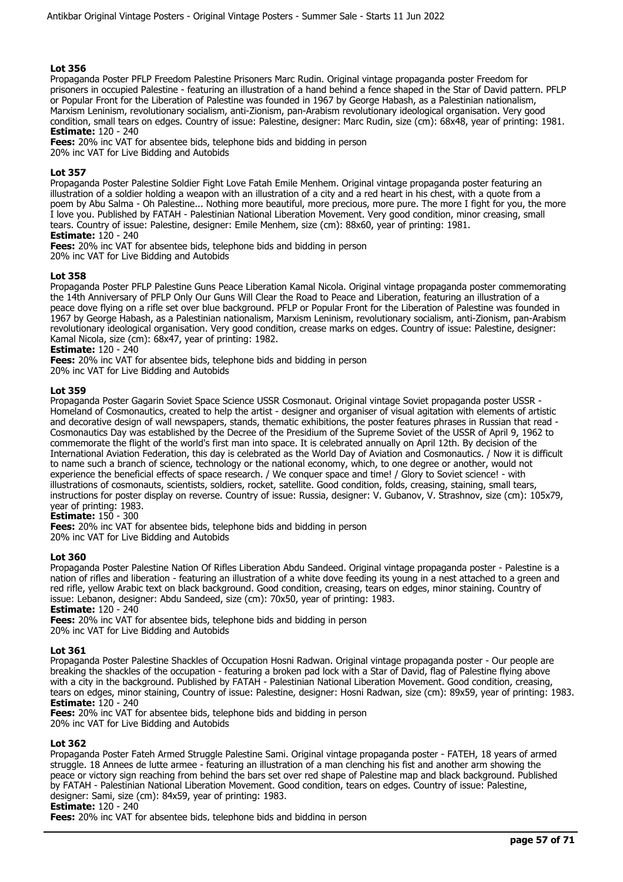## Lot 356

Propaganda Poster PFLP Freedom Palestine Prisoners Marc Rudin. Original vintage propaganda poster Freedom for prisoners in occupied Palestine - featuring an illustration of a hand behind a fence shaped in the Star of David pattern. PFLP or Popular Front for the Liberation of Palestine was founded in 1967 by George Habash, as a Palestinian nationalism, Marxism Leninism, revolutionary socialism, anti-Zionism, pan-Arabism revolutionary ideological organisation. Very good condition, small tears on edges. Country of issue: Palestine, designer: Marc Rudin, size (cm): 68x48, year of printing: 1981.

**Estimate:** 120 - 240

**Fees:** 20% inc VAT for absentee bids, telephone bids and bidding in person
20% inc VAT for Live Bidding and Autobids

## Lot 357

Propaganda Poster Palestine Soldier Fight Love Fatah Emile Menhem. Original vintage propaganda poster featuring an illustration of a soldier holding a weapon with an illustration of a city and a red heart in his chest, with a quote from a poem by Abu Salma - Oh Palestine... Nothing more beautiful, more precious, more pure. The more I fight for you, the more I love you. Published by FATAH - Palestinian National Liberation Movement. Very good condition, minor creasing, small tears. Country of issue: Palestine, designer: Emile Menhem, size (cm): 88x60, year of printing: 1981.

**Estimate:** 120 - 240

**Fees:** 20% inc VAT for absentee bids, telephone bids and bidding in person
20% inc VAT for Live Bidding and Autobids

## Lot 358

Propaganda Poster PFLP Palestine Guns Peace Liberation Kamal Nicola. Original vintage propaganda poster commemorating the 14th Anniversary of PFLP Only Our Guns Will Clear the Road to Peace and Liberation, featuring an illustration of a peace dove flying on a rifle set over blue background. PFLP or Popular Front for the Liberation of Palestine was founded in 1967 by George Habash, as a Palestinian nationalism, Marxism Leninism, revolutionary socialism, anti-Zionism, pan-Arabism revolutionary ideological organisation. Very good condition, crease marks on edges. Country of issue: Palestine, designer: Kamal Nicola, size (cm): 68x47, year of printing: 1982.

**Estimate:** 120 - 240

**Fees:** 20% inc VAT for absentee bids, telephone bids and bidding in person
20% inc VAT for Live Bidding and Autobids

## Lot 359

Propaganda Poster Gagarin Soviet Space Science USSR Cosmonaut. Original vintage Soviet propaganda poster USSR - Homeland of Cosmonautics, created to help the artist - designer and organiser of visual agitation with elements of artistic and decorative design of wall newspapers, stands, thematic exhibitions, the poster features phrases in Russian that read - Cosmonautics Day was established by the Decree of the Presidium of the Supreme Soviet of the USSR of April 9, 1962 to commemorate the flight of the world's first man into space. It is celebrated annually on April 12th. By decision of the International Aviation Federation, this day is celebrated as the World Day of Aviation and Cosmonautics. / Now it is difficult to name such a branch of science, technology or the national economy, which, to one degree or another, would not experience the beneficial effects of space research. / We conquer space and time! / Glory to Soviet science! - with illustrations of cosmonauts, scientists, soldiers, rocket, satellite. Good condition, folds, creasing, staining, small tears, instructions for poster display on reverse. Country of issue: Russia, designer: V. Gubanov, V. Strashnov, size (cm): 105x79, year of printing: 1983.

**Estimate:** 150 - 300

**Fees:** 20% inc VAT for absentee bids, telephone bids and bidding in person
20% inc VAT for Live Bidding and Autobids

## Lot 360

Propaganda Poster Palestine Nation Of Rifles Liberation Abdu Sandeed. Original vintage propaganda poster - Palestine is a nation of rifles and liberation - featuring an illustration of a white dove feeding its young in a nest attached to a green and red rifle, yellow Arabic text on black background. Good condition, creasing, tears on edges, minor staining. Country of issue: Lebanon, designer: Abdu Sandeed, size (cm): 70x50, year of printing: 1983.

**Estimate:** 120 - 240

**Fees:** 20% inc VAT for absentee bids, telephone bids and bidding in person
20% inc VAT for Live Bidding and Autobids

## Lot 361

Propaganda Poster Palestine Shackles of Occupation Hosni Radwan. Original vintage propaganda poster - Our people are breaking the shackles of the occupation - featuring a broken pad lock with a Star of David, flag of Palestine flying above with a city in the background. Published by FATAH - Palestinian National Liberation Movement. Good condition, creasing, tears on edges, minor staining, Country of issue: Palestine, designer: Hosni Radwan, size (cm): 89x59, year of printing: 1983.

**Estimate:** 120 - 240

**Fees:** 20% inc VAT for absentee bids, telephone bids and bidding in person
20% inc VAT for Live Bidding and Autobids

## Lot 362

Propaganda Poster Fateh Armed Struggle Palestine Sami. Original vintage propaganda poster - FATEH, 18 years of armed struggle. 18 Annees de lutte armee - featuring an illustration of a man clenching his fist and another arm showing the peace or victory sign reaching from behind the bars set over red shape of Palestine map and black background. Published by FATAH - Palestinian National Liberation Movement. Good condition, tears on edges. Country of issue: Palestine, designer: Sami, size (cm): 84x59, year of printing: 1983.

**Estimate:** 120 - 240

**Fees:** 20% inc VAT for absentee bids, telephone bids and bidding in person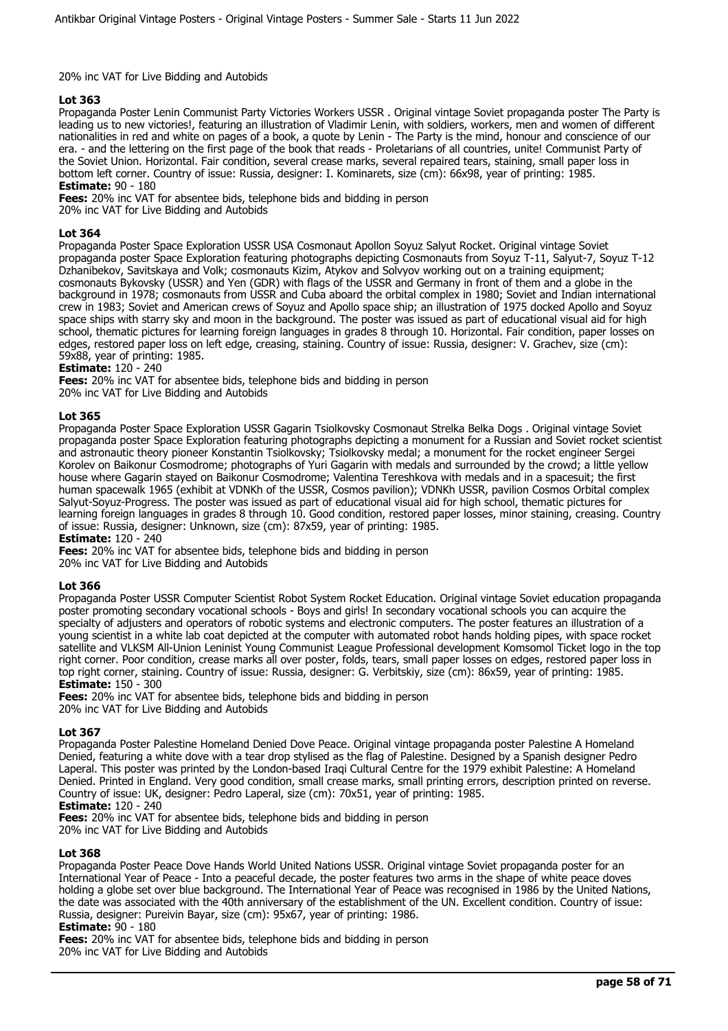20% inc VAT for Live Bidding and Autobids

**Lot 363**

Propaganda Poster Lenin Communist Party Victories Workers USSR . Original vintage Soviet propaganda poster The Party is leading us to new victories!, featuring an illustration of Vladimir Lenin, with soldiers, workers, men and women of different nationalities in red and white on pages of a book, a quote by Lenin - The Party is the mind, honour and conscience of our era. - and the lettering on the first page of the book that reads - Proletarians of all countries, unite! Communist Party of the Soviet Union. Horizontal. Fair condition, several crease marks, several repaired tears, staining, small paper loss in bottom left corner. Country of issue: Russia, designer: I. Kominarets, size (cm): 66x98, year of printing: 1985.

**Estimate:** 90 - 180

**Fees:** 20% inc VAT for absentee bids, telephone bids and bidding in person
20% inc VAT for Live Bidding and Autobids

**Lot 364**

Propaganda Poster Space Exploration USSR USA Cosmonaut Apollon Soyuz Salyut Rocket. Original vintage Soviet propaganda poster Space Exploration featuring photographs depicting Cosmonauts from Soyuz T-11, Salyut-7, Soyuz T-12 Dzhanibekov, Savitskaya and Volk; cosmonauts Kizim, Atykov and Solvyov working out on a training equipment; cosmonauts Bykovsky (USSR) and Yen (GDR) with flags of the USSR and Germany in front of them and a globe in the background in 1978; cosmonauts from USSR and Cuba aboard the orbital complex in 1980; Soviet and Indian international crew in 1983; Soviet and American crews of Soyuz and Apollo space ship; an illustration of 1975 docked Apollo and Soyuz space ships with starry sky and moon in the background. The poster was issued as part of educational visual aid for high school, thematic pictures for learning foreign languages in grades 8 through 10. Horizontal. Fair condition, paper losses on edges, restored paper loss on left edge, creasing, staining. Country of issue: Russia, designer: V. Grachev, size (cm): 59x88, year of printing: 1985.

**Estimate:** 120 - 240

**Fees:** 20% inc VAT for absentee bids, telephone bids and bidding in person
20% inc VAT for Live Bidding and Autobids

**Lot 365**

Propaganda Poster Space Exploration USSR Gagarin Tsiolkovsky Cosmonaut Strelka Belka Dogs . Original vintage Soviet propaganda poster Space Exploration featuring photographs depicting a monument for a Russian and Soviet rocket scientist and astronautic theory pioneer Konstantin Tsiolkovsky; Tsiolkovsky medal; a monument for the rocket engineer Sergei Korolev on Baikonur Cosmodrome; photographs of Yuri Gagarin with medals and surrounded by the crowd; a little yellow house where Gagarin stayed on Baikonur Cosmodrome; Valentina Tereshkova with medals and in a spacesuit; the first human spacewalk 1965 (exhibit at VDNKh of the USSR, Cosmos pavilion); VDNKh USSR, pavilion Cosmos Orbital complex Salyut-Soyuz-Progress. The poster was issued as part of educational visual aid for high school, thematic pictures for learning foreign languages in grades 8 through 10. Good condition, restored paper losses, minor staining, creasing. Country of issue: Russia, designer: Unknown, size (cm): 87x59, year of printing: 1985.

**Estimate:** 120 - 240

**Fees:** 20% inc VAT for absentee bids, telephone bids and bidding in person
20% inc VAT for Live Bidding and Autobids

**Lot 366**

Propaganda Poster USSR Computer Scientist Robot System Rocket Education. Original vintage Soviet education propaganda poster promoting secondary vocational schools - Boys and girls! In secondary vocational schools you can acquire the specialty of adjusters and operators of robotic systems and electronic computers. The poster features an illustration of a young scientist in a white lab coat depicted at the computer with automated robot hands holding pipes, with space rocket satellite and VLKSM All-Union Leninist Young Communist League Professional development Komsomol Ticket logo in the top right corner. Poor condition, crease marks all over poster, folds, tears, small paper losses on edges, restored paper loss in top right corner, staining. Country of issue: Russia, designer: G. Verbitskiy, size (cm): 86x59, year of printing: 1985.

**Estimate:** 150 - 300

**Fees:** 20% inc VAT for absentee bids, telephone bids and bidding in person
20% inc VAT for Live Bidding and Autobids

**Lot 367**

Propaganda Poster Palestine Homeland Denied Dove Peace. Original vintage propaganda poster Palestine A Homeland Denied, featuring a white dove with a tear drop stylised as the flag of Palestine. Designed by a Spanish designer Pedro Laperal. This poster was printed by the London-based Iraqi Cultural Centre for the 1979 exhibit Palestine: A Homeland Denied. Printed in England. Very good condition, small crease marks, small printing errors, description printed on reverse. Country of issue: UK, designer: Pedro Laperal, size (cm): 70x51, year of printing: 1985.

**Estimate:** 120 - 240

**Fees:** 20% inc VAT for absentee bids, telephone bids and bidding in person
20% inc VAT for Live Bidding and Autobids

**Lot 368**

Propaganda Poster Peace Dove Hands World United Nations USSR. Original vintage Soviet propaganda poster for an International Year of Peace - Into a peaceful decade, the poster features two arms in the shape of white peace doves holding a globe set over blue background. The International Year of Peace was recognised in 1986 by the United Nations, the date was associated with the 40th anniversary of the establishment of the UN. Excellent condition. Country of issue: Russia, designer: Pureivin Bayar, size (cm): 95x67, year of printing: 1986.

**Estimate:** 90 - 180

**Fees:** 20% inc VAT for absentee bids, telephone bids and bidding in person
20% inc VAT for Live Bidding and Autobids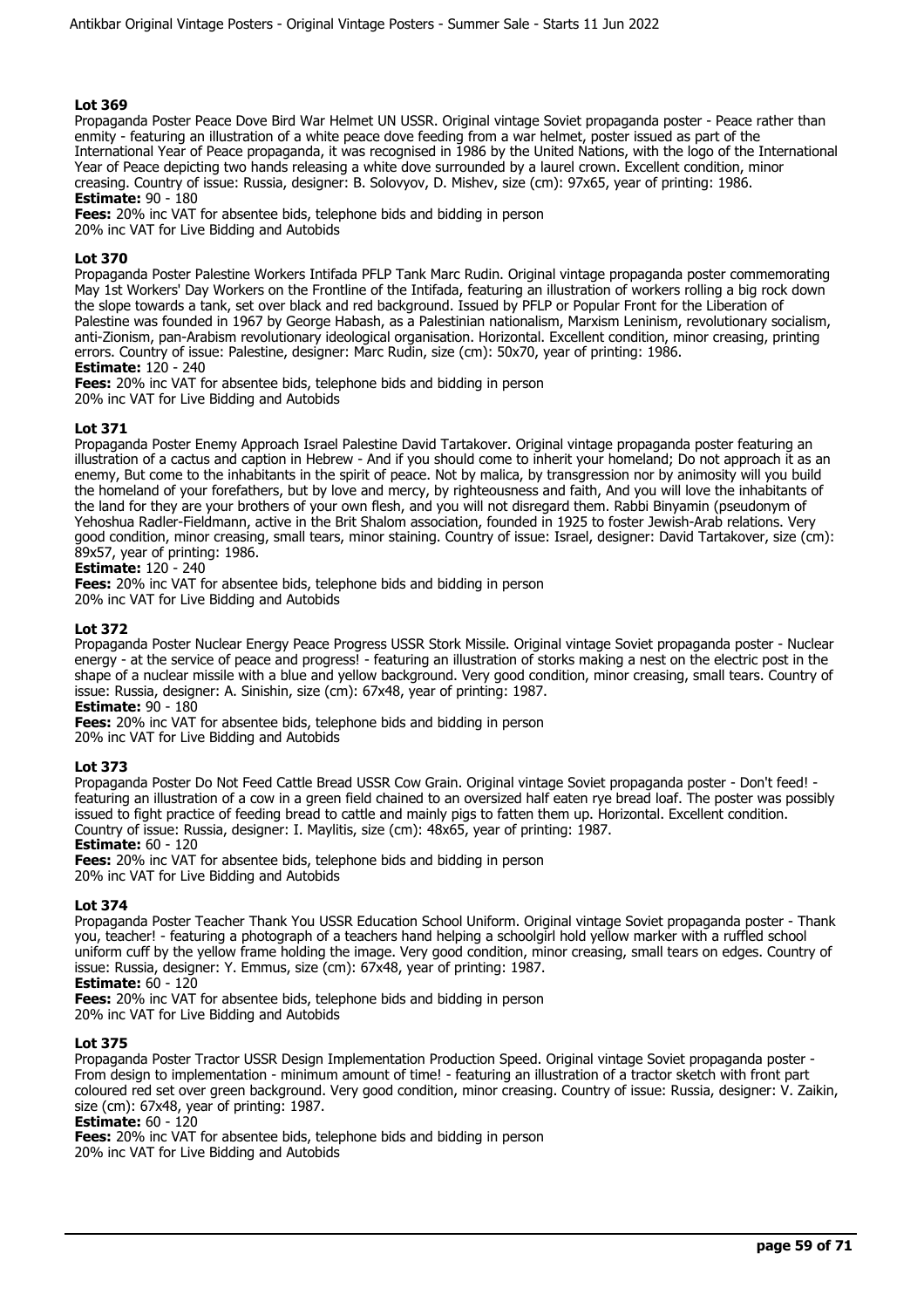### Lot 369

Propaganda Poster Peace Dove Bird War Helmet UN USSR. Original vintage Soviet propaganda poster - Peace rather than enmity - featuring an illustration of a white peace dove feeding from a war helmet, poster issued as part of the International Year of Peace propaganda, it was recognised in 1986 by the United Nations, with the logo of the International Year of Peace depicting two hands releasing a white dove surrounded by a laurel crown. Excellent condition, minor creasing. Country of issue: Russia, designer: B. Solovyov, D. Mishev, size (cm): 97x65, year of printing: 1986.

**Estimate:** 90 - 180

**Fees:** 20% inc VAT for absentee bids, telephone bids and bidding in person
20% inc VAT for Live Bidding and Autobids

### Lot 370

Propaganda Poster Palestine Workers Intifada PFLP Tank Marc Rudin. Original vintage propaganda poster commemorating May 1st Workers' Day Workers on the Frontline of the Intifada, featuring an illustration of workers rolling a big rock down the slope towards a tank, set over black and red background. Issued by PFLP or Popular Front for the Liberation of Palestine was founded in 1967 by George Habash, as a Palestinian nationalism, Marxism Leninism, revolutionary socialism, anti-Zionism, pan-Arabism revolutionary ideological organisation. Horizontal. Excellent condition, minor creasing, printing errors. Country of issue: Palestine, designer: Marc Rudin, size (cm): 50x70, year of printing: 1986.

**Estimate:** 120 - 240

**Fees:** 20% inc VAT for absentee bids, telephone bids and bidding in person
20% inc VAT for Live Bidding and Autobids

### Lot 371

Propaganda Poster Enemy Approach Israel Palestine David Tartakover. Original vintage propaganda poster featuring an illustration of a cactus and caption in Hebrew - And if you should come to inherit your homeland; Do not approach it as an enemy, But come to the inhabitants in the spirit of peace. Not by malica, by transgression nor by animosity will you build the homeland of your forefathers, but by love and mercy, by righteousness and faith, And you will love the inhabitants of the land for they are your brothers of your own flesh, and you will not disregard them. Rabbi Binyamin (pseudonym of Yehoshua Radler-Fieldmann, active in the Brit Shalom association, founded in 1925 to foster Jewish-Arab relations. Very good condition, minor creasing, small tears, minor staining. Country of issue: Israel, designer: David Tartakover, size (cm): 89x57, year of printing: 1986.

**Estimate:** 120 - 240

**Fees:** 20% inc VAT for absentee bids, telephone bids and bidding in person
20% inc VAT for Live Bidding and Autobids

### Lot 372

Propaganda Poster Nuclear Energy Peace Progress USSR Stork Missile. Original vintage Soviet propaganda poster - Nuclear energy - at the service of peace and progress! - featuring an illustration of storks making a nest on the electric post in the shape of a nuclear missile with a blue and yellow background. Very good condition, minor creasing, small tears. Country of issue: Russia, designer: A. Sinishin, size (cm): 67x48, year of printing: 1987.

**Estimate:** 90 - 180

**Fees:** 20% inc VAT for absentee bids, telephone bids and bidding in person
20% inc VAT for Live Bidding and Autobids

### Lot 373

Propaganda Poster Do Not Feed Cattle Bread USSR Cow Grain. Original vintage Soviet propaganda poster - Don't feed! - featuring an illustration of a cow in a green field chained to an oversized half eaten rye bread loaf. The poster was possibly issued to fight practice of feeding bread to cattle and mainly pigs to fatten them up. Horizontal. Excellent condition. Country of issue: Russia, designer: I. Maylitis, size (cm): 48x65, year of printing: 1987.

**Estimate:** 60 - 120

**Fees:** 20% inc VAT for absentee bids, telephone bids and bidding in person
20% inc VAT for Live Bidding and Autobids

### Lot 374

Propaganda Poster Teacher Thank You USSR Education School Uniform. Original vintage Soviet propaganda poster - Thank you, teacher! - featuring a photograph of a teachers hand helping a schoolgirl hold yellow marker with a ruffled school uniform cuff by the yellow frame holding the image. Very good condition, minor creasing, small tears on edges. Country of issue: Russia, designer: Y. Emmus, size (cm): 67x48, year of printing: 1987.

**Estimate:** 60 - 120

**Fees:** 20% inc VAT for absentee bids, telephone bids and bidding in person
20% inc VAT for Live Bidding and Autobids

### Lot 375

Propaganda Poster Tractor USSR Design Implementation Production Speed. Original vintage Soviet propaganda poster - From design to implementation - minimum amount of time! - featuring an illustration of a tractor sketch with front part coloured red set over green background. Very good condition, minor creasing. Country of issue: Russia, designer: V. Zaikin, size (cm): 67x48, year of printing: 1987.

**Estimate:** 60 - 120

**Fees:** 20% inc VAT for absentee bids, telephone bids and bidding in person
20% inc VAT for Live Bidding and Autobids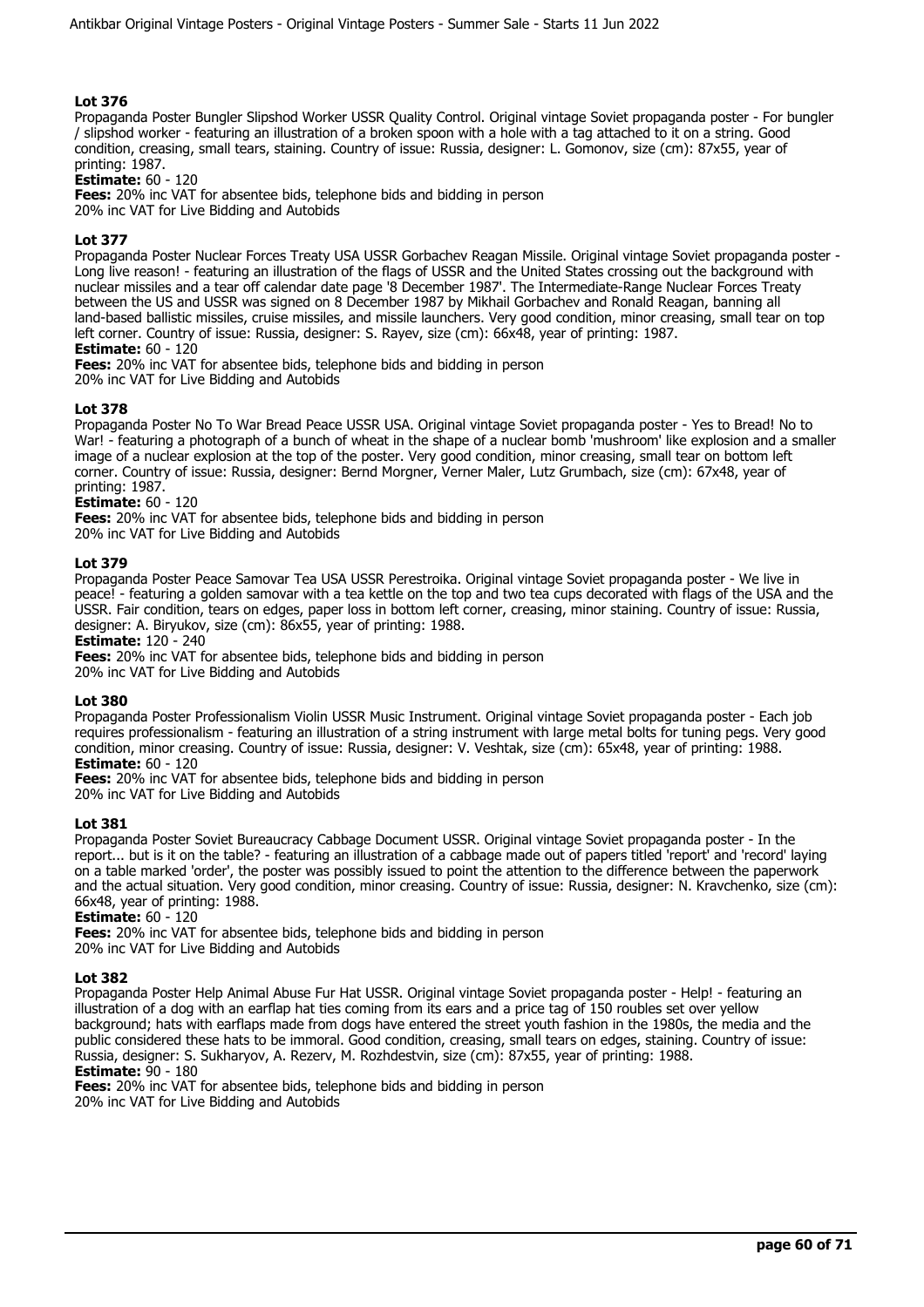## Lot 376

Propaganda Poster Bungler Slipshod Worker USSR Quality Control. Original vintage Soviet propaganda poster - For bungler / slipshod worker - featuring an illustration of a broken spoon with a hole with a tag attached to it on a string. Good condition, creasing, small tears, staining. Country of issue: Russia, designer: L. Gomonov, size (cm): 87x55, year of printing: 1987.

**Estimate:** 60 - 120

**Fees:** 20% inc VAT for absentee bids, telephone bids and bidding in person
20% inc VAT for Live Bidding and Autobids

## Lot 377

Propaganda Poster Nuclear Forces Treaty USA USSR Gorbachev Reagan Missile. Original vintage Soviet propaganda poster - Long live reason! - featuring an illustration of the flags of USSR and the United States crossing out the background with nuclear missiles and a tear off calendar date page '8 December 1987'. The Intermediate-Range Nuclear Forces Treaty between the US and USSR was signed on 8 December 1987 by Mikhail Gorbachev and Ronald Reagan, banning all land-based ballistic missiles, cruise missiles, and missile launchers. Very good condition, minor creasing, small tear on top left corner. Country of issue: Russia, designer: S. Rayev, size (cm): 66x48, year of printing: 1987.

**Estimate:** 60 - 120

**Fees:** 20% inc VAT for absentee bids, telephone bids and bidding in person
20% inc VAT for Live Bidding and Autobids

## Lot 378

Propaganda Poster No To War Bread Peace USSR USA. Original vintage Soviet propaganda poster - Yes to Bread! No to War! - featuring a photograph of a bunch of wheat in the shape of a nuclear bomb 'mushroom' like explosion and a smaller image of a nuclear explosion at the top of the poster. Very good condition, minor creasing, small tear on bottom left corner. Country of issue: Russia, designer: Bernd Morgner, Verner Maler, Lutz Grumbach, size (cm): 67x48, year of printing: 1987.

**Estimate:** 60 - 120

**Fees:** 20% inc VAT for absentee bids, telephone bids and bidding in person
20% inc VAT for Live Bidding and Autobids

## Lot 379

Propaganda Poster Peace Samovar Tea USA USSR Perestroika. Original vintage Soviet propaganda poster - We live in peace! - featuring a golden samovar with a tea kettle on the top and two tea cups decorated with flags of the USA and the USSR. Fair condition, tears on edges, paper loss in bottom left corner, creasing, minor staining. Country of issue: Russia, designer: A. Biryukov, size (cm): 86x55, year of printing: 1988.

**Estimate:** 120 - 240

**Fees:** 20% inc VAT for absentee bids, telephone bids and bidding in person
20% inc VAT for Live Bidding and Autobids

## Lot 380

Propaganda Poster Professionalism Violin USSR Music Instrument. Original vintage Soviet propaganda poster - Each job requires professionalism - featuring an illustration of a string instrument with large metal bolts for tuning pegs. Very good condition, minor creasing. Country of issue: Russia, designer: V. Veshtak, size (cm): 65x48, year of printing: 1988.

**Estimate:** 60 - 120

**Fees:** 20% inc VAT for absentee bids, telephone bids and bidding in person
20% inc VAT for Live Bidding and Autobids

## Lot 381

Propaganda Poster Soviet Bureaucracy Cabbage Document USSR. Original vintage Soviet propaganda poster - In the report... but is it on the table? - featuring an illustration of a cabbage made out of papers titled 'report' and 'record' laying on a table marked 'order', the poster was possibly issued to point the attention to the difference between the paperwork and the actual situation. Very good condition, minor creasing. Country of issue: Russia, designer: N. Kravchenko, size (cm): 66x48, year of printing: 1988.

**Estimate:** 60 - 120

**Fees:** 20% inc VAT for absentee bids, telephone bids and bidding in person
20% inc VAT for Live Bidding and Autobids

## Lot 382

Propaganda Poster Help Animal Abuse Fur Hat USSR. Original vintage Soviet propaganda poster - Help! - featuring an illustration of a dog with an earflap hat ties coming from its ears and a price tag of 150 roubles set over yellow background; hats with earflaps made from dogs have entered the street youth fashion in the 1980s, the media and the public considered these hats to be immoral. Good condition, creasing, small tears on edges, staining. Country of issue: Russia, designer: S. Sukharyov, A. Rezerv, M. Rozhdestvin, size (cm): 87x55, year of printing: 1988.

**Estimate:** 90 - 180

**Fees:** 20% inc VAT for absentee bids, telephone bids and bidding in person
20% inc VAT for Live Bidding and Autobids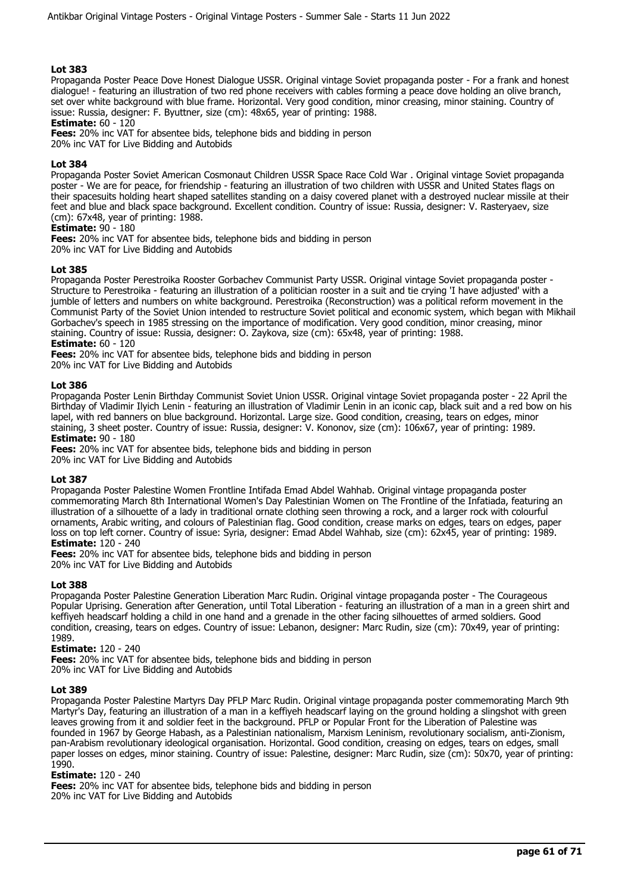**Lot 383**

Propaganda Poster Peace Dove Honest Dialogue USSR. Original vintage Soviet propaganda poster - For a frank and honest dialogue! - featuring an illustration of two red phone receivers with cables forming a peace dove holding an olive branch, set over white background with blue frame. Horizontal. Very good condition, minor creasing, minor staining. Country of issue: Russia, designer: F. Byuttner, size (cm): 48x65, year of printing: 1988.

**Estimate:** 60 - 120

**Fees:** 20% inc VAT for absentee bids, telephone bids and bidding in person
20% inc VAT for Live Bidding and Autobids

**Lot 384**

Propaganda Poster Soviet American Cosmonaut Children USSR Space Race Cold War . Original vintage Soviet propaganda poster - We are for peace, for friendship - featuring an illustration of two children with USSR and United States flags on their spacesuits holding heart shaped satellites standing on a daisy covered planet with a destroyed nuclear missile at their feet and blue and black space background. Excellent condition. Country of issue: Russia, designer: V. Rasteryaev, size (cm): 67x48, year of printing: 1988.

**Estimate:** 90 - 180

**Fees:** 20% inc VAT for absentee bids, telephone bids and bidding in person
20% inc VAT for Live Bidding and Autobids

**Lot 385**

Propaganda Poster Perestroika Rooster Gorbachev Communist Party USSR. Original vintage Soviet propaganda poster - Structure to Perestroika - featuring an illustration of a politician rooster in a suit and tie crying 'I have adjusted' with a jumble of letters and numbers on white background. Perestroika (Reconstruction) was a political reform movement in the Communist Party of the Soviet Union intended to restructure Soviet political and economic system, which began with Mikhail Gorbachev's speech in 1985 stressing on the importance of modification. Very good condition, minor creasing, minor staining. Country of issue: Russia, designer: O. Zaykova, size (cm): 65x48, year of printing: 1988.

**Estimate:** 60 - 120

**Fees:** 20% inc VAT for absentee bids, telephone bids and bidding in person
20% inc VAT for Live Bidding and Autobids

**Lot 386**

Propaganda Poster Lenin Birthday Communist Soviet Union USSR. Original vintage Soviet propaganda poster - 22 April the Birthday of Vladimir Ilyich Lenin - featuring an illustration of Vladimir Lenin in an iconic cap, black suit and a red bow on his lapel, with red banners on blue background. Horizontal. Large size. Good condition, creasing, tears on edges, minor staining, 3 sheet poster. Country of issue: Russia, designer: V. Kononov, size (cm): 106x67, year of printing: 1989.

**Estimate:** 90 - 180

**Fees:** 20% inc VAT for absentee bids, telephone bids and bidding in person
20% inc VAT for Live Bidding and Autobids

**Lot 387**

Propaganda Poster Palestine Women Frontline Intifada Emad Abdel Wahhab. Original vintage propaganda poster commemorating March 8th International Women's Day Palestinian Women on The Frontline of the Infatiada, featuring an illustration of a silhouette of a lady in traditional ornate clothing seen throwing a rock, and a larger rock with colourful ornaments, Arabic writing, and colours of Palestinian flag. Good condition, crease marks on edges, tears on edges, paper loss on top left corner. Country of issue: Syria, designer: Emad Abdel Wahhab, size (cm): 62x45, year of printing: 1989.

**Estimate:** 120 - 240

**Fees:** 20% inc VAT for absentee bids, telephone bids and bidding in person
20% inc VAT for Live Bidding and Autobids

**Lot 388**

Propaganda Poster Palestine Generation Liberation Marc Rudin. Original vintage propaganda poster - The Courageous Popular Uprising. Generation after Generation, until Total Liberation - featuring an illustration of a man in a green shirt and keffiyeh headscarf holding a child in one hand and a grenade in the other facing silhouettes of armed soldiers. Good condition, creasing, tears on edges. Country of issue: Lebanon, designer: Marc Rudin, size (cm): 70x49, year of printing: 1989.

**Estimate:** 120 - 240

**Fees:** 20% inc VAT for absentee bids, telephone bids and bidding in person
20% inc VAT for Live Bidding and Autobids

**Lot 389**

Propaganda Poster Palestine Martyrs Day PFLP Marc Rudin. Original vintage propaganda poster commemorating March 9th Martyr's Day, featuring an illustration of a man in a keffiyeh headscarf laying on the ground holding a slingshot with green leaves growing from it and soldier feet in the background. PFLP or Popular Front for the Liberation of Palestine was founded in 1967 by George Habash, as a Palestinian nationalism, Marxism Leninism, revolutionary socialism, anti-Zionism, pan-Arabism revolutionary ideological organisation. Horizontal. Good condition, creasing on edges, tears on edges, small paper losses on edges, minor staining. Country of issue: Palestine, designer: Marc Rudin, size (cm): 50x70, year of printing: 1990.

**Estimate:** 120 - 240

**Fees:** 20% inc VAT for absentee bids, telephone bids and bidding in person
20% inc VAT for Live Bidding and Autobids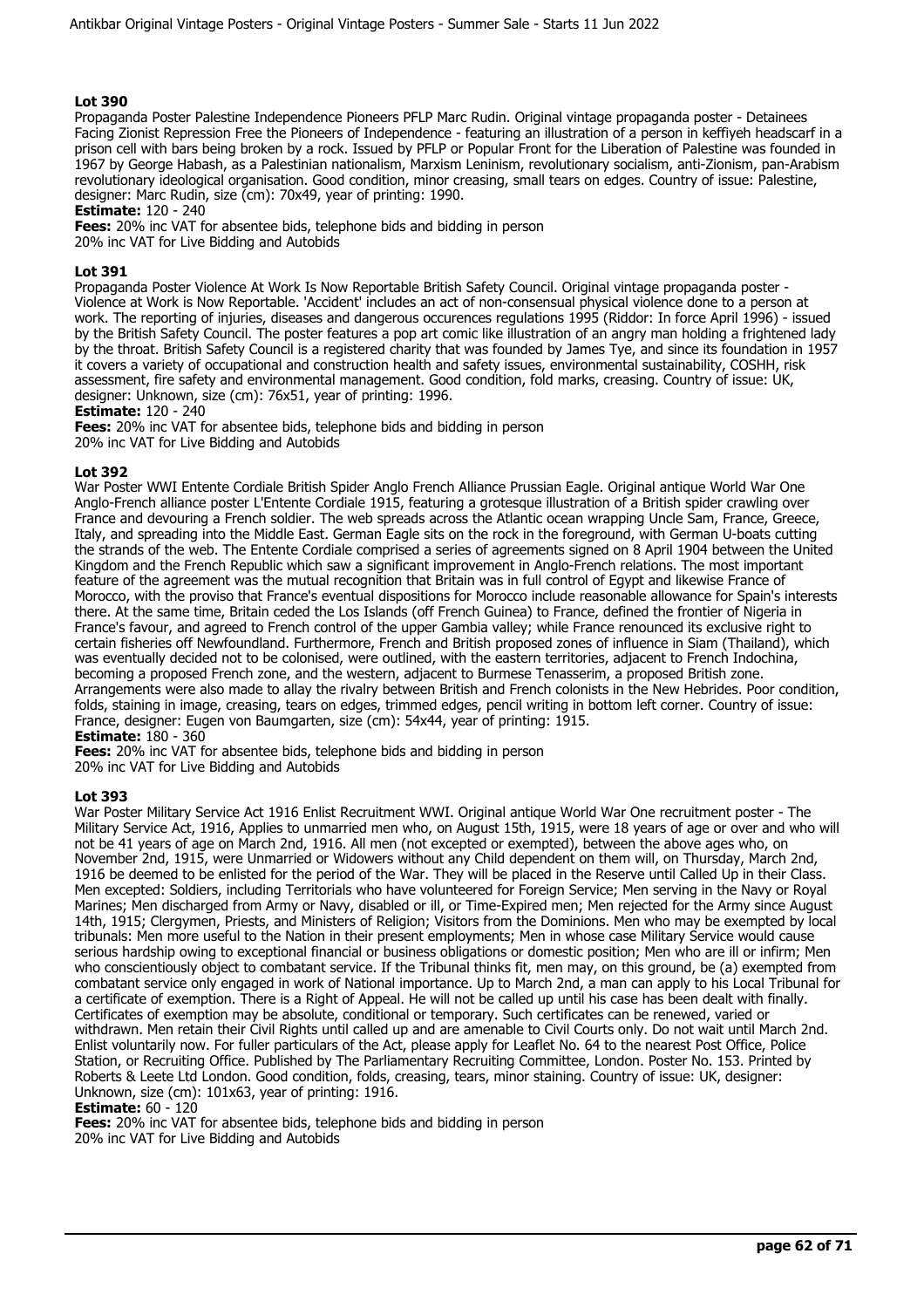### Lot 390

Propaganda Poster Palestine Independence Pioneers PFLP Marc Rudin. Original vintage propaganda poster - Detainees Facing Zionist Repression Free the Pioneers of Independence - featuring an illustration of a person in keffiyeh headscarf in a prison cell with bars being broken by a rock. Issued by PFLP or Popular Front for the Liberation of Palestine was founded in 1967 by George Habash, as a Palestinian nationalism, Marxism Leninism, revolutionary socialism, anti-Zionism, pan-Arabism revolutionary ideological organisation. Good condition, minor creasing, small tears on edges. Country of issue: Palestine, designer: Marc Rudin, size (cm): 70x49, year of printing: 1990.

**Estimate:** 120 - 240

**Fees:** 20% inc VAT for absentee bids, telephone bids and bidding in person
20% inc VAT for Live Bidding and Autobids

### Lot 391

Propaganda Poster Violence At Work Is Now Reportable British Safety Council. Original vintage propaganda poster - Violence at Work is Now Reportable. 'Accident' includes an act of non-consensual physical violence done to a person at work. The reporting of injuries, diseases and dangerous occurences regulations 1995 (Riddor: In force April 1996) - issued by the British Safety Council. The poster features a pop art comic like illustration of an angry man holding a frightened lady by the throat. British Safety Council is a registered charity that was founded by James Tye, and since its foundation in 1957 it covers a variety of occupational and construction health and safety issues, environmental sustainability, COSHH, risk assessment, fire safety and environmental management. Good condition, fold marks, creasing. Country of issue: UK, designer: Unknown, size (cm): 76x51, year of printing: 1996.

**Estimate:** 120 - 240

**Fees:** 20% inc VAT for absentee bids, telephone bids and bidding in person
20% inc VAT for Live Bidding and Autobids

### Lot 392

War Poster WWI Entente Cordiale British Spider Anglo French Alliance Prussian Eagle. Original antique World War One Anglo-French alliance poster L'Entente Cordiale 1915, featuring a grotesque illustration of a British spider crawling over France and devouring a French soldier. The web spreads across the Atlantic ocean wrapping Uncle Sam, France, Greece, Italy, and spreading into the Middle East. German Eagle sits on the rock in the foreground, with German U-boats cutting the strands of the web. The Entente Cordiale comprised a series of agreements signed on 8 April 1904 between the United Kingdom and the French Republic which saw a significant improvement in Anglo-French relations. The most important feature of the agreement was the mutual recognition that Britain was in full control of Egypt and likewise France of Morocco, with the proviso that France's eventual dispositions for Morocco include reasonable allowance for Spain's interests there. At the same time, Britain ceded the Los Islands (off French Guinea) to France, defined the frontier of Nigeria in France's favour, and agreed to French control of the upper Gambia valley; while France renounced its exclusive right to certain fisheries off Newfoundland. Furthermore, French and British proposed zones of influence in Siam (Thailand), which was eventually decided not to be colonised, were outlined, with the eastern territories, adjacent to French Indochina, becoming a proposed French zone, and the western, adjacent to Burmese Tenasserim, a proposed British zone. Arrangements were also made to allay the rivalry between British and French colonists in the New Hebrides. Poor condition, folds, staining in image, creasing, tears on edges, trimmed edges, pencil writing in bottom left corner. Country of issue: France, designer: Eugen von Baumgarten, size (cm): 54x44, year of printing: 1915.

**Estimate:** 180 - 360

**Fees:** 20% inc VAT for absentee bids, telephone bids and bidding in person
20% inc VAT for Live Bidding and Autobids

### Lot 393

War Poster Military Service Act 1916 Enlist Recruitment WWI. Original antique World War One recruitment poster - The Military Service Act, 1916, Applies to unmarried men who, on August 15th, 1915, were 18 years of age or over and who will not be 41 years of age on March 2nd, 1916. All men (not excepted or exempted), between the above ages who, on November 2nd, 1915, were Unmarried or Widowers without any Child dependent on them will, on Thursday, March 2nd, 1916 be deemed to be enlisted for the period of the War. They will be placed in the Reserve until Called Up in their Class. Men excepted: Soldiers, including Territorials who have volunteered for Foreign Service; Men serving in the Navy or Royal Marines; Men discharged from Army or Navy, disabled or ill, or Time-Expired men; Men rejected for the Army since August 14th, 1915; Clergymen, Priests, and Ministers of Religion; Visitors from the Dominions. Men who may be exempted by local tribunals: Men more useful to the Nation in their present employments; Men in whose case Military Service would cause serious hardship owing to exceptional financial or business obligations or domestic position; Men who are ill or infirm; Men who conscientiously object to combatant service. If the Tribunal thinks fit, men may, on this ground, be (a) exempted from combatant service only engaged in work of National importance. Up to March 2nd, a man can apply to his Local Tribunal for a certificate of exemption. There is a Right of Appeal. He will not be called up until his case has been dealt with finally. Certificates of exemption may be absolute, conditional or temporary. Such certificates can be renewed, varied or withdrawn. Men retain their Civil Rights until called up and are amenable to Civil Courts only. Do not wait until March 2nd. Enlist voluntarily now. For fuller particulars of the Act, please apply for Leaflet No. 64 to the nearest Post Office, Police Station, or Recruiting Office. Published by The Parliamentary Recruiting Committee, London. Poster No. 153. Printed by Roberts & Leete Ltd London. Good condition, folds, creasing, tears, minor staining. Country of issue: UK, designer: Unknown, size (cm): 101x63, year of printing: 1916.

**Estimate:** 60 - 120

**Fees:** 20% inc VAT for absentee bids, telephone bids and bidding in person
20% inc VAT for Live Bidding and Autobids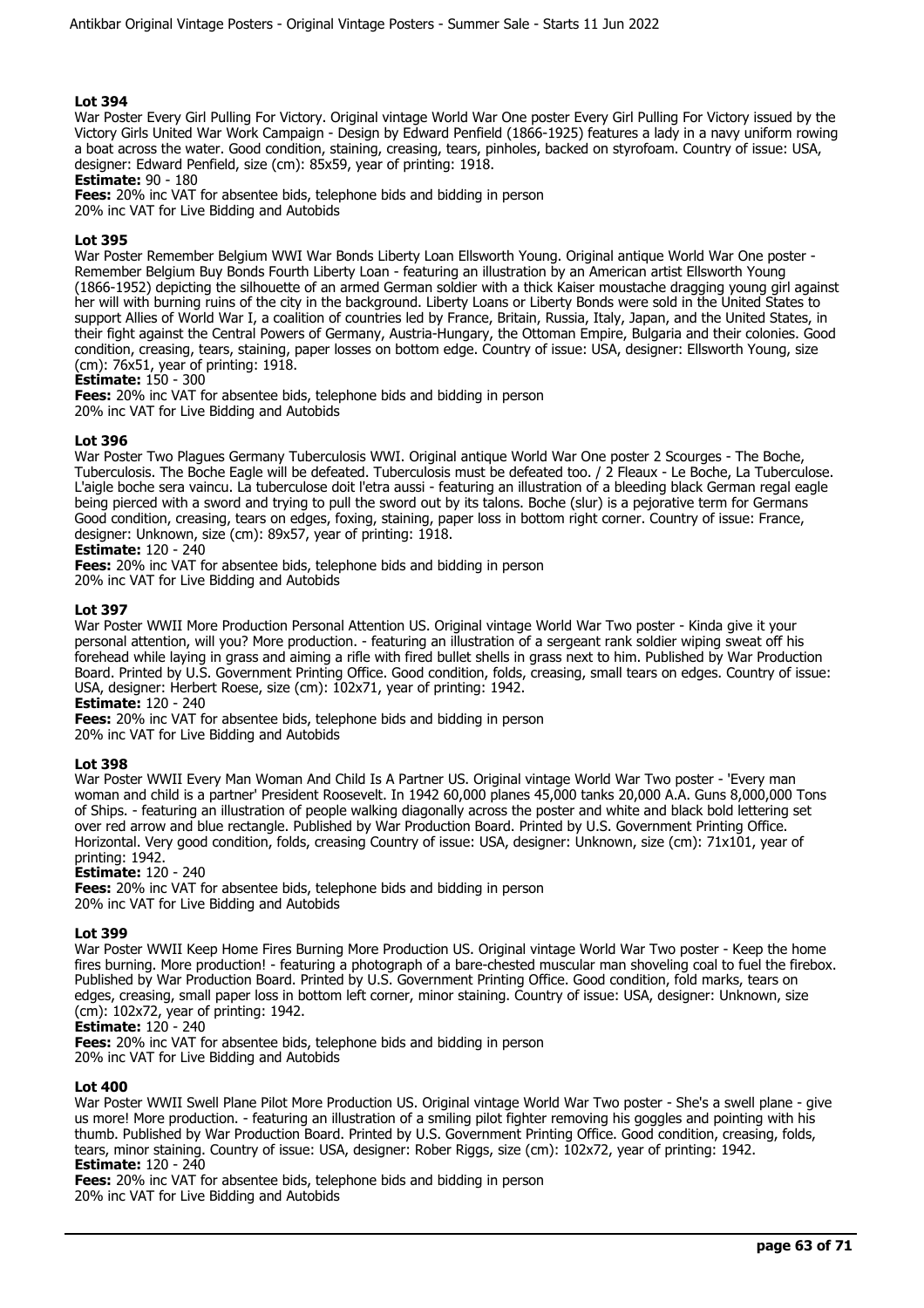### Lot 394

War Poster Every Girl Pulling For Victory. Original vintage World War One poster Every Girl Pulling For Victory issued by the Victory Girls United War Work Campaign - Design by Edward Penfield (1866-1925) features a lady in a navy uniform rowing a boat across the water. Good condition, staining, creasing, tears, pinholes, backed on styrofoam. Country of issue: USA, designer: Edward Penfield, size (cm): 85x59, year of printing: 1918.

**Estimate:** 90 - 180

**Fees:** 20% inc VAT for absentee bids, telephone bids and bidding in person
20% inc VAT for Live Bidding and Autobids

### Lot 395

War Poster Remember Belgium WWI War Bonds Liberty Loan Ellsworth Young. Original antique World War One poster - Remember Belgium Buy Bonds Fourth Liberty Loan - featuring an illustration by an American artist Ellsworth Young (1866-1952) depicting the silhouette of an armed German soldier with a thick Kaiser moustache dragging young girl against her will with burning ruins of the city in the background. Liberty Loans or Liberty Bonds were sold in the United States to support Allies of World War I, a coalition of countries led by France, Britain, Russia, Italy, Japan, and the United States, in their fight against the Central Powers of Germany, Austria-Hungary, the Ottoman Empire, Bulgaria and their colonies. Good condition, creasing, tears, staining, paper losses on bottom edge. Country of issue: USA, designer: Ellsworth Young, size (cm): 76x51, year of printing: 1918.

**Estimate:** 150 - 300

**Fees:** 20% inc VAT for absentee bids, telephone bids and bidding in person
20% inc VAT for Live Bidding and Autobids

### Lot 396

War Poster Two Plagues Germany Tuberculosis WWI. Original antique World War One poster 2 Scourges - The Boche, Tuberculosis. The Boche Eagle will be defeated. Tuberculosis must be defeated too. / 2 Fleaux - Le Boche, La Tuberculose. L'aigle boche sera vaincu. La tuberculose doit l'etra aussi - featuring an illustration of a bleeding black German regal eagle being pierced with a sword and trying to pull the sword out by its talons. Boche (slur) is a pejorative term for Germans Good condition, creasing, tears on edges, foxing, staining, paper loss in bottom right corner. Country of issue: France, designer: Unknown, size (cm): 89x57, year of printing: 1918.

**Estimate:** 120 - 240

**Fees:** 20% inc VAT for absentee bids, telephone bids and bidding in person
20% inc VAT for Live Bidding and Autobids

### Lot 397

War Poster WWII More Production Personal Attention US. Original vintage World War Two poster - Kinda give it your personal attention, will you? More production. - featuring an illustration of a sergeant rank soldier wiping sweat off his forehead while laying in grass and aiming a rifle with fired bullet shells in grass next to him. Published by War Production Board. Printed by U.S. Government Printing Office. Good condition, folds, creasing, small tears on edges. Country of issue: USA, designer: Herbert Roese, size (cm): 102x71, year of printing: 1942.

**Estimate:** 120 - 240

**Fees:** 20% inc VAT for absentee bids, telephone bids and bidding in person
20% inc VAT for Live Bidding and Autobids

### Lot 398

War Poster WWII Every Man Woman And Child Is A Partner US. Original vintage World War Two poster - 'Every man woman and child is a partner' President Roosevelt. In 1942 60,000 planes 45,000 tanks 20,000 A.A. Guns 8,000,000 Tons of Ships. - featuring an illustration of people walking diagonally across the poster and white and black bold lettering set over red arrow and blue rectangle. Published by War Production Board. Printed by U.S. Government Printing Office. Horizontal. Very good condition, folds, creasing Country of issue: USA, designer: Unknown, size (cm): 71x101, year of printing: 1942.

**Estimate:** 120 - 240

**Fees:** 20% inc VAT for absentee bids, telephone bids and bidding in person
20% inc VAT for Live Bidding and Autobids

### Lot 399

War Poster WWII Keep Home Fires Burning More Production US. Original vintage World War Two poster - Keep the home fires burning. More production! - featuring a photograph of a bare-chested muscular man shoveling coal to fuel the firebox. Published by War Production Board. Printed by U.S. Government Printing Office. Good condition, fold marks, tears on edges, creasing, small paper loss in bottom left corner, minor staining. Country of issue: USA, designer: Unknown, size (cm): 102x72, year of printing: 1942.

**Estimate:** 120 - 240

**Fees:** 20% inc VAT for absentee bids, telephone bids and bidding in person
20% inc VAT for Live Bidding and Autobids

### Lot 400

War Poster WWII Swell Plane Pilot More Production US. Original vintage World War Two poster - She's a swell plane - give us more! More production. - featuring an illustration of a smiling pilot fighter removing his goggles and pointing with his thumb. Published by War Production Board. Printed by U.S. Government Printing Office. Good condition, creasing, folds, tears, minor staining. Country of issue: USA, designer: Rober Riggs, size (cm): 102x72, year of printing: 1942.

**Estimate:** 120 - 240

**Fees:** 20% inc VAT for absentee bids, telephone bids and bidding in person
20% inc VAT for Live Bidding and Autobids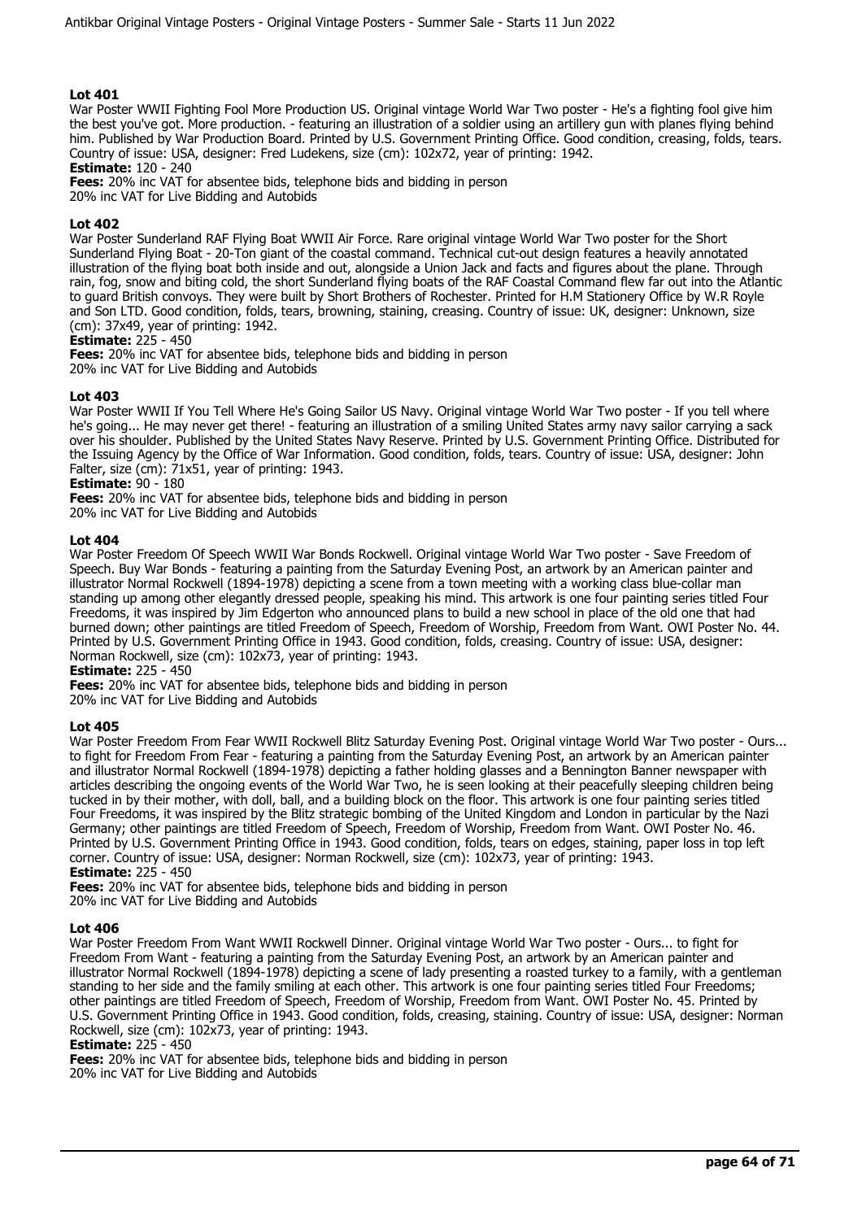### Lot 401

War Poster WWII Fighting Fool More Production US. Original vintage World War Two poster - He's a fighting fool give him the best you've got. More production. - featuring an illustration of a soldier using an artillery gun with planes flying behind him. Published by War Production Board. Printed by U.S. Government Printing Office. Good condition, creasing, folds, tears. Country of issue: USA, designer: Fred Ludekens, size (cm): 102x72, year of printing: 1942.

**Estimate:** 120 - 240

**Fees:** 20% inc VAT for absentee bids, telephone bids and bidding in person
20% inc VAT for Live Bidding and Autobids

### Lot 402

War Poster Sunderland RAF Flying Boat WWII Air Force. Rare original vintage World War Two poster for the Short Sunderland Flying Boat - 20-Ton giant of the coastal command. Technical cut-out design features a heavily annotated illustration of the flying boat both inside and out, alongside a Union Jack and facts and figures about the plane. Through rain, fog, snow and biting cold, the short Sunderland flying boats of the RAF Coastal Command flew far out into the Atlantic to guard British convoys. They were built by Short Brothers of Rochester. Printed for H.M Stationery Office by W.R Royle and Son LTD. Good condition, folds, tears, browning, staining, creasing. Country of issue: UK, designer: Unknown, size (cm): 37x49, year of printing: 1942.

**Estimate:** 225 - 450

**Fees:** 20% inc VAT for absentee bids, telephone bids and bidding in person
20% inc VAT for Live Bidding and Autobids

### Lot 403

War Poster WWII If You Tell Where He's Going Sailor US Navy. Original vintage World War Two poster - If you tell where he's going... He may never get there! - featuring an illustration of a smiling United States army navy sailor carrying a sack over his shoulder. Published by the United States Navy Reserve. Printed by U.S. Government Printing Office. Distributed for the Issuing Agency by the Office of War Information. Good condition, folds, tears. Country of issue: USA, designer: John Falter, size (cm): 71x51, year of printing: 1943.

**Estimate:** 90 - 180

**Fees:** 20% inc VAT for absentee bids, telephone bids and bidding in person
20% inc VAT for Live Bidding and Autobids

### Lot 404

War Poster Freedom Of Speech WWII War Bonds Rockwell. Original vintage World War Two poster - Save Freedom of Speech. Buy War Bonds - featuring a painting from the Saturday Evening Post, an artwork by an American painter and illustrator Normal Rockwell (1894-1978) depicting a scene from a town meeting with a working class blue-collar man standing up among other elegantly dressed people, speaking his mind. This artwork is one four painting series titled Four Freedoms, it was inspired by Jim Edgerton who announced plans to build a new school in place of the old one that had burned down; other paintings are titled Freedom of Speech, Freedom of Worship, Freedom from Want. OWI Poster No. 44. Printed by U.S. Government Printing Office in 1943. Good condition, folds, creasing. Country of issue: USA, designer: Norman Rockwell, size (cm): 102x73, year of printing: 1943.

**Estimate:** 225 - 450

**Fees:** 20% inc VAT for absentee bids, telephone bids and bidding in person
20% inc VAT for Live Bidding and Autobids

### Lot 405

War Poster Freedom From Fear WWII Rockwell Blitz Saturday Evening Post. Original vintage World War Two poster - Ours... to fight for Freedom From Fear - featuring a painting from the Saturday Evening Post, an artwork by an American painter and illustrator Normal Rockwell (1894-1978) depicting a father holding glasses and a Bennington Banner newspaper with articles describing the ongoing events of the World War Two, he is seen looking at their peacefully sleeping children being tucked in by their mother, with doll, ball, and a building block on the floor. This artwork is one four painting series titled Four Freedoms, it was inspired by the Blitz strategic bombing of the United Kingdom and London in particular by the Nazi Germany; other paintings are titled Freedom of Speech, Freedom of Worship, Freedom from Want. OWI Poster No. 46. Printed by U.S. Government Printing Office in 1943. Good condition, folds, tears on edges, staining, paper loss in top left corner. Country of issue: USA, designer: Norman Rockwell, size (cm): 102x73, year of printing: 1943.

**Estimate:** 225 - 450

**Fees:** 20% inc VAT for absentee bids, telephone bids and bidding in person
20% inc VAT for Live Bidding and Autobids

### Lot 406

War Poster Freedom From Want WWII Rockwell Dinner. Original vintage World War Two poster - Ours... to fight for Freedom From Want - featuring a painting from the Saturday Evening Post, an artwork by an American painter and illustrator Normal Rockwell (1894-1978) depicting a scene of lady presenting a roasted turkey to a family, with a gentleman standing to her side and the family smiling at each other. This artwork is one four painting series titled Four Freedoms; other paintings are titled Freedom of Speech, Freedom of Worship, Freedom from Want. OWI Poster No. 45. Printed by U.S. Government Printing Office in 1943. Good condition, folds, creasing, staining. Country of issue: USA, designer: Norman Rockwell, size (cm): 102x73, year of printing: 1943.

**Estimate:** 225 - 450

**Fees:** 20% inc VAT for absentee bids, telephone bids and bidding in person
20% inc VAT for Live Bidding and Autobids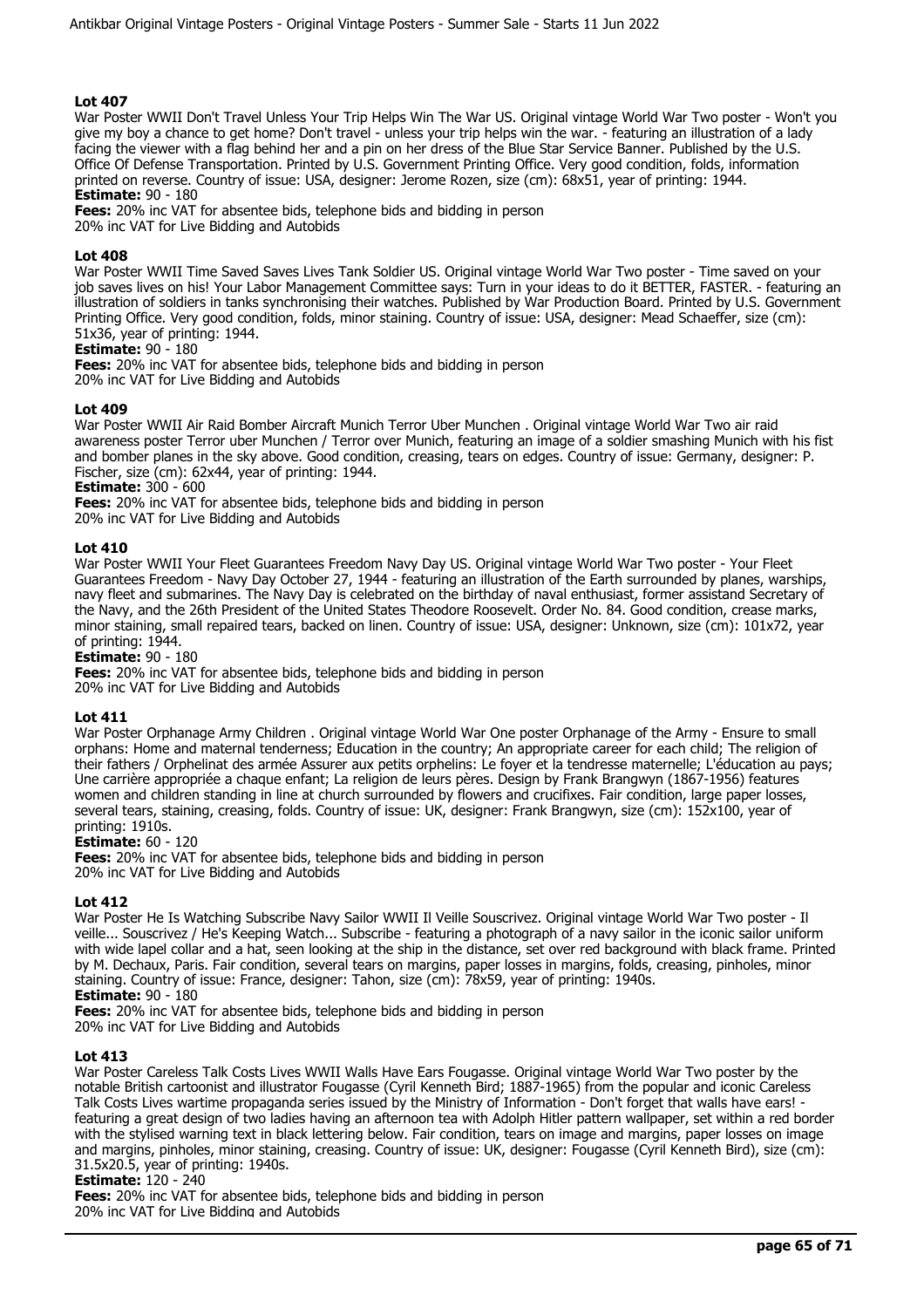### Lot 407

War Poster WWII Don't Travel Unless Your Trip Helps Win The War US. Original vintage World War Two poster - Won't you give my boy a chance to get home? Don't travel - unless your trip helps win the war. - featuring an illustration of a lady facing the viewer with a flag behind her and a pin on her dress of the Blue Star Service Banner. Published by the U.S. Office Of Defense Transportation. Printed by U.S. Government Printing Office. Very good condition, folds, information printed on reverse. Country of issue: USA, designer: Jerome Rozen, size (cm): 68x51, year of printing: 1944.

**Estimate:** 90 - 180

**Fees:** 20% inc VAT for absentee bids, telephone bids and bidding in person
20% inc VAT for Live Bidding and Autobids

### Lot 408

War Poster WWII Time Saved Saves Lives Tank Soldier US. Original vintage World War Two poster - Time saved on your job saves lives on his! Your Labor Management Committee says: Turn in your ideas to do it BETTER, FASTER. - featuring an illustration of soldiers in tanks synchronising their watches. Published by War Production Board. Printed by U.S. Government Printing Office. Very good condition, folds, minor staining. Country of issue: USA, designer: Mead Schaeffer, size (cm): 51x36, year of printing: 1944.

**Estimate:** 90 - 180

**Fees:** 20% inc VAT for absentee bids, telephone bids and bidding in person
20% inc VAT for Live Bidding and Autobids

### Lot 409

War Poster WWII Air Raid Bomber Aircraft Munich Terror Uber Munchen . Original vintage World War Two air raid awareness poster Terror uber Munchen / Terror over Munich, featuring an image of a soldier smashing Munich with his fist and bomber planes in the sky above. Good condition, creasing, tears on edges. Country of issue: Germany, designer: P. Fischer, size (cm): 62x44, year of printing: 1944.

**Estimate:** 300 - 600

**Fees:** 20% inc VAT for absentee bids, telephone bids and bidding in person
20% inc VAT for Live Bidding and Autobids

### Lot 410

War Poster WWII Your Fleet Guarantees Freedom Navy Day US. Original vintage World War Two poster - Your Fleet Guarantees Freedom - Navy Day October 27, 1944 - featuring an illustration of the Earth surrounded by planes, warships, navy fleet and submarines. The Navy Day is celebrated on the birthday of naval enthusiast, former assistand Secretary of the Navy, and the 26th President of the United States Theodore Roosevelt. Order No. 84. Good condition, crease marks, minor staining, small repaired tears, backed on linen. Country of issue: USA, designer: Unknown, size (cm): 101x72, year of printing: 1944.

**Estimate:** 90 - 180

**Fees:** 20% inc VAT for absentee bids, telephone bids and bidding in person
20% inc VAT for Live Bidding and Autobids

### Lot 411

War Poster Orphanage Army Children . Original vintage World War One poster Orphanage of the Army - Ensure to small orphans: Home and maternal tenderness; Education in the country; An appropriate career for each child; The religion of their fathers / Orphelinat des armée Assurer aux petits orphelins: Le foyer et la tendresse maternelle; L'éducation au pays; Une carrière appropriée a chaque enfant; La religion de leurs pères. Design by Frank Brangwyn (1867-1956) features women and children standing in line at church surrounded by flowers and crucifixes. Fair condition, large paper losses, several tears, staining, creasing, folds. Country of issue: UK, designer: Frank Brangwyn, size (cm): 152x100, year of printing: 1910s.

**Estimate:** 60 - 120

**Fees:** 20% inc VAT for absentee bids, telephone bids and bidding in person
20% inc VAT for Live Bidding and Autobids

### Lot 412

War Poster He Is Watching Subscribe Navy Sailor WWII Il Veille Souscrivez. Original vintage World War Two poster - Il veille... Souscrivez / He's Keeping Watch... Subscribe - featuring a photograph of a navy sailor in the iconic sailor uniform with wide lapel collar and a hat, seen looking at the ship in the distance, set over red background with black frame. Printed by M. Dechaux, Paris. Fair condition, several tears on margins, paper losses in margins, folds, creasing, pinholes, minor staining. Country of issue: France, designer: Tahon, size (cm): 78x59, year of printing: 1940s.

**Estimate:** 90 - 180

**Fees:** 20% inc VAT for absentee bids, telephone bids and bidding in person
20% inc VAT for Live Bidding and Autobids

### Lot 413

War Poster Careless Talk Costs Lives WWII Walls Have Ears Fougasse. Original vintage World War Two poster by the notable British cartoonist and illustrator Fougasse (Cyril Kenneth Bird; 1887-1965) from the popular and iconic Careless Talk Costs Lives wartime propaganda series issued by the Ministry of Information - Don't forget that walls have ears! - featuring a great design of two ladies having an afternoon tea with Adolph Hitler pattern wallpaper, set within a red border with the stylised warning text in black lettering below. Fair condition, tears on image and margins, paper losses on image and margins, pinholes, minor staining, creasing. Country of issue: UK, designer: Fougasse (Cyril Kenneth Bird), size (cm): 31.5x20.5, year of printing: 1940s.

**Estimate:** 120 - 240

**Fees:** 20% inc VAT for absentee bids, telephone bids and bidding in person
20% inc VAT for Live Bidding and Autobids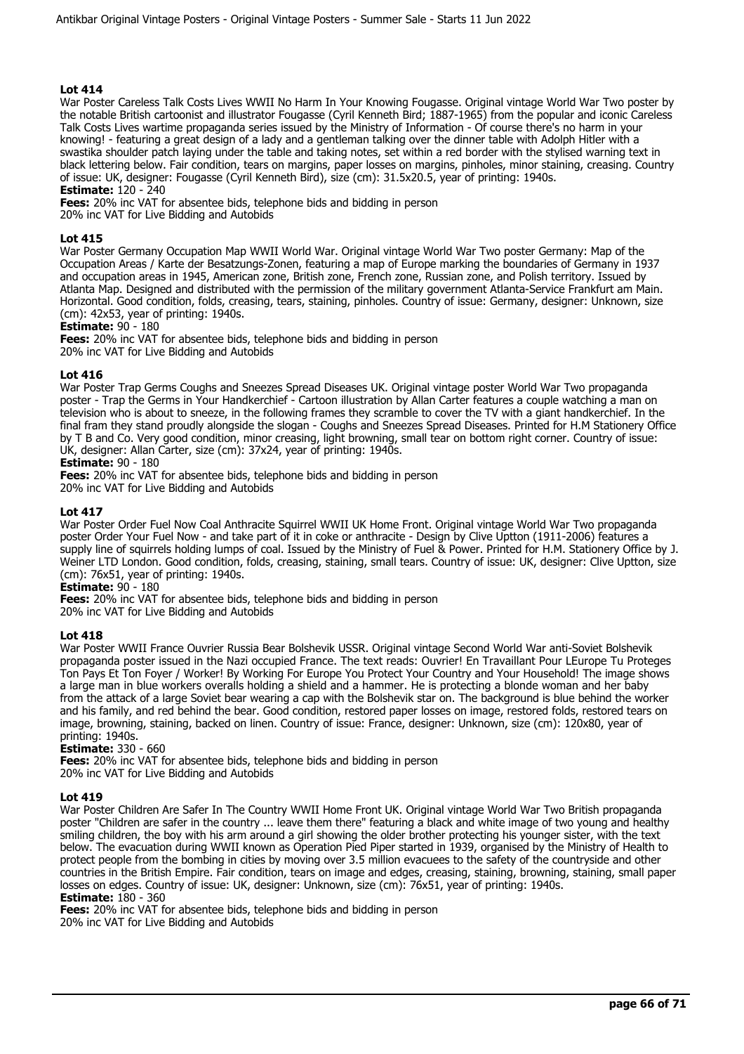## Lot 414

War Poster Careless Talk Costs Lives WWII No Harm In Your Knowing Fougasse. Original vintage World War Two poster by the notable British cartoonist and illustrator Fougasse (Cyril Kenneth Bird; 1887-1965) from the popular and iconic Careless Talk Costs Lives wartime propaganda series issued by the Ministry of Information - Of course there's no harm in your knowing! - featuring a great design of a lady and a gentleman talking over the dinner table with Adolph Hitler with a swastika shoulder patch laying under the table and taking notes, set within a red border with the stylised warning text in black lettering below. Fair condition, tears on margins, paper losses on margins, pinholes, minor staining, creasing. Country of issue: UK, designer: Fougasse (Cyril Kenneth Bird), size (cm): 31.5x20.5, year of printing: 1940s.

**Estimate:** 120 - 240

**Fees:** 20% inc VAT for absentee bids, telephone bids and bidding in person
20% inc VAT for Live Bidding and Autobids

## Lot 415

War Poster Germany Occupation Map WWII World War. Original vintage World War Two poster Germany: Map of the Occupation Areas / Karte der Besatzungs-Zonen, featuring a map of Europe marking the boundaries of Germany in 1937 and occupation areas in 1945, American zone, British zone, French zone, Russian zone, and Polish territory. Issued by Atlanta Map. Designed and distributed with the permission of the military government Atlanta-Service Frankfurt am Main. Horizontal. Good condition, folds, creasing, tears, staining, pinholes. Country of issue: Germany, designer: Unknown, size (cm): 42x53, year of printing: 1940s.

**Estimate:** 90 - 180

**Fees:** 20% inc VAT for absentee bids, telephone bids and bidding in person
20% inc VAT for Live Bidding and Autobids

## Lot 416

War Poster Trap Germs Coughs and Sneezes Spread Diseases UK. Original vintage poster World War Two propaganda poster - Trap the Germs in Your Handkerchief - Cartoon illustration by Allan Carter features a couple watching a man on television who is about to sneeze, in the following frames they scramble to cover the TV with a giant handkerchief. In the final fram they stand proudly alongside the slogan - Coughs and Sneezes Spread Diseases. Printed for H.M Stationery Office by T B and Co. Very good condition, minor creasing, light browning, small tear on bottom right corner. Country of issue: UK, designer: Allan Carter, size (cm): 37x24, year of printing: 1940s.

**Estimate:** 90 - 180

**Fees:** 20% inc VAT for absentee bids, telephone bids and bidding in person
20% inc VAT for Live Bidding and Autobids

## Lot 417

War Poster Order Fuel Now Coal Anthracite Squirrel WWII UK Home Front. Original vintage World War Two propaganda poster Order Your Fuel Now - and take part of it in coke or anthracite - Design by Clive Uptton (1911-2006) features a supply line of squirrels holding lumps of coal. Issued by the Ministry of Fuel & Power. Printed for H.M. Stationery Office by J. Weiner LTD London. Good condition, folds, creasing, staining, small tears. Country of issue: UK, designer: Clive Uptton, size (cm): 76x51, year of printing: 1940s.

**Estimate:** 90 - 180

**Fees:** 20% inc VAT for absentee bids, telephone bids and bidding in person
20% inc VAT for Live Bidding and Autobids

## Lot 418

War Poster WWII France Ouvrier Russia Bear Bolshevik USSR. Original vintage Second World War anti-Soviet Bolshevik propaganda poster issued in the Nazi occupied France. The text reads: Ouvrier! En Travaillant Pour LEurope Tu Proteges Ton Pays Et Ton Foyer / Worker! By Working For Europe You Protect Your Country and Your Household! The image shows a large man in blue workers overalls holding a shield and a hammer. He is protecting a blonde woman and her baby from the attack of a large Soviet bear wearing a cap with the Bolshevik star on. The background is blue behind the worker and his family, and red behind the bear. Good condition, restored paper losses on image, restored folds, restored tears on image, browning, staining, backed on linen. Country of issue: France, designer: Unknown, size (cm): 120x80, year of printing: 1940s.

**Estimate:** 330 - 660

**Fees:** 20% inc VAT for absentee bids, telephone bids and bidding in person
20% inc VAT for Live Bidding and Autobids

## Lot 419

War Poster Children Are Safer In The Country WWII Home Front UK. Original vintage World War Two British propaganda poster "Children are safer in the country ... leave them there" featuring a black and white image of two young and healthy smiling children, the boy with his arm around a girl showing the older brother protecting his younger sister, with the text below. The evacuation during WWII known as Operation Pied Piper started in 1939, organised by the Ministry of Health to protect people from the bombing in cities by moving over 3.5 million evacuees to the safety of the countryside and other countries in the British Empire. Fair condition, tears on image and edges, creasing, staining, browning, staining, small paper losses on edges. Country of issue: UK, designer: Unknown, size (cm): 76x51, year of printing: 1940s.

**Estimate:** 180 - 360

**Fees:** 20% inc VAT for absentee bids, telephone bids and bidding in person
20% inc VAT for Live Bidding and Autobids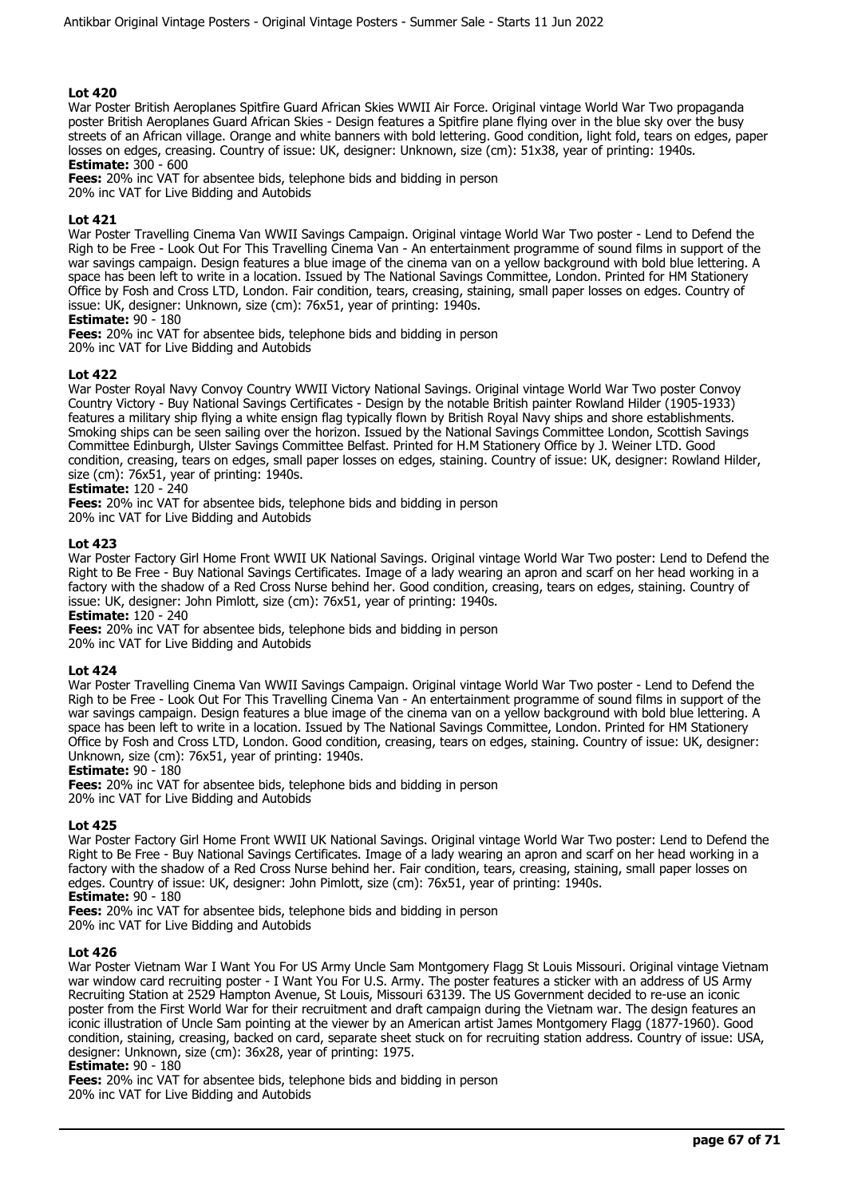### Lot 420

War Poster British Aeroplanes Spitfire Guard African Skies WWII Air Force. Original vintage World War Two propaganda poster British Aeroplanes Guard African Skies - Design features a Spitfire plane flying over in the blue sky over the busy streets of an African village. Orange and white banners with bold lettering. Good condition, light fold, tears on edges, paper losses on edges, creasing. Country of issue: UK, designer: Unknown, size (cm): 51x38, year of printing: 1940s.

**Estimate:** 300 - 600

**Fees:** 20% inc VAT for absentee bids, telephone bids and bidding in person
20% inc VAT for Live Bidding and Autobids

### Lot 421

War Poster Travelling Cinema Van WWII Savings Campaign. Original vintage World War Two poster - Lend to Defend the Righ to be Free - Look Out For This Travelling Cinema Van - An entertainment programme of sound films in support of the war savings campaign. Design features a blue image of the cinema van on a yellow background with bold blue lettering. A space has been left to write in a location. Issued by The National Savings Committee, London. Printed for HM Stationery Office by Fosh and Cross LTD, London. Fair condition, tears, creasing, staining, small paper losses on edges. Country of issue: UK, designer: Unknown, size (cm): 76x51, year of printing: 1940s.

**Estimate:** 90 - 180

**Fees:** 20% inc VAT for absentee bids, telephone bids and bidding in person
20% inc VAT for Live Bidding and Autobids

### Lot 422

War Poster Royal Navy Convoy Country WWII Victory National Savings. Original vintage World War Two poster Convoy Country Victory - Buy National Savings Certificates - Design by the notable British painter Rowland Hilder (1905-1933) features a military ship flying a white ensign flag typically flown by British Royal Navy ships and shore establishments. Smoking ships can be seen sailing over the horizon. Issued by the National Savings Committee London, Scottish Savings Committee Edinburgh, Ulster Savings Committee Belfast. Printed for H.M Stationery Office by J. Weiner LTD. Good condition, creasing, tears on edges, small paper losses on edges, staining. Country of issue: UK, designer: Rowland Hilder, size (cm): 76x51, year of printing: 1940s.

**Estimate:** 120 - 240

**Fees:** 20% inc VAT for absentee bids, telephone bids and bidding in person
20% inc VAT for Live Bidding and Autobids

### Lot 423

War Poster Factory Girl Home Front WWII UK National Savings. Original vintage World War Two poster: Lend to Defend the Right to Be Free - Buy National Savings Certificates. Image of a lady wearing an apron and scarf on her head working in a factory with the shadow of a Red Cross Nurse behind her. Good condition, creasing, tears on edges, staining. Country of issue: UK, designer: John Pimlott, size (cm): 76x51, year of printing: 1940s.

**Estimate:** 120 - 240

**Fees:** 20% inc VAT for absentee bids, telephone bids and bidding in person
20% inc VAT for Live Bidding and Autobids

### Lot 424

War Poster Travelling Cinema Van WWII Savings Campaign. Original vintage World War Two poster - Lend to Defend the Righ to be Free - Look Out For This Travelling Cinema Van - An entertainment programme of sound films in support of the war savings campaign. Design features a blue image of the cinema van on a yellow background with bold blue lettering. A space has been left to write in a location. Issued by The National Savings Committee, London. Printed for HM Stationery Office by Fosh and Cross LTD, London. Good condition, creasing, tears on edges, staining. Country of issue: UK, designer: Unknown, size (cm): 76x51, year of printing: 1940s.

**Estimate:** 90 - 180

**Fees:** 20% inc VAT for absentee bids, telephone bids and bidding in person
20% inc VAT for Live Bidding and Autobids

### Lot 425

War Poster Factory Girl Home Front WWII UK National Savings. Original vintage World War Two poster: Lend to Defend the Right to Be Free - Buy National Savings Certificates. Image of a lady wearing an apron and scarf on her head working in a factory with the shadow of a Red Cross Nurse behind her. Fair condition, tears, creasing, staining, small paper losses on edges. Country of issue: UK, designer: John Pimlott, size (cm): 76x51, year of printing: 1940s.

**Estimate:** 90 - 180

**Fees:** 20% inc VAT for absentee bids, telephone bids and bidding in person
20% inc VAT for Live Bidding and Autobids

### Lot 426

War Poster Vietnam War I Want You For US Army Uncle Sam Montgomery Flagg St Louis Missouri. Original vintage Vietnam war window card recruiting poster - I Want You For U.S. Army. The poster features a sticker with an address of US Army Recruiting Station at 2529 Hampton Avenue, St Louis, Missouri 63139. The US Government decided to re-use an iconic poster from the First World War for their recruitment and draft campaign during the Vietnam war. The design features an iconic illustration of Uncle Sam pointing at the viewer by an American artist James Montgomery Flagg (1877-1960). Good condition, staining, creasing, backed on card, separate sheet stuck on for recruiting station address. Country of issue: USA, designer: Unknown, size (cm): 36x28, year of printing: 1975.

**Estimate:** 90 - 180

**Fees:** 20% inc VAT for absentee bids, telephone bids and bidding in person
20% inc VAT for Live Bidding and Autobids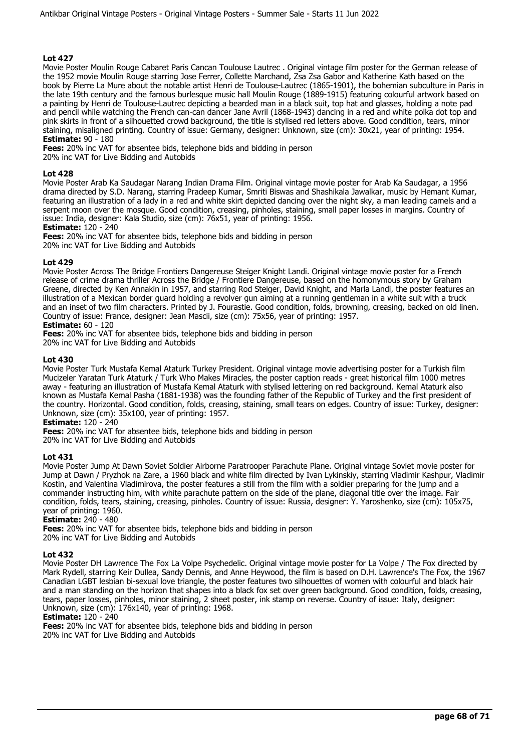### Lot 427

Movie Poster Moulin Rouge Cabaret Paris Cancan Toulouse Lautrec . Original vintage film poster for the German release of the 1952 movie Moulin Rouge starring Jose Ferrer, Collette Marchand, Zsa Zsa Gabor and Katherine Kath based on the book by Pierre La Mure about the notable artist Henri de Toulouse-Lautrec (1865-1901), the bohemian subculture in Paris in the late 19th century and the famous burlesque music hall Moulin Rouge (1889-1915) featuring colourful artwork based on a painting by Henri de Toulouse-Lautrec depicting a bearded man in a black suit, top hat and glasses, holding a note pad and pencil while watching the French can-can dancer Jane Avril (1868-1943) dancing in a red and white polka dot top and pink skirts in front of a silhouetted crowd background, the title is stylised red letters above. Good condition, tears, minor staining, misaligned printing. Country of issue: Germany, designer: Unknown, size (cm): 30x21, year of printing: 1954.

**Estimate:** 90 - 180

**Fees:** 20% inc VAT for absentee bids, telephone bids and bidding in person
20% inc VAT for Live Bidding and Autobids

### Lot 428

Movie Poster Arab Ka Saudagar Narang Indian Drama Film. Original vintage movie poster for Arab Ka Saudagar, a 1956 drama directed by S.D. Narang, starring Pradeep Kumar, Smriti Biswas and Shashikala Jawalkar, music by Hemant Kumar, featuring an illustration of a lady in a red and white skirt depicted dancing over the night sky, a man leading camels and a serpent moon over the mosque. Good condition, creasing, pinholes, staining, small paper losses in margins. Country of issue: India, designer: Kala Studio, size (cm): 76x51, year of printing: 1956.

**Estimate:** 120 - 240

**Fees:** 20% inc VAT for absentee bids, telephone bids and bidding in person
20% inc VAT for Live Bidding and Autobids

### Lot 429

Movie Poster Across The Bridge Frontiers Dangereuse Steiger Knight Landi. Original vintage movie poster for a French release of crime drama thriller Across the Bridge / Frontiere Dangereuse, based on the homonymous story by Graham Greene, directed by Ken Annakin in 1957, and starring Rod Steiger, David Knight, and Marla Landi, the poster features an illustration of a Mexican border guard holding a revolver gun aiming at a running gentleman in a white suit with a truck and an inset of two film characters. Printed by J. Fourastie. Good condition, folds, browning, creasing, backed on old linen. Country of issue: France, designer: Jean Mascii, size (cm): 75x56, year of printing: 1957.

**Estimate:** 60 - 120

**Fees:** 20% inc VAT for absentee bids, telephone bids and bidding in person
20% inc VAT for Live Bidding and Autobids

### Lot 430

Movie Poster Turk Mustafa Kemal Ataturk Turkey President. Original vintage movie advertising poster for a Turkish film Mucizeler Yaratan Turk Ataturk / Turk Who Makes Miracles, the poster caption reads - great historical film 1000 metres away - featuring an illustration of Mustafa Kemal Ataturk with stylised lettering on red background. Kemal Ataturk also known as Mustafa Kemal Pasha (1881-1938) was the founding father of the Republic of Turkey and the first president of the country. Horizontal. Good condition, folds, creasing, staining, small tears on edges. Country of issue: Turkey, designer: Unknown, size (cm): 35x100, year of printing: 1957.

**Estimate:** 120 - 240

**Fees:** 20% inc VAT for absentee bids, telephone bids and bidding in person
20% inc VAT for Live Bidding and Autobids

### Lot 431

Movie Poster Jump At Dawn Soviet Soldier Airborne Paratrooper Parachute Plane. Original vintage Soviet movie poster for Jump at Dawn / Pryzhok na Zare, a 1960 black and white film directed by Ivan Lykinskiy, starring Vladimir Kashpur, Vladimir Kostin, and Valentina Vladimirova, the poster features a still from the film with a soldier preparing for the jump and a commander instructing him, with white parachute pattern on the side of the plane, diagonal title over the image. Fair condition, folds, tears, staining, creasing, pinholes. Country of issue: Russia, designer: Y. Yaroshenko, size (cm): 105x75, year of printing: 1960.

**Estimate:** 240 - 480

**Fees:** 20% inc VAT for absentee bids, telephone bids and bidding in person
20% inc VAT for Live Bidding and Autobids

### Lot 432

Movie Poster DH Lawrence The Fox La Volpe Psychedelic. Original vintage movie poster for La Volpe / The Fox directed by Mark Rydell, starring Keir Dullea, Sandy Dennis, and Anne Heywood, the film is based on D.H. Lawrence's The Fox, the 1967 Canadian LGBT lesbian bi-sexual love triangle, the poster features two silhouettes of women with colourful and black hair and a man standing on the horizon that shapes into a black fox set over green background. Good condition, folds, creasing, tears, paper losses, pinholes, minor staining, 2 sheet poster, ink stamp on reverse. Country of issue: Italy, designer: Unknown, size (cm): 176x140, year of printing: 1968.

**Estimate:** 120 - 240

**Fees:** 20% inc VAT for absentee bids, telephone bids and bidding in person
20% inc VAT for Live Bidding and Autobids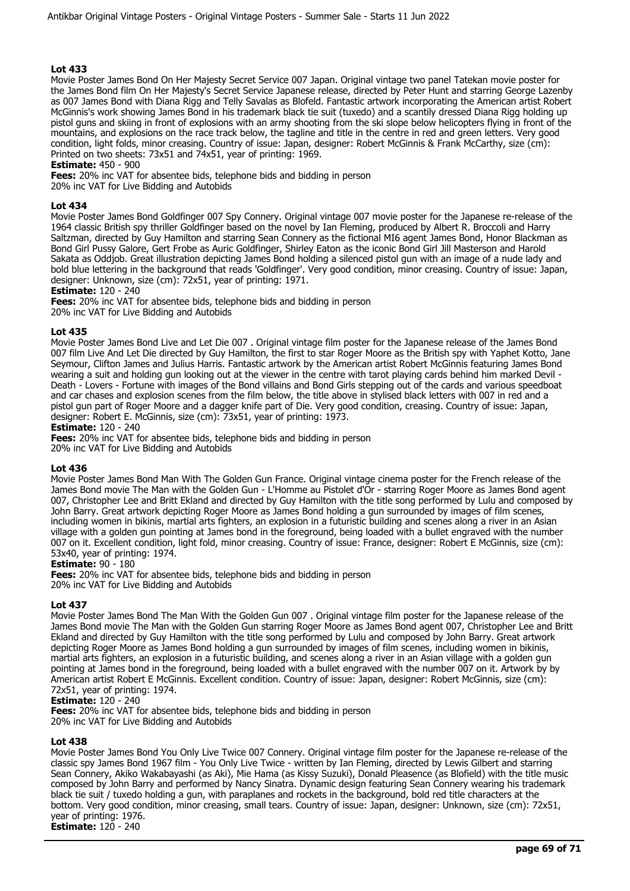### Lot 433

Movie Poster James Bond On Her Majesty Secret Service 007 Japan. Original vintage two panel Tatekan movie poster for the James Bond film On Her Majesty's Secret Service Japanese release, directed by Peter Hunt and starring George Lazenby as 007 James Bond with Diana Rigg and Telly Savalas as Blofeld. Fantastic artwork incorporating the American artist Robert McGinnis's work showing James Bond in his trademark black tie suit (tuxedo) and a scantily dressed Diana Rigg holding up pistol guns and skiing in front of explosions with an army shooting from the ski slope below helicopters flying in front of the mountains, and explosions on the race track below, the tagline and title in the centre in red and green letters. Very good condition, light folds, minor creasing. Country of issue: Japan, designer: Robert McGinnis & Frank McCarthy, size (cm): Printed on two sheets: 73x51 and 74x51, year of printing: 1969.

**Estimate:** 450 - 900

**Fees:** 20% inc VAT for absentee bids, telephone bids and bidding in person
20% inc VAT for Live Bidding and Autobids

### Lot 434

Movie Poster James Bond Goldfinger 007 Spy Connery. Original vintage 007 movie poster for the Japanese re-release of the 1964 classic British spy thriller Goldfinger based on the novel by Ian Fleming, produced by Albert R. Broccoli and Harry Saltzman, directed by Guy Hamilton and starring Sean Connery as the fictional MI6 agent James Bond, Honor Blackman as Bond Girl Pussy Galore, Gert Frobe as Auric Goldfinger, Shirley Eaton as the iconic Bond Girl Jill Masterson and Harold Sakata as Oddjob. Great illustration depicting James Bond holding a silenced pistol gun with an image of a nude lady and bold blue lettering in the background that reads 'Goldfinger'. Very good condition, minor creasing. Country of issue: Japan, designer: Unknown, size (cm): 72x51, year of printing: 1971.

**Estimate:** 120 - 240

**Fees:** 20% inc VAT for absentee bids, telephone bids and bidding in person
20% inc VAT for Live Bidding and Autobids

### Lot 435

Movie Poster James Bond Live and Let Die 007 . Original vintage film poster for the Japanese release of the James Bond 007 film Live And Let Die directed by Guy Hamilton, the first to star Roger Moore as the British spy with Yaphet Kotto, Jane Seymour, Clifton James and Julius Harris. Fantastic artwork by the American artist Robert McGinnis featuring James Bond wearing a suit and holding gun looking out at the viewer in the centre with tarot playing cards behind him marked Devil - Death - Lovers - Fortune with images of the Bond villains and Bond Girls stepping out of the cards and various speedboat and car chases and explosion scenes from the film below, the title above in stylised black letters with 007 in red and a pistol gun part of Roger Moore and a dagger knife part of Die. Very good condition, creasing. Country of issue: Japan, designer: Robert E. McGinnis, size (cm): 73x51, year of printing: 1973.

**Estimate:** 120 - 240

**Fees:** 20% inc VAT for absentee bids, telephone bids and bidding in person
20% inc VAT for Live Bidding and Autobids

### Lot 436

Movie Poster James Bond Man With The Golden Gun France. Original vintage cinema poster for the French release of the James Bond movie The Man with the Golden Gun - L'Homme au Pistolet d'Or - starring Roger Moore as James Bond agent 007, Christopher Lee and Britt Ekland and directed by Guy Hamilton with the title song performed by Lulu and composed by John Barry. Great artwork depicting Roger Moore as James Bond holding a gun surrounded by images of film scenes, including women in bikinis, martial arts fighters, an explosion in a futuristic building and scenes along a river in an Asian village with a golden gun pointing at James bond in the foreground, being loaded with a bullet engraved with the number 007 on it. Excellent condition, light fold, minor creasing. Country of issue: France, designer: Robert E McGinnis, size (cm): 53x40, year of printing: 1974.

**Estimate:** 90 - 180

**Fees:** 20% inc VAT for absentee bids, telephone bids and bidding in person
20% inc VAT for Live Bidding and Autobids

### Lot 437

Movie Poster James Bond The Man With the Golden Gun 007 . Original vintage film poster for the Japanese release of the James Bond movie The Man with the Golden Gun starring Roger Moore as James Bond agent 007, Christopher Lee and Britt Ekland and directed by Guy Hamilton with the title song performed by Lulu and composed by John Barry. Great artwork depicting Roger Moore as James Bond holding a gun surrounded by images of film scenes, including women in bikinis, martial arts fighters, an explosion in a futuristic building, and scenes along a river in an Asian village with a golden gun pointing at James bond in the foreground, being loaded with a bullet engraved with the number 007 on it. Artwork by by American artist Robert E McGinnis. Excellent condition. Country of issue: Japan, designer: Robert McGinnis, size (cm): 72x51, year of printing: 1974.

**Estimate:** 120 - 240

**Fees:** 20% inc VAT for absentee bids, telephone bids and bidding in person
20% inc VAT for Live Bidding and Autobids

### Lot 438

Movie Poster James Bond You Only Live Twice 007 Connery. Original vintage film poster for the Japanese re-release of the classic spy James Bond 1967 film - You Only Live Twice - written by Ian Fleming, directed by Lewis Gilbert and starring Sean Connery, Akiko Wakabayashi (as Aki), Mie Hama (as Kissy Suzuki), Donald Pleasence (as Blofield) with the title music composed by John Barry and performed by Nancy Sinatra. Dynamic design featuring Sean Connery wearing his trademark black tie suit / tuxedo holding a gun, with paraplanes and rockets in the background, bold red title characters at the bottom. Very good condition, minor creasing, small tears. Country of issue: Japan, designer: Unknown, size (cm): 72x51, year of printing: 1976.

**Estimate:** 120 - 240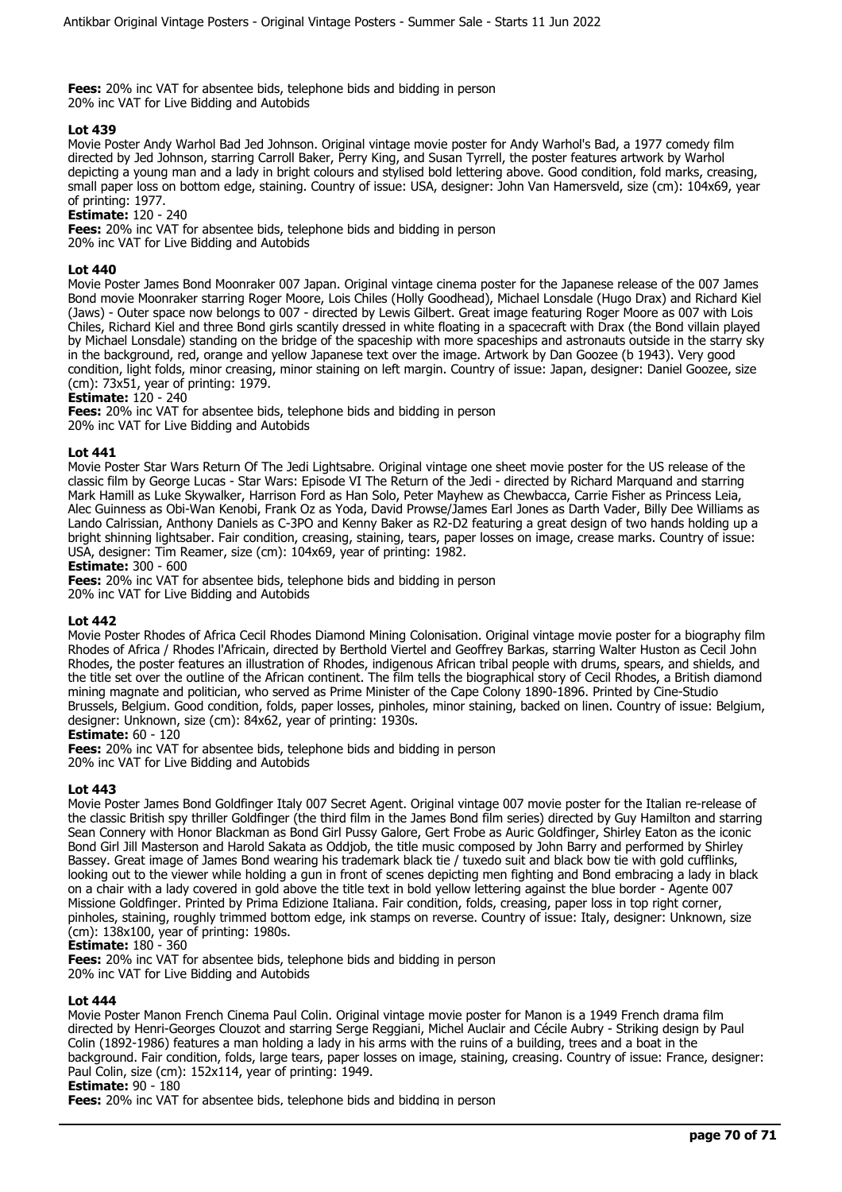**Fees:** 20% inc VAT for absentee bids, telephone bids and bidding in person
20% inc VAT for Live Bidding and Autobids

### Lot 439

Movie Poster Andy Warhol Bad Jed Johnson. Original vintage movie poster for Andy Warhol's Bad, a 1977 comedy film directed by Jed Johnson, starring Carroll Baker, Perry King, and Susan Tyrrell, the poster features artwork by Warhol depicting a young man and a lady in bright colours and stylised bold lettering above. Good condition, fold marks, creasing, small paper loss on bottom edge, staining. Country of issue: USA, designer: John Van Hamersveld, size (cm): 104x69, year of printing: 1977.

**Estimate:** 120 - 240

**Fees:** 20% inc VAT for absentee bids, telephone bids and bidding in person
20% inc VAT for Live Bidding and Autobids

### Lot 440

Movie Poster James Bond Moonraker 007 Japan. Original vintage cinema poster for the Japanese release of the 007 James Bond movie Moonraker starring Roger Moore, Lois Chiles (Holly Goodhead), Michael Lonsdale (Hugo Drax) and Richard Kiel (Jaws) - Outer space now belongs to 007 - directed by Lewis Gilbert. Great image featuring Roger Moore as 007 with Lois Chiles, Richard Kiel and three Bond girls scantily dressed in white floating in a spacecraft with Drax (the Bond villain played by Michael Lonsdale) standing on the bridge of the spaceship with more spaceships and astronauts outside in the starry sky in the background, red, orange and yellow Japanese text over the image. Artwork by Dan Goozee (b 1943). Very good condition, light folds, minor creasing, minor staining on left margin. Country of issue: Japan, designer: Daniel Goozee, size (cm): 73x51, year of printing: 1979.

**Estimate:** 120 - 240

**Fees:** 20% inc VAT for absentee bids, telephone bids and bidding in person
20% inc VAT for Live Bidding and Autobids

### Lot 441

Movie Poster Star Wars Return Of The Jedi Lightsabre. Original vintage one sheet movie poster for the US release of the classic film by George Lucas - Star Wars: Episode VI The Return of the Jedi - directed by Richard Marquand and starring Mark Hamill as Luke Skywalker, Harrison Ford as Han Solo, Peter Mayhew as Chewbacca, Carrie Fisher as Princess Leia, Alec Guinness as Obi-Wan Kenobi, Frank Oz as Yoda, David Prowse/James Earl Jones as Darth Vader, Billy Dee Williams as Lando Calrissian, Anthony Daniels as C-3PO and Kenny Baker as R2-D2 featuring a great design of two hands holding up a bright shinning lightsaber. Fair condition, creasing, staining, tears, paper losses on image, crease marks. Country of issue: USA, designer: Tim Reamer, size (cm): 104x69, year of printing: 1982.

**Estimate:** 300 - 600

**Fees:** 20% inc VAT for absentee bids, telephone bids and bidding in person
20% inc VAT for Live Bidding and Autobids

### Lot 442

Movie Poster Rhodes of Africa Cecil Rhodes Diamond Mining Colonisation. Original vintage movie poster for a biography film Rhodes of Africa / Rhodes l'Africain, directed by Berthold Viertel and Geoffrey Barkas, starring Walter Huston as Cecil John Rhodes, the poster features an illustration of Rhodes, indigenous African tribal people with drums, spears, and shields, and the title set over the outline of the African continent. The film tells the biographical story of Cecil Rhodes, a British diamond mining magnate and politician, who served as Prime Minister of the Cape Colony 1890-1896. Printed by Cine-Studio Brussels, Belgium. Good condition, folds, paper losses, pinholes, minor staining, backed on linen. Country of issue: Belgium, designer: Unknown, size (cm): 84x62, year of printing: 1930s.

**Estimate:** 60 - 120

**Fees:** 20% inc VAT for absentee bids, telephone bids and bidding in person
20% inc VAT for Live Bidding and Autobids

### Lot 443

Movie Poster James Bond Goldfinger Italy 007 Secret Agent. Original vintage 007 movie poster for the Italian re-release of the classic British spy thriller Goldfinger (the third film in the James Bond film series) directed by Guy Hamilton and starring Sean Connery with Honor Blackman as Bond Girl Pussy Galore, Gert Frobe as Auric Goldfinger, Shirley Eaton as the iconic Bond Girl Jill Masterson and Harold Sakata as Oddjob, the title music composed by John Barry and performed by Shirley Bassey. Great image of James Bond wearing his trademark black tie / tuxedo suit and black bow tie with gold cufflinks, looking out to the viewer while holding a gun in front of scenes depicting men fighting and Bond embracing a lady in black on a chair with a lady covered in gold above the title text in bold yellow lettering against the blue border - Agente 007 Missione Goldfinger. Printed by Prima Edizione Italiana. Fair condition, folds, creasing, paper loss in top right corner, pinholes, staining, roughly trimmed bottom edge, ink stamps on reverse. Country of issue: Italy, designer: Unknown, size (cm): 138x100, year of printing: 1980s.

**Estimate:** 180 - 360

**Fees:** 20% inc VAT for absentee bids, telephone bids and bidding in person
20% inc VAT for Live Bidding and Autobids

### Lot 444

Movie Poster Manon French Cinema Paul Colin. Original vintage movie poster for Manon is a 1949 French drama film directed by Henri-Georges Clouzot and starring Serge Reggiani, Michel Auclair and Cécile Aubry - Striking design by Paul Colin (1892-1986) features a man holding a lady in his arms with the ruins of a building, trees and a boat in the background. Fair condition, folds, large tears, paper losses on image, staining, creasing. Country of issue: France, designer: Paul Colin, size (cm): 152x114, year of printing: 1949.

**Estimate:** 90 - 180

**Fees:** 20% inc VAT for absentee bids, telephone bids and bidding in person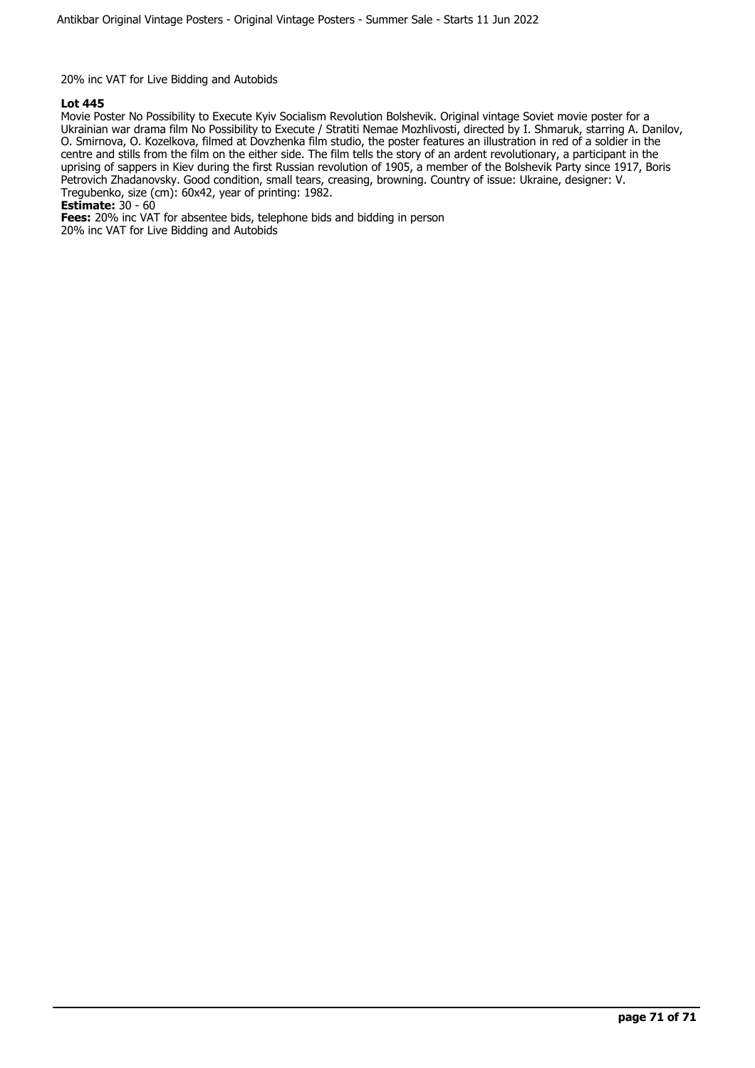20% inc VAT for Live Bidding and Autobids

**Lot 445**

Movie Poster No Possibility to Execute Kyiv Socialism Revolution Bolshevik. Original vintage Soviet movie poster for a Ukrainian war drama film No Possibility to Execute / Stratiti Nemae Mozhlivosti, directed by I. Shmaruk, starring A. Danilov, O. Smirnova, O. Kozelkova, filmed at Dovzhenka film studio, the poster features an illustration in red of a soldier in the centre and stills from the film on the either side. The film tells the story of an ardent revolutionary, a participant in the uprising of sappers in Kiev during the first Russian revolution of 1905, a member of the Bolshevik Party since 1917, Boris Petrovich Zhadanovsky. Good condition, small tears, creasing, browning. Country of issue: Ukraine, designer: V. Tregubenko, size (cm): 60x42, year of printing: 1982.

**Estimate:** 30 - 60

**Fees:** 20% inc VAT for absentee bids, telephone bids and bidding in person
20% inc VAT for Live Bidding and Autobids